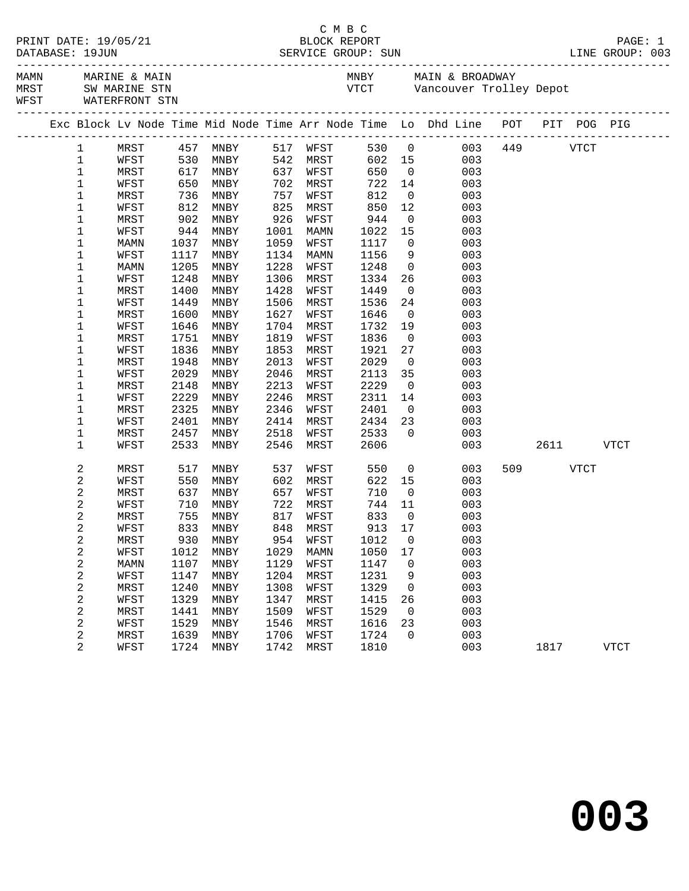C M B C

PRINT DATE: 19/05/21 BLOCK REPORT

DATABASE: 19JUN SERVICE GROUP: SUN LINE GROUP: 003

| Code | Name | Code | Name |
|---|---|---|---|
| MAMN | MARINE & MAIN | MNBY | MAIN & BROADWAY |
| MRST | SW MARINE STN | VTCT | Vancouver Trolley Depot |
| WFST | WATERFRONT STN | | |

| Exc | Block | Lv Node | Time | Mid Node | Time | Arr Node | Time | Lo | Dhd Line | POT | PIT | POG | PIG |
|---|---|---|---|---|---|---|---|---|---|---|---|---|---|
| | 1 | MRST | 457 | MNBY | 517 | WFST | 530 | 0 | 003 | 449 | | VTCT | |
| | 1 | WFST | 530 | MNBY | 542 | MRST | 602 | 15 | 003 | | | | |
| | 1 | MRST | 617 | MNBY | 637 | WFST | 650 | 0 | 003 | | | | |
| | 1 | WFST | 650 | MNBY | 702 | MRST | 722 | 14 | 003 | | | | |
| | 1 | MRST | 736 | MNBY | 757 | WFST | 812 | 0 | 003 | | | | |
| | 1 | WFST | 812 | MNBY | 825 | MRST | 850 | 12 | 003 | | | | |
| | 1 | MRST | 902 | MNBY | 926 | WFST | 944 | 0 | 003 | | | | |
| | 1 | WFST | 944 | MNBY | 1001 | MAMN | 1022 | 15 | 003 | | | | |
| | 1 | MAMN | 1037 | MNBY | 1059 | WFST | 1117 | 0 | 003 | | | | |
| | 1 | WFST | 1117 | MNBY | 1134 | MAMN | 1156 | 9 | 003 | | | | |
| | 1 | MAMN | 1205 | MNBY | 1228 | WFST | 1248 | 0 | 003 | | | | |
| | 1 | WFST | 1248 | MNBY | 1306 | MRST | 1334 | 26 | 003 | | | | |
| | 1 | MRST | 1400 | MNBY | 1428 | WFST | 1449 | 0 | 003 | | | | |
| | 1 | WFST | 1449 | MNBY | 1506 | MRST | 1536 | 24 | 003 | | | | |
| | 1 | MRST | 1600 | MNBY | 1627 | WFST | 1646 | 0 | 003 | | | | |
| | 1 | WFST | 1646 | MNBY | 1704 | MRST | 1732 | 19 | 003 | | | | |
| | 1 | MRST | 1751 | MNBY | 1819 | WFST | 1836 | 0 | 003 | | | | |
| | 1 | WFST | 1836 | MNBY | 1853 | MRST | 1921 | 27 | 003 | | | | |
| | 1 | MRST | 1948 | MNBY | 2013 | WFST | 2029 | 0 | 003 | | | | |
| | 1 | WFST | 2029 | MNBY | 2046 | MRST | 2113 | 35 | 003 | | | | |
| | 1 | MRST | 2148 | MNBY | 2213 | WFST | 2229 | 0 | 003 | | | | |
| | 1 | WFST | 2229 | MNBY | 2246 | MRST | 2311 | 14 | 003 | | | | |
| | 1 | MRST | 2325 | MNBY | 2346 | WFST | 2401 | 0 | 003 | | | | |
| | 1 | WFST | 2401 | MNBY | 2414 | MRST | 2434 | 23 | 003 | | | | |
| | 1 | MRST | 2457 | MNBY | 2518 | WFST | 2533 | 0 | 003 | | | | |
| | 1 | WFST | 2533 | MNBY | 2546 | MRST | 2606 | | 003 | | 2611 | | VTCT |
| | 2 | MRST | 517 | MNBY | 537 | WFST | 550 | 0 | 003 | 509 | | VTCT | |
| | 2 | WFST | 550 | MNBY | 602 | MRST | 622 | 15 | 003 | | | | |
| | 2 | MRST | 637 | MNBY | 657 | WFST | 710 | 0 | 003 | | | | |
| | 2 | WFST | 710 | MNBY | 722 | MRST | 744 | 11 | 003 | | | | |
| | 2 | MRST | 755 | MNBY | 817 | WFST | 833 | 0 | 003 | | | | |
| | 2 | WFST | 833 | MNBY | 848 | MRST | 913 | 17 | 003 | | | | |
| | 2 | MRST | 930 | MNBY | 954 | WFST | 1012 | 0 | 003 | | | | |
| | 2 | WFST | 1012 | MNBY | 1029 | MAMN | 1050 | 17 | 003 | | | | |
| | 2 | MAMN | 1107 | MNBY | 1129 | WFST | 1147 | 0 | 003 | | | | |
| | 2 | WFST | 1147 | MNBY | 1204 | MRST | 1231 | 9 | 003 | | | | |
| | 2 | MRST | 1240 | MNBY | 1308 | WFST | 1329 | 0 | 003 | | | | |
| | 2 | WFST | 1329 | MNBY | 1347 | MRST | 1415 | 26 | 003 | | | | |
| | 2 | MRST | 1441 | MNBY | 1509 | WFST | 1529 | 0 | 003 | | | | |
| | 2 | WFST | 1529 | MNBY | 1546 | MRST | 1616 | 23 | 003 | | | | |
| | 2 | MRST | 1639 | MNBY | 1706 | WFST | 1724 | 0 | 003 | | | | |
| | 2 | WFST | 1724 | MNBY | 1742 | MRST | 1810 | | 003 | | 1817 | | VTCT |

# 003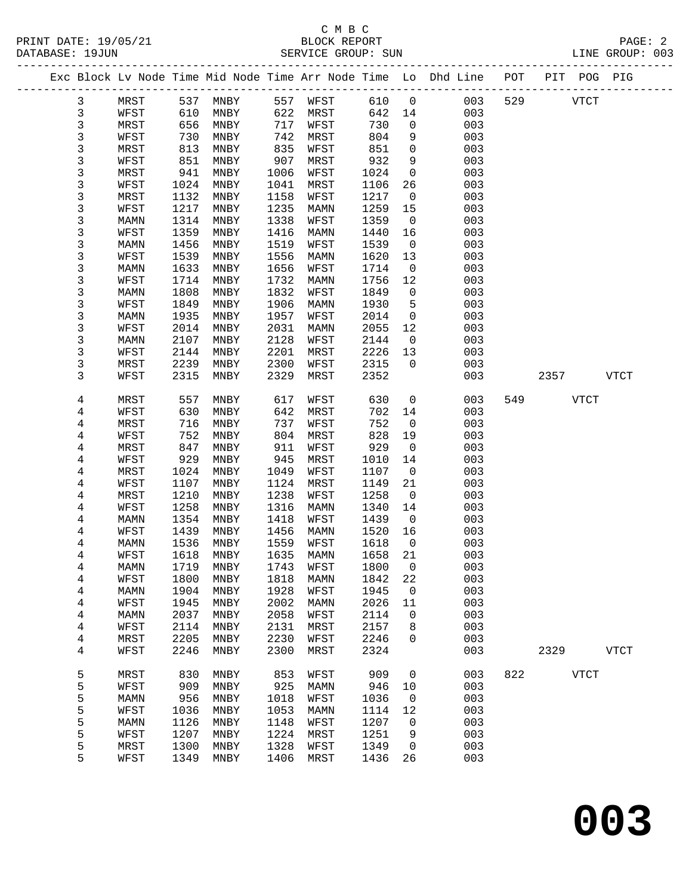C M B C

PRINT DATE: 19/05/21 BLOCK REPORT

DATABASE: 19JUN SERVICE GROUP: SUN LINE GROUP: 003

| Exc | Block | Lv | Node | Time | Mid Node | Time | Arr Node | Time | Lo | Dhd Line | POT | PIT | POG | PIG |
|---|---|---|---|---|---|---|---|---|---|---|---|---|---|---|
| | 3 | | MRST | 537 | MNBY | 557 | WFST | 610 | 0 | 003 | 529 | | VTCT | |
| | 3 | | WFST | 610 | MNBY | 622 | MRST | 642 | 14 | 003 | | | | |
| | 3 | | MRST | 656 | MNBY | 717 | WFST | 730 | 0 | 003 | | | | |
| | 3 | | WFST | 730 | MNBY | 742 | MRST | 804 | 9 | 003 | | | | |
| | 3 | | MRST | 813 | MNBY | 835 | WFST | 851 | 0 | 003 | | | | |
| | 3 | | WFST | 851 | MNBY | 907 | MRST | 932 | 9 | 003 | | | | |
| | 3 | | MRST | 941 | MNBY | 1006 | WFST | 1024 | 0 | 003 | | | | |
| | 3 | | WFST | 1024 | MNBY | 1041 | MRST | 1106 | 26 | 003 | | | | |
| | 3 | | MRST | 1132 | MNBY | 1158 | WFST | 1217 | 0 | 003 | | | | |
| | 3 | | WFST | 1217 | MNBY | 1235 | MAMN | 1259 | 15 | 003 | | | | |
| | 3 | | MAMN | 1314 | MNBY | 1338 | WFST | 1359 | 0 | 003 | | | | |
| | 3 | | WFST | 1359 | MNBY | 1416 | MAMN | 1440 | 16 | 003 | | | | |
| | 3 | | MAMN | 1456 | MNBY | 1519 | WFST | 1539 | 0 | 003 | | | | |
| | 3 | | WFST | 1539 | MNBY | 1556 | MAMN | 1620 | 13 | 003 | | | | |
| | 3 | | MAMN | 1633 | MNBY | 1656 | WFST | 1714 | 0 | 003 | | | | |
| | 3 | | WFST | 1714 | MNBY | 1732 | MAMN | 1756 | 12 | 003 | | | | |
| | 3 | | MAMN | 1808 | MNBY | 1832 | WFST | 1849 | 0 | 003 | | | | |
| | 3 | | WFST | 1849 | MNBY | 1906 | MAMN | 1930 | 5 | 003 | | | | |
| | 3 | | MAMN | 1935 | MNBY | 1957 | WFST | 2014 | 0 | 003 | | | | |
| | 3 | | WFST | 2014 | MNBY | 2031 | MAMN | 2055 | 12 | 003 | | | | |
| | 3 | | MAMN | 2107 | MNBY | 2128 | WFST | 2144 | 0 | 003 | | | | |
| | 3 | | WFST | 2144 | MNBY | 2201 | MRST | 2226 | 13 | 003 | | | | |
| | 3 | | MRST | 2239 | MNBY | 2300 | WFST | 2315 | 0 | 003 | | | | |
| | 3 | | WFST | 2315 | MNBY | 2329 | MRST | 2352 | | 003 | | 2357 | | VTCT |
| | 4 | | MRST | 557 | MNBY | 617 | WFST | 630 | 0 | 003 | 549 | | VTCT | |
| | 4 | | WFST | 630 | MNBY | 642 | MRST | 702 | 14 | 003 | | | | |
| | 4 | | MRST | 716 | MNBY | 737 | WFST | 752 | 0 | 003 | | | | |
| | 4 | | WFST | 752 | MNBY | 804 | MRST | 828 | 19 | 003 | | | | |
| | 4 | | MRST | 847 | MNBY | 911 | WFST | 929 | 0 | 003 | | | | |
| | 4 | | WFST | 929 | MNBY | 945 | MRST | 1010 | 14 | 003 | | | | |
| | 4 | | MRST | 1024 | MNBY | 1049 | WFST | 1107 | 0 | 003 | | | | |
| | 4 | | WFST | 1107 | MNBY | 1124 | MRST | 1149 | 21 | 003 | | | | |
| | 4 | | MRST | 1210 | MNBY | 1238 | WFST | 1258 | 0 | 003 | | | | |
| | 4 | | WFST | 1258 | MNBY | 1316 | MAMN | 1340 | 14 | 003 | | | | |
| | 4 | | MAMN | 1354 | MNBY | 1418 | WFST | 1439 | 0 | 003 | | | | |
| | 4 | | WFST | 1439 | MNBY | 1456 | MAMN | 1520 | 16 | 003 | | | | |
| | 4 | | MAMN | 1536 | MNBY | 1559 | WFST | 1618 | 0 | 003 | | | | |
| | 4 | | WFST | 1618 | MNBY | 1635 | MAMN | 1658 | 21 | 003 | | | | |
| | 4 | | MAMN | 1719 | MNBY | 1743 | WFST | 1800 | 0 | 003 | | | | |
| | 4 | | WFST | 1800 | MNBY | 1818 | MAMN | 1842 | 22 | 003 | | | | |
| | 4 | | MAMN | 1904 | MNBY | 1928 | WFST | 1945 | 0 | 003 | | | | |
| | 4 | | WFST | 1945 | MNBY | 2002 | MAMN | 2026 | 11 | 003 | | | | |
| | 4 | | MAMN | 2037 | MNBY | 2058 | WFST | 2114 | 0 | 003 | | | | |
| | 4 | | WFST | 2114 | MNBY | 2131 | MRST | 2157 | 8 | 003 | | | | |
| | 4 | | MRST | 2205 | MNBY | 2230 | WFST | 2246 | 0 | 003 | | | | |
| | 4 | | WFST | 2246 | MNBY | 2300 | MRST | 2324 | | 003 | | 2329 | | VTCT |
| | 5 | | MRST | 830 | MNBY | 853 | WFST | 909 | 0 | 003 | 822 | | VTCT | |
| | 5 | | WFST | 909 | MNBY | 925 | MAMN | 946 | 10 | 003 | | | | |
| | 5 | | MAMN | 956 | MNBY | 1018 | WFST | 1036 | 0 | 003 | | | | |
| | 5 | | WFST | 1036 | MNBY | 1053 | MAMN | 1114 | 12 | 003 | | | | |
| | 5 | | MAMN | 1126 | MNBY | 1148 | WFST | 1207 | 0 | 003 | | | | |
| | 5 | | WFST | 1207 | MNBY | 1224 | MRST | 1251 | 9 | 003 | | | | |
| | 5 | | MRST | 1300 | MNBY | 1328 | WFST | 1349 | 0 | 003 | | | | |
| | 5 | | WFST | 1349 | MNBY | 1406 | MRST | 1436 | 26 | 003 | | | | |

# 003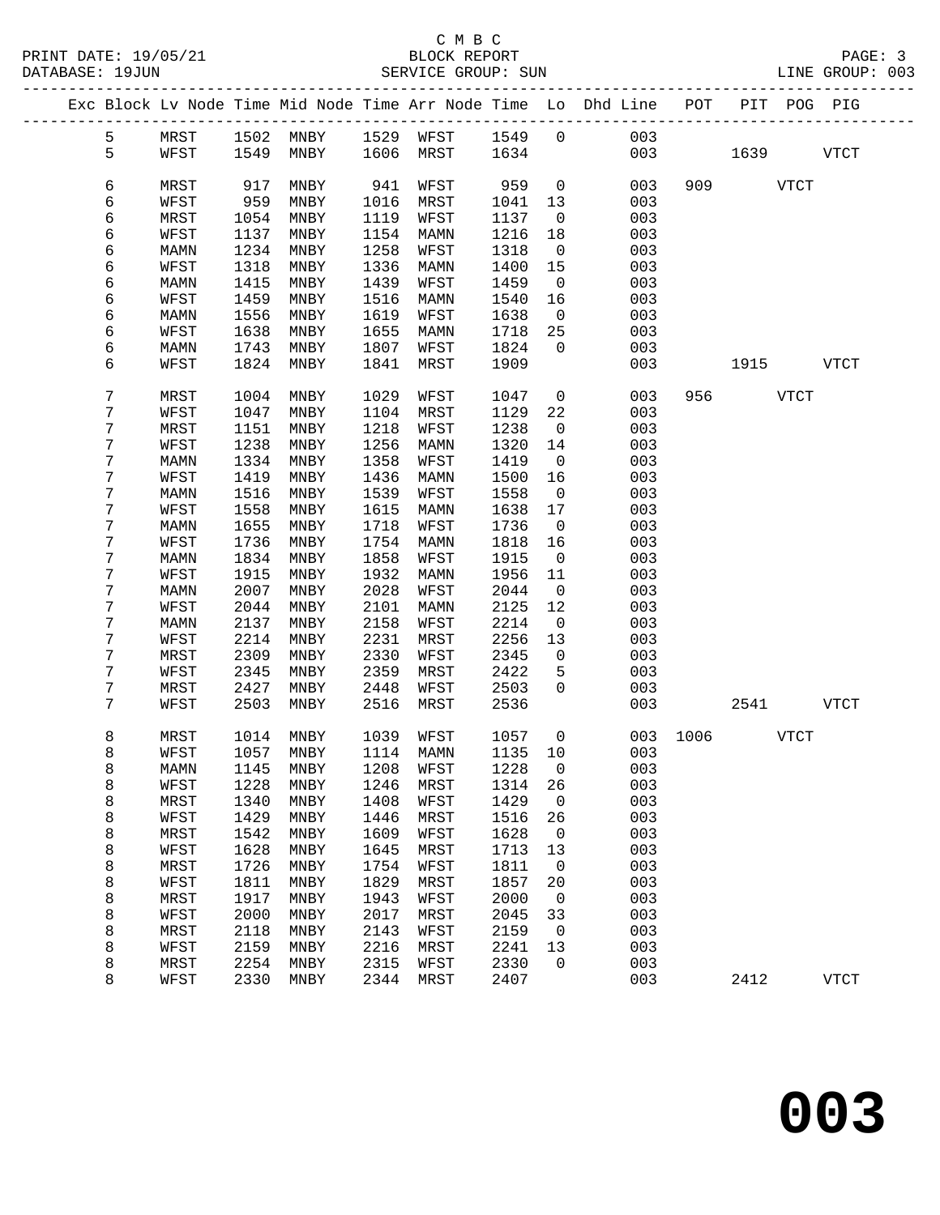C M B C
BLOCK REPORT
SERVICE GROUP: SUN

PRINT DATE: 19/05/21
DATABASE: 19JUN
LINE GROUP: 003

| Exc | Block | Lv | Node | Time | Mid Node | Time | Arr Node | Time | Lo | Dhd Line | POT | PIT | POG | PIG |
|---|---|---|---|---|---|---|---|---|---|---|---|---|---|---|
| | 5 | | MRST | 1502 | MNBY | 1529 | WFST | 1549 | 0 | 003 | | | | |
| | 5 | | WFST | 1549 | MNBY | 1606 | MRST | 1634 | | 003 | | 1639 | | VTCT |
| | 6 | | MRST | 917 | MNBY | 941 | WFST | 959 | 0 | 003 | 909 | | VTCT | |
| | 6 | | WFST | 959 | MNBY | 1016 | MRST | 1041 | 13 | 003 | | | | |
| | 6 | | MRST | 1054 | MNBY | 1119 | WFST | 1137 | 0 | 003 | | | | |
| | 6 | | WFST | 1137 | MNBY | 1154 | MAMN | 1216 | 18 | 003 | | | | |
| | 6 | | MAMN | 1234 | MNBY | 1258 | WFST | 1318 | 0 | 003 | | | | |
| | 6 | | WFST | 1318 | MNBY | 1336 | MAMN | 1400 | 15 | 003 | | | | |
| | 6 | | MAMN | 1415 | MNBY | 1439 | WFST | 1459 | 0 | 003 | | | | |
| | 6 | | WFST | 1459 | MNBY | 1516 | MAMN | 1540 | 16 | 003 | | | | |
| | 6 | | MAMN | 1556 | MNBY | 1619 | WFST | 1638 | 0 | 003 | | | | |
| | 6 | | WFST | 1638 | MNBY | 1655 | MAMN | 1718 | 25 | 003 | | | | |
| | 6 | | MAMN | 1743 | MNBY | 1807 | WFST | 1824 | 0 | 003 | | | | |
| | 6 | | WFST | 1824 | MNBY | 1841 | MRST | 1909 | | 003 | | 1915 | | VTCT |
| | 7 | | MRST | 1004 | MNBY | 1029 | WFST | 1047 | 0 | 003 | 956 | | VTCT | |
| | 7 | | WFST | 1047 | MNBY | 1104 | MRST | 1129 | 22 | 003 | | | | |
| | 7 | | MRST | 1151 | MNBY | 1218 | WFST | 1238 | 0 | 003 | | | | |
| | 7 | | WFST | 1238 | MNBY | 1256 | MAMN | 1320 | 14 | 003 | | | | |
| | 7 | | MAMN | 1334 | MNBY | 1358 | WFST | 1419 | 0 | 003 | | | | |
| | 7 | | WFST | 1419 | MNBY | 1436 | MAMN | 1500 | 16 | 003 | | | | |
| | 7 | | MAMN | 1516 | MNBY | 1539 | WFST | 1558 | 0 | 003 | | | | |
| | 7 | | WFST | 1558 | MNBY | 1615 | MAMN | 1638 | 17 | 003 | | | | |
| | 7 | | MAMN | 1655 | MNBY | 1718 | WFST | 1736 | 0 | 003 | | | | |
| | 7 | | WFST | 1736 | MNBY | 1754 | MAMN | 1818 | 16 | 003 | | | | |
| | 7 | | MAMN | 1834 | MNBY | 1858 | WFST | 1915 | 0 | 003 | | | | |
| | 7 | | WFST | 1915 | MNBY | 1932 | MAMN | 1956 | 11 | 003 | | | | |
| | 7 | | MAMN | 2007 | MNBY | 2028 | WFST | 2044 | 0 | 003 | | | | |
| | 7 | | WFST | 2044 | MNBY | 2101 | MAMN | 2125 | 12 | 003 | | | | |
| | 7 | | MAMN | 2137 | MNBY | 2158 | WFST | 2214 | 0 | 003 | | | | |
| | 7 | | WFST | 2214 | MNBY | 2231 | MRST | 2256 | 13 | 003 | | | | |
| | 7 | | MRST | 2309 | MNBY | 2330 | WFST | 2345 | 0 | 003 | | | | |
| | 7 | | WFST | 2345 | MNBY | 2359 | MRST | 2422 | 5 | 003 | | | | |
| | 7 | | MRST | 2427 | MNBY | 2448 | WFST | 2503 | 0 | 003 | | | | |
| | 7 | | WFST | 2503 | MNBY | 2516 | MRST | 2536 | | 003 | | 2541 | | VTCT |
| | 8 | | MRST | 1014 | MNBY | 1039 | WFST | 1057 | 0 | 003 | 1006 | | VTCT | |
| | 8 | | WFST | 1057 | MNBY | 1114 | MAMN | 1135 | 10 | 003 | | | | |
| | 8 | | MAMN | 1145 | MNBY | 1208 | WFST | 1228 | 0 | 003 | | | | |
| | 8 | | WFST | 1228 | MNBY | 1246 | MRST | 1314 | 26 | 003 | | | | |
| | 8 | | MRST | 1340 | MNBY | 1408 | WFST | 1429 | 0 | 003 | | | | |
| | 8 | | WFST | 1429 | MNBY | 1446 | MRST | 1516 | 26 | 003 | | | | |
| | 8 | | MRST | 1542 | MNBY | 1609 | WFST | 1628 | 0 | 003 | | | | |
| | 8 | | WFST | 1628 | MNBY | 1645 | MRST | 1713 | 13 | 003 | | | | |
| | 8 | | MRST | 1726 | MNBY | 1754 | WFST | 1811 | 0 | 003 | | | | |
| | 8 | | WFST | 1811 | MNBY | 1829 | MRST | 1857 | 20 | 003 | | | | |
| | 8 | | MRST | 1917 | MNBY | 1943 | WFST | 2000 | 0 | 003 | | | | |
| | 8 | | WFST | 2000 | MNBY | 2017 | MRST | 2045 | 33 | 003 | | | | |
| | 8 | | MRST | 2118 | MNBY | 2143 | WFST | 2159 | 0 | 003 | | | | |
| | 8 | | WFST | 2159 | MNBY | 2216 | MRST | 2241 | 13 | 003 | | | | |
| | 8 | | MRST | 2254 | MNBY | 2315 | WFST | 2330 | 0 | 003 | | | | |
| | 8 | | WFST | 2330 | MNBY | 2344 | MRST | 2407 | | 003 | | 2412 | | VTCT |

# 003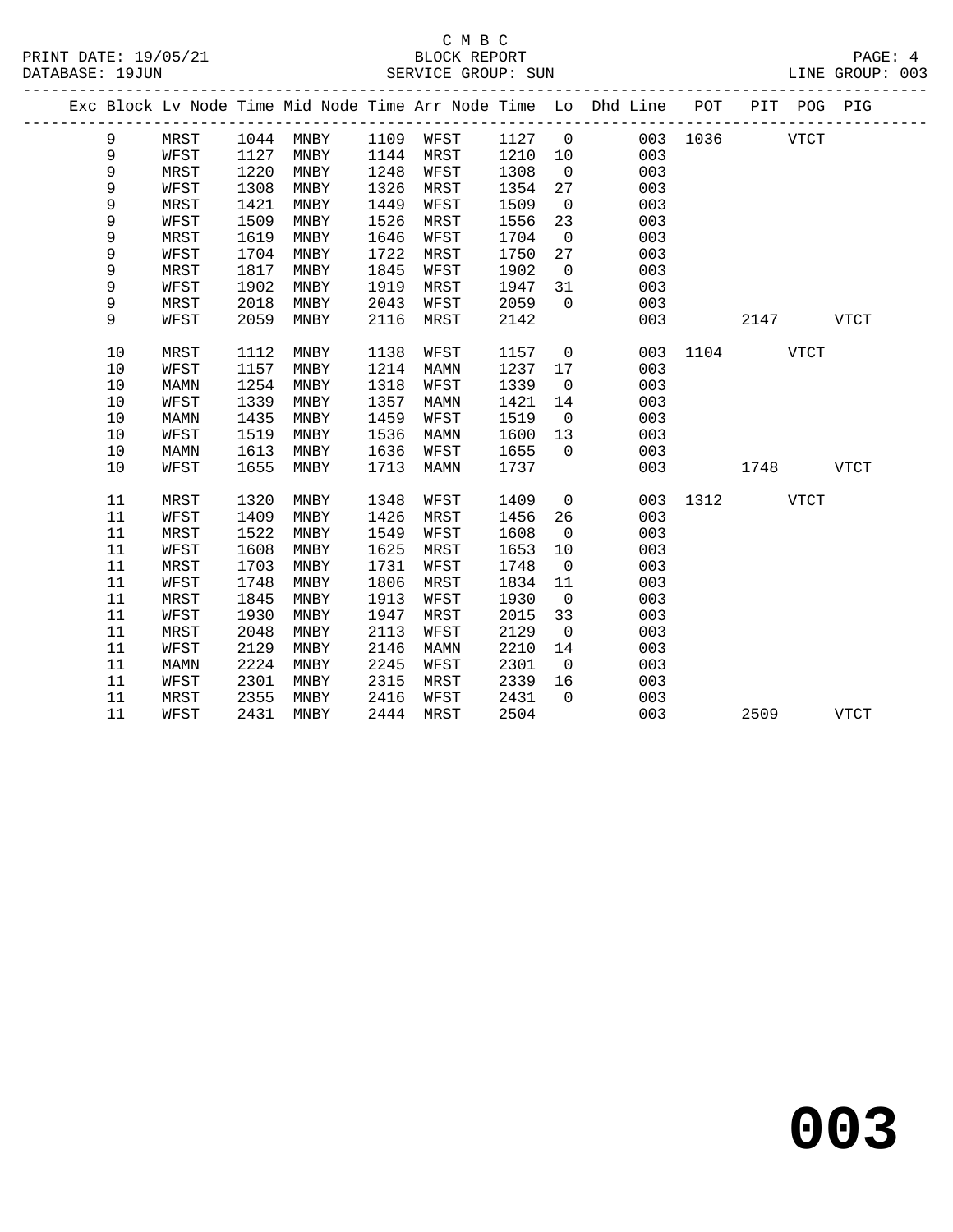C M B C

BLOCK REPORT

SERVICE GROUP: SUN

PRINT DATE: 19/05/21
DATABASE: 19JUN
LINE GROUP: 003

| Exc | Block | Lv | Node | Time | Mid Node | Time | Arr Node | Time | Lo | Dhd Line | POT | PIT | POG | PIG |
|---|---|---|---|---|---|---|---|---|---|---|---|---|---|---|
| | 9 | | MRST | 1044 | MNBY | 1109 | WFST | 1127 | 0 | 003 | 1036 | | VTCT | |
| | 9 | | WFST | 1127 | MNBY | 1144 | MRST | 1210 | 10 | 003 | | | | |
| | 9 | | MRST | 1220 | MNBY | 1248 | WFST | 1308 | 0 | 003 | | | | |
| | 9 | | WFST | 1308 | MNBY | 1326 | MRST | 1354 | 27 | 003 | | | | |
| | 9 | | MRST | 1421 | MNBY | 1449 | WFST | 1509 | 0 | 003 | | | | |
| | 9 | | WFST | 1509 | MNBY | 1526 | MRST | 1556 | 23 | 003 | | | | |
| | 9 | | MRST | 1619 | MNBY | 1646 | WFST | 1704 | 0 | 003 | | | | |
| | 9 | | WFST | 1704 | MNBY | 1722 | MRST | 1750 | 27 | 003 | | | | |
| | 9 | | MRST | 1817 | MNBY | 1845 | WFST | 1902 | 0 | 003 | | | | |
| | 9 | | WFST | 1902 | MNBY | 1919 | MRST | 1947 | 31 | 003 | | | | |
| | 9 | | MRST | 2018 | MNBY | 2043 | WFST | 2059 | 0 | 003 | | | | |
| | 9 | | WFST | 2059 | MNBY | 2116 | MRST | 2142 | | 003 | | 2147 | | VTCT |
| | 10 | | MRST | 1112 | MNBY | 1138 | WFST | 1157 | 0 | 003 | 1104 | | VTCT | |
| | 10 | | WFST | 1157 | MNBY | 1214 | MAMN | 1237 | 17 | 003 | | | | |
| | 10 | | MAMN | 1254 | MNBY | 1318 | WFST | 1339 | 0 | 003 | | | | |
| | 10 | | WFST | 1339 | MNBY | 1357 | MAMN | 1421 | 14 | 003 | | | | |
| | 10 | | MAMN | 1435 | MNBY | 1459 | WFST | 1519 | 0 | 003 | | | | |
| | 10 | | WFST | 1519 | MNBY | 1536 | MAMN | 1600 | 13 | 003 | | | | |
| | 10 | | MAMN | 1613 | MNBY | 1636 | WFST | 1655 | 0 | 003 | | | | |
| | 10 | | WFST | 1655 | MNBY | 1713 | MAMN | 1737 | | 003 | | 1748 | | VTCT |
| | 11 | | MRST | 1320 | MNBY | 1348 | WFST | 1409 | 0 | 003 | 1312 | | VTCT | |
| | 11 | | WFST | 1409 | MNBY | 1426 | MRST | 1456 | 26 | 003 | | | | |
| | 11 | | MRST | 1522 | MNBY | 1549 | WFST | 1608 | 0 | 003 | | | | |
| | 11 | | WFST | 1608 | MNBY | 1625 | MRST | 1653 | 10 | 003 | | | | |
| | 11 | | MRST | 1703 | MNBY | 1731 | WFST | 1748 | 0 | 003 | | | | |
| | 11 | | WFST | 1748 | MNBY | 1806 | MRST | 1834 | 11 | 003 | | | | |
| | 11 | | MRST | 1845 | MNBY | 1913 | WFST | 1930 | 0 | 003 | | | | |
| | 11 | | WFST | 1930 | MNBY | 1947 | MRST | 2015 | 33 | 003 | | | | |
| | 11 | | MRST | 2048 | MNBY | 2113 | WFST | 2129 | 0 | 003 | | | | |
| | 11 | | WFST | 2129 | MNBY | 2146 | MAMN | 2210 | 14 | 003 | | | | |
| | 11 | | MAMN | 2224 | MNBY | 2245 | WFST | 2301 | 0 | 003 | | | | |
| | 11 | | WFST | 2301 | MNBY | 2315 | MRST | 2339 | 16 | 003 | | | | |
| | 11 | | MRST | 2355 | MNBY | 2416 | WFST | 2431 | 0 | 003 | | | | |
| | 11 | | WFST | 2431 | MNBY | 2444 | MRST | 2504 | | 003 | | 2509 | | VTCT |

**003**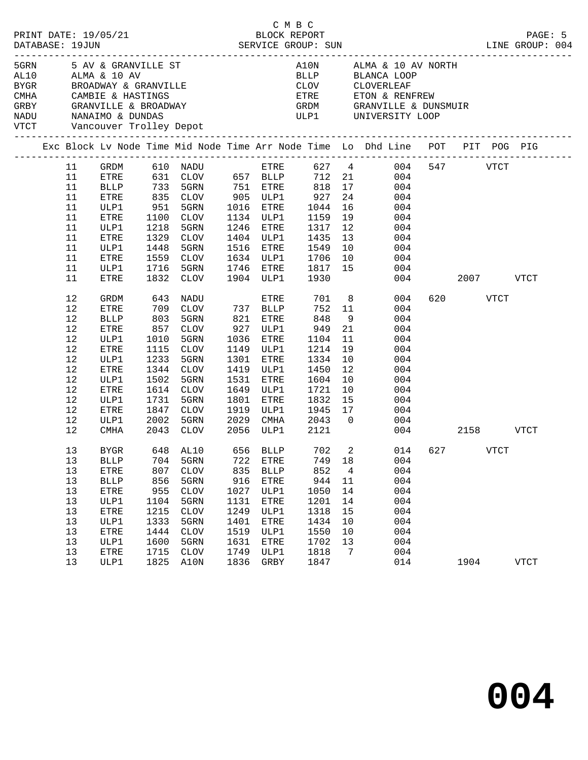C M B C
BLOCK REPORT
SERVICE GROUP: SUN

PRINT DATE: 19/05/21
DATABASE: 19JUN
LINE GROUP: 004

| Code | Description | Code | Description |
|---|---|---|---|
| 5GRN | 5 AV & GRANVILLE ST | A10N | ALMA & 10 AV NORTH |
| AL10 | ALMA & 10 AV | BLLP | BLANCA LOOP |
| BYGR | BROADWAY & GRANVILLE | CLOV | CLOVERLEAF |
| CMHA | CAMBIE & HASTINGS | ETRE | ETON & RENFREW |
| GRBY | GRANVILLE & BROADWAY | GRDM | GRANVILLE & DUNSMUIR |
| NADU | NANAIMO & DUNDAS | ULP1 | UNIVERSITY LOOP |
| VTCT | Vancouver Trolley Depot | | |

| Exc | Block | Lv Node | Time | Mid Node | Time | Arr Node | Time | Lo | Dhd Line | POT | PIT | POG | PIG |
|---|---|---|---|---|---|---|---|---|---|---|---|---|---|
| | 11 | GRDM | 610 | NADU | | ETRE | 627 | 4 | 004 | 547 | | VTCT | |
| | 11 | ETRE | 631 | CLOV | 657 | BLLP | 712 | 21 | 004 | | | | |
| | 11 | BLLP | 733 | 5GRN | 751 | ETRE | 818 | 17 | 004 | | | | |
| | 11 | ETRE | 835 | CLOV | 905 | ULP1 | 927 | 24 | 004 | | | | |
| | 11 | ULP1 | 951 | 5GRN | 1016 | ETRE | 1044 | 16 | 004 | | | | |
| | 11 | ETRE | 1100 | CLOV | 1134 | ULP1 | 1159 | 19 | 004 | | | | |
| | 11 | ULP1 | 1218 | 5GRN | 1246 | ETRE | 1317 | 12 | 004 | | | | |
| | 11 | ETRE | 1329 | CLOV | 1404 | ULP1 | 1435 | 13 | 004 | | | | |
| | 11 | ULP1 | 1448 | 5GRN | 1516 | ETRE | 1549 | 10 | 004 | | | | |
| | 11 | ETRE | 1559 | CLOV | 1634 | ULP1 | 1706 | 10 | 004 | | | | |
| | 11 | ULP1 | 1716 | 5GRN | 1746 | ETRE | 1817 | 15 | 004 | | | | |
| | 11 | ETRE | 1832 | CLOV | 1904 | ULP1 | 1930 | | 004 | | 2007 | | VTCT |
| | 12 | GRDM | 643 | NADU | | ETRE | 701 | 8 | 004 | 620 | | VTCT | |
| | 12 | ETRE | 709 | CLOV | 737 | BLLP | 752 | 11 | 004 | | | | |
| | 12 | BLLP | 803 | 5GRN | 821 | ETRE | 848 | 9 | 004 | | | | |
| | 12 | ETRE | 857 | CLOV | 927 | ULP1 | 949 | 21 | 004 | | | | |
| | 12 | ULP1 | 1010 | 5GRN | 1036 | ETRE | 1104 | 11 | 004 | | | | |
| | 12 | ETRE | 1115 | CLOV | 1149 | ULP1 | 1214 | 19 | 004 | | | | |
| | 12 | ULP1 | 1233 | 5GRN | 1301 | ETRE | 1334 | 10 | 004 | | | | |
| | 12 | ETRE | 1344 | CLOV | 1419 | ULP1 | 1450 | 12 | 004 | | | | |
| | 12 | ULP1 | 1502 | 5GRN | 1531 | ETRE | 1604 | 10 | 004 | | | | |
| | 12 | ETRE | 1614 | CLOV | 1649 | ULP1 | 1721 | 10 | 004 | | | | |
| | 12 | ULP1 | 1731 | 5GRN | 1801 | ETRE | 1832 | 15 | 004 | | | | |
| | 12 | ETRE | 1847 | CLOV | 1919 | ULP1 | 1945 | 17 | 004 | | | | |
| | 12 | ULP1 | 2002 | 5GRN | 2029 | CMHA | 2043 | 0 | 004 | | | | |
| | 12 | CMHA | 2043 | CLOV | 2056 | ULP1 | 2121 | | 004 | | 2158 | | VTCT |
| | 13 | BYGR | 648 | AL10 | 656 | BLLP | 702 | 2 | 014 | 627 | | VTCT | |
| | 13 | BLLP | 704 | 5GRN | 722 | ETRE | 749 | 18 | 004 | | | | |
| | 13 | ETRE | 807 | CLOV | 835 | BLLP | 852 | 4 | 004 | | | | |
| | 13 | BLLP | 856 | 5GRN | 916 | ETRE | 944 | 11 | 004 | | | | |
| | 13 | ETRE | 955 | CLOV | 1027 | ULP1 | 1050 | 14 | 004 | | | | |
| | 13 | ULP1 | 1104 | 5GRN | 1131 | ETRE | 1201 | 14 | 004 | | | | |
| | 13 | ETRE | 1215 | CLOV | 1249 | ULP1 | 1318 | 15 | 004 | | | | |
| | 13 | ULP1 | 1333 | 5GRN | 1401 | ETRE | 1434 | 10 | 004 | | | | |
| | 13 | ETRE | 1444 | CLOV | 1519 | ULP1 | 1550 | 10 | 004 | | | | |
| | 13 | ULP1 | 1600 | 5GRN | 1631 | ETRE | 1702 | 13 | 004 | | | | |
| | 13 | ETRE | 1715 | CLOV | 1749 | ULP1 | 1818 | 7 | 004 | | | | |
| | 13 | ULP1 | 1825 | A10N | 1836 | GRBY | 1847 | | 014 | | 1904 | | VTCT |

**004**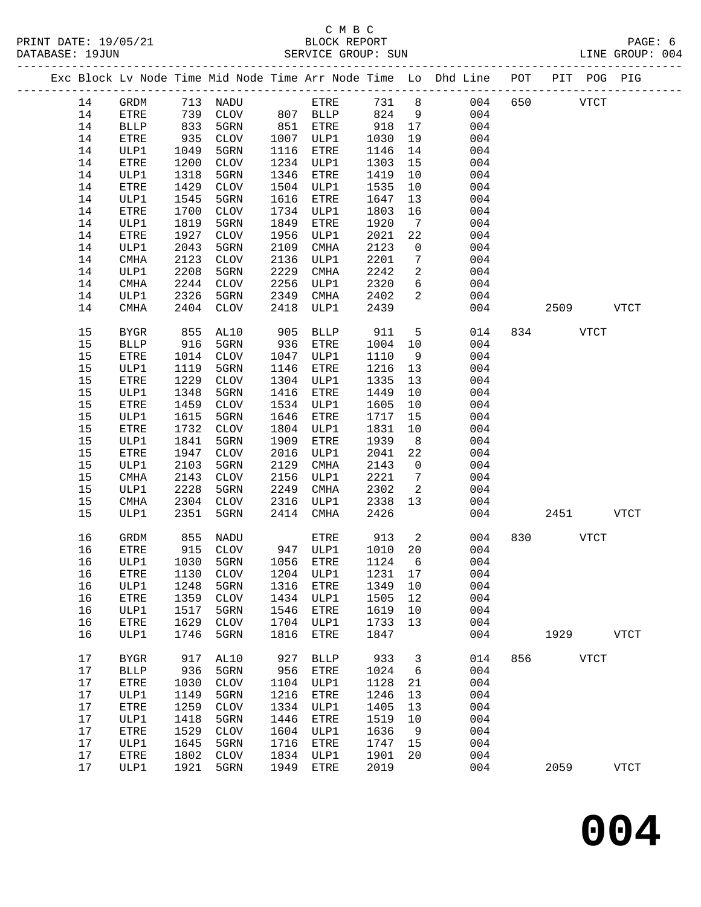C M B C
BLOCK REPORT
SERVICE GROUP: SUN

PRINT DATE: 19/05/21
DATABASE: 19JUN
LINE GROUP: 004

| Exc | Block | Lv | Node | Time | Mid Node | Time | Arr Node | Time | Lo | Dhd Line | POT | PIT | POG | PIG |
|---|---|---|---|---|---|---|---|---|---|---|---|---|---|---|
| | 14 | | GRDM | 713 | NADU | | ETRE | 731 | 8 | 004 | 650 | | VTCT | |
| | 14 | | ETRE | 739 | CLOV | 807 | BLLP | 824 | 9 | 004 | | | | |
| | 14 | | BLLP | 833 | 5GRN | 851 | ETRE | 918 | 17 | 004 | | | | |
| | 14 | | ETRE | 935 | CLOV | 1007 | ULP1 | 1030 | 19 | 004 | | | | |
| | 14 | | ULP1 | 1049 | 5GRN | 1116 | ETRE | 1146 | 14 | 004 | | | | |
| | 14 | | ETRE | 1200 | CLOV | 1234 | ULP1 | 1303 | 15 | 004 | | | | |
| | 14 | | ULP1 | 1318 | 5GRN | 1346 | ETRE | 1419 | 10 | 004 | | | | |
| | 14 | | ETRE | 1429 | CLOV | 1504 | ULP1 | 1535 | 10 | 004 | | | | |
| | 14 | | ULP1 | 1545 | 5GRN | 1616 | ETRE | 1647 | 13 | 004 | | | | |
| | 14 | | ETRE | 1700 | CLOV | 1734 | ULP1 | 1803 | 16 | 004 | | | | |
| | 14 | | ULP1 | 1819 | 5GRN | 1849 | ETRE | 1920 | 7 | 004 | | | | |
| | 14 | | ETRE | 1927 | CLOV | 1956 | ULP1 | 2021 | 22 | 004 | | | | |
| | 14 | | ULP1 | 2043 | 5GRN | 2109 | CMHA | 2123 | 0 | 004 | | | | |
| | 14 | | CMHA | 2123 | CLOV | 2136 | ULP1 | 2201 | 7 | 004 | | | | |
| | 14 | | ULP1 | 2208 | 5GRN | 2229 | CMHA | 2242 | 2 | 004 | | | | |
| | 14 | | CMHA | 2244 | CLOV | 2256 | ULP1 | 2320 | 6 | 004 | | | | |
| | 14 | | ULP1 | 2326 | 5GRN | 2349 | CMHA | 2402 | 2 | 004 | | | | |
| | 14 | | CMHA | 2404 | CLOV | 2418 | ULP1 | 2439 | | 004 | | 2509 | | VTCT |
| | 15 | | BYGR | 855 | AL10 | 905 | BLLP | 911 | 5 | 014 | 834 | | VTCT | |
| | 15 | | BLLP | 916 | 5GRN | 936 | ETRE | 1004 | 10 | 004 | | | | |
| | 15 | | ETRE | 1014 | CLOV | 1047 | ULP1 | 1110 | 9 | 004 | | | | |
| | 15 | | ULP1 | 1119 | 5GRN | 1146 | ETRE | 1216 | 13 | 004 | | | | |
| | 15 | | ETRE | 1229 | CLOV | 1304 | ULP1 | 1335 | 13 | 004 | | | | |
| | 15 | | ULP1 | 1348 | 5GRN | 1416 | ETRE | 1449 | 10 | 004 | | | | |
| | 15 | | ETRE | 1459 | CLOV | 1534 | ULP1 | 1605 | 10 | 004 | | | | |
| | 15 | | ULP1 | 1615 | 5GRN | 1646 | ETRE | 1717 | 15 | 004 | | | | |
| | 15 | | ETRE | 1732 | CLOV | 1804 | ULP1 | 1831 | 10 | 004 | | | | |
| | 15 | | ULP1 | 1841 | 5GRN | 1909 | ETRE | 1939 | 8 | 004 | | | | |
| | 15 | | ETRE | 1947 | CLOV | 2016 | ULP1 | 2041 | 22 | 004 | | | | |
| | 15 | | ULP1 | 2103 | 5GRN | 2129 | CMHA | 2143 | 0 | 004 | | | | |
| | 15 | | CMHA | 2143 | CLOV | 2156 | ULP1 | 2221 | 7 | 004 | | | | |
| | 15 | | ULP1 | 2228 | 5GRN | 2249 | CMHA | 2302 | 2 | 004 | | | | |
| | 15 | | CMHA | 2304 | CLOV | 2316 | ULP1 | 2338 | 13 | 004 | | | | |
| | 15 | | ULP1 | 2351 | 5GRN | 2414 | CMHA | 2426 | | 004 | | 2451 | | VTCT |
| | 16 | | GRDM | 855 | NADU | | ETRE | 913 | 2 | 004 | 830 | | VTCT | |
| | 16 | | ETRE | 915 | CLOV | 947 | ULP1 | 1010 | 20 | 004 | | | | |
| | 16 | | ULP1 | 1030 | 5GRN | 1056 | ETRE | 1124 | 6 | 004 | | | | |
| | 16 | | ETRE | 1130 | CLOV | 1204 | ULP1 | 1231 | 17 | 004 | | | | |
| | 16 | | ULP1 | 1248 | 5GRN | 1316 | ETRE | 1349 | 10 | 004 | | | | |
| | 16 | | ETRE | 1359 | CLOV | 1434 | ULP1 | 1505 | 12 | 004 | | | | |
| | 16 | | ULP1 | 1517 | 5GRN | 1546 | ETRE | 1619 | 10 | 004 | | | | |
| | 16 | | ETRE | 1629 | CLOV | 1704 | ULP1 | 1733 | 13 | 004 | | | | |
| | 16 | | ULP1 | 1746 | 5GRN | 1816 | ETRE | 1847 | | 004 | | 1929 | | VTCT |
| | 17 | | BYGR | 917 | AL10 | 927 | BLLP | 933 | 3 | 014 | 856 | | VTCT | |
| | 17 | | BLLP | 936 | 5GRN | 956 | ETRE | 1024 | 6 | 004 | | | | |
| | 17 | | ETRE | 1030 | CLOV | 1104 | ULP1 | 1128 | 21 | 004 | | | | |
| | 17 | | ULP1 | 1149 | 5GRN | 1216 | ETRE | 1246 | 13 | 004 | | | | |
| | 17 | | ETRE | 1259 | CLOV | 1334 | ULP1 | 1405 | 13 | 004 | | | | |
| | 17 | | ULP1 | 1418 | 5GRN | 1446 | ETRE | 1519 | 10 | 004 | | | | |
| | 17 | | ETRE | 1529 | CLOV | 1604 | ULP1 | 1636 | 9 | 004 | | | | |
| | 17 | | ULP1 | 1645 | 5GRN | 1716 | ETRE | 1747 | 15 | 004 | | | | |
| | 17 | | ETRE | 1802 | CLOV | 1834 | ULP1 | 1901 | 20 | 004 | | | | |
| | 17 | | ULP1 | 1921 | 5GRN | 1949 | ETRE | 2019 | | 004 | | 2059 | | VTCT |

# 004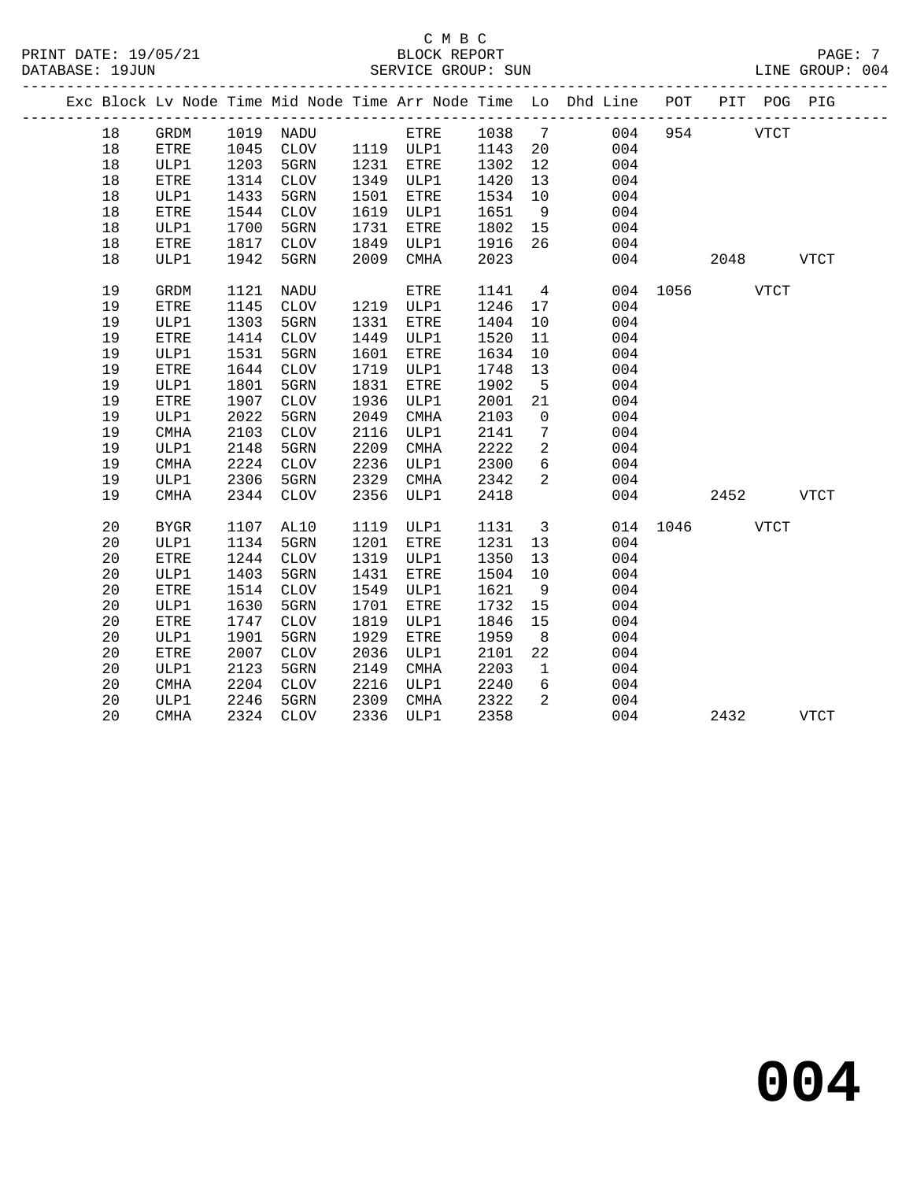C M B C

PRINT DATE: 19/05/21 BLOCK REPORT
DATABASE: 19JUN SERVICE GROUP: SUN LINE GROUP: 004

| Exc | Block | Lv | Node | Time | Mid Node | Time | Arr Node | Time | Lo | Dhd Line | POT | PIT | POG | PIG |
|---|---|---|---|---|---|---|---|---|---|---|---|---|---|---|
| | 18 | | GRDM | 1019 | NADU | | ETRE | 1038 | 7 | 004 | 954 | | VTCT | |
| | 18 | | ETRE | 1045 | CLOV | 1119 | ULP1 | 1143 | 20 | 004 | | | | |
| | 18 | | ULP1 | 1203 | 5GRN | 1231 | ETRE | 1302 | 12 | 004 | | | | |
| | 18 | | ETRE | 1314 | CLOV | 1349 | ULP1 | 1420 | 13 | 004 | | | | |
| | 18 | | ULP1 | 1433 | 5GRN | 1501 | ETRE | 1534 | 10 | 004 | | | | |
| | 18 | | ETRE | 1544 | CLOV | 1619 | ULP1 | 1651 | 9 | 004 | | | | |
| | 18 | | ULP1 | 1700 | 5GRN | 1731 | ETRE | 1802 | 15 | 004 | | | | |
| | 18 | | ETRE | 1817 | CLOV | 1849 | ULP1 | 1916 | 26 | 004 | | | | |
| | 18 | | ULP1 | 1942 | 5GRN | 2009 | CMHA | 2023 | | 004 | | 2048 | | VTCT |
| | 19 | | GRDM | 1121 | NADU | | ETRE | 1141 | 4 | 004 | 1056 | | VTCT | |
| | 19 | | ETRE | 1145 | CLOV | 1219 | ULP1 | 1246 | 17 | 004 | | | | |
| | 19 | | ULP1 | 1303 | 5GRN | 1331 | ETRE | 1404 | 10 | 004 | | | | |
| | 19 | | ETRE | 1414 | CLOV | 1449 | ULP1 | 1520 | 11 | 004 | | | | |
| | 19 | | ULP1 | 1531 | 5GRN | 1601 | ETRE | 1634 | 10 | 004 | | | | |
| | 19 | | ETRE | 1644 | CLOV | 1719 | ULP1 | 1748 | 13 | 004 | | | | |
| | 19 | | ULP1 | 1801 | 5GRN | 1831 | ETRE | 1902 | 5 | 004 | | | | |
| | 19 | | ETRE | 1907 | CLOV | 1936 | ULP1 | 2001 | 21 | 004 | | | | |
| | 19 | | ULP1 | 2022 | 5GRN | 2049 | CMHA | 2103 | 0 | 004 | | | | |
| | 19 | | CMHA | 2103 | CLOV | 2116 | ULP1 | 2141 | 7 | 004 | | | | |
| | 19 | | ULP1 | 2148 | 5GRN | 2209 | CMHA | 2222 | 2 | 004 | | | | |
| | 19 | | CMHA | 2224 | CLOV | 2236 | ULP1 | 2300 | 6 | 004 | | | | |
| | 19 | | ULP1 | 2306 | 5GRN | 2329 | CMHA | 2342 | 2 | 004 | | | | |
| | 19 | | CMHA | 2344 | CLOV | 2356 | ULP1 | 2418 | | 004 | | 2452 | | VTCT |
| | 20 | | BYGR | 1107 | AL10 | 1119 | ULP1 | 1131 | 3 | 014 | 1046 | | VTCT | |
| | 20 | | ULP1 | 1134 | 5GRN | 1201 | ETRE | 1231 | 13 | 004 | | | | |
| | 20 | | ETRE | 1244 | CLOV | 1319 | ULP1 | 1350 | 13 | 004 | | | | |
| | 20 | | ULP1 | 1403 | 5GRN | 1431 | ETRE | 1504 | 10 | 004 | | | | |
| | 20 | | ETRE | 1514 | CLOV | 1549 | ULP1 | 1621 | 9 | 004 | | | | |
| | 20 | | ULP1 | 1630 | 5GRN | 1701 | ETRE | 1732 | 15 | 004 | | | | |
| | 20 | | ETRE | 1747 | CLOV | 1819 | ULP1 | 1846 | 15 | 004 | | | | |
| | 20 | | ULP1 | 1901 | 5GRN | 1929 | ETRE | 1959 | 8 | 004 | | | | |
| | 20 | | ETRE | 2007 | CLOV | 2036 | ULP1 | 2101 | 22 | 004 | | | | |
| | 20 | | ULP1 | 2123 | 5GRN | 2149 | CMHA | 2203 | 1 | 004 | | | | |
| | 20 | | CMHA | 2204 | CLOV | 2216 | ULP1 | 2240 | 6 | 004 | | | | |
| | 20 | | ULP1 | 2246 | 5GRN | 2309 | CMHA | 2322 | 2 | 004 | | | | |
| | 20 | | CMHA | 2324 | CLOV | 2336 | ULP1 | 2358 | | 004 | | 2432 | | VTCT |

**004**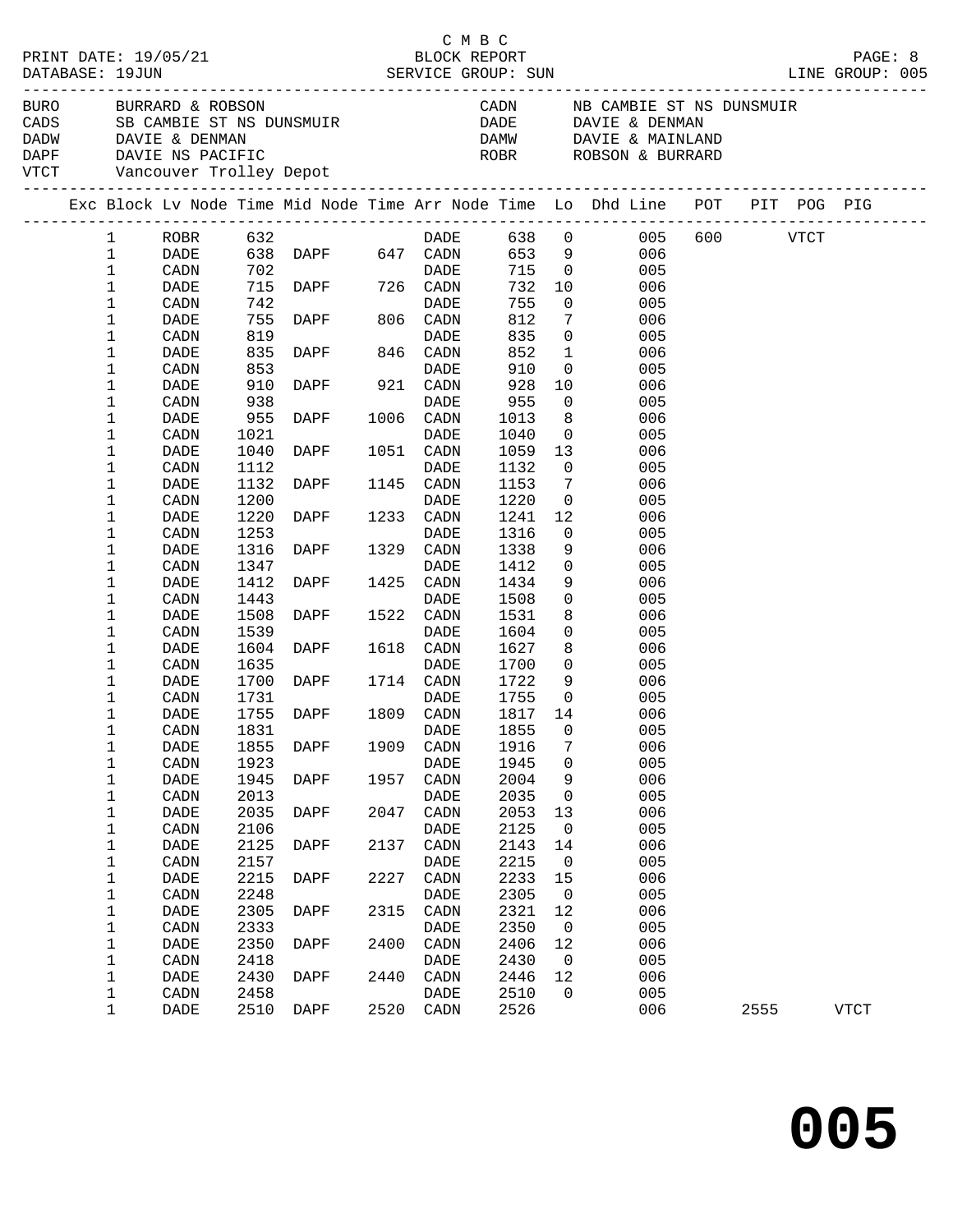C M B C
PRINT DATE: 19/05/21 BLOCK REPORT
DATABASE: 19JUN SERVICE GROUP: SUN LINE GROUP: 005

| Code | Description | Code | Description |
|---|---|---|---|
| BURO | BURRARD & ROBSON | CADN | NB CAMBIE ST NS DUNSMUIR |
| CADS | SB CAMBIE ST NS DUNSMUIR | DADE | DAVIE & DENMAN |
| DADW | DAVIE & DENMAN | DAMW | DAVIE & MAINLAND |
| DAPF | DAVIE NS PACIFIC | ROBR | ROBSON & BURRARD |
| VTCT | Vancouver Trolley Depot | | |

| Exc | Block | Lv Node | Time | Mid Node | Time | Arr Node | Time | Lo | Dhd Line | POT | PIT | POG | PIG |
|---|---|---|---|---|---|---|---|---|---|---|---|---|---|
| | 1 | ROBR | 632 | | | DADE | 638 | 0 | 005 | 600 | | VTCT | |
| | 1 | DADE | 638 | DAPF | 647 | CADN | 653 | 9 | 006 | | | | |
| | 1 | CADN | 702 | | | DADE | 715 | 0 | 005 | | | | |
| | 1 | DADE | 715 | DAPF | 726 | CADN | 732 | 10 | 006 | | | | |
| | 1 | CADN | 742 | | | DADE | 755 | 0 | 005 | | | | |
| | 1 | DADE | 755 | DAPF | 806 | CADN | 812 | 7 | 006 | | | | |
| | 1 | CADN | 819 | | | DADE | 835 | 0 | 005 | | | | |
| | 1 | DADE | 835 | DAPF | 846 | CADN | 852 | 1 | 006 | | | | |
| | 1 | CADN | 853 | | | DADE | 910 | 0 | 005 | | | | |
| | 1 | DADE | 910 | DAPF | 921 | CADN | 928 | 10 | 006 | | | | |
| | 1 | CADN | 938 | | | DADE | 955 | 0 | 005 | | | | |
| | 1 | DADE | 955 | DAPF | 1006 | CADN | 1013 | 8 | 006 | | | | |
| | 1 | CADN | 1021 | | | DADE | 1040 | 0 | 005 | | | | |
| | 1 | DADE | 1040 | DAPF | 1051 | CADN | 1059 | 13 | 006 | | | | |
| | 1 | CADN | 1112 | | | DADE | 1132 | 0 | 005 | | | | |
| | 1 | DADE | 1132 | DAPF | 1145 | CADN | 1153 | 7 | 006 | | | | |
| | 1 | CADN | 1200 | | | DADE | 1220 | 0 | 005 | | | | |
| | 1 | DADE | 1220 | DAPF | 1233 | CADN | 1241 | 12 | 006 | | | | |
| | 1 | CADN | 1253 | | | DADE | 1316 | 0 | 005 | | | | |
| | 1 | DADE | 1316 | DAPF | 1329 | CADN | 1338 | 9 | 006 | | | | |
| | 1 | CADN | 1347 | | | DADE | 1412 | 0 | 005 | | | | |
| | 1 | DADE | 1412 | DAPF | 1425 | CADN | 1434 | 9 | 006 | | | | |
| | 1 | CADN | 1443 | | | DADE | 1508 | 0 | 005 | | | | |
| | 1 | DADE | 1508 | DAPF | 1522 | CADN | 1531 | 8 | 006 | | | | |
| | 1 | CADN | 1539 | | | DADE | 1604 | 0 | 005 | | | | |
| | 1 | DADE | 1604 | DAPF | 1618 | CADN | 1627 | 8 | 006 | | | | |
| | 1 | CADN | 1635 | | | DADE | 1700 | 0 | 005 | | | | |
| | 1 | DADE | 1700 | DAPF | 1714 | CADN | 1722 | 9 | 006 | | | | |
| | 1 | CADN | 1731 | | | DADE | 1755 | 0 | 005 | | | | |
| | 1 | DADE | 1755 | DAPF | 1809 | CADN | 1817 | 14 | 006 | | | | |
| | 1 | CADN | 1831 | | | DADE | 1855 | 0 | 005 | | | | |
| | 1 | DADE | 1855 | DAPF | 1909 | CADN | 1916 | 7 | 006 | | | | |
| | 1 | CADN | 1923 | | | DADE | 1945 | 0 | 005 | | | | |
| | 1 | DADE | 1945 | DAPF | 1957 | CADN | 2004 | 9 | 006 | | | | |
| | 1 | CADN | 2013 | | | DADE | 2035 | 0 | 005 | | | | |
| | 1 | DADE | 2035 | DAPF | 2047 | CADN | 2053 | 13 | 006 | | | | |
| | 1 | CADN | 2106 | | | DADE | 2125 | 0 | 005 | | | | |
| | 1 | DADE | 2125 | DAPF | 2137 | CADN | 2143 | 14 | 006 | | | | |
| | 1 | CADN | 2157 | | | DADE | 2215 | 0 | 005 | | | | |
| | 1 | DADE | 2215 | DAPF | 2227 | CADN | 2233 | 15 | 006 | | | | |
| | 1 | CADN | 2248 | | | DADE | 2305 | 0 | 005 | | | | |
| | 1 | DADE | 2305 | DAPF | 2315 | CADN | 2321 | 12 | 006 | | | | |
| | 1 | CADN | 2333 | | | DADE | 2350 | 0 | 005 | | | | |
| | 1 | DADE | 2350 | DAPF | 2400 | CADN | 2406 | 12 | 006 | | | | |
| | 1 | CADN | 2418 | | | DADE | 2430 | 0 | 005 | | | | |
| | 1 | DADE | 2430 | DAPF | 2440 | CADN | 2446 | 12 | 006 | | | | |
| | 1 | CADN | 2458 | | | DADE | 2510 | 0 | 005 | | | | |
| | 1 | DADE | 2510 | DAPF | 2520 | CADN | 2526 | | 006 | | 2555 | | VTCT |

# 005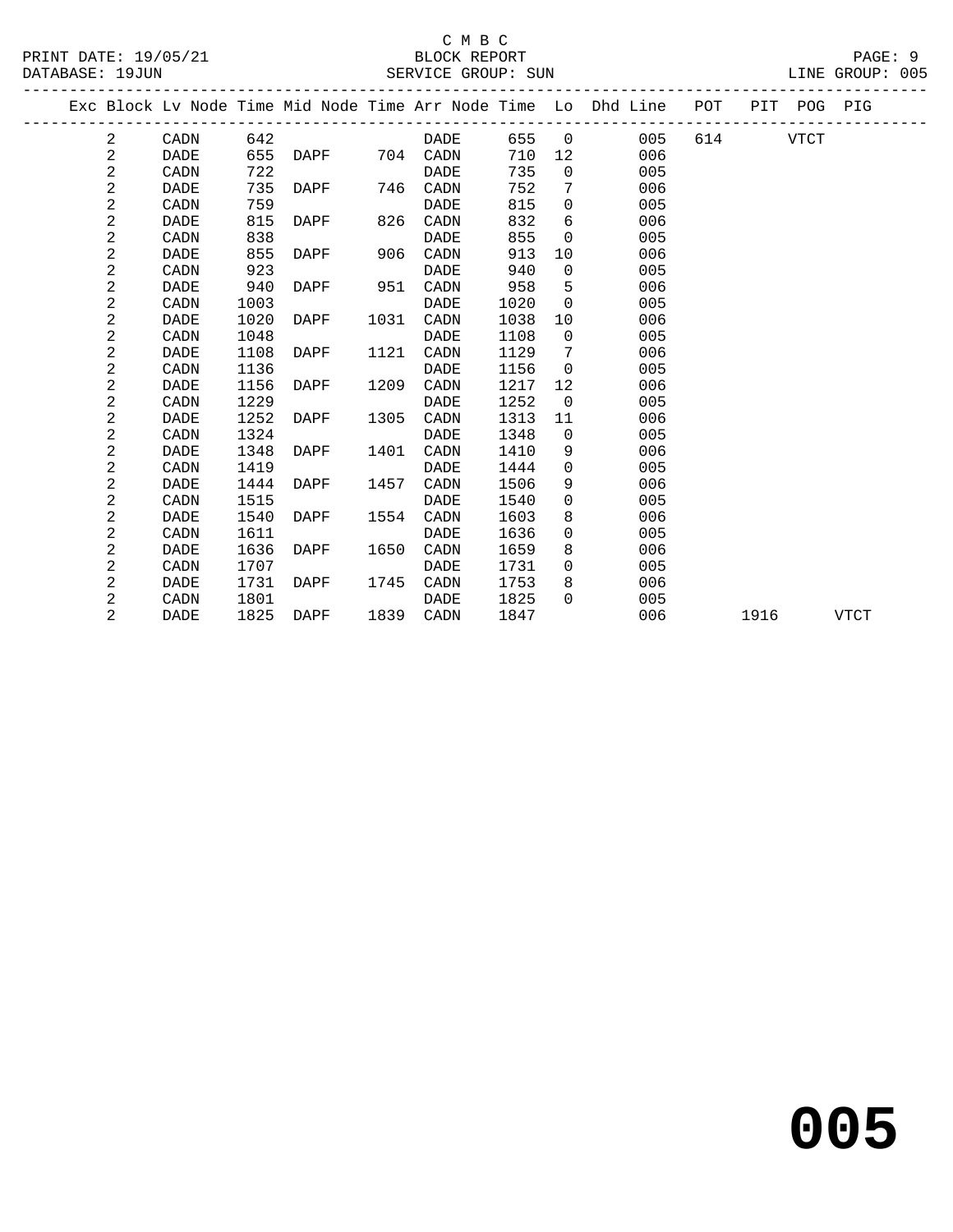C M B C

BLOCK REPORT

PRINT DATE: 19/05/21 — DATABASE: 19JUN — SERVICE GROUP: SUN — LINE GROUP: 005

| Exc | Block | Lv Node | Time | Mid Node | Time | Arr Node | Time | Lo | Dhd Line | POT | PIT | POG | PIG |
|---|---|---|---|---|---|---|---|---|---|---|---|---|---|
| | 2 | CADN | 642 | | | DADE | 655 | 0 | 005 | 614 | | VTCT | |
| | 2 | DADE | 655 | DAPF | 704 | CADN | 710 | 12 | 006 | | | | |
| | 2 | CADN | 722 | | | DADE | 735 | 0 | 005 | | | | |
| | 2 | DADE | 735 | DAPF | 746 | CADN | 752 | 7 | 006 | | | | |
| | 2 | CADN | 759 | | | DADE | 815 | 0 | 005 | | | | |
| | 2 | DADE | 815 | DAPF | 826 | CADN | 832 | 6 | 006 | | | | |
| | 2 | CADN | 838 | | | DADE | 855 | 0 | 005 | | | | |
| | 2 | DADE | 855 | DAPF | 906 | CADN | 913 | 10 | 006 | | | | |
| | 2 | CADN | 923 | | | DADE | 940 | 0 | 005 | | | | |
| | 2 | DADE | 940 | DAPF | 951 | CADN | 958 | 5 | 006 | | | | |
| | 2 | CADN | 1003 | | | DADE | 1020 | 0 | 005 | | | | |
| | 2 | DADE | 1020 | DAPF | 1031 | CADN | 1038 | 10 | 006 | | | | |
| | 2 | CADN | 1048 | | | DADE | 1108 | 0 | 005 | | | | |
| | 2 | DADE | 1108 | DAPF | 1121 | CADN | 1129 | 7 | 006 | | | | |
| | 2 | CADN | 1136 | | | DADE | 1156 | 0 | 005 | | | | |
| | 2 | DADE | 1156 | DAPF | 1209 | CADN | 1217 | 12 | 006 | | | | |
| | 2 | CADN | 1229 | | | DADE | 1252 | 0 | 005 | | | | |
| | 2 | DADE | 1252 | DAPF | 1305 | CADN | 1313 | 11 | 006 | | | | |
| | 2 | CADN | 1324 | | | DADE | 1348 | 0 | 005 | | | | |
| | 2 | DADE | 1348 | DAPF | 1401 | CADN | 1410 | 9 | 006 | | | | |
| | 2 | CADN | 1419 | | | DADE | 1444 | 0 | 005 | | | | |
| | 2 | DADE | 1444 | DAPF | 1457 | CADN | 1506 | 9 | 006 | | | | |
| | 2 | CADN | 1515 | | | DADE | 1540 | 0 | 005 | | | | |
| | 2 | DADE | 1540 | DAPF | 1554 | CADN | 1603 | 8 | 006 | | | | |
| | 2 | CADN | 1611 | | | DADE | 1636 | 0 | 005 | | | | |
| | 2 | DADE | 1636 | DAPF | 1650 | CADN | 1659 | 8 | 006 | | | | |
| | 2 | CADN | 1707 | | | DADE | 1731 | 0 | 005 | | | | |
| | 2 | DADE | 1731 | DAPF | 1745 | CADN | 1753 | 8 | 006 | | | | |
| | 2 | CADN | 1801 | | | DADE | 1825 | 0 | 005 | | | | |
| | 2 | DADE | 1825 | DAPF | 1839 | CADN | 1847 | | 006 | | 1916 | | VTCT |

# 005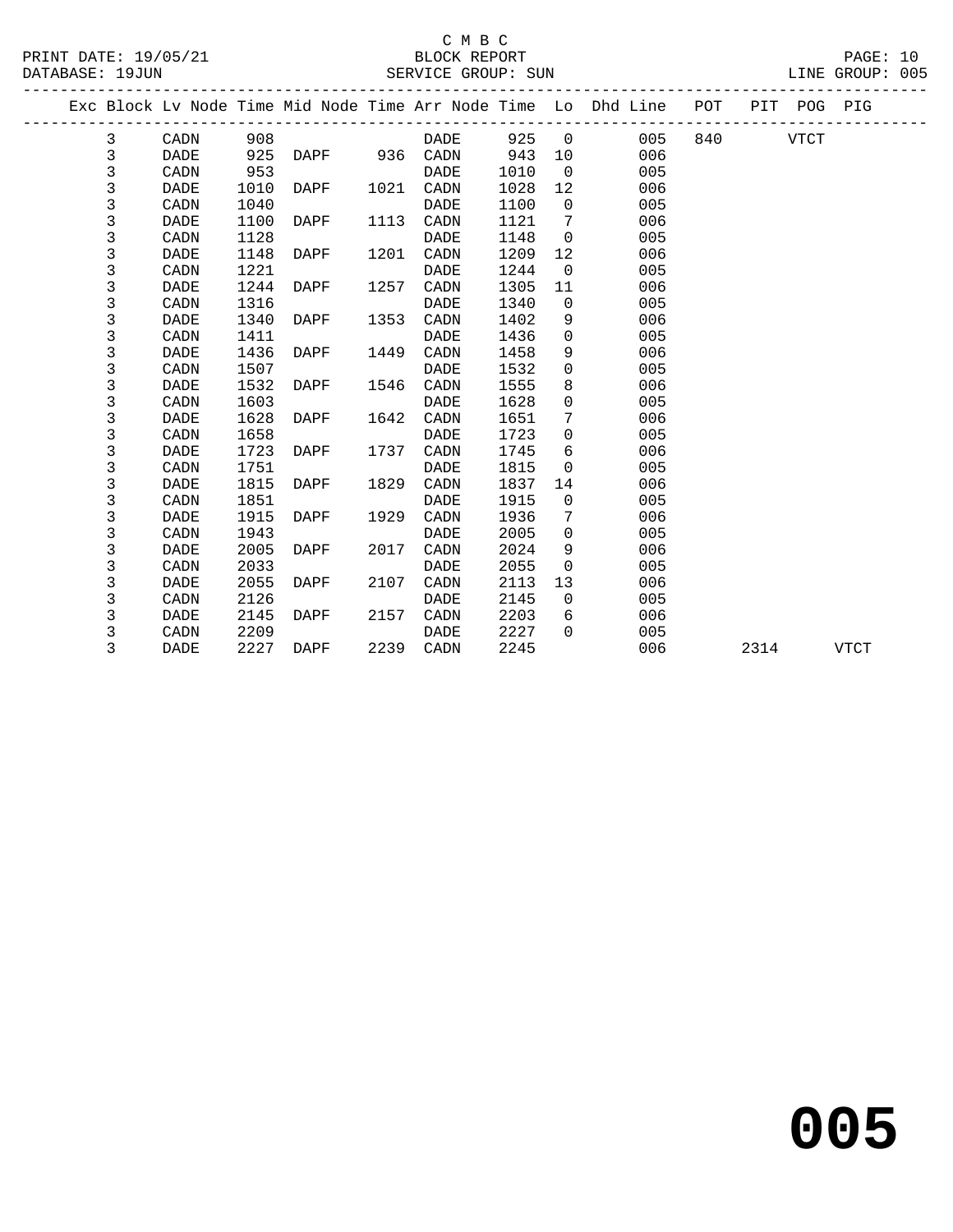C M B C

BLOCK REPORT

SERVICE GROUP: SUN

PRINT DATE: 19/05/21

DATABASE: 19JUN

LINE GROUP: 005

| Exc | Block | Lv Node | Time | Mid Node | Time | Arr Node | Time | Lo | Dhd Line | POT | PIT | POG | PIG |
|---|---|---|---|---|---|---|---|---|---|---|---|---|---|
| | 3 | CADN | 908 | | | DADE | 925 | 0 | 005 | 840 | | VTCT | |
| | 3 | DADE | 925 | DAPF | 936 | CADN | 943 | 10 | 006 | | | | |
| | 3 | CADN | 953 | | | DADE | 1010 | 0 | 005 | | | | |
| | 3 | DADE | 1010 | DAPF | 1021 | CADN | 1028 | 12 | 006 | | | | |
| | 3 | CADN | 1040 | | | DADE | 1100 | 0 | 005 | | | | |
| | 3 | DADE | 1100 | DAPF | 1113 | CADN | 1121 | 7 | 006 | | | | |
| | 3 | CADN | 1128 | | | DADE | 1148 | 0 | 005 | | | | |
| | 3 | DADE | 1148 | DAPF | 1201 | CADN | 1209 | 12 | 006 | | | | |
| | 3 | CADN | 1221 | | | DADE | 1244 | 0 | 005 | | | | |
| | 3 | DADE | 1244 | DAPF | 1257 | CADN | 1305 | 11 | 006 | | | | |
| | 3 | CADN | 1316 | | | DADE | 1340 | 0 | 005 | | | | |
| | 3 | DADE | 1340 | DAPF | 1353 | CADN | 1402 | 9 | 006 | | | | |
| | 3 | CADN | 1411 | | | DADE | 1436 | 0 | 005 | | | | |
| | 3 | DADE | 1436 | DAPF | 1449 | CADN | 1458 | 9 | 006 | | | | |
| | 3 | CADN | 1507 | | | DADE | 1532 | 0 | 005 | | | | |
| | 3 | DADE | 1532 | DAPF | 1546 | CADN | 1555 | 8 | 006 | | | | |
| | 3 | CADN | 1603 | | | DADE | 1628 | 0 | 005 | | | | |
| | 3 | DADE | 1628 | DAPF | 1642 | CADN | 1651 | 7 | 006 | | | | |
| | 3 | CADN | 1658 | | | DADE | 1723 | 0 | 005 | | | | |
| | 3 | DADE | 1723 | DAPF | 1737 | CADN | 1745 | 6 | 006 | | | | |
| | 3 | CADN | 1751 | | | DADE | 1815 | 0 | 005 | | | | |
| | 3 | DADE | 1815 | DAPF | 1829 | CADN | 1837 | 14 | 006 | | | | |
| | 3 | CADN | 1851 | | | DADE | 1915 | 0 | 005 | | | | |
| | 3 | DADE | 1915 | DAPF | 1929 | CADN | 1936 | 7 | 006 | | | | |
| | 3 | CADN | 1943 | | | DADE | 2005 | 0 | 005 | | | | |
| | 3 | DADE | 2005 | DAPF | 2017 | CADN | 2024 | 9 | 006 | | | | |
| | 3 | CADN | 2033 | | | DADE | 2055 | 0 | 005 | | | | |
| | 3 | DADE | 2055 | DAPF | 2107 | CADN | 2113 | 13 | 006 | | | | |
| | 3 | CADN | 2126 | | | DADE | 2145 | 0 | 005 | | | | |
| | 3 | DADE | 2145 | DAPF | 2157 | CADN | 2203 | 6 | 006 | | | | |
| | 3 | CADN | 2209 | | | DADE | 2227 | 0 | 005 | | | | |
| | 3 | DADE | 2227 | DAPF | 2239 | CADN | 2245 | | 006 | | 2314 | | VTCT |

# 005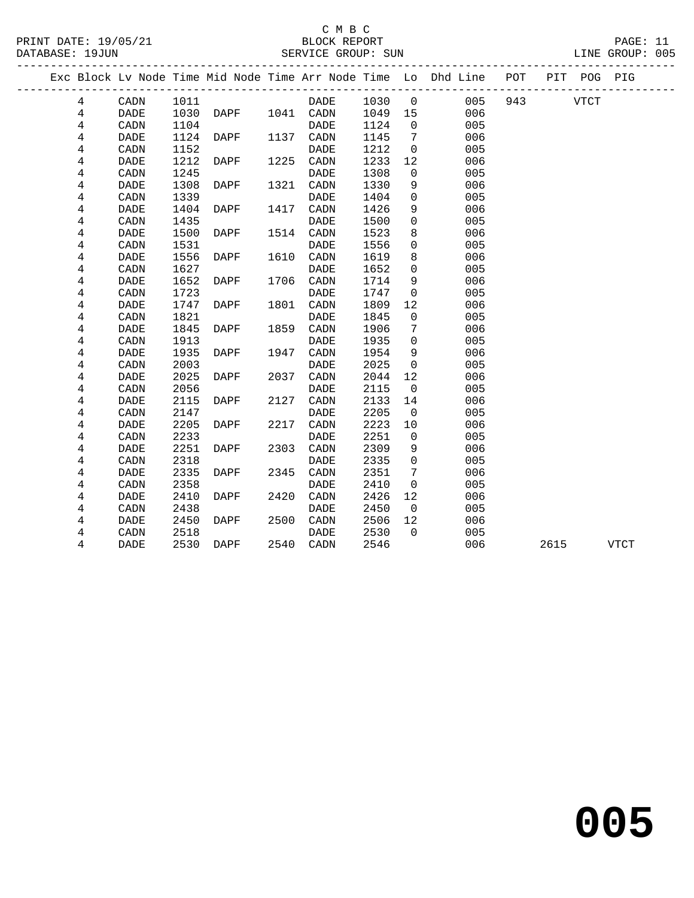C M B C
BLOCK REPORT
SERVICE GROUP: SUN

PRINT DATE: 19/05/21
DATABASE: 19JUN
LINE GROUP: 005

| Exc | Block | Lv Node | Time | Mid Node | Time | Arr Node | Time | Lo | Dhd Line | POT | PIT | POG | PIG |
|---|---|---|---|---|---|---|---|---|---|---|---|---|---|
| | 4 | CADN | 1011 | | | DADE | 1030 | 0 | 005 | 943 | | VTCT | |
| | 4 | DADE | 1030 | DAPF | 1041 | CADN | 1049 | 15 | 006 | | | | |
| | 4 | CADN | 1104 | | | DADE | 1124 | 0 | 005 | | | | |
| | 4 | DADE | 1124 | DAPF | 1137 | CADN | 1145 | 7 | 006 | | | | |
| | 4 | CADN | 1152 | | | DADE | 1212 | 0 | 005 | | | | |
| | 4 | DADE | 1212 | DAPF | 1225 | CADN | 1233 | 12 | 006 | | | | |
| | 4 | CADN | 1245 | | | DADE | 1308 | 0 | 005 | | | | |
| | 4 | DADE | 1308 | DAPF | 1321 | CADN | 1330 | 9 | 006 | | | | |
| | 4 | CADN | 1339 | | | DADE | 1404 | 0 | 005 | | | | |
| | 4 | DADE | 1404 | DAPF | 1417 | CADN | 1426 | 9 | 006 | | | | |
| | 4 | CADN | 1435 | | | DADE | 1500 | 0 | 005 | | | | |
| | 4 | DADE | 1500 | DAPF | 1514 | CADN | 1523 | 8 | 006 | | | | |
| | 4 | CADN | 1531 | | | DADE | 1556 | 0 | 005 | | | | |
| | 4 | DADE | 1556 | DAPF | 1610 | CADN | 1619 | 8 | 006 | | | | |
| | 4 | CADN | 1627 | | | DADE | 1652 | 0 | 005 | | | | |
| | 4 | DADE | 1652 | DAPF | 1706 | CADN | 1714 | 9 | 006 | | | | |
| | 4 | CADN | 1723 | | | DADE | 1747 | 0 | 005 | | | | |
| | 4 | DADE | 1747 | DAPF | 1801 | CADN | 1809 | 12 | 006 | | | | |
| | 4 | CADN | 1821 | | | DADE | 1845 | 0 | 005 | | | | |
| | 4 | DADE | 1845 | DAPF | 1859 | CADN | 1906 | 7 | 006 | | | | |
| | 4 | CADN | 1913 | | | DADE | 1935 | 0 | 005 | | | | |
| | 4 | DADE | 1935 | DAPF | 1947 | CADN | 1954 | 9 | 006 | | | | |
| | 4 | CADN | 2003 | | | DADE | 2025 | 0 | 005 | | | | |
| | 4 | DADE | 2025 | DAPF | 2037 | CADN | 2044 | 12 | 006 | | | | |
| | 4 | CADN | 2056 | | | DADE | 2115 | 0 | 005 | | | | |
| | 4 | DADE | 2115 | DAPF | 2127 | CADN | 2133 | 14 | 006 | | | | |
| | 4 | CADN | 2147 | | | DADE | 2205 | 0 | 005 | | | | |
| | 4 | DADE | 2205 | DAPF | 2217 | CADN | 2223 | 10 | 006 | | | | |
| | 4 | CADN | 2233 | | | DADE | 2251 | 0 | 005 | | | | |
| | 4 | DADE | 2251 | DAPF | 2303 | CADN | 2309 | 9 | 006 | | | | |
| | 4 | CADN | 2318 | | | DADE | 2335 | 0 | 005 | | | | |
| | 4 | DADE | 2335 | DAPF | 2345 | CADN | 2351 | 7 | 006 | | | | |
| | 4 | CADN | 2358 | | | DADE | 2410 | 0 | 005 | | | | |
| | 4 | DADE | 2410 | DAPF | 2420 | CADN | 2426 | 12 | 006 | | | | |
| | 4 | CADN | 2438 | | | DADE | 2450 | 0 | 005 | | | | |
| | 4 | DADE | 2450 | DAPF | 2500 | CADN | 2506 | 12 | 006 | | | | |
| | 4 | CADN | 2518 | | | DADE | 2530 | 0 | 005 | | | | |
| | 4 | DADE | 2530 | DAPF | 2540 | CADN | 2546 | | 006 | | 2615 | | VTCT |

# 005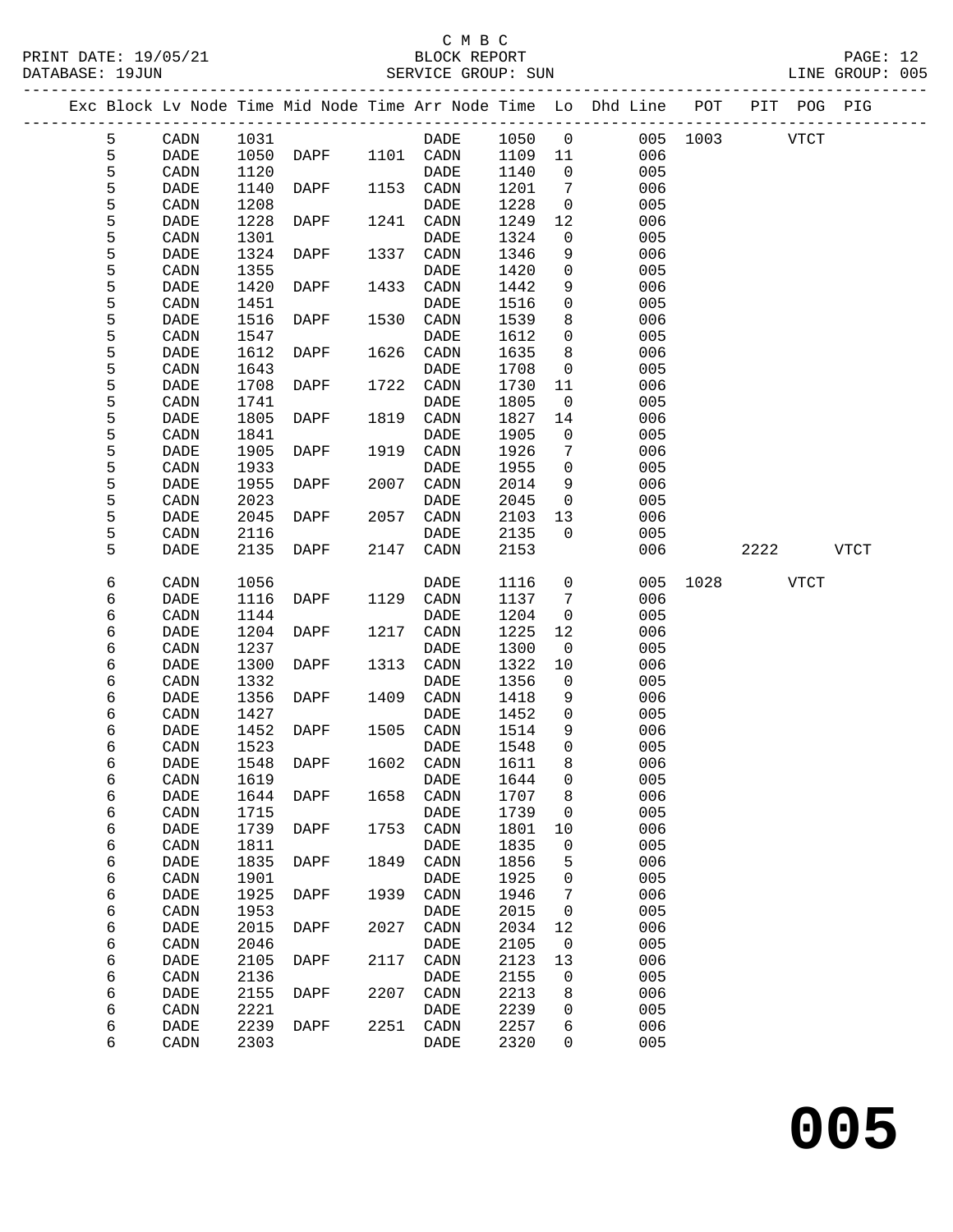C M B C

PRINT DATE: 19/05/21 BLOCK REPORT
DATABASE: 19JUN SERVICE GROUP: SUN LINE GROUP: 005

| Exc | Block | Lv | Node | Time | Mid Node | Time | Arr Node | Time | Lo | Dhd Line | POT | PIT | POG | PIG |
|---|---|---|---|---|---|---|---|---|---|---|---|---|---|---|
| | 5 | | CADN | 1031 | | | DADE | 1050 | 0 | 005 | 1003 | | VTCT | |
| | 5 | | DADE | 1050 | DAPF | 1101 | CADN | 1109 | 11 | 006 | | | | |
| | 5 | | CADN | 1120 | | | DADE | 1140 | 0 | 005 | | | | |
| | 5 | | DADE | 1140 | DAPF | 1153 | CADN | 1201 | 7 | 006 | | | | |
| | 5 | | CADN | 1208 | | | DADE | 1228 | 0 | 005 | | | | |
| | 5 | | DADE | 1228 | DAPF | 1241 | CADN | 1249 | 12 | 006 | | | | |
| | 5 | | CADN | 1301 | | | DADE | 1324 | 0 | 005 | | | | |
| | 5 | | DADE | 1324 | DAPF | 1337 | CADN | 1346 | 9 | 006 | | | | |
| | 5 | | CADN | 1355 | | | DADE | 1420 | 0 | 005 | | | | |
| | 5 | | DADE | 1420 | DAPF | 1433 | CADN | 1442 | 9 | 006 | | | | |
| | 5 | | CADN | 1451 | | | DADE | 1516 | 0 | 005 | | | | |
| | 5 | | DADE | 1516 | DAPF | 1530 | CADN | 1539 | 8 | 006 | | | | |
| | 5 | | CADN | 1547 | | | DADE | 1612 | 0 | 005 | | | | |
| | 5 | | DADE | 1612 | DAPF | 1626 | CADN | 1635 | 8 | 006 | | | | |
| | 5 | | CADN | 1643 | | | DADE | 1708 | 0 | 005 | | | | |
| | 5 | | DADE | 1708 | DAPF | 1722 | CADN | 1730 | 11 | 006 | | | | |
| | 5 | | CADN | 1741 | | | DADE | 1805 | 0 | 005 | | | | |
| | 5 | | DADE | 1805 | DAPF | 1819 | CADN | 1827 | 14 | 006 | | | | |
| | 5 | | CADN | 1841 | | | DADE | 1905 | 0 | 005 | | | | |
| | 5 | | DADE | 1905 | DAPF | 1919 | CADN | 1926 | 7 | 006 | | | | |
| | 5 | | CADN | 1933 | | | DADE | 1955 | 0 | 005 | | | | |
| | 5 | | DADE | 1955 | DAPF | 2007 | CADN | 2014 | 9 | 006 | | | | |
| | 5 | | CADN | 2023 | | | DADE | 2045 | 0 | 005 | | | | |
| | 5 | | DADE | 2045 | DAPF | 2057 | CADN | 2103 | 13 | 006 | | | | |
| | 5 | | CADN | 2116 | | | DADE | 2135 | 0 | 005 | | | | |
| | 5 | | DADE | 2135 | DAPF | 2147 | CADN | 2153 | | 006 | | 2222 | | VTCT |
| | 6 | | CADN | 1056 | | | DADE | 1116 | 0 | 005 | 1028 | | VTCT | |
| | 6 | | DADE | 1116 | DAPF | 1129 | CADN | 1137 | 7 | 006 | | | | |
| | 6 | | CADN | 1144 | | | DADE | 1204 | 0 | 005 | | | | |
| | 6 | | DADE | 1204 | DAPF | 1217 | CADN | 1225 | 12 | 006 | | | | |
| | 6 | | CADN | 1237 | | | DADE | 1300 | 0 | 005 | | | | |
| | 6 | | DADE | 1300 | DAPF | 1313 | CADN | 1322 | 10 | 006 | | | | |
| | 6 | | CADN | 1332 | | | DADE | 1356 | 0 | 005 | | | | |
| | 6 | | DADE | 1356 | DAPF | 1409 | CADN | 1418 | 9 | 006 | | | | |
| | 6 | | CADN | 1427 | | | DADE | 1452 | 0 | 005 | | | | |
| | 6 | | DADE | 1452 | DAPF | 1505 | CADN | 1514 | 9 | 006 | | | | |
| | 6 | | CADN | 1523 | | | DADE | 1548 | 0 | 005 | | | | |
| | 6 | | DADE | 1548 | DAPF | 1602 | CADN | 1611 | 8 | 006 | | | | |
| | 6 | | CADN | 1619 | | | DADE | 1644 | 0 | 005 | | | | |
| | 6 | | DADE | 1644 | DAPF | 1658 | CADN | 1707 | 8 | 006 | | | | |
| | 6 | | CADN | 1715 | | | DADE | 1739 | 0 | 005 | | | | |
| | 6 | | DADE | 1739 | DAPF | 1753 | CADN | 1801 | 10 | 006 | | | | |
| | 6 | | CADN | 1811 | | | DADE | 1835 | 0 | 005 | | | | |
| | 6 | | DADE | 1835 | DAPF | 1849 | CADN | 1856 | 5 | 006 | | | | |
| | 6 | | CADN | 1901 | | | DADE | 1925 | 0 | 005 | | | | |
| | 6 | | DADE | 1925 | DAPF | 1939 | CADN | 1946 | 7 | 006 | | | | |
| | 6 | | CADN | 1953 | | | DADE | 2015 | 0 | 005 | | | | |
| | 6 | | DADE | 2015 | DAPF | 2027 | CADN | 2034 | 12 | 006 | | | | |
| | 6 | | CADN | 2046 | | | DADE | 2105 | 0 | 005 | | | | |
| | 6 | | DADE | 2105 | DAPF | 2117 | CADN | 2123 | 13 | 006 | | | | |
| | 6 | | CADN | 2136 | | | DADE | 2155 | 0 | 005 | | | | |
| | 6 | | DADE | 2155 | DAPF | 2207 | CADN | 2213 | 8 | 006 | | | | |
| | 6 | | CADN | 2221 | | | DADE | 2239 | 0 | 005 | | | | |
| | 6 | | DADE | 2239 | DAPF | 2251 | CADN | 2257 | 6 | 006 | | | | |
| | 6 | | CADN | 2303 | | | DADE | 2320 | 0 | 005 | | | | |

**005**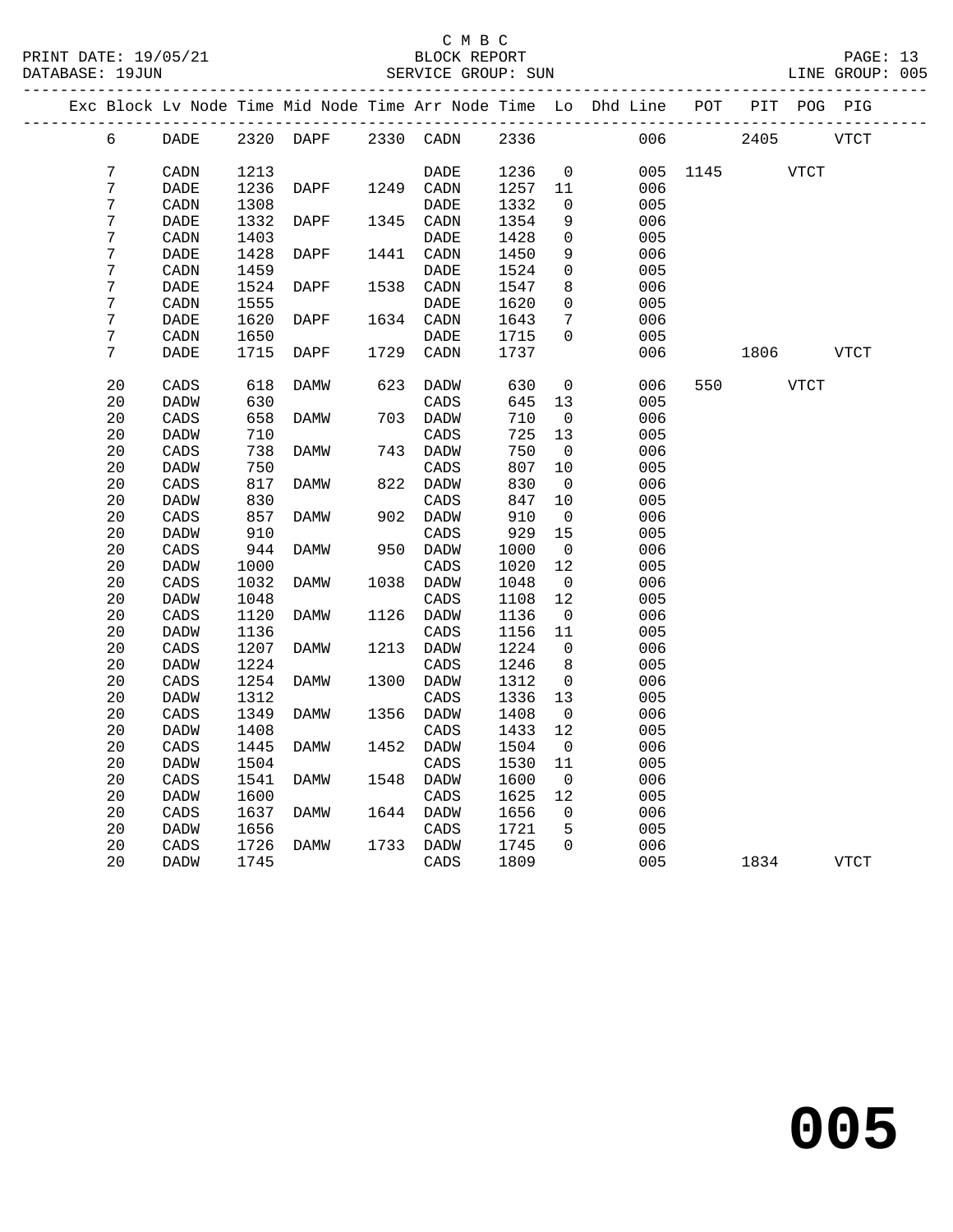C M B C
PRINT DATE: 19/05/21 BLOCK REPORT
DATABASE: 19JUN SERVICE GROUP: SUN LINE GROUP: 005

| Exc | Block | Lv | Node | Time | Mid Node | Time | Arr Node | Time | Lo | Dhd Line | POT | PIT | POG | PIG |
|---|---|---|---|---|---|---|---|---|---|---|---|---|---|---|
| | 6 | | DADE | 2320 | DAPF | 2330 | CADN | 2336 | | 006 | | 2405 | | VTCT |
| | 7 | | CADN | 1213 | | | DADE | 1236 | 0 | 005 | 1145 | | VTCT | |
| | 7 | | DADE | 1236 | DAPF | 1249 | CADN | 1257 | 11 | 006 | | | | |
| | 7 | | CADN | 1308 | | | DADE | 1332 | 0 | 005 | | | | |
| | 7 | | DADE | 1332 | DAPF | 1345 | CADN | 1354 | 9 | 006 | | | | |
| | 7 | | CADN | 1403 | | | DADE | 1428 | 0 | 005 | | | | |
| | 7 | | DADE | 1428 | DAPF | 1441 | CADN | 1450 | 9 | 006 | | | | |
| | 7 | | CADN | 1459 | | | DADE | 1524 | 0 | 005 | | | | |
| | 7 | | DADE | 1524 | DAPF | 1538 | CADN | 1547 | 8 | 006 | | | | |
| | 7 | | CADN | 1555 | | | DADE | 1620 | 0 | 005 | | | | |
| | 7 | | DADE | 1620 | DAPF | 1634 | CADN | 1643 | 7 | 006 | | | | |
| | 7 | | CADN | 1650 | | | DADE | 1715 | 0 | 005 | | | | |
| | 7 | | DADE | 1715 | DAPF | 1729 | CADN | 1737 | | 006 | | 1806 | | VTCT |
| | 20 | | CADS | 618 | DAMW | 623 | DADW | 630 | 0 | 006 | 550 | | VTCT | |
| | 20 | | DADW | 630 | | | CADS | 645 | 13 | 005 | | | | |
| | 20 | | CADS | 658 | DAMW | 703 | DADW | 710 | 0 | 006 | | | | |
| | 20 | | DADW | 710 | | | CADS | 725 | 13 | 005 | | | | |
| | 20 | | CADS | 738 | DAMW | 743 | DADW | 750 | 0 | 006 | | | | |
| | 20 | | DADW | 750 | | | CADS | 807 | 10 | 005 | | | | |
| | 20 | | CADS | 817 | DAMW | 822 | DADW | 830 | 0 | 006 | | | | |
| | 20 | | DADW | 830 | | | CADS | 847 | 10 | 005 | | | | |
| | 20 | | CADS | 857 | DAMW | 902 | DADW | 910 | 0 | 006 | | | | |
| | 20 | | DADW | 910 | | | CADS | 929 | 15 | 005 | | | | |
| | 20 | | CADS | 944 | DAMW | 950 | DADW | 1000 | 0 | 006 | | | | |
| | 20 | | DADW | 1000 | | | CADS | 1020 | 12 | 005 | | | | |
| | 20 | | CADS | 1032 | DAMW | 1038 | DADW | 1048 | 0 | 006 | | | | |
| | 20 | | DADW | 1048 | | | CADS | 1108 | 12 | 005 | | | | |
| | 20 | | CADS | 1120 | DAMW | 1126 | DADW | 1136 | 0 | 006 | | | | |
| | 20 | | DADW | 1136 | | | CADS | 1156 | 11 | 005 | | | | |
| | 20 | | CADS | 1207 | DAMW | 1213 | DADW | 1224 | 0 | 006 | | | | |
| | 20 | | DADW | 1224 | | | CADS | 1246 | 8 | 005 | | | | |
| | 20 | | CADS | 1254 | DAMW | 1300 | DADW | 1312 | 0 | 006 | | | | |
| | 20 | | DADW | 1312 | | | CADS | 1336 | 13 | 005 | | | | |
| | 20 | | CADS | 1349 | DAMW | 1356 | DADW | 1408 | 0 | 006 | | | | |
| | 20 | | DADW | 1408 | | | CADS | 1433 | 12 | 005 | | | | |
| | 20 | | CADS | 1445 | DAMW | 1452 | DADW | 1504 | 0 | 006 | | | | |
| | 20 | | DADW | 1504 | | | CADS | 1530 | 11 | 005 | | | | |
| | 20 | | CADS | 1541 | DAMW | 1548 | DADW | 1600 | 0 | 006 | | | | |
| | 20 | | DADW | 1600 | | | CADS | 1625 | 12 | 005 | | | | |
| | 20 | | CADS | 1637 | DAMW | 1644 | DADW | 1656 | 0 | 006 | | | | |
| | 20 | | DADW | 1656 | | | CADS | 1721 | 5 | 005 | | | | |
| | 20 | | CADS | 1726 | DAMW | 1733 | DADW | 1745 | 0 | 006 | | | | |
| | 20 | | DADW | 1745 | | | CADS | 1809 | | 005 | | 1834 | | VTCT |

# 005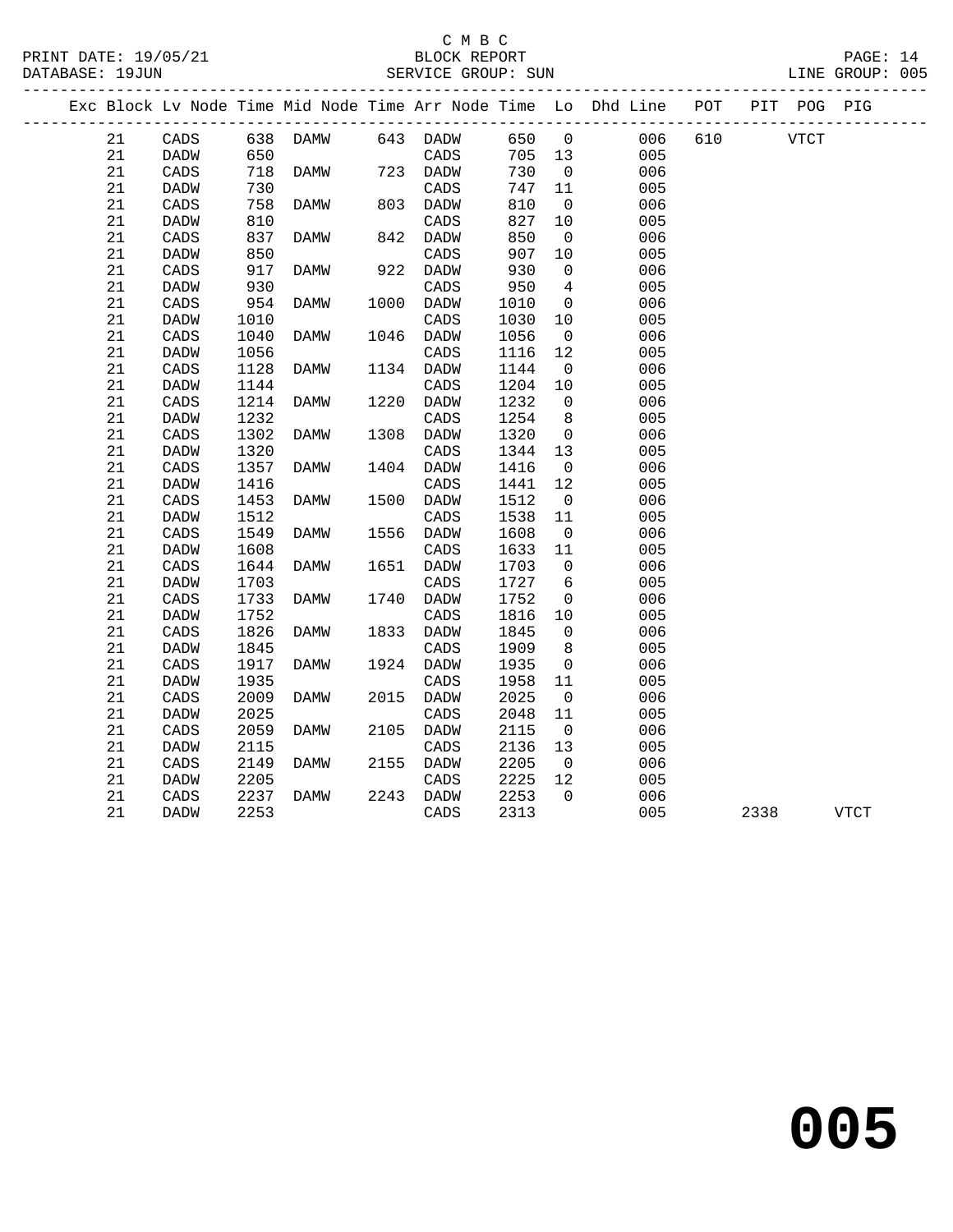C M B C

PRINT DATE: 19/05/21 BLOCK REPORT
DATABASE: 19JUN SERVICE GROUP: SUN LINE GROUP: 005

| Exc | Block | Lv | Node | Time | Mid Node | Time | Arr Node | Time | Lo | Dhd Line | POT | PIT | POG | PIG |
|---|---|---|---|---|---|---|---|---|---|---|---|---|---|---|
| | 21 | | CADS | 638 | DAMW | 643 | DADW | 650 | 0 | 006 | 610 | | VTCT | |
| | 21 | | DADW | 650 | | | CADS | 705 | 13 | 005 | | | | |
| | 21 | | CADS | 718 | DAMW | 723 | DADW | 730 | 0 | 006 | | | | |
| | 21 | | DADW | 730 | | | CADS | 747 | 11 | 005 | | | | |
| | 21 | | CADS | 758 | DAMW | 803 | DADW | 810 | 0 | 006 | | | | |
| | 21 | | DADW | 810 | | | CADS | 827 | 10 | 005 | | | | |
| | 21 | | CADS | 837 | DAMW | 842 | DADW | 850 | 0 | 006 | | | | |
| | 21 | | DADW | 850 | | | CADS | 907 | 10 | 005 | | | | |
| | 21 | | CADS | 917 | DAMW | 922 | DADW | 930 | 0 | 006 | | | | |
| | 21 | | DADW | 930 | | | CADS | 950 | 4 | 005 | | | | |
| | 21 | | CADS | 954 | DAMW | 1000 | DADW | 1010 | 0 | 006 | | | | |
| | 21 | | DADW | 1010 | | | CADS | 1030 | 10 | 005 | | | | |
| | 21 | | CADS | 1040 | DAMW | 1046 | DADW | 1056 | 0 | 006 | | | | |
| | 21 | | DADW | 1056 | | | CADS | 1116 | 12 | 005 | | | | |
| | 21 | | CADS | 1128 | DAMW | 1134 | DADW | 1144 | 0 | 006 | | | | |
| | 21 | | DADW | 1144 | | | CADS | 1204 | 10 | 005 | | | | |
| | 21 | | CADS | 1214 | DAMW | 1220 | DADW | 1232 | 0 | 006 | | | | |
| | 21 | | DADW | 1232 | | | CADS | 1254 | 8 | 005 | | | | |
| | 21 | | CADS | 1302 | DAMW | 1308 | DADW | 1320 | 0 | 006 | | | | |
| | 21 | | DADW | 1320 | | | CADS | 1344 | 13 | 005 | | | | |
| | 21 | | CADS | 1357 | DAMW | 1404 | DADW | 1416 | 0 | 006 | | | | |
| | 21 | | DADW | 1416 | | | CADS | 1441 | 12 | 005 | | | | |
| | 21 | | CADS | 1453 | DAMW | 1500 | DADW | 1512 | 0 | 006 | | | | |
| | 21 | | DADW | 1512 | | | CADS | 1538 | 11 | 005 | | | | |
| | 21 | | CADS | 1549 | DAMW | 1556 | DADW | 1608 | 0 | 006 | | | | |
| | 21 | | DADW | 1608 | | | CADS | 1633 | 11 | 005 | | | | |
| | 21 | | CADS | 1644 | DAMW | 1651 | DADW | 1703 | 0 | 006 | | | | |
| | 21 | | DADW | 1703 | | | CADS | 1727 | 6 | 005 | | | | |
| | 21 | | CADS | 1733 | DAMW | 1740 | DADW | 1752 | 0 | 006 | | | | |
| | 21 | | DADW | 1752 | | | CADS | 1816 | 10 | 005 | | | | |
| | 21 | | CADS | 1826 | DAMW | 1833 | DADW | 1845 | 0 | 006 | | | | |
| | 21 | | DADW | 1845 | | | CADS | 1909 | 8 | 005 | | | | |
| | 21 | | CADS | 1917 | DAMW | 1924 | DADW | 1935 | 0 | 006 | | | | |
| | 21 | | DADW | 1935 | | | CADS | 1958 | 11 | 005 | | | | |
| | 21 | | CADS | 2009 | DAMW | 2015 | DADW | 2025 | 0 | 006 | | | | |
| | 21 | | DADW | 2025 | | | CADS | 2048 | 11 | 005 | | | | |
| | 21 | | CADS | 2059 | DAMW | 2105 | DADW | 2115 | 0 | 006 | | | | |
| | 21 | | DADW | 2115 | | | CADS | 2136 | 13 | 005 | | | | |
| | 21 | | CADS | 2149 | DAMW | 2155 | DADW | 2205 | 0 | 006 | | | | |
| | 21 | | DADW | 2205 | | | CADS | 2225 | 12 | 005 | | | | |
| | 21 | | CADS | 2237 | DAMW | 2243 | DADW | 2253 | 0 | 006 | | | | |
| | 21 | | DADW | 2253 | | | CADS | 2313 | | 005 | | 2338 | | VTCT |

# 005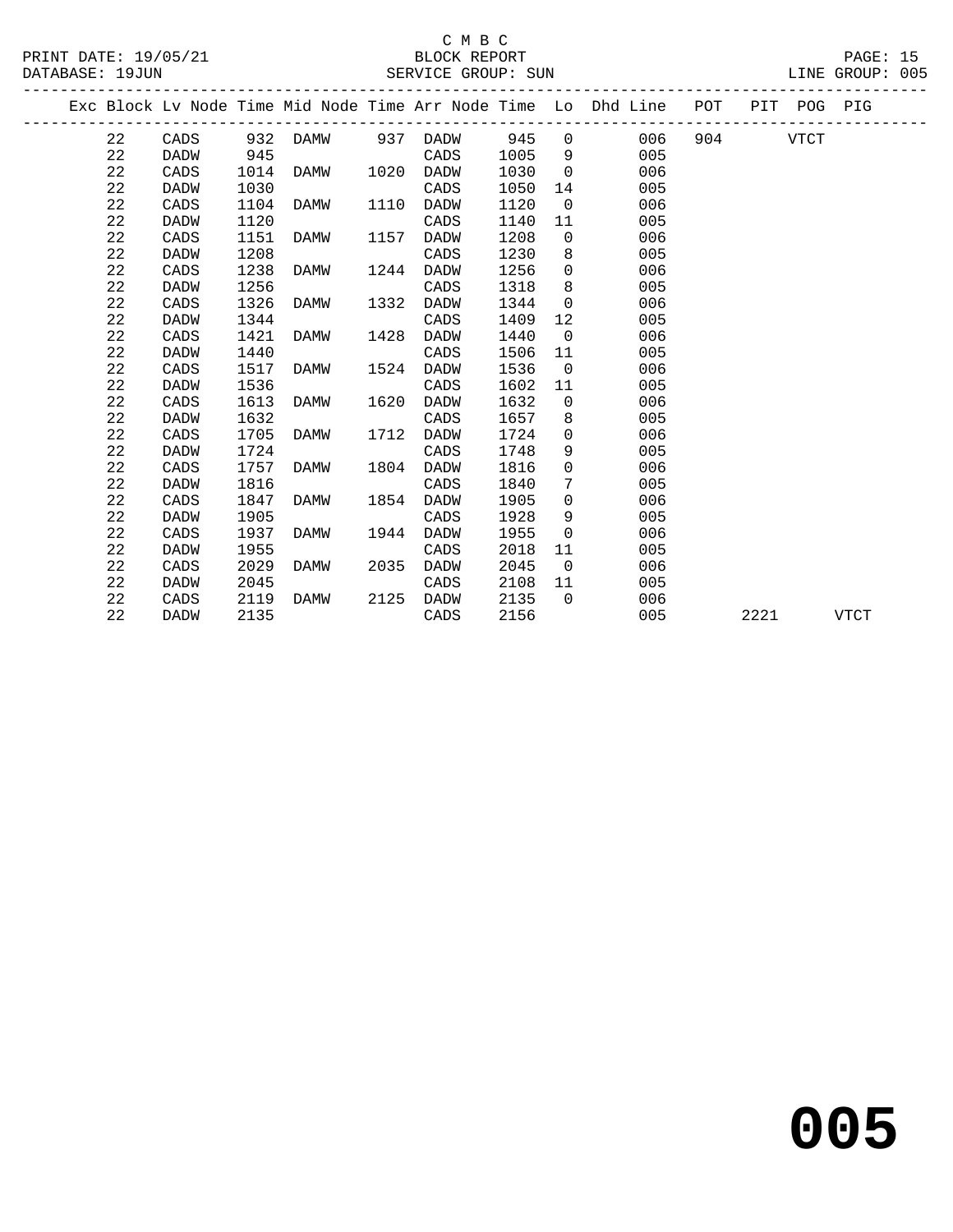C M B C

PRINT DATE: 19/05/21 BLOCK REPORT

DATABASE: 19JUN SERVICE GROUP: SUN LINE GROUP: 005

| Exc | Block | Lv Node | Time | Mid Node | Time | Arr Node | Time | Lo | Dhd Line | POT | PIT | POG | PIG |
|---|---|---|---|---|---|---|---|---|---|---|---|---|---|
| | 22 | CADS | 932 | DAMW | 937 | DADW | 945 | 0 | 006 | 904 | | VTCT | |
| | 22 | DADW | 945 | | | CADS | 1005 | 9 | 005 | | | | |
| | 22 | CADS | 1014 | DAMW | 1020 | DADW | 1030 | 0 | 006 | | | | |
| | 22 | DADW | 1030 | | | CADS | 1050 | 14 | 005 | | | | |
| | 22 | CADS | 1104 | DAMW | 1110 | DADW | 1120 | 0 | 006 | | | | |
| | 22 | DADW | 1120 | | | CADS | 1140 | 11 | 005 | | | | |
| | 22 | CADS | 1151 | DAMW | 1157 | DADW | 1208 | 0 | 006 | | | | |
| | 22 | DADW | 1208 | | | CADS | 1230 | 8 | 005 | | | | |
| | 22 | CADS | 1238 | DAMW | 1244 | DADW | 1256 | 0 | 006 | | | | |
| | 22 | DADW | 1256 | | | CADS | 1318 | 8 | 005 | | | | |
| | 22 | CADS | 1326 | DAMW | 1332 | DADW | 1344 | 0 | 006 | | | | |
| | 22 | DADW | 1344 | | | CADS | 1409 | 12 | 005 | | | | |
| | 22 | CADS | 1421 | DAMW | 1428 | DADW | 1440 | 0 | 006 | | | | |
| | 22 | DADW | 1440 | | | CADS | 1506 | 11 | 005 | | | | |
| | 22 | CADS | 1517 | DAMW | 1524 | DADW | 1536 | 0 | 006 | | | | |
| | 22 | DADW | 1536 | | | CADS | 1602 | 11 | 005 | | | | |
| | 22 | CADS | 1613 | DAMW | 1620 | DADW | 1632 | 0 | 006 | | | | |
| | 22 | DADW | 1632 | | | CADS | 1657 | 8 | 005 | | | | |
| | 22 | CADS | 1705 | DAMW | 1712 | DADW | 1724 | 0 | 006 | | | | |
| | 22 | DADW | 1724 | | | CADS | 1748 | 9 | 005 | | | | |
| | 22 | CADS | 1757 | DAMW | 1804 | DADW | 1816 | 0 | 006 | | | | |
| | 22 | DADW | 1816 | | | CADS | 1840 | 7 | 005 | | | | |
| | 22 | CADS | 1847 | DAMW | 1854 | DADW | 1905 | 0 | 006 | | | | |
| | 22 | DADW | 1905 | | | CADS | 1928 | 9 | 005 | | | | |
| | 22 | CADS | 1937 | DAMW | 1944 | DADW | 1955 | 0 | 006 | | | | |
| | 22 | DADW | 1955 | | | CADS | 2018 | 11 | 005 | | | | |
| | 22 | CADS | 2029 | DAMW | 2035 | DADW | 2045 | 0 | 006 | | | | |
| | 22 | DADW | 2045 | | | CADS | 2108 | 11 | 005 | | | | |
| | 22 | CADS | 2119 | DAMW | 2125 | DADW | 2135 | 0 | 006 | | | | |
| | 22 | DADW | 2135 | | | CADS | 2156 | | 005 | | 2221 | | VTCT |

# 005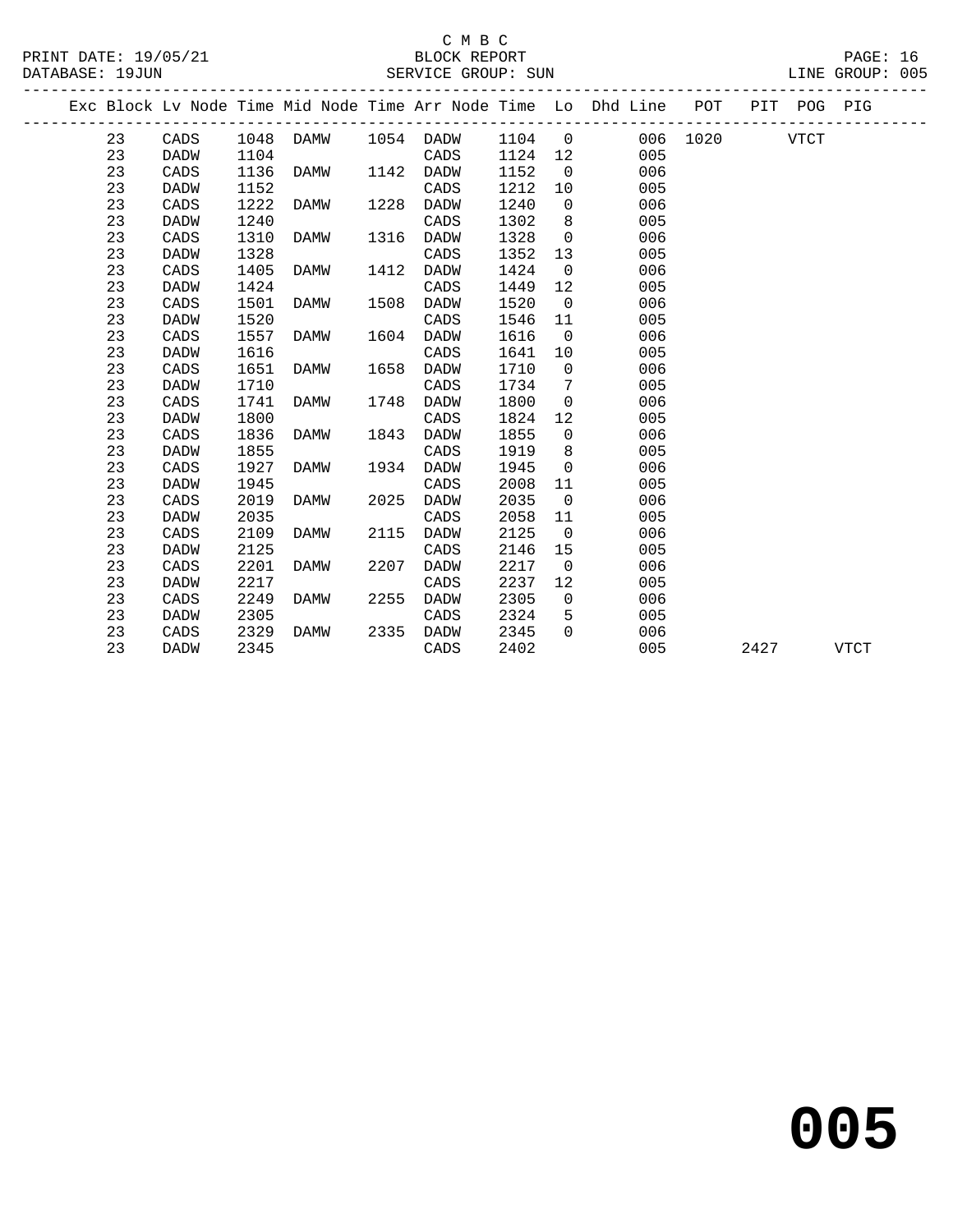C M B C

PRINT DATE: 19/05/21 BLOCK REPORT

DATABASE: 19JUN SERVICE GROUP: SUN LINE GROUP: 005

| Exc | Block | Lv Node | Time | Mid Node | Time | Arr Node | Time | Lo | Dhd Line | POT | PIT | POG | PIG |
|---|---|---|---|---|---|---|---|---|---|---|---|---|---|
| | 23 | CADS | 1048 | DAMW | 1054 | DADW | 1104 | 0 | 006 | 1020 | | VTCT | |
| | 23 | DADW | 1104 | | | CADS | 1124 | 12 | 005 | | | | |
| | 23 | CADS | 1136 | DAMW | 1142 | DADW | 1152 | 0 | 006 | | | | |
| | 23 | DADW | 1152 | | | CADS | 1212 | 10 | 005 | | | | |
| | 23 | CADS | 1222 | DAMW | 1228 | DADW | 1240 | 0 | 006 | | | | |
| | 23 | DADW | 1240 | | | CADS | 1302 | 8 | 005 | | | | |
| | 23 | CADS | 1310 | DAMW | 1316 | DADW | 1328 | 0 | 006 | | | | |
| | 23 | DADW | 1328 | | | CADS | 1352 | 13 | 005 | | | | |
| | 23 | CADS | 1405 | DAMW | 1412 | DADW | 1424 | 0 | 006 | | | | |
| | 23 | DADW | 1424 | | | CADS | 1449 | 12 | 005 | | | | |
| | 23 | CADS | 1501 | DAMW | 1508 | DADW | 1520 | 0 | 006 | | | | |
| | 23 | DADW | 1520 | | | CADS | 1546 | 11 | 005 | | | | |
| | 23 | CADS | 1557 | DAMW | 1604 | DADW | 1616 | 0 | 006 | | | | |
| | 23 | DADW | 1616 | | | CADS | 1641 | 10 | 005 | | | | |
| | 23 | CADS | 1651 | DAMW | 1658 | DADW | 1710 | 0 | 006 | | | | |
| | 23 | DADW | 1710 | | | CADS | 1734 | 7 | 005 | | | | |
| | 23 | CADS | 1741 | DAMW | 1748 | DADW | 1800 | 0 | 006 | | | | |
| | 23 | DADW | 1800 | | | CADS | 1824 | 12 | 005 | | | | |
| | 23 | CADS | 1836 | DAMW | 1843 | DADW | 1855 | 0 | 006 | | | | |
| | 23 | DADW | 1855 | | | CADS | 1919 | 8 | 005 | | | | |
| | 23 | CADS | 1927 | DAMW | 1934 | DADW | 1945 | 0 | 006 | | | | |
| | 23 | DADW | 1945 | | | CADS | 2008 | 11 | 005 | | | | |
| | 23 | CADS | 2019 | DAMW | 2025 | DADW | 2035 | 0 | 006 | | | | |
| | 23 | DADW | 2035 | | | CADS | 2058 | 11 | 005 | | | | |
| | 23 | CADS | 2109 | DAMW | 2115 | DADW | 2125 | 0 | 006 | | | | |
| | 23 | DADW | 2125 | | | CADS | 2146 | 15 | 005 | | | | |
| | 23 | CADS | 2201 | DAMW | 2207 | DADW | 2217 | 0 | 006 | | | | |
| | 23 | DADW | 2217 | | | CADS | 2237 | 12 | 005 | | | | |
| | 23 | CADS | 2249 | DAMW | 2255 | DADW | 2305 | 0 | 006 | | | | |
| | 23 | DADW | 2305 | | | CADS | 2324 | 5 | 005 | | | | |
| | 23 | CADS | 2329 | DAMW | 2335 | DADW | 2345 | 0 | 006 | | | | |
| | 23 | DADW | 2345 | | | CADS | 2402 | | 005 | | 2427 | | VTCT |

# 005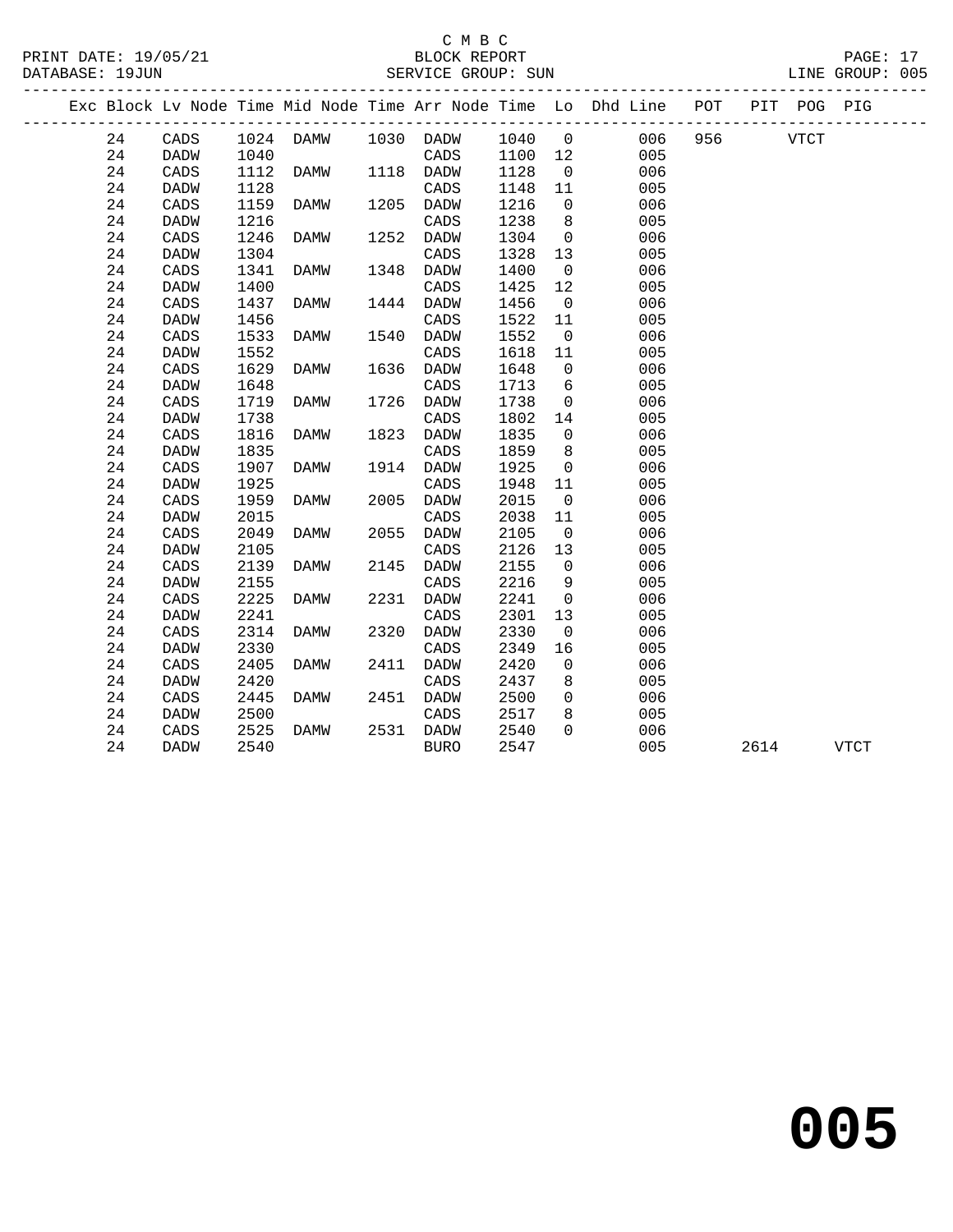C M B C

BLOCK REPORT

SERVICE GROUP: SUN

PRINT DATE: 19/05/21
DATABASE: 19JUN
LINE GROUP: 005

| Exc | Block | Lv | Node | Time | Mid Node | Time | Arr Node | Time | Lo | Dhd Line | POT | PIT | POG | PIG |
|---|---|---|---|---|---|---|---|---|---|---|---|---|---|---|
| | 24 | | CADS | 1024 | DAMW | 1030 | DADW | 1040 | 0 | 006 | 956 | | VTCT | |
| | 24 | | DADW | 1040 | | | CADS | 1100 | 12 | 005 | | | | |
| | 24 | | CADS | 1112 | DAMW | 1118 | DADW | 1128 | 0 | 006 | | | | |
| | 24 | | DADW | 1128 | | | CADS | 1148 | 11 | 005 | | | | |
| | 24 | | CADS | 1159 | DAMW | 1205 | DADW | 1216 | 0 | 006 | | | | |
| | 24 | | DADW | 1216 | | | CADS | 1238 | 8 | 005 | | | | |
| | 24 | | CADS | 1246 | DAMW | 1252 | DADW | 1304 | 0 | 006 | | | | |
| | 24 | | DADW | 1304 | | | CADS | 1328 | 13 | 005 | | | | |
| | 24 | | CADS | 1341 | DAMW | 1348 | DADW | 1400 | 0 | 006 | | | | |
| | 24 | | DADW | 1400 | | | CADS | 1425 | 12 | 005 | | | | |
| | 24 | | CADS | 1437 | DAMW | 1444 | DADW | 1456 | 0 | 006 | | | | |
| | 24 | | DADW | 1456 | | | CADS | 1522 | 11 | 005 | | | | |
| | 24 | | CADS | 1533 | DAMW | 1540 | DADW | 1552 | 0 | 006 | | | | |
| | 24 | | DADW | 1552 | | | CADS | 1618 | 11 | 005 | | | | |
| | 24 | | CADS | 1629 | DAMW | 1636 | DADW | 1648 | 0 | 006 | | | | |
| | 24 | | DADW | 1648 | | | CADS | 1713 | 6 | 005 | | | | |
| | 24 | | CADS | 1719 | DAMW | 1726 | DADW | 1738 | 0 | 006 | | | | |
| | 24 | | DADW | 1738 | | | CADS | 1802 | 14 | 005 | | | | |
| | 24 | | CADS | 1816 | DAMW | 1823 | DADW | 1835 | 0 | 006 | | | | |
| | 24 | | DADW | 1835 | | | CADS | 1859 | 8 | 005 | | | | |
| | 24 | | CADS | 1907 | DAMW | 1914 | DADW | 1925 | 0 | 006 | | | | |
| | 24 | | DADW | 1925 | | | CADS | 1948 | 11 | 005 | | | | |
| | 24 | | CADS | 1959 | DAMW | 2005 | DADW | 2015 | 0 | 006 | | | | |
| | 24 | | DADW | 2015 | | | CADS | 2038 | 11 | 005 | | | | |
| | 24 | | CADS | 2049 | DAMW | 2055 | DADW | 2105 | 0 | 006 | | | | |
| | 24 | | DADW | 2105 | | | CADS | 2126 | 13 | 005 | | | | |
| | 24 | | CADS | 2139 | DAMW | 2145 | DADW | 2155 | 0 | 006 | | | | |
| | 24 | | DADW | 2155 | | | CADS | 2216 | 9 | 005 | | | | |
| | 24 | | CADS | 2225 | DAMW | 2231 | DADW | 2241 | 0 | 006 | | | | |
| | 24 | | DADW | 2241 | | | CADS | 2301 | 13 | 005 | | | | |
| | 24 | | CADS | 2314 | DAMW | 2320 | DADW | 2330 | 0 | 006 | | | | |
| | 24 | | DADW | 2330 | | | CADS | 2349 | 16 | 005 | | | | |
| | 24 | | CADS | 2405 | DAMW | 2411 | DADW | 2420 | 0 | 006 | | | | |
| | 24 | | DADW | 2420 | | | CADS | 2437 | 8 | 005 | | | | |
| | 24 | | CADS | 2445 | DAMW | 2451 | DADW | 2500 | 0 | 006 | | | | |
| | 24 | | DADW | 2500 | | | CADS | 2517 | 8 | 005 | | | | |
| | 24 | | CADS | 2525 | DAMW | 2531 | DADW | 2540 | 0 | 006 | | | | |
| | 24 | | DADW | 2540 | | | BURO | 2547 | | 005 | | 2614 | | VTCT |

005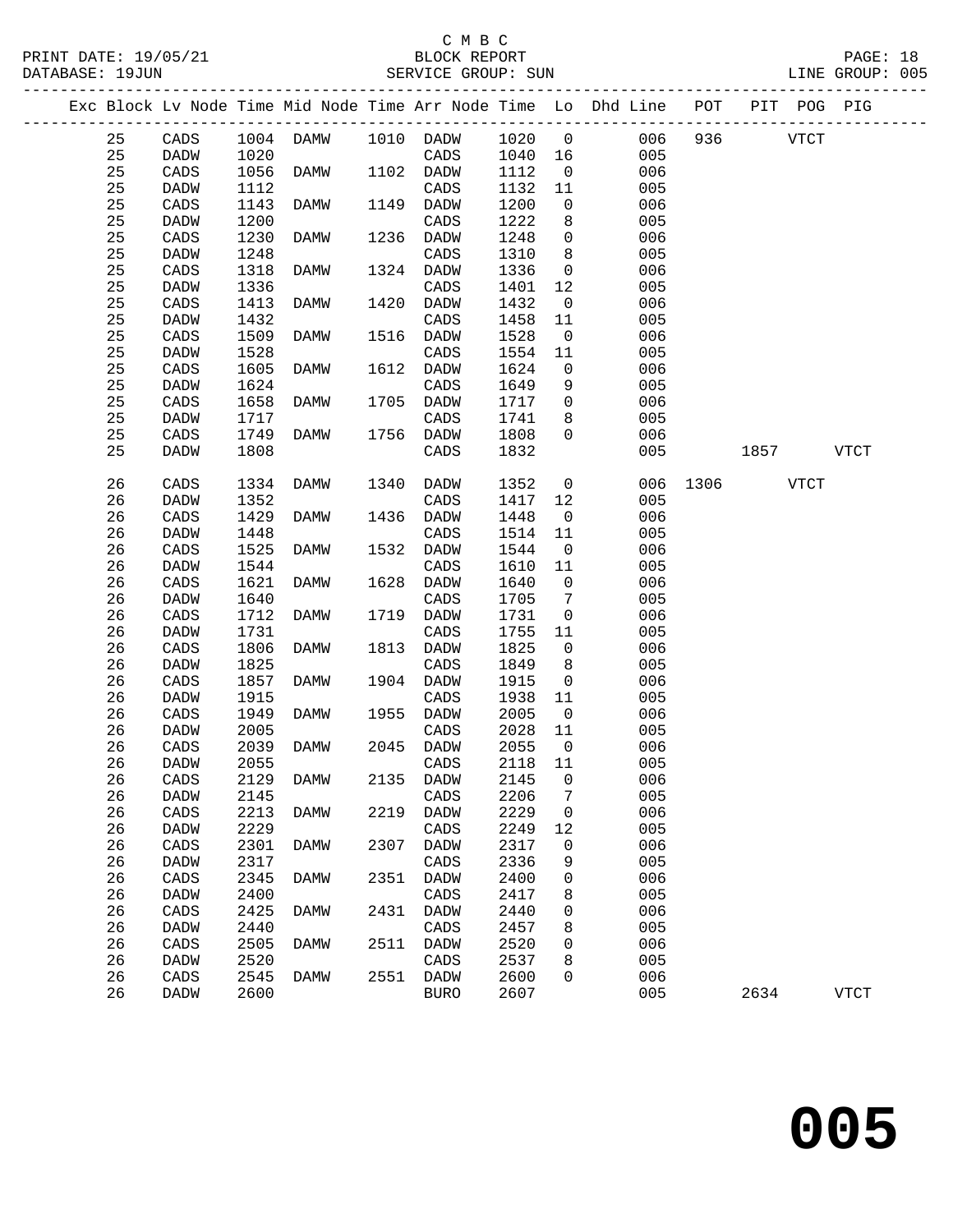C M B C

PRINT DATE: 19/05/21 BLOCK REPORT

DATABASE: 19JUN SERVICE GROUP: SUN LINE GROUP: 005

| Exc | Block | Lv | Node | Time | Mid Node | Time | Arr Node | Time | Lo | Dhd Line | POT | PIT | POG | PIG |
|---|---|---|---|---|---|---|---|---|---|---|---|---|---|---|
| | 25 | | CADS | 1004 | DAMW | 1010 | DADW | 1020 | 0 | 006 | 936 | | VTCT | |
| | 25 | | DADW | 1020 | | | CADS | 1040 | 16 | 005 | | | | |
| | 25 | | CADS | 1056 | DAMW | 1102 | DADW | 1112 | 0 | 006 | | | | |
| | 25 | | DADW | 1112 | | | CADS | 1132 | 11 | 005 | | | | |
| | 25 | | CADS | 1143 | DAMW | 1149 | DADW | 1200 | 0 | 006 | | | | |
| | 25 | | DADW | 1200 | | | CADS | 1222 | 8 | 005 | | | | |
| | 25 | | CADS | 1230 | DAMW | 1236 | DADW | 1248 | 0 | 006 | | | | |
| | 25 | | DADW | 1248 | | | CADS | 1310 | 8 | 005 | | | | |
| | 25 | | CADS | 1318 | DAMW | 1324 | DADW | 1336 | 0 | 006 | | | | |
| | 25 | | DADW | 1336 | | | CADS | 1401 | 12 | 005 | | | | |
| | 25 | | CADS | 1413 | DAMW | 1420 | DADW | 1432 | 0 | 006 | | | | |
| | 25 | | DADW | 1432 | | | CADS | 1458 | 11 | 005 | | | | |
| | 25 | | CADS | 1509 | DAMW | 1516 | DADW | 1528 | 0 | 006 | | | | |
| | 25 | | DADW | 1528 | | | CADS | 1554 | 11 | 005 | | | | |
| | 25 | | CADS | 1605 | DAMW | 1612 | DADW | 1624 | 0 | 006 | | | | |
| | 25 | | DADW | 1624 | | | CADS | 1649 | 9 | 005 | | | | |
| | 25 | | CADS | 1658 | DAMW | 1705 | DADW | 1717 | 0 | 006 | | | | |
| | 25 | | DADW | 1717 | | | CADS | 1741 | 8 | 005 | | | | |
| | 25 | | CADS | 1749 | DAMW | 1756 | DADW | 1808 | 0 | 006 | | | | |
| | 25 | | DADW | 1808 | | | CADS | 1832 | | 005 | | 1857 | | VTCT |
| | 26 | | CADS | 1334 | DAMW | 1340 | DADW | 1352 | 0 | 006 | 1306 | | VTCT | |
| | 26 | | DADW | 1352 | | | CADS | 1417 | 12 | 005 | | | | |
| | 26 | | CADS | 1429 | DAMW | 1436 | DADW | 1448 | 0 | 006 | | | | |
| | 26 | | DADW | 1448 | | | CADS | 1514 | 11 | 005 | | | | |
| | 26 | | CADS | 1525 | DAMW | 1532 | DADW | 1544 | 0 | 006 | | | | |
| | 26 | | DADW | 1544 | | | CADS | 1610 | 11 | 005 | | | | |
| | 26 | | CADS | 1621 | DAMW | 1628 | DADW | 1640 | 0 | 006 | | | | |
| | 26 | | DADW | 1640 | | | CADS | 1705 | 7 | 005 | | | | |
| | 26 | | CADS | 1712 | DAMW | 1719 | DADW | 1731 | 0 | 006 | | | | |
| | 26 | | DADW | 1731 | | | CADS | 1755 | 11 | 005 | | | | |
| | 26 | | CADS | 1806 | DAMW | 1813 | DADW | 1825 | 0 | 006 | | | | |
| | 26 | | DADW | 1825 | | | CADS | 1849 | 8 | 005 | | | | |
| | 26 | | CADS | 1857 | DAMW | 1904 | DADW | 1915 | 0 | 006 | | | | |
| | 26 | | DADW | 1915 | | | CADS | 1938 | 11 | 005 | | | | |
| | 26 | | CADS | 1949 | DAMW | 1955 | DADW | 2005 | 0 | 006 | | | | |
| | 26 | | DADW | 2005 | | | CADS | 2028 | 11 | 005 | | | | |
| | 26 | | CADS | 2039 | DAMW | 2045 | DADW | 2055 | 0 | 006 | | | | |
| | 26 | | DADW | 2055 | | | CADS | 2118 | 11 | 005 | | | | |
| | 26 | | CADS | 2129 | DAMW | 2135 | DADW | 2145 | 0 | 006 | | | | |
| | 26 | | DADW | 2145 | | | CADS | 2206 | 7 | 005 | | | | |
| | 26 | | CADS | 2213 | DAMW | 2219 | DADW | 2229 | 0 | 006 | | | | |
| | 26 | | DADW | 2229 | | | CADS | 2249 | 12 | 005 | | | | |
| | 26 | | CADS | 2301 | DAMW | 2307 | DADW | 2317 | 0 | 006 | | | | |
| | 26 | | DADW | 2317 | | | CADS | 2336 | 9 | 005 | | | | |
| | 26 | | CADS | 2345 | DAMW | 2351 | DADW | 2400 | 0 | 006 | | | | |
| | 26 | | DADW | 2400 | | | CADS | 2417 | 8 | 005 | | | | |
| | 26 | | CADS | 2425 | DAMW | 2431 | DADW | 2440 | 0 | 006 | | | | |
| | 26 | | DADW | 2440 | | | CADS | 2457 | 8 | 005 | | | | |
| | 26 | | CADS | 2505 | DAMW | 2511 | DADW | 2520 | 0 | 006 | | | | |
| | 26 | | DADW | 2520 | | | CADS | 2537 | 8 | 005 | | | | |
| | 26 | | CADS | 2545 | DAMW | 2551 | DADW | 2600 | 0 | 006 | | | | |
| | 26 | | DADW | 2600 | | | BURO | 2607 | | 005 | | 2634 | | VTCT |

# 005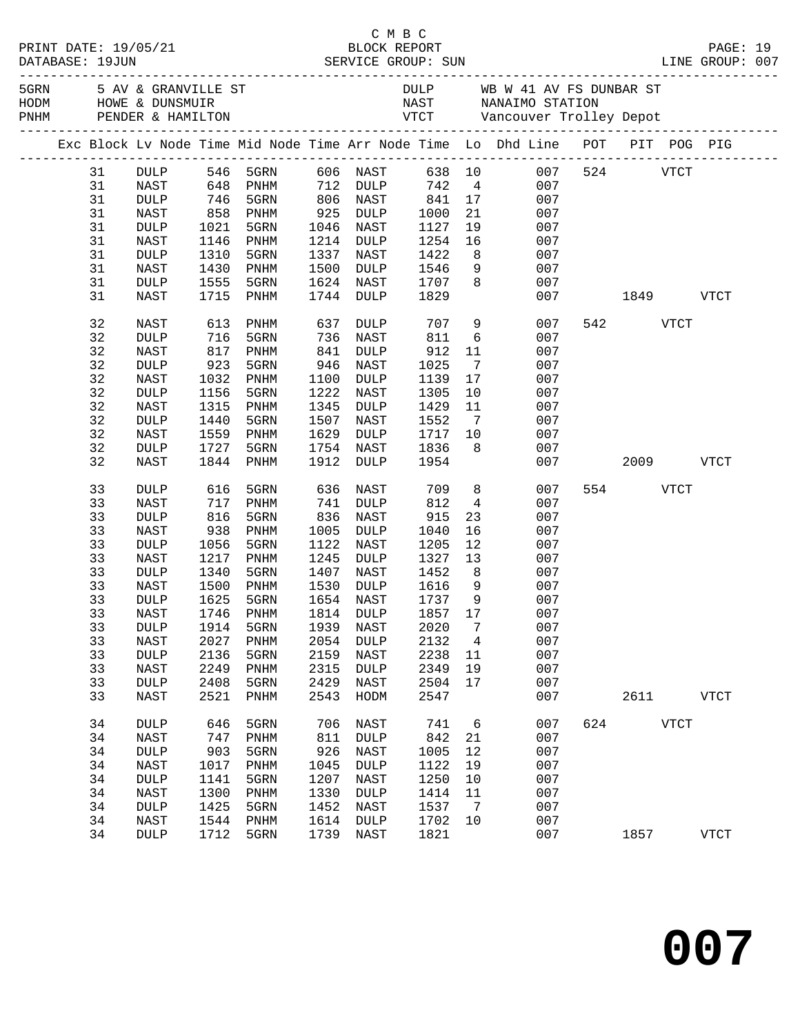C M B C
PRINT DATE: 19/05/21 BLOCK REPORT
DATABASE: 19JUN SERVICE GROUP: SUN LINE GROUP: 007

| | | | |
|---|---|---|---|
| 5GRN | 5 AV & GRANVILLE ST | DULP | WB W 41 AV FS DUNBAR ST |
| HODM | HOWE & DUNSMUIR | NAST | NANAIMO STATION |
| PNHM | PENDER & HAMILTON | VTCT | Vancouver Trolley Depot |

| Exc | Block | Lv Node | Time | Mid Node | Time | Arr Node | Time | Lo | Dhd Line | POT | PIT | POG | PIG |
|---|---|---|---|---|---|---|---|---|---|---|---|---|---|
| | 31 | DULP | 546 | 5GRN | 606 | NAST | 638 | 10 | 007 | 524 | | VTCT | |
| | 31 | NAST | 648 | PNHM | 712 | DULP | 742 | 4 | 007 | | | | |
| | 31 | DULP | 746 | 5GRN | 806 | NAST | 841 | 17 | 007 | | | | |
| | 31 | NAST | 858 | PNHM | 925 | DULP | 1000 | 21 | 007 | | | | |
| | 31 | DULP | 1021 | 5GRN | 1046 | NAST | 1127 | 19 | 007 | | | | |
| | 31 | NAST | 1146 | PNHM | 1214 | DULP | 1254 | 16 | 007 | | | | |
| | 31 | DULP | 1310 | 5GRN | 1337 | NAST | 1422 | 8 | 007 | | | | |
| | 31 | NAST | 1430 | PNHM | 1500 | DULP | 1546 | 9 | 007 | | | | |
| | 31 | DULP | 1555 | 5GRN | 1624 | NAST | 1707 | 8 | 007 | | | | |
| | 31 | NAST | 1715 | PNHM | 1744 | DULP | 1829 | | 007 | | 1849 | | VTCT |
| | 32 | NAST | 613 | PNHM | 637 | DULP | 707 | 9 | 007 | 542 | | VTCT | |
| | 32 | DULP | 716 | 5GRN | 736 | NAST | 811 | 6 | 007 | | | | |
| | 32 | NAST | 817 | PNHM | 841 | DULP | 912 | 11 | 007 | | | | |
| | 32 | DULP | 923 | 5GRN | 946 | NAST | 1025 | 7 | 007 | | | | |
| | 32 | NAST | 1032 | PNHM | 1100 | DULP | 1139 | 17 | 007 | | | | |
| | 32 | DULP | 1156 | 5GRN | 1222 | NAST | 1305 | 10 | 007 | | | | |
| | 32 | NAST | 1315 | PNHM | 1345 | DULP | 1429 | 11 | 007 | | | | |
| | 32 | DULP | 1440 | 5GRN | 1507 | NAST | 1552 | 7 | 007 | | | | |
| | 32 | NAST | 1559 | PNHM | 1629 | DULP | 1717 | 10 | 007 | | | | |
| | 32 | DULP | 1727 | 5GRN | 1754 | NAST | 1836 | 8 | 007 | | | | |
| | 32 | NAST | 1844 | PNHM | 1912 | DULP | 1954 | | 007 | | 2009 | | VTCT |
| | 33 | DULP | 616 | 5GRN | 636 | NAST | 709 | 8 | 007 | 554 | | VTCT | |
| | 33 | NAST | 717 | PNHM | 741 | DULP | 812 | 4 | 007 | | | | |
| | 33 | DULP | 816 | 5GRN | 836 | NAST | 915 | 23 | 007 | | | | |
| | 33 | NAST | 938 | PNHM | 1005 | DULP | 1040 | 16 | 007 | | | | |
| | 33 | DULP | 1056 | 5GRN | 1122 | NAST | 1205 | 12 | 007 | | | | |
| | 33 | NAST | 1217 | PNHM | 1245 | DULP | 1327 | 13 | 007 | | | | |
| | 33 | DULP | 1340 | 5GRN | 1407 | NAST | 1452 | 8 | 007 | | | | |
| | 33 | NAST | 1500 | PNHM | 1530 | DULP | 1616 | 9 | 007 | | | | |
| | 33 | DULP | 1625 | 5GRN | 1654 | NAST | 1737 | 9 | 007 | | | | |
| | 33 | NAST | 1746 | PNHM | 1814 | DULP | 1857 | 17 | 007 | | | | |
| | 33 | DULP | 1914 | 5GRN | 1939 | NAST | 2020 | 7 | 007 | | | | |
| | 33 | NAST | 2027 | PNHM | 2054 | DULP | 2132 | 4 | 007 | | | | |
| | 33 | DULP | 2136 | 5GRN | 2159 | NAST | 2238 | 11 | 007 | | | | |
| | 33 | NAST | 2249 | PNHM | 2315 | DULP | 2349 | 19 | 007 | | | | |
| | 33 | DULP | 2408 | 5GRN | 2429 | NAST | 2504 | 17 | 007 | | | | |
| | 33 | NAST | 2521 | PNHM | 2543 | HODM | 2547 | | 007 | | 2611 | | VTCT |
| | 34 | DULP | 646 | 5GRN | 706 | NAST | 741 | 6 | 007 | 624 | | VTCT | |
| | 34 | NAST | 747 | PNHM | 811 | DULP | 842 | 21 | 007 | | | | |
| | 34 | DULP | 903 | 5GRN | 926 | NAST | 1005 | 12 | 007 | | | | |
| | 34 | NAST | 1017 | PNHM | 1045 | DULP | 1122 | 19 | 007 | | | | |
| | 34 | DULP | 1141 | 5GRN | 1207 | NAST | 1250 | 10 | 007 | | | | |
| | 34 | NAST | 1300 | PNHM | 1330 | DULP | 1414 | 11 | 007 | | | | |
| | 34 | DULP | 1425 | 5GRN | 1452 | NAST | 1537 | 7 | 007 | | | | |
| | 34 | NAST | 1544 | PNHM | 1614 | DULP | 1702 | 10 | 007 | | | | |
| | 34 | DULP | 1712 | 5GRN | 1739 | NAST | 1821 | | 007 | | 1857 | | VTCT |

# 007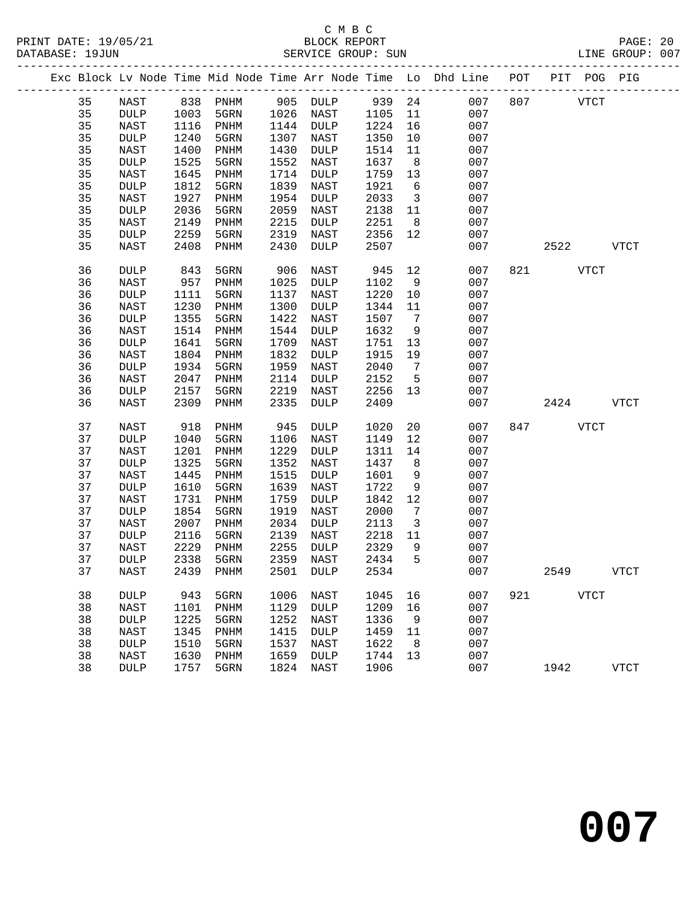C M B C
PRINT DATE: 19/05/21 BLOCK REPORT
DATABASE: 19JUN SERVICE GROUP: SUN LINE GROUP: 007

| Exc | Block | Lv | Node | Time | Mid Node | Time | Arr Node | Time | Lo | Dhd Line | POT | PIT | POG | PIG |
|---|---|---|---|---|---|---|---|---|---|---|---|---|---|---|
| | 35 | | NAST | 838 | PNHM | 905 | DULP | 939 | 24 | 007 | 807 | | VTCT | |
| | 35 | | DULP | 1003 | 5GRN | 1026 | NAST | 1105 | 11 | 007 | | | | |
| | 35 | | NAST | 1116 | PNHM | 1144 | DULP | 1224 | 16 | 007 | | | | |
| | 35 | | DULP | 1240 | 5GRN | 1307 | NAST | 1350 | 10 | 007 | | | | |
| | 35 | | NAST | 1400 | PNHM | 1430 | DULP | 1514 | 11 | 007 | | | | |
| | 35 | | DULP | 1525 | 5GRN | 1552 | NAST | 1637 | 8 | 007 | | | | |
| | 35 | | NAST | 1645 | PNHM | 1714 | DULP | 1759 | 13 | 007 | | | | |
| | 35 | | DULP | 1812 | 5GRN | 1839 | NAST | 1921 | 6 | 007 | | | | |
| | 35 | | NAST | 1927 | PNHM | 1954 | DULP | 2033 | 3 | 007 | | | | |
| | 35 | | DULP | 2036 | 5GRN | 2059 | NAST | 2138 | 11 | 007 | | | | |
| | 35 | | NAST | 2149 | PNHM | 2215 | DULP | 2251 | 8 | 007 | | | | |
| | 35 | | DULP | 2259 | 5GRN | 2319 | NAST | 2356 | 12 | 007 | | | | |
| | 35 | | NAST | 2408 | PNHM | 2430 | DULP | 2507 | | 007 | | 2522 | | VTCT |
| | 36 | | DULP | 843 | 5GRN | 906 | NAST | 945 | 12 | 007 | 821 | | VTCT | |
| | 36 | | NAST | 957 | PNHM | 1025 | DULP | 1102 | 9 | 007 | | | | |
| | 36 | | DULP | 1111 | 5GRN | 1137 | NAST | 1220 | 10 | 007 | | | | |
| | 36 | | NAST | 1230 | PNHM | 1300 | DULP | 1344 | 11 | 007 | | | | |
| | 36 | | DULP | 1355 | 5GRN | 1422 | NAST | 1507 | 7 | 007 | | | | |
| | 36 | | NAST | 1514 | PNHM | 1544 | DULP | 1632 | 9 | 007 | | | | |
| | 36 | | DULP | 1641 | 5GRN | 1709 | NAST | 1751 | 13 | 007 | | | | |
| | 36 | | NAST | 1804 | PNHM | 1832 | DULP | 1915 | 19 | 007 | | | | |
| | 36 | | DULP | 1934 | 5GRN | 1959 | NAST | 2040 | 7 | 007 | | | | |
| | 36 | | NAST | 2047 | PNHM | 2114 | DULP | 2152 | 5 | 007 | | | | |
| | 36 | | DULP | 2157 | 5GRN | 2219 | NAST | 2256 | 13 | 007 | | | | |
| | 36 | | NAST | 2309 | PNHM | 2335 | DULP | 2409 | | 007 | | 2424 | | VTCT |
| | 37 | | NAST | 918 | PNHM | 945 | DULP | 1020 | 20 | 007 | 847 | | VTCT | |
| | 37 | | DULP | 1040 | 5GRN | 1106 | NAST | 1149 | 12 | 007 | | | | |
| | 37 | | NAST | 1201 | PNHM | 1229 | DULP | 1311 | 14 | 007 | | | | |
| | 37 | | DULP | 1325 | 5GRN | 1352 | NAST | 1437 | 8 | 007 | | | | |
| | 37 | | NAST | 1445 | PNHM | 1515 | DULP | 1601 | 9 | 007 | | | | |
| | 37 | | DULP | 1610 | 5GRN | 1639 | NAST | 1722 | 9 | 007 | | | | |
| | 37 | | NAST | 1731 | PNHM | 1759 | DULP | 1842 | 12 | 007 | | | | |
| | 37 | | DULP | 1854 | 5GRN | 1919 | NAST | 2000 | 7 | 007 | | | | |
| | 37 | | NAST | 2007 | PNHM | 2034 | DULP | 2113 | 3 | 007 | | | | |
| | 37 | | DULP | 2116 | 5GRN | 2139 | NAST | 2218 | 11 | 007 | | | | |
| | 37 | | NAST | 2229 | PNHM | 2255 | DULP | 2329 | 9 | 007 | | | | |
| | 37 | | DULP | 2338 | 5GRN | 2359 | NAST | 2434 | 5 | 007 | | | | |
| | 37 | | NAST | 2439 | PNHM | 2501 | DULP | 2534 | | 007 | | 2549 | | VTCT |
| | 38 | | DULP | 943 | 5GRN | 1006 | NAST | 1045 | 16 | 007 | 921 | | VTCT | |
| | 38 | | NAST | 1101 | PNHM | 1129 | DULP | 1209 | 16 | 007 | | | | |
| | 38 | | DULP | 1225 | 5GRN | 1252 | NAST | 1336 | 9 | 007 | | | | |
| | 38 | | NAST | 1345 | PNHM | 1415 | DULP | 1459 | 11 | 007 | | | | |
| | 38 | | DULP | 1510 | 5GRN | 1537 | NAST | 1622 | 8 | 007 | | | | |
| | 38 | | NAST | 1630 | PNHM | 1659 | DULP | 1744 | 13 | 007 | | | | |
| | 38 | | DULP | 1757 | 5GRN | 1824 | NAST | 1906 | | 007 | | 1942 | | VTCT |

**007**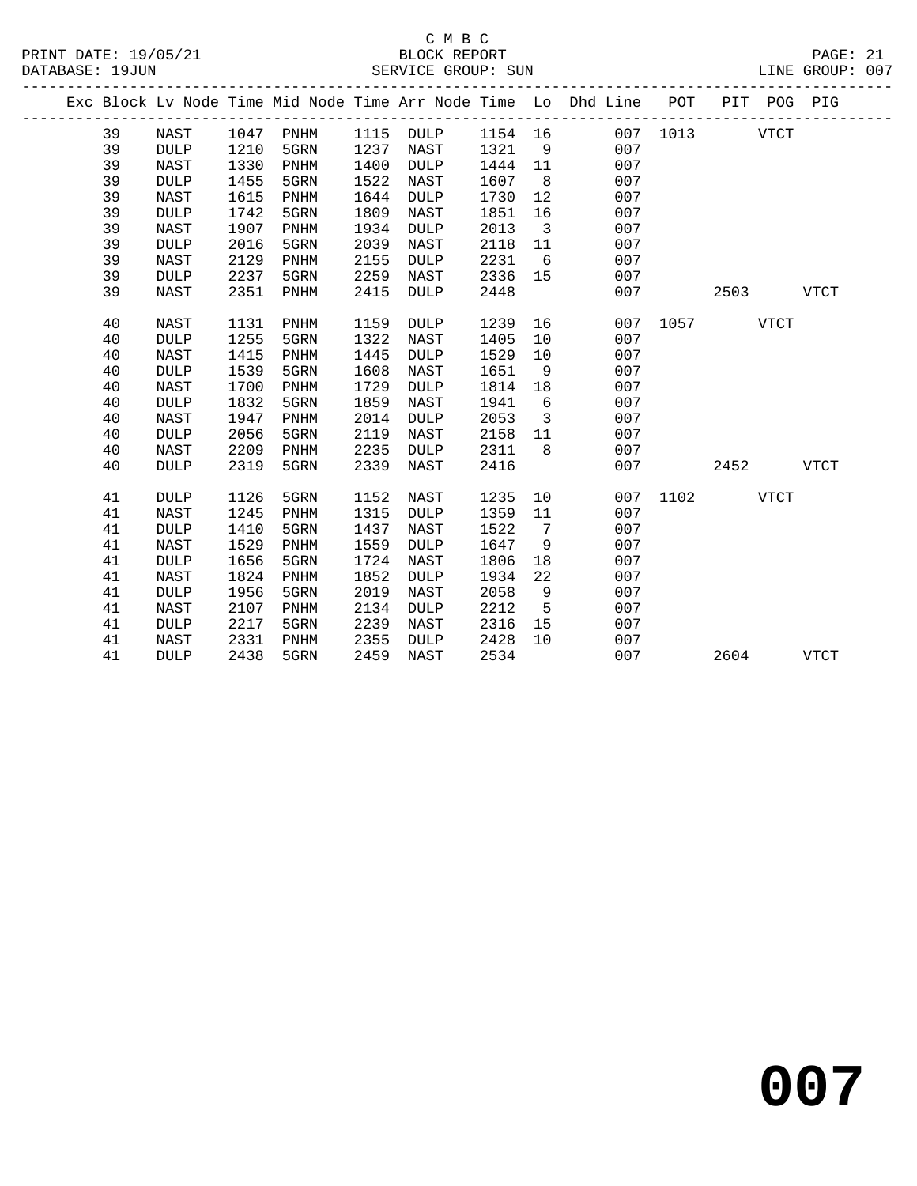C M B C

BLOCK REPORT

PRINT DATE: 19/05/21
DATABASE: 19JUN

SERVICE GROUP: SUN

LINE GROUP: 007

| Exc | Block | Lv | Node | Time | Mid Node | Time | Arr Node | Time | Lo | Dhd Line | POT | PIT | POG | PIG |
|---|---|---|---|---|---|---|---|---|---|---|---|---|---|---|
| | 39 | | NAST | 1047 | PNHM | 1115 | DULP | 1154 | 16 | 007 | 1013 | | VTCT | |
| | 39 | | DULP | 1210 | 5GRN | 1237 | NAST | 1321 | 9 | 007 | | | | |
| | 39 | | NAST | 1330 | PNHM | 1400 | DULP | 1444 | 11 | 007 | | | | |
| | 39 | | DULP | 1455 | 5GRN | 1522 | NAST | 1607 | 8 | 007 | | | | |
| | 39 | | NAST | 1615 | PNHM | 1644 | DULP | 1730 | 12 | 007 | | | | |
| | 39 | | DULP | 1742 | 5GRN | 1809 | NAST | 1851 | 16 | 007 | | | | |
| | 39 | | NAST | 1907 | PNHM | 1934 | DULP | 2013 | 3 | 007 | | | | |
| | 39 | | DULP | 2016 | 5GRN | 2039 | NAST | 2118 | 11 | 007 | | | | |
| | 39 | | NAST | 2129 | PNHM | 2155 | DULP | 2231 | 6 | 007 | | | | |
| | 39 | | DULP | 2237 | 5GRN | 2259 | NAST | 2336 | 15 | 007 | | | | |
| | 39 | | NAST | 2351 | PNHM | 2415 | DULP | 2448 | | 007 | | 2503 | | VTCT |
| | 40 | | NAST | 1131 | PNHM | 1159 | DULP | 1239 | 16 | 007 | 1057 | | VTCT | |
| | 40 | | DULP | 1255 | 5GRN | 1322 | NAST | 1405 | 10 | 007 | | | | |
| | 40 | | NAST | 1415 | PNHM | 1445 | DULP | 1529 | 10 | 007 | | | | |
| | 40 | | DULP | 1539 | 5GRN | 1608 | NAST | 1651 | 9 | 007 | | | | |
| | 40 | | NAST | 1700 | PNHM | 1729 | DULP | 1814 | 18 | 007 | | | | |
| | 40 | | DULP | 1832 | 5GRN | 1859 | NAST | 1941 | 6 | 007 | | | | |
| | 40 | | NAST | 1947 | PNHM | 2014 | DULP | 2053 | 3 | 007 | | | | |
| | 40 | | DULP | 2056 | 5GRN | 2119 | NAST | 2158 | 11 | 007 | | | | |
| | 40 | | NAST | 2209 | PNHM | 2235 | DULP | 2311 | 8 | 007 | | | | |
| | 40 | | DULP | 2319 | 5GRN | 2339 | NAST | 2416 | | 007 | | 2452 | | VTCT |
| | 41 | | DULP | 1126 | 5GRN | 1152 | NAST | 1235 | 10 | 007 | 1102 | | VTCT | |
| | 41 | | NAST | 1245 | PNHM | 1315 | DULP | 1359 | 11 | 007 | | | | |
| | 41 | | DULP | 1410 | 5GRN | 1437 | NAST | 1522 | 7 | 007 | | | | |
| | 41 | | NAST | 1529 | PNHM | 1559 | DULP | 1647 | 9 | 007 | | | | |
| | 41 | | DULP | 1656 | 5GRN | 1724 | NAST | 1806 | 18 | 007 | | | | |
| | 41 | | NAST | 1824 | PNHM | 1852 | DULP | 1934 | 22 | 007 | | | | |
| | 41 | | DULP | 1956 | 5GRN | 2019 | NAST | 2058 | 9 | 007 | | | | |
| | 41 | | NAST | 2107 | PNHM | 2134 | DULP | 2212 | 5 | 007 | | | | |
| | 41 | | DULP | 2217 | 5GRN | 2239 | NAST | 2316 | 15 | 007 | | | | |
| | 41 | | NAST | 2331 | PNHM | 2355 | DULP | 2428 | 10 | 007 | | | | |
| | 41 | | DULP | 2438 | 5GRN | 2459 | NAST | 2534 | | 007 | | 2604 | | VTCT |

**007**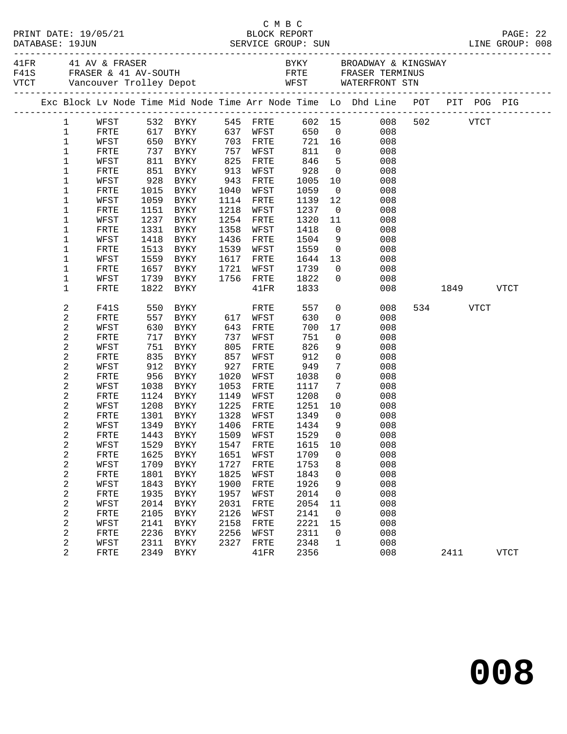C M B C

PRINT DATE: 19/05/21 BLOCK REPORT

DATABASE: 19JUN SERVICE GROUP: SUN LINE GROUP: 008

| Code | Name | Code | Name |
|---|---|---|---|
| 41FR | 41 AV & FRASER | BYKY | BROADWAY & KINGSWAY |
| F41S | FRASER & 41 AV-SOUTH | FRTE | FRASER TERMINUS |
| VTCT | Vancouver Trolley Depot | WFST | WATERFRONT STN |

| Exc | Block | Lv Node | Time | Mid Node | Time | Arr Node | Time | Lo | Dhd Line | POT | PIT | POG | PIG |
|---|---|---|---|---|---|---|---|---|---|---|---|---|---|
| | 1 | WFST | 532 | BYKY | 545 | FRTE | 602 | 15 | 008 | 502 | | VTCT | |
| | 1 | FRTE | 617 | BYKY | 637 | WFST | 650 | 0 | 008 | | | | |
| | 1 | WFST | 650 | BYKY | 703 | FRTE | 721 | 16 | 008 | | | | |
| | 1 | FRTE | 737 | BYKY | 757 | WFST | 811 | 0 | 008 | | | | |
| | 1 | WFST | 811 | BYKY | 825 | FRTE | 846 | 5 | 008 | | | | |
| | 1 | FRTE | 851 | BYKY | 913 | WFST | 928 | 0 | 008 | | | | |
| | 1 | WFST | 928 | BYKY | 943 | FRTE | 1005 | 10 | 008 | | | | |
| | 1 | FRTE | 1015 | BYKY | 1040 | WFST | 1059 | 0 | 008 | | | | |
| | 1 | WFST | 1059 | BYKY | 1114 | FRTE | 1139 | 12 | 008 | | | | |
| | 1 | FRTE | 1151 | BYKY | 1218 | WFST | 1237 | 0 | 008 | | | | |
| | 1 | WFST | 1237 | BYKY | 1254 | FRTE | 1320 | 11 | 008 | | | | |
| | 1 | FRTE | 1331 | BYKY | 1358 | WFST | 1418 | 0 | 008 | | | | |
| | 1 | WFST | 1418 | BYKY | 1436 | FRTE | 1504 | 9 | 008 | | | | |
| | 1 | FRTE | 1513 | BYKY | 1539 | WFST | 1559 | 0 | 008 | | | | |
| | 1 | WFST | 1559 | BYKY | 1617 | FRTE | 1644 | 13 | 008 | | | | |
| | 1 | FRTE | 1657 | BYKY | 1721 | WFST | 1739 | 0 | 008 | | | | |
| | 1 | WFST | 1739 | BYKY | 1756 | FRTE | 1822 | 0 | 008 | | | | |
| | 1 | FRTE | 1822 | BYKY | | 41FR | 1833 | | 008 | | 1849 | | VTCT |
| | 2 | F41S | 550 | BYKY | | FRTE | 557 | 0 | 008 | 534 | | VTCT | |
| | 2 | FRTE | 557 | BYKY | 617 | WFST | 630 | 0 | 008 | | | | |
| | 2 | WFST | 630 | BYKY | 643 | FRTE | 700 | 17 | 008 | | | | |
| | 2 | FRTE | 717 | BYKY | 737 | WFST | 751 | 0 | 008 | | | | |
| | 2 | WFST | 751 | BYKY | 805 | FRTE | 826 | 9 | 008 | | | | |
| | 2 | FRTE | 835 | BYKY | 857 | WFST | 912 | 0 | 008 | | | | |
| | 2 | WFST | 912 | BYKY | 927 | FRTE | 949 | 7 | 008 | | | | |
| | 2 | FRTE | 956 | BYKY | 1020 | WFST | 1038 | 0 | 008 | | | | |
| | 2 | WFST | 1038 | BYKY | 1053 | FRTE | 1117 | 7 | 008 | | | | |
| | 2 | FRTE | 1124 | BYKY | 1149 | WFST | 1208 | 0 | 008 | | | | |
| | 2 | WFST | 1208 | BYKY | 1225 | FRTE | 1251 | 10 | 008 | | | | |
| | 2 | FRTE | 1301 | BYKY | 1328 | WFST | 1349 | 0 | 008 | | | | |
| | 2 | WFST | 1349 | BYKY | 1406 | FRTE | 1434 | 9 | 008 | | | | |
| | 2 | FRTE | 1443 | BYKY | 1509 | WFST | 1529 | 0 | 008 | | | | |
| | 2 | WFST | 1529 | BYKY | 1547 | FRTE | 1615 | 10 | 008 | | | | |
| | 2 | FRTE | 1625 | BYKY | 1651 | WFST | 1709 | 0 | 008 | | | | |
| | 2 | WFST | 1709 | BYKY | 1727 | FRTE | 1753 | 8 | 008 | | | | |
| | 2 | FRTE | 1801 | BYKY | 1825 | WFST | 1843 | 0 | 008 | | | | |
| | 2 | WFST | 1843 | BYKY | 1900 | FRTE | 1926 | 9 | 008 | | | | |
| | 2 | FRTE | 1935 | BYKY | 1957 | WFST | 2014 | 0 | 008 | | | | |
| | 2 | WFST | 2014 | BYKY | 2031 | FRTE | 2054 | 11 | 008 | | | | |
| | 2 | FRTE | 2105 | BYKY | 2126 | WFST | 2141 | 0 | 008 | | | | |
| | 2 | WFST | 2141 | BYKY | 2158 | FRTE | 2221 | 15 | 008 | | | | |
| | 2 | FRTE | 2236 | BYKY | 2256 | WFST | 2311 | 0 | 008 | | | | |
| | 2 | WFST | 2311 | BYKY | 2327 | FRTE | 2348 | 1 | 008 | | | | |
| | 2 | FRTE | 2349 | BYKY | | 41FR | 2356 | | 008 | | 2411 | | VTCT |

008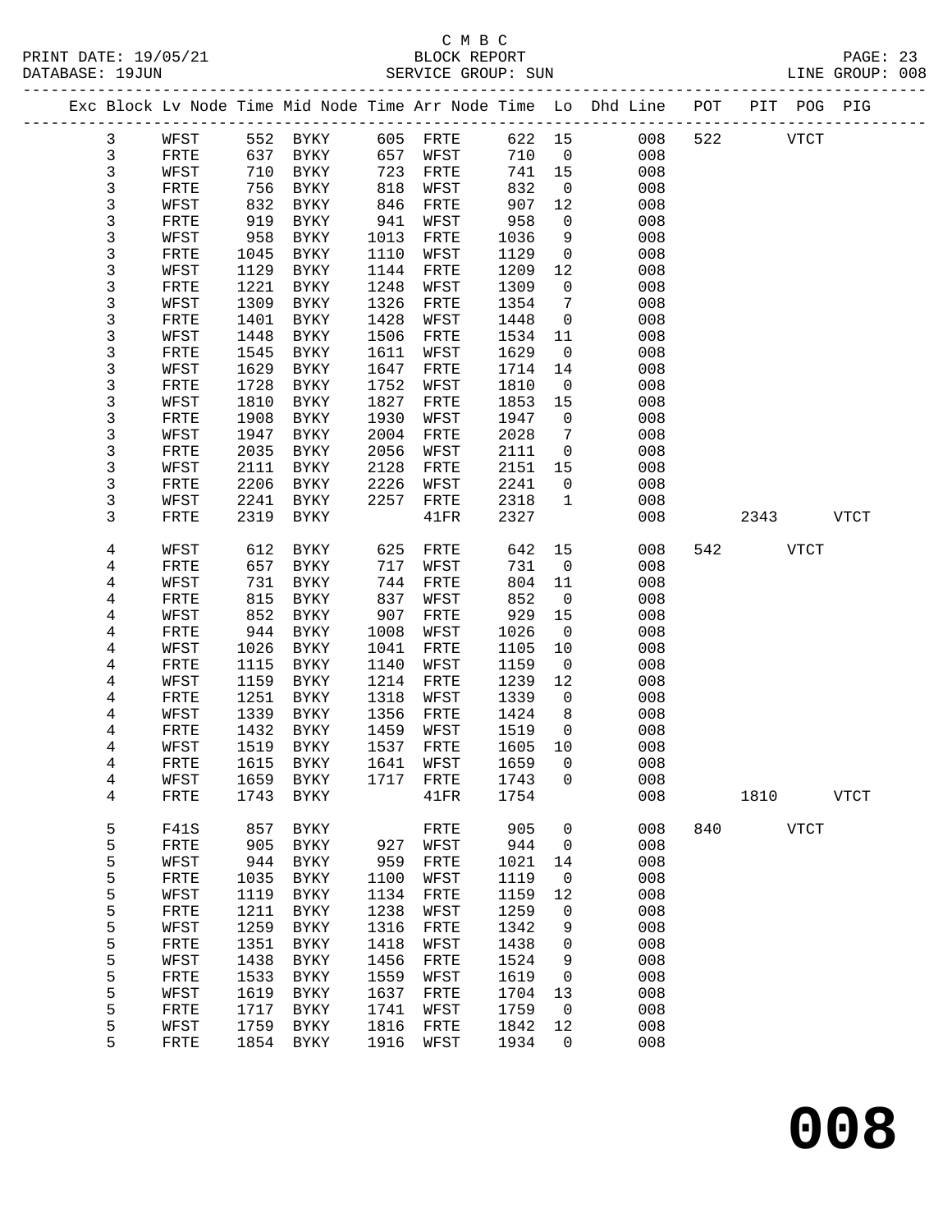C M B C

PRINT DATE: 19/05/21 BLOCK REPORT

DATABASE: 19JUN SERVICE GROUP: SUN LINE GROUP: 008

| Exc | Block | Lv | Node | Time | Mid Node | Time | Arr Node | Time | Lo | Dhd Line | POT | PIT | POG | PIG |
|---|---|---|---|---|---|---|---|---|---|---|---|---|---|---|
| | 3 | | WFST | 552 | BYKY | 605 | FRTE | 622 | 15 | 008 | 522 | | VTCT | |
| | 3 | | FRTE | 637 | BYKY | 657 | WFST | 710 | 0 | 008 | | | | |
| | 3 | | WFST | 710 | BYKY | 723 | FRTE | 741 | 15 | 008 | | | | |
| | 3 | | FRTE | 756 | BYKY | 818 | WFST | 832 | 0 | 008 | | | | |
| | 3 | | WFST | 832 | BYKY | 846 | FRTE | 907 | 12 | 008 | | | | |
| | 3 | | FRTE | 919 | BYKY | 941 | WFST | 958 | 0 | 008 | | | | |
| | 3 | | WFST | 958 | BYKY | 1013 | FRTE | 1036 | 9 | 008 | | | | |
| | 3 | | FRTE | 1045 | BYKY | 1110 | WFST | 1129 | 0 | 008 | | | | |
| | 3 | | WFST | 1129 | BYKY | 1144 | FRTE | 1209 | 12 | 008 | | | | |
| | 3 | | FRTE | 1221 | BYKY | 1248 | WFST | 1309 | 0 | 008 | | | | |
| | 3 | | WFST | 1309 | BYKY | 1326 | FRTE | 1354 | 7 | 008 | | | | |
| | 3 | | FRTE | 1401 | BYKY | 1428 | WFST | 1448 | 0 | 008 | | | | |
| | 3 | | WFST | 1448 | BYKY | 1506 | FRTE | 1534 | 11 | 008 | | | | |
| | 3 | | FRTE | 1545 | BYKY | 1611 | WFST | 1629 | 0 | 008 | | | | |
| | 3 | | WFST | 1629 | BYKY | 1647 | FRTE | 1714 | 14 | 008 | | | | |
| | 3 | | FRTE | 1728 | BYKY | 1752 | WFST | 1810 | 0 | 008 | | | | |
| | 3 | | WFST | 1810 | BYKY | 1827 | FRTE | 1853 | 15 | 008 | | | | |
| | 3 | | FRTE | 1908 | BYKY | 1930 | WFST | 1947 | 0 | 008 | | | | |
| | 3 | | WFST | 1947 | BYKY | 2004 | FRTE | 2028 | 7 | 008 | | | | |
| | 3 | | FRTE | 2035 | BYKY | 2056 | WFST | 2111 | 0 | 008 | | | | |
| | 3 | | WFST | 2111 | BYKY | 2128 | FRTE | 2151 | 15 | 008 | | | | |
| | 3 | | FRTE | 2206 | BYKY | 2226 | WFST | 2241 | 0 | 008 | | | | |
| | 3 | | WFST | 2241 | BYKY | 2257 | FRTE | 2318 | 1 | 008 | | | | |
| | 3 | | FRTE | 2319 | BYKY | | 41FR | 2327 | | 008 | | 2343 | | VTCT |
| | 4 | | WFST | 612 | BYKY | 625 | FRTE | 642 | 15 | 008 | 542 | | VTCT | |
| | 4 | | FRTE | 657 | BYKY | 717 | WFST | 731 | 0 | 008 | | | | |
| | 4 | | WFST | 731 | BYKY | 744 | FRTE | 804 | 11 | 008 | | | | |
| | 4 | | FRTE | 815 | BYKY | 837 | WFST | 852 | 0 | 008 | | | | |
| | 4 | | WFST | 852 | BYKY | 907 | FRTE | 929 | 15 | 008 | | | | |
| | 4 | | FRTE | 944 | BYKY | 1008 | WFST | 1026 | 0 | 008 | | | | |
| | 4 | | WFST | 1026 | BYKY | 1041 | FRTE | 1105 | 10 | 008 | | | | |
| | 4 | | FRTE | 1115 | BYKY | 1140 | WFST | 1159 | 0 | 008 | | | | |
| | 4 | | WFST | 1159 | BYKY | 1214 | FRTE | 1239 | 12 | 008 | | | | |
| | 4 | | FRTE | 1251 | BYKY | 1318 | WFST | 1339 | 0 | 008 | | | | |
| | 4 | | WFST | 1339 | BYKY | 1356 | FRTE | 1424 | 8 | 008 | | | | |
| | 4 | | FRTE | 1432 | BYKY | 1459 | WFST | 1519 | 0 | 008 | | | | |
| | 4 | | WFST | 1519 | BYKY | 1537 | FRTE | 1605 | 10 | 008 | | | | |
| | 4 | | FRTE | 1615 | BYKY | 1641 | WFST | 1659 | 0 | 008 | | | | |
| | 4 | | WFST | 1659 | BYKY | 1717 | FRTE | 1743 | 0 | 008 | | | | |
| | 4 | | FRTE | 1743 | BYKY | | 41FR | 1754 | | 008 | | 1810 | | VTCT |
| | 5 | | F41S | 857 | BYKY | | FRTE | 905 | 0 | 008 | 840 | | VTCT | |
| | 5 | | FRTE | 905 | BYKY | 927 | WFST | 944 | 0 | 008 | | | | |
| | 5 | | WFST | 944 | BYKY | 959 | FRTE | 1021 | 14 | 008 | | | | |
| | 5 | | FRTE | 1035 | BYKY | 1100 | WFST | 1119 | 0 | 008 | | | | |
| | 5 | | WFST | 1119 | BYKY | 1134 | FRTE | 1159 | 12 | 008 | | | | |
| | 5 | | FRTE | 1211 | BYKY | 1238 | WFST | 1259 | 0 | 008 | | | | |
| | 5 | | WFST | 1259 | BYKY | 1316 | FRTE | 1342 | 9 | 008 | | | | |
| | 5 | | FRTE | 1351 | BYKY | 1418 | WFST | 1438 | 0 | 008 | | | | |
| | 5 | | WFST | 1438 | BYKY | 1456 | FRTE | 1524 | 9 | 008 | | | | |
| | 5 | | FRTE | 1533 | BYKY | 1559 | WFST | 1619 | 0 | 008 | | | | |
| | 5 | | WFST | 1619 | BYKY | 1637 | FRTE | 1704 | 13 | 008 | | | | |
| | 5 | | FRTE | 1717 | BYKY | 1741 | WFST | 1759 | 0 | 008 | | | | |
| | 5 | | WFST | 1759 | BYKY | 1816 | FRTE | 1842 | 12 | 008 | | | | |
| | 5 | | FRTE | 1854 | BYKY | 1916 | WFST | 1934 | 0 | 008 | | | | |

**008**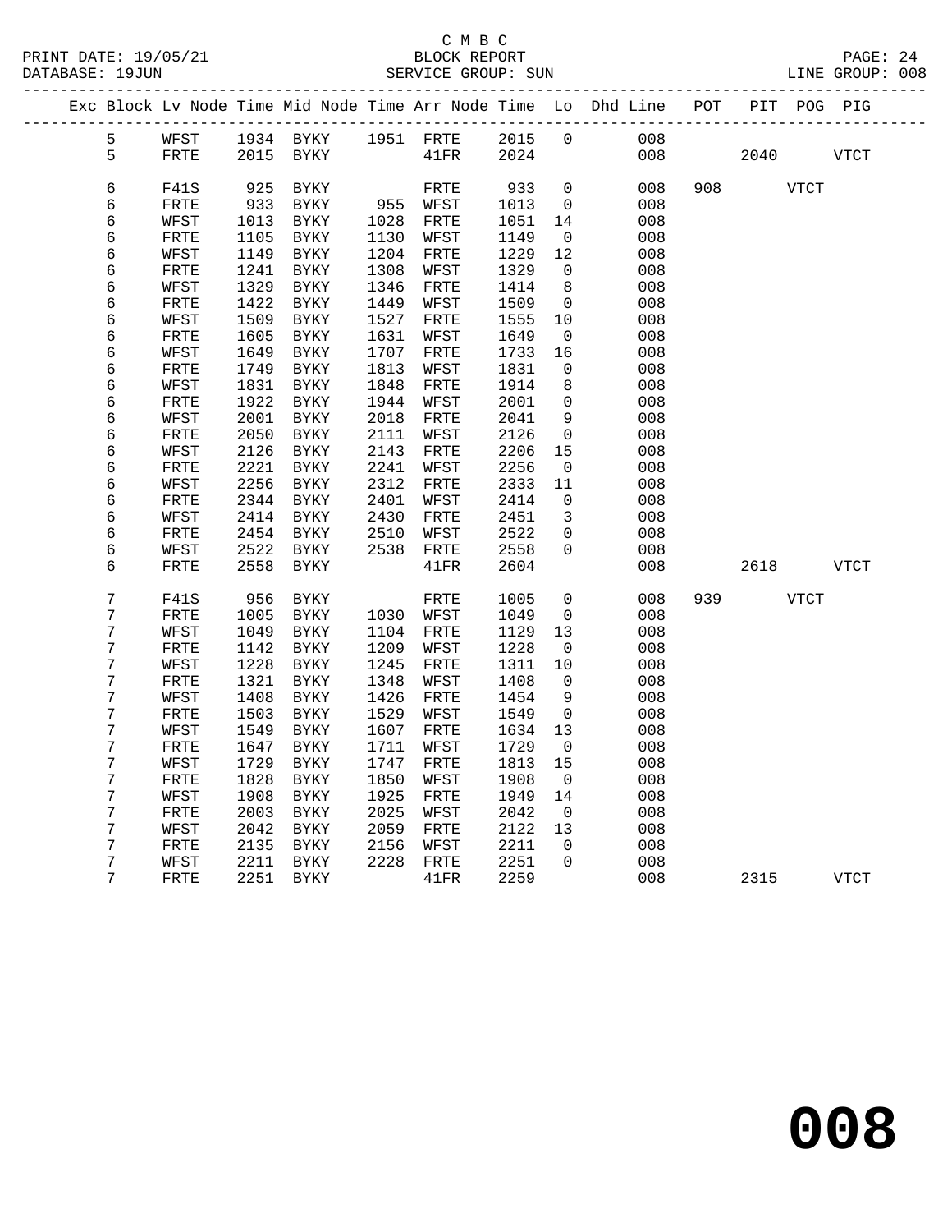C M B C

BLOCK REPORT

PRINT DATE: 19/05/21 DATABASE: 19JUN SERVICE GROUP: SUN LINE GROUP: 008

| Exc | Block | Lv | Node | Time | Mid Node | Time | Arr Node | Time | Lo | Dhd Line | POT | PIT | POG | PIG |
|---|---|---|---|---|---|---|---|---|---|---|---|---|---|---|
| | 5 | | WFST | 1934 | BYKY | 1951 | FRTE | 2015 | 0 | 008 | | | | |
| | 5 | | FRTE | 2015 | BYKY | | 41FR | 2024 | | 008 | | 2040 | | VTCT |
| | 6 | | F41S | 925 | BYKY | | FRTE | 933 | 0 | 008 | 908 | | VTCT | |
| | 6 | | FRTE | 933 | BYKY | 955 | WFST | 1013 | 0 | 008 | | | | |
| | 6 | | WFST | 1013 | BYKY | 1028 | FRTE | 1051 | 14 | 008 | | | | |
| | 6 | | FRTE | 1105 | BYKY | 1130 | WFST | 1149 | 0 | 008 | | | | |
| | 6 | | WFST | 1149 | BYKY | 1204 | FRTE | 1229 | 12 | 008 | | | | |
| | 6 | | FRTE | 1241 | BYKY | 1308 | WFST | 1329 | 0 | 008 | | | | |
| | 6 | | WFST | 1329 | BYKY | 1346 | FRTE | 1414 | 8 | 008 | | | | |
| | 6 | | FRTE | 1422 | BYKY | 1449 | WFST | 1509 | 0 | 008 | | | | |
| | 6 | | WFST | 1509 | BYKY | 1527 | FRTE | 1555 | 10 | 008 | | | | |
| | 6 | | FRTE | 1605 | BYKY | 1631 | WFST | 1649 | 0 | 008 | | | | |
| | 6 | | WFST | 1649 | BYKY | 1707 | FRTE | 1733 | 16 | 008 | | | | |
| | 6 | | FRTE | 1749 | BYKY | 1813 | WFST | 1831 | 0 | 008 | | | | |
| | 6 | | WFST | 1831 | BYKY | 1848 | FRTE | 1914 | 8 | 008 | | | | |
| | 6 | | FRTE | 1922 | BYKY | 1944 | WFST | 2001 | 0 | 008 | | | | |
| | 6 | | WFST | 2001 | BYKY | 2018 | FRTE | 2041 | 9 | 008 | | | | |
| | 6 | | FRTE | 2050 | BYKY | 2111 | WFST | 2126 | 0 | 008 | | | | |
| | 6 | | WFST | 2126 | BYKY | 2143 | FRTE | 2206 | 15 | 008 | | | | |
| | 6 | | FRTE | 2221 | BYKY | 2241 | WFST | 2256 | 0 | 008 | | | | |
| | 6 | | WFST | 2256 | BYKY | 2312 | FRTE | 2333 | 11 | 008 | | | | |
| | 6 | | FRTE | 2344 | BYKY | 2401 | WFST | 2414 | 0 | 008 | | | | |
| | 6 | | WFST | 2414 | BYKY | 2430 | FRTE | 2451 | 3 | 008 | | | | |
| | 6 | | FRTE | 2454 | BYKY | 2510 | WFST | 2522 | 0 | 008 | | | | |
| | 6 | | WFST | 2522 | BYKY | 2538 | FRTE | 2558 | 0 | 008 | | | | |
| | 6 | | FRTE | 2558 | BYKY | | 41FR | 2604 | | 008 | | 2618 | | VTCT |
| | 7 | | F41S | 956 | BYKY | | FRTE | 1005 | 0 | 008 | 939 | | VTCT | |
| | 7 | | FRTE | 1005 | BYKY | 1030 | WFST | 1049 | 0 | 008 | | | | |
| | 7 | | WFST | 1049 | BYKY | 1104 | FRTE | 1129 | 13 | 008 | | | | |
| | 7 | | FRTE | 1142 | BYKY | 1209 | WFST | 1228 | 0 | 008 | | | | |
| | 7 | | WFST | 1228 | BYKY | 1245 | FRTE | 1311 | 10 | 008 | | | | |
| | 7 | | FRTE | 1321 | BYKY | 1348 | WFST | 1408 | 0 | 008 | | | | |
| | 7 | | WFST | 1408 | BYKY | 1426 | FRTE | 1454 | 9 | 008 | | | | |
| | 7 | | FRTE | 1503 | BYKY | 1529 | WFST | 1549 | 0 | 008 | | | | |
| | 7 | | WFST | 1549 | BYKY | 1607 | FRTE | 1634 | 13 | 008 | | | | |
| | 7 | | FRTE | 1647 | BYKY | 1711 | WFST | 1729 | 0 | 008 | | | | |
| | 7 | | WFST | 1729 | BYKY | 1747 | FRTE | 1813 | 15 | 008 | | | | |
| | 7 | | FRTE | 1828 | BYKY | 1850 | WFST | 1908 | 0 | 008 | | | | |
| | 7 | | WFST | 1908 | BYKY | 1925 | FRTE | 1949 | 14 | 008 | | | | |
| | 7 | | FRTE | 2003 | BYKY | 2025 | WFST | 2042 | 0 | 008 | | | | |
| | 7 | | WFST | 2042 | BYKY | 2059 | FRTE | 2122 | 13 | 008 | | | | |
| | 7 | | FRTE | 2135 | BYKY | 2156 | WFST | 2211 | 0 | 008 | | | | |
| | 7 | | WFST | 2211 | BYKY | 2228 | FRTE | 2251 | 0 | 008 | | | | |
| | 7 | | FRTE | 2251 | BYKY | | 41FR | 2259 | | 008 | | 2315 | | VTCT |

**008**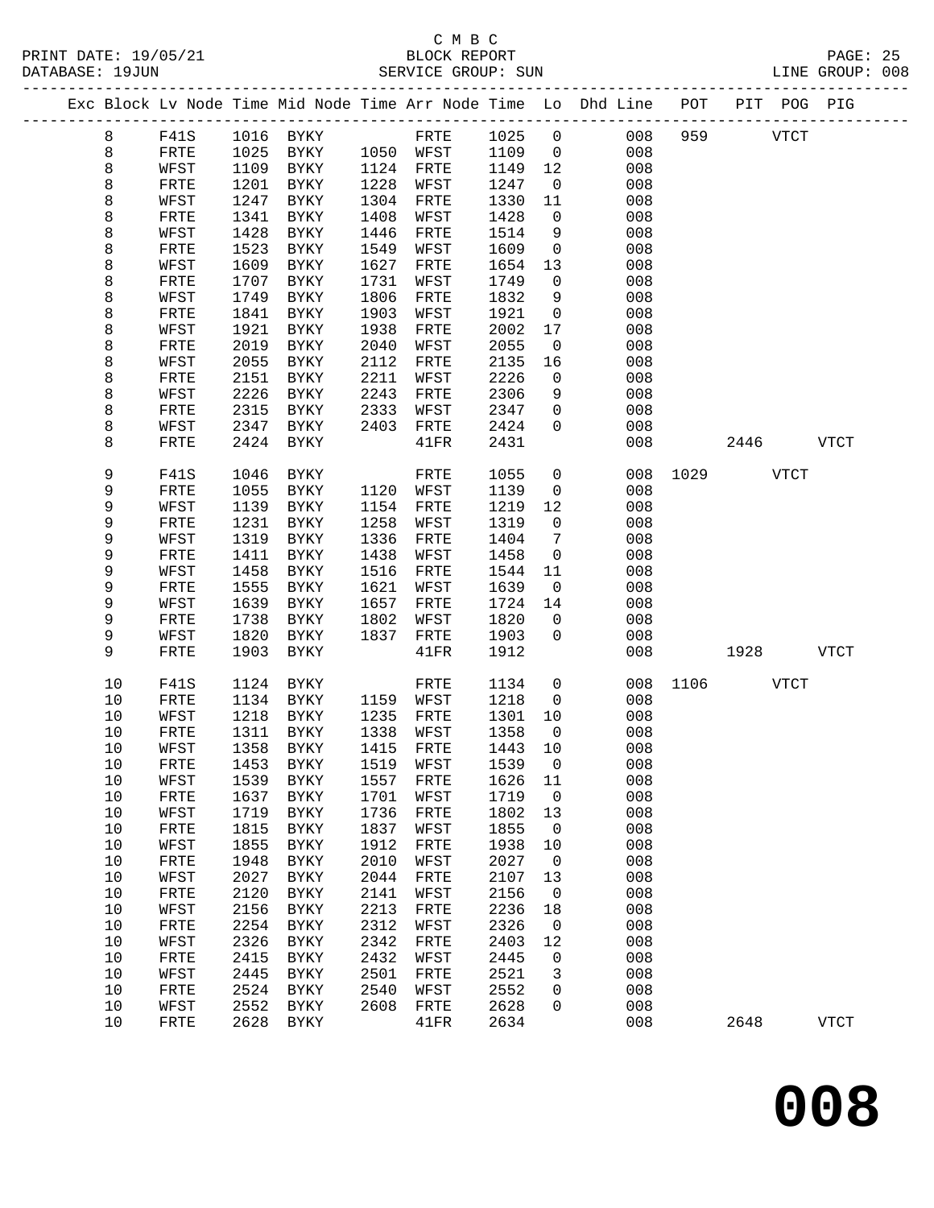C M B C
BLOCK REPORT
SERVICE GROUP: SUN

PRINT DATE: 19/05/21
DATABASE: 19JUN
LINE GROUP: 008

| Exc | Block | Lv | Node | Time | Mid Node | Time | Arr Node | Time | Lo | Dhd Line | POT | PIT | POG | PIG |
|---|---|---|---|---|---|---|---|---|---|---|---|---|---|---|
| | 8 | | F41S | 1016 | BYKY | | FRTE | 1025 | 0 | 008 | 959 | | VTCT | |
| | 8 | | FRTE | 1025 | BYKY | 1050 | WFST | 1109 | 0 | 008 | | | | |
| | 8 | | WFST | 1109 | BYKY | 1124 | FRTE | 1149 | 12 | 008 | | | | |
| | 8 | | FRTE | 1201 | BYKY | 1228 | WFST | 1247 | 0 | 008 | | | | |
| | 8 | | WFST | 1247 | BYKY | 1304 | FRTE | 1330 | 11 | 008 | | | | |
| | 8 | | FRTE | 1341 | BYKY | 1408 | WFST | 1428 | 0 | 008 | | | | |
| | 8 | | WFST | 1428 | BYKY | 1446 | FRTE | 1514 | 9 | 008 | | | | |
| | 8 | | FRTE | 1523 | BYKY | 1549 | WFST | 1609 | 0 | 008 | | | | |
| | 8 | | WFST | 1609 | BYKY | 1627 | FRTE | 1654 | 13 | 008 | | | | |
| | 8 | | FRTE | 1707 | BYKY | 1731 | WFST | 1749 | 0 | 008 | | | | |
| | 8 | | WFST | 1749 | BYKY | 1806 | FRTE | 1832 | 9 | 008 | | | | |
| | 8 | | FRTE | 1841 | BYKY | 1903 | WFST | 1921 | 0 | 008 | | | | |
| | 8 | | WFST | 1921 | BYKY | 1938 | FRTE | 2002 | 17 | 008 | | | | |
| | 8 | | FRTE | 2019 | BYKY | 2040 | WFST | 2055 | 0 | 008 | | | | |
| | 8 | | WFST | 2055 | BYKY | 2112 | FRTE | 2135 | 16 | 008 | | | | |
| | 8 | | FRTE | 2151 | BYKY | 2211 | WFST | 2226 | 0 | 008 | | | | |
| | 8 | | WFST | 2226 | BYKY | 2243 | FRTE | 2306 | 9 | 008 | | | | |
| | 8 | | FRTE | 2315 | BYKY | 2333 | WFST | 2347 | 0 | 008 | | | | |
| | 8 | | WFST | 2347 | BYKY | 2403 | FRTE | 2424 | 0 | 008 | | | | |
| | 8 | | FRTE | 2424 | BYKY | | 41FR | 2431 | | 008 | | 2446 | | VTCT |
| | 9 | | F41S | 1046 | BYKY | | FRTE | 1055 | 0 | 008 | 1029 | | VTCT | |
| | 9 | | FRTE | 1055 | BYKY | 1120 | WFST | 1139 | 0 | 008 | | | | |
| | 9 | | WFST | 1139 | BYKY | 1154 | FRTE | 1219 | 12 | 008 | | | | |
| | 9 | | FRTE | 1231 | BYKY | 1258 | WFST | 1319 | 0 | 008 | | | | |
| | 9 | | WFST | 1319 | BYKY | 1336 | FRTE | 1404 | 7 | 008 | | | | |
| | 9 | | FRTE | 1411 | BYKY | 1438 | WFST | 1458 | 0 | 008 | | | | |
| | 9 | | WFST | 1458 | BYKY | 1516 | FRTE | 1544 | 11 | 008 | | | | |
| | 9 | | FRTE | 1555 | BYKY | 1621 | WFST | 1639 | 0 | 008 | | | | |
| | 9 | | WFST | 1639 | BYKY | 1657 | FRTE | 1724 | 14 | 008 | | | | |
| | 9 | | FRTE | 1738 | BYKY | 1802 | WFST | 1820 | 0 | 008 | | | | |
| | 9 | | WFST | 1820 | BYKY | 1837 | FRTE | 1903 | 0 | 008 | | | | |
| | 9 | | FRTE | 1903 | BYKY | | 41FR | 1912 | | 008 | | 1928 | | VTCT |
| | 10 | | F41S | 1124 | BYKY | | FRTE | 1134 | 0 | 008 | 1106 | | VTCT | |
| | 10 | | FRTE | 1134 | BYKY | 1159 | WFST | 1218 | 0 | 008 | | | | |
| | 10 | | WFST | 1218 | BYKY | 1235 | FRTE | 1301 | 10 | 008 | | | | |
| | 10 | | FRTE | 1311 | BYKY | 1338 | WFST | 1358 | 0 | 008 | | | | |
| | 10 | | WFST | 1358 | BYKY | 1415 | FRTE | 1443 | 10 | 008 | | | | |
| | 10 | | FRTE | 1453 | BYKY | 1519 | WFST | 1539 | 0 | 008 | | | | |
| | 10 | | WFST | 1539 | BYKY | 1557 | FRTE | 1626 | 11 | 008 | | | | |
| | 10 | | FRTE | 1637 | BYKY | 1701 | WFST | 1719 | 0 | 008 | | | | |
| | 10 | | WFST | 1719 | BYKY | 1736 | FRTE | 1802 | 13 | 008 | | | | |
| | 10 | | FRTE | 1815 | BYKY | 1837 | WFST | 1855 | 0 | 008 | | | | |
| | 10 | | WFST | 1855 | BYKY | 1912 | FRTE | 1938 | 10 | 008 | | | | |
| | 10 | | FRTE | 1948 | BYKY | 2010 | WFST | 2027 | 0 | 008 | | | | |
| | 10 | | WFST | 2027 | BYKY | 2044 | FRTE | 2107 | 13 | 008 | | | | |
| | 10 | | FRTE | 2120 | BYKY | 2141 | WFST | 2156 | 0 | 008 | | | | |
| | 10 | | WFST | 2156 | BYKY | 2213 | FRTE | 2236 | 18 | 008 | | | | |
| | 10 | | FRTE | 2254 | BYKY | 2312 | WFST | 2326 | 0 | 008 | | | | |
| | 10 | | WFST | 2326 | BYKY | 2342 | FRTE | 2403 | 12 | 008 | | | | |
| | 10 | | FRTE | 2415 | BYKY | 2432 | WFST | 2445 | 0 | 008 | | | | |
| | 10 | | WFST | 2445 | BYKY | 2501 | FRTE | 2521 | 3 | 008 | | | | |
| | 10 | | FRTE | 2524 | BYKY | 2540 | WFST | 2552 | 0 | 008 | | | | |
| | 10 | | WFST | 2552 | BYKY | 2608 | FRTE | 2628 | 0 | 008 | | | | |
| | 10 | | FRTE | 2628 | BYKY | | 41FR | 2634 | | 008 | | 2648 | | VTCT |

**008**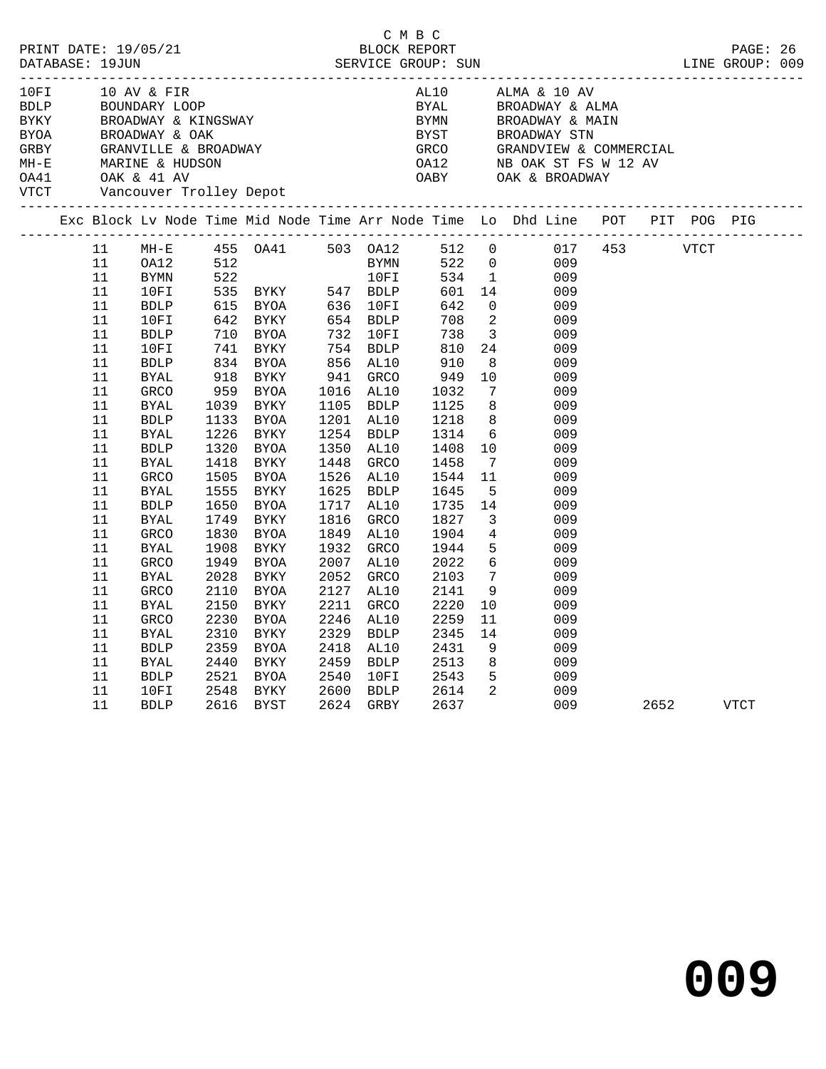C M B C

PRINT DATE: 19/05/21 BLOCK REPORT

DATABASE: 19JUN SERVICE GROUP: SUN LINE GROUP: 009

| | | | |
|---|---|---|---|
| 10FI | 10 AV & FIR | AL10 | ALMA & 10 AV |
| BDLP | BOUNDARY LOOP | BYAL | BROADWAY & ALMA |
| BYKY | BROADWAY & KINGSWAY | BYMN | BROADWAY & MAIN |
| BYOA | BROADWAY & OAK | BYST | BROADWAY STN |
| GRBY | GRANVILLE & BROADWAY | GRCO | GRANDVIEW & COMMERCIAL |
| MH-E | MARINE & HUDSON | OA12 | NB OAK ST FS W 12 AV |
| OA41 | OAK & 41 AV | OABY | OAK & BROADWAY |
| VTCT | Vancouver Trolley Depot | | |

| Exc | Block | Lv Node | Time | Mid Node | Time | Arr Node | Time | Lo | Dhd Line | POT | PIT | POG | PIG |
|---|---|---|---|---|---|---|---|---|---|---|---|---|---|
| | 11 | MH-E | 455 | OA41 | 503 | OA12 | 512 | 0 | 017 | 453 | | VTCT | |
| | 11 | OA12 | 512 | | | BYMN | 522 | 0 | 009 | | | | |
| | 11 | BYMN | 522 | | | 10FI | 534 | 1 | 009 | | | | |
| | 11 | 10FI | 535 | BYKY | 547 | BDLP | 601 | 14 | 009 | | | | |
| | 11 | BDLP | 615 | BYOA | 636 | 10FI | 642 | 0 | 009 | | | | |
| | 11 | 10FI | 642 | BYKY | 654 | BDLP | 708 | 2 | 009 | | | | |
| | 11 | BDLP | 710 | BYOA | 732 | 10FI | 738 | 3 | 009 | | | | |
| | 11 | 10FI | 741 | BYKY | 754 | BDLP | 810 | 24 | 009 | | | | |
| | 11 | BDLP | 834 | BYOA | 856 | AL10 | 910 | 8 | 009 | | | | |
| | 11 | BYAL | 918 | BYKY | 941 | GRCO | 949 | 10 | 009 | | | | |
| | 11 | GRCO | 959 | BYOA | 1016 | AL10 | 1032 | 7 | 009 | | | | |
| | 11 | BYAL | 1039 | BYKY | 1105 | BDLP | 1125 | 8 | 009 | | | | |
| | 11 | BDLP | 1133 | BYOA | 1201 | AL10 | 1218 | 8 | 009 | | | | |
| | 11 | BYAL | 1226 | BYKY | 1254 | BDLP | 1314 | 6 | 009 | | | | |
| | 11 | BDLP | 1320 | BYOA | 1350 | AL10 | 1408 | 10 | 009 | | | | |
| | 11 | BYAL | 1418 | BYKY | 1448 | GRCO | 1458 | 7 | 009 | | | | |
| | 11 | GRCO | 1505 | BYOA | 1526 | AL10 | 1544 | 11 | 009 | | | | |
| | 11 | BYAL | 1555 | BYKY | 1625 | BDLP | 1645 | 5 | 009 | | | | |
| | 11 | BDLP | 1650 | BYOA | 1717 | AL10 | 1735 | 14 | 009 | | | | |
| | 11 | BYAL | 1749 | BYKY | 1816 | GRCO | 1827 | 3 | 009 | | | | |
| | 11 | GRCO | 1830 | BYOA | 1849 | AL10 | 1904 | 4 | 009 | | | | |
| | 11 | BYAL | 1908 | BYKY | 1932 | GRCO | 1944 | 5 | 009 | | | | |
| | 11 | GRCO | 1949 | BYOA | 2007 | AL10 | 2022 | 6 | 009 | | | | |
| | 11 | BYAL | 2028 | BYKY | 2052 | GRCO | 2103 | 7 | 009 | | | | |
| | 11 | GRCO | 2110 | BYOA | 2127 | AL10 | 2141 | 9 | 009 | | | | |
| | 11 | BYAL | 2150 | BYKY | 2211 | GRCO | 2220 | 10 | 009 | | | | |
| | 11 | GRCO | 2230 | BYOA | 2246 | AL10 | 2259 | 11 | 009 | | | | |
| | 11 | BYAL | 2310 | BYKY | 2329 | BDLP | 2345 | 14 | 009 | | | | |
| | 11 | BDLP | 2359 | BYOA | 2418 | AL10 | 2431 | 9 | 009 | | | | |
| | 11 | BYAL | 2440 | BYKY | 2459 | BDLP | 2513 | 8 | 009 | | | | |
| | 11 | BDLP | 2521 | BYOA | 2540 | 10FI | 2543 | 5 | 009 | | | | |
| | 11 | 10FI | 2548 | BYKY | 2600 | BDLP | 2614 | 2 | 009 | | | | |
| | 11 | BDLP | 2616 | BYST | 2624 | GRBY | 2637 | | 009 | | 2652 | | VTCT |

**009**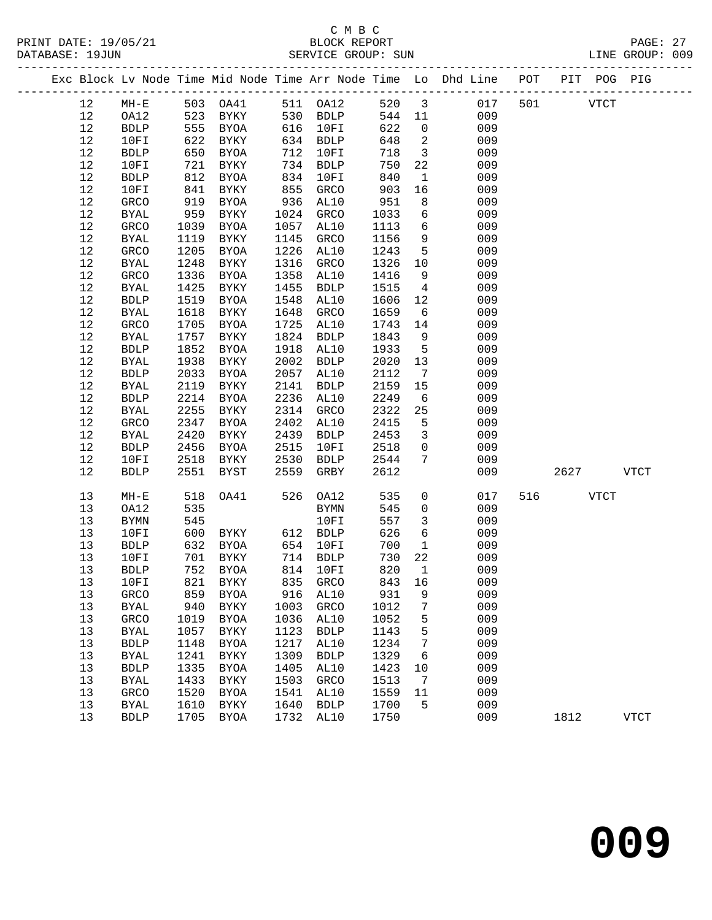C M B C

BLOCK REPORT

SERVICE GROUP: SUN

| Exc | Block | Lv | Node | Time | Mid Node | Time | Arr Node | Time | Lo | Dhd Line | POT | PIT | POG | PIG |
|---|---|---|---|---|---|---|---|---|---|---|---|---|---|---|
| | 12 | | MH-E | 503 | OA41 | 511 | OA12 | 520 | 3 | 017 | 501 | | VTCT | |
| | 12 | | OA12 | 523 | BYKY | 530 | BDLP | 544 | 11 | 009 | | | | |
| | 12 | | BDLP | 555 | BYOA | 616 | 10FI | 622 | 0 | 009 | | | | |
| | 12 | | 10FI | 622 | BYKY | 634 | BDLP | 648 | 2 | 009 | | | | |
| | 12 | | BDLP | 650 | BYOA | 712 | 10FI | 718 | 3 | 009 | | | | |
| | 12 | | 10FI | 721 | BYKY | 734 | BDLP | 750 | 22 | 009 | | | | |
| | 12 | | BDLP | 812 | BYOA | 834 | 10FI | 840 | 1 | 009 | | | | |
| | 12 | | 10FI | 841 | BYKY | 855 | GRCO | 903 | 16 | 009 | | | | |
| | 12 | | GRCO | 919 | BYOA | 936 | AL10 | 951 | 8 | 009 | | | | |
| | 12 | | BYAL | 959 | BYKY | 1024 | GRCO | 1033 | 6 | 009 | | | | |
| | 12 | | GRCO | 1039 | BYOA | 1057 | AL10 | 1113 | 6 | 009 | | | | |
| | 12 | | BYAL | 1119 | BYKY | 1145 | GRCO | 1156 | 9 | 009 | | | | |
| | 12 | | GRCO | 1205 | BYOA | 1226 | AL10 | 1243 | 5 | 009 | | | | |
| | 12 | | BYAL | 1248 | BYKY | 1316 | GRCO | 1326 | 10 | 009 | | | | |
| | 12 | | GRCO | 1336 | BYOA | 1358 | AL10 | 1416 | 9 | 009 | | | | |
| | 12 | | BYAL | 1425 | BYKY | 1455 | BDLP | 1515 | 4 | 009 | | | | |
| | 12 | | BDLP | 1519 | BYOA | 1548 | AL10 | 1606 | 12 | 009 | | | | |
| | 12 | | BYAL | 1618 | BYKY | 1648 | GRCO | 1659 | 6 | 009 | | | | |
| | 12 | | GRCO | 1705 | BYOA | 1725 | AL10 | 1743 | 14 | 009 | | | | |
| | 12 | | BYAL | 1757 | BYKY | 1824 | BDLP | 1843 | 9 | 009 | | | | |
| | 12 | | BDLP | 1852 | BYOA | 1918 | AL10 | 1933 | 5 | 009 | | | | |
| | 12 | | BYAL | 1938 | BYKY | 2002 | BDLP | 2020 | 13 | 009 | | | | |
| | 12 | | BDLP | 2033 | BYOA | 2057 | AL10 | 2112 | 7 | 009 | | | | |
| | 12 | | BYAL | 2119 | BYKY | 2141 | BDLP | 2159 | 15 | 009 | | | | |
| | 12 | | BDLP | 2214 | BYOA | 2236 | AL10 | 2249 | 6 | 009 | | | | |
| | 12 | | BYAL | 2255 | BYKY | 2314 | GRCO | 2322 | 25 | 009 | | | | |
| | 12 | | GRCO | 2347 | BYOA | 2402 | AL10 | 2415 | 5 | 009 | | | | |
| | 12 | | BYAL | 2420 | BYKY | 2439 | BDLP | 2453 | 3 | 009 | | | | |
| | 12 | | BDLP | 2456 | BYOA | 2515 | 10FI | 2518 | 0 | 009 | | | | |
| | 12 | | 10FI | 2518 | BYKY | 2530 | BDLP | 2544 | 7 | 009 | | | | |
| | 12 | | BDLP | 2551 | BYST | 2559 | GRBY | 2612 | | 009 | | 2627 | | VTCT |
| | 13 | | MH-E | 518 | OA41 | 526 | OA12 | 535 | 0 | 017 | 516 | | VTCT | |
| | 13 | | OA12 | 535 | | | BYMN | 545 | 0 | 009 | | | | |
| | 13 | | BYMN | 545 | | | 10FI | 557 | 3 | 009 | | | | |
| | 13 | | 10FI | 600 | BYKY | 612 | BDLP | 626 | 6 | 009 | | | | |
| | 13 | | BDLP | 632 | BYOA | 654 | 10FI | 700 | 1 | 009 | | | | |
| | 13 | | 10FI | 701 | BYKY | 714 | BDLP | 730 | 22 | 009 | | | | |
| | 13 | | BDLP | 752 | BYOA | 814 | 10FI | 820 | 1 | 009 | | | | |
| | 13 | | 10FI | 821 | BYKY | 835 | GRCO | 843 | 16 | 009 | | | | |
| | 13 | | GRCO | 859 | BYOA | 916 | AL10 | 931 | 9 | 009 | | | | |
| | 13 | | BYAL | 940 | BYKY | 1003 | GRCO | 1012 | 7 | 009 | | | | |
| | 13 | | GRCO | 1019 | BYOA | 1036 | AL10 | 1052 | 5 | 009 | | | | |
| | 13 | | BYAL | 1057 | BYKY | 1123 | BDLP | 1143 | 5 | 009 | | | | |
| | 13 | | BDLP | 1148 | BYOA | 1217 | AL10 | 1234 | 7 | 009 | | | | |
| | 13 | | BYAL | 1241 | BYKY | 1309 | BDLP | 1329 | 6 | 009 | | | | |
| | 13 | | BDLP | 1335 | BYOA | 1405 | AL10 | 1423 | 10 | 009 | | | | |
| | 13 | | BYAL | 1433 | BYKY | 1503 | GRCO | 1513 | 7 | 009 | | | | |
| | 13 | | GRCO | 1520 | BYOA | 1541 | AL10 | 1559 | 11 | 009 | | | | |
| | 13 | | BYAL | 1610 | BYKY | 1640 | BDLP | 1700 | 5 | 009 | | | | |
| | 13 | | BDLP | 1705 | BYOA | 1732 | AL10 | 1750 | | 009 | | 1812 | | VTCT |

**009**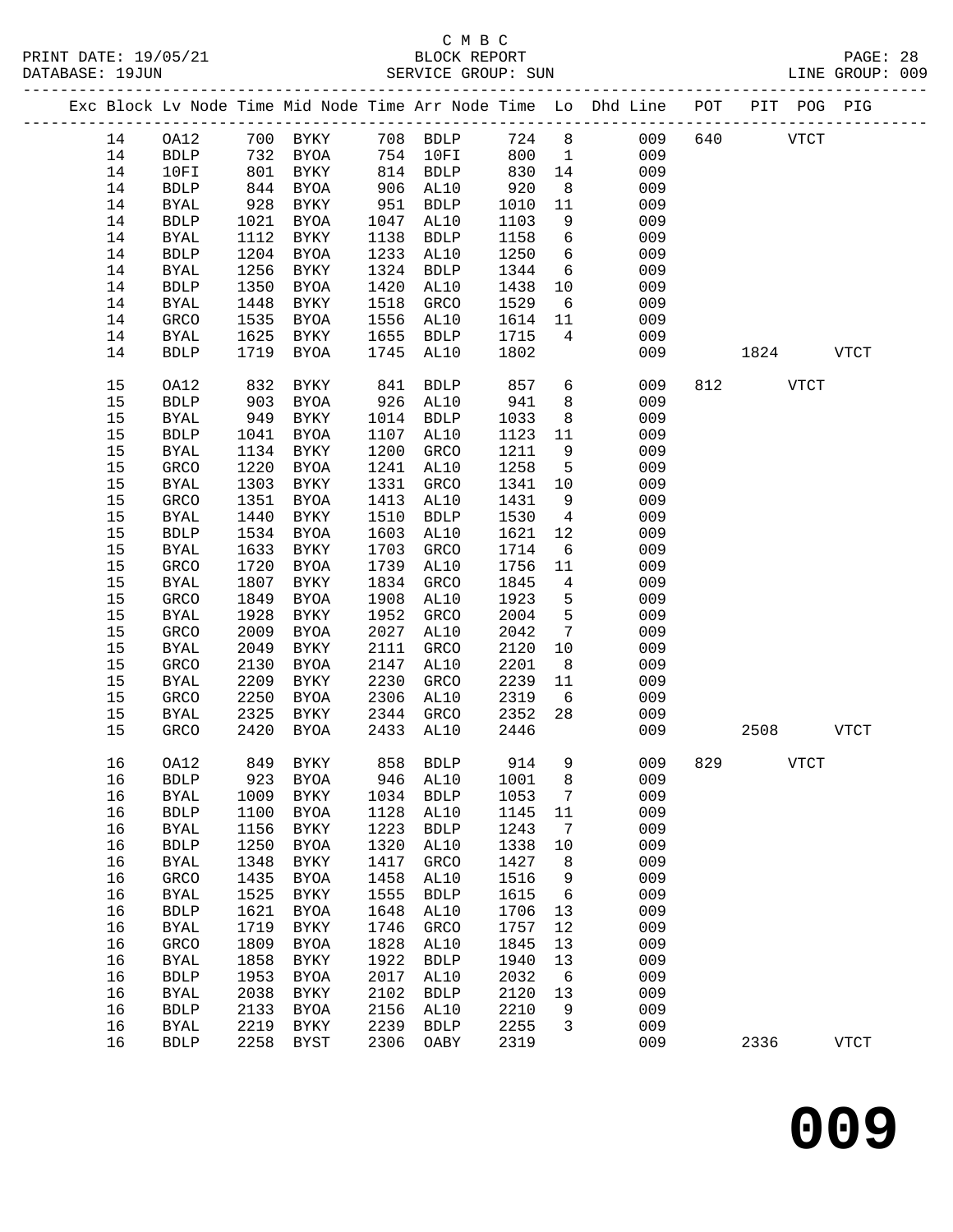C M B C

PRINT DATE: 19/05/21 BLOCK REPORT

DATABASE: 19JUN SERVICE GROUP: SUN LINE GROUP: 009

| Exc | Block | Lv | Node | Time | Mid Node | Time | Arr Node | Time | Lo | Dhd Line | POT | PIT | POG | PIG |
|---|---|---|---|---|---|---|---|---|---|---|---|---|---|---|
| | 14 | | OA12 | 700 | BYKY | 708 | BDLP | 724 | 8 | 009 | 640 | | VTCT | |
| | 14 | | BDLP | 732 | BYOA | 754 | 10FI | 800 | 1 | 009 | | | | |
| | 14 | | 10FI | 801 | BYKY | 814 | BDLP | 830 | 14 | 009 | | | | |
| | 14 | | BDLP | 844 | BYOA | 906 | AL10 | 920 | 8 | 009 | | | | |
| | 14 | | BYAL | 928 | BYKY | 951 | BDLP | 1010 | 11 | 009 | | | | |
| | 14 | | BDLP | 1021 | BYOA | 1047 | AL10 | 1103 | 9 | 009 | | | | |
| | 14 | | BYAL | 1112 | BYKY | 1138 | BDLP | 1158 | 6 | 009 | | | | |
| | 14 | | BDLP | 1204 | BYOA | 1233 | AL10 | 1250 | 6 | 009 | | | | |
| | 14 | | BYAL | 1256 | BYKY | 1324 | BDLP | 1344 | 6 | 009 | | | | |
| | 14 | | BDLP | 1350 | BYOA | 1420 | AL10 | 1438 | 10 | 009 | | | | |
| | 14 | | BYAL | 1448 | BYKY | 1518 | GRCO | 1529 | 6 | 009 | | | | |
| | 14 | | GRCO | 1535 | BYOA | 1556 | AL10 | 1614 | 11 | 009 | | | | |
| | 14 | | BYAL | 1625 | BYKY | 1655 | BDLP | 1715 | 4 | 009 | | | | |
| | 14 | | BDLP | 1719 | BYOA | 1745 | AL10 | 1802 | | 009 | | 1824 | | VTCT |
| | 15 | | OA12 | 832 | BYKY | 841 | BDLP | 857 | 6 | 009 | 812 | | VTCT | |
| | 15 | | BDLP | 903 | BYOA | 926 | AL10 | 941 | 8 | 009 | | | | |
| | 15 | | BYAL | 949 | BYKY | 1014 | BDLP | 1033 | 8 | 009 | | | | |
| | 15 | | BDLP | 1041 | BYOA | 1107 | AL10 | 1123 | 11 | 009 | | | | |
| | 15 | | BYAL | 1134 | BYKY | 1200 | GRCO | 1211 | 9 | 009 | | | | |
| | 15 | | GRCO | 1220 | BYOA | 1241 | AL10 | 1258 | 5 | 009 | | | | |
| | 15 | | BYAL | 1303 | BYKY | 1331 | GRCO | 1341 | 10 | 009 | | | | |
| | 15 | | GRCO | 1351 | BYOA | 1413 | AL10 | 1431 | 9 | 009 | | | | |
| | 15 | | BYAL | 1440 | BYKY | 1510 | BDLP | 1530 | 4 | 009 | | | | |
| | 15 | | BDLP | 1534 | BYOA | 1603 | AL10 | 1621 | 12 | 009 | | | | |
| | 15 | | BYAL | 1633 | BYKY | 1703 | GRCO | 1714 | 6 | 009 | | | | |
| | 15 | | GRCO | 1720 | BYOA | 1739 | AL10 | 1756 | 11 | 009 | | | | |
| | 15 | | BYAL | 1807 | BYKY | 1834 | GRCO | 1845 | 4 | 009 | | | | |
| | 15 | | GRCO | 1849 | BYOA | 1908 | AL10 | 1923 | 5 | 009 | | | | |
| | 15 | | BYAL | 1928 | BYKY | 1952 | GRCO | 2004 | 5 | 009 | | | | |
| | 15 | | GRCO | 2009 | BYOA | 2027 | AL10 | 2042 | 7 | 009 | | | | |
| | 15 | | BYAL | 2049 | BYKY | 2111 | GRCO | 2120 | 10 | 009 | | | | |
| | 15 | | GRCO | 2130 | BYOA | 2147 | AL10 | 2201 | 8 | 009 | | | | |
| | 15 | | BYAL | 2209 | BYKY | 2230 | GRCO | 2239 | 11 | 009 | | | | |
| | 15 | | GRCO | 2250 | BYOA | 2306 | AL10 | 2319 | 6 | 009 | | | | |
| | 15 | | BYAL | 2325 | BYKY | 2344 | GRCO | 2352 | 28 | 009 | | | | |
| | 15 | | GRCO | 2420 | BYOA | 2433 | AL10 | 2446 | | 009 | | 2508 | | VTCT |
| | 16 | | OA12 | 849 | BYKY | 858 | BDLP | 914 | 9 | 009 | 829 | | VTCT | |
| | 16 | | BDLP | 923 | BYOA | 946 | AL10 | 1001 | 8 | 009 | | | | |
| | 16 | | BYAL | 1009 | BYKY | 1034 | BDLP | 1053 | 7 | 009 | | | | |
| | 16 | | BDLP | 1100 | BYOA | 1128 | AL10 | 1145 | 11 | 009 | | | | |
| | 16 | | BYAL | 1156 | BYKY | 1223 | BDLP | 1243 | 7 | 009 | | | | |
| | 16 | | BDLP | 1250 | BYOA | 1320 | AL10 | 1338 | 10 | 009 | | | | |
| | 16 | | BYAL | 1348 | BYKY | 1417 | GRCO | 1427 | 8 | 009 | | | | |
| | 16 | | GRCO | 1435 | BYOA | 1458 | AL10 | 1516 | 9 | 009 | | | | |
| | 16 | | BYAL | 1525 | BYKY | 1555 | BDLP | 1615 | 6 | 009 | | | | |
| | 16 | | BDLP | 1621 | BYOA | 1648 | AL10 | 1706 | 13 | 009 | | | | |
| | 16 | | BYAL | 1719 | BYKY | 1746 | GRCO | 1757 | 12 | 009 | | | | |
| | 16 | | GRCO | 1809 | BYOA | 1828 | AL10 | 1845 | 13 | 009 | | | | |
| | 16 | | BYAL | 1858 | BYKY | 1922 | BDLP | 1940 | 13 | 009 | | | | |
| | 16 | | BDLP | 1953 | BYOA | 2017 | AL10 | 2032 | 6 | 009 | | | | |
| | 16 | | BYAL | 2038 | BYKY | 2102 | BDLP | 2120 | 13 | 009 | | | | |
| | 16 | | BDLP | 2133 | BYOA | 2156 | AL10 | 2210 | 9 | 009 | | | | |
| | 16 | | BYAL | 2219 | BYKY | 2239 | BDLP | 2255 | 3 | 009 | | | | |
| | 16 | | BDLP | 2258 | BYST | 2306 | OABY | 2319 | | 009 | | 2336 | | VTCT |

# 009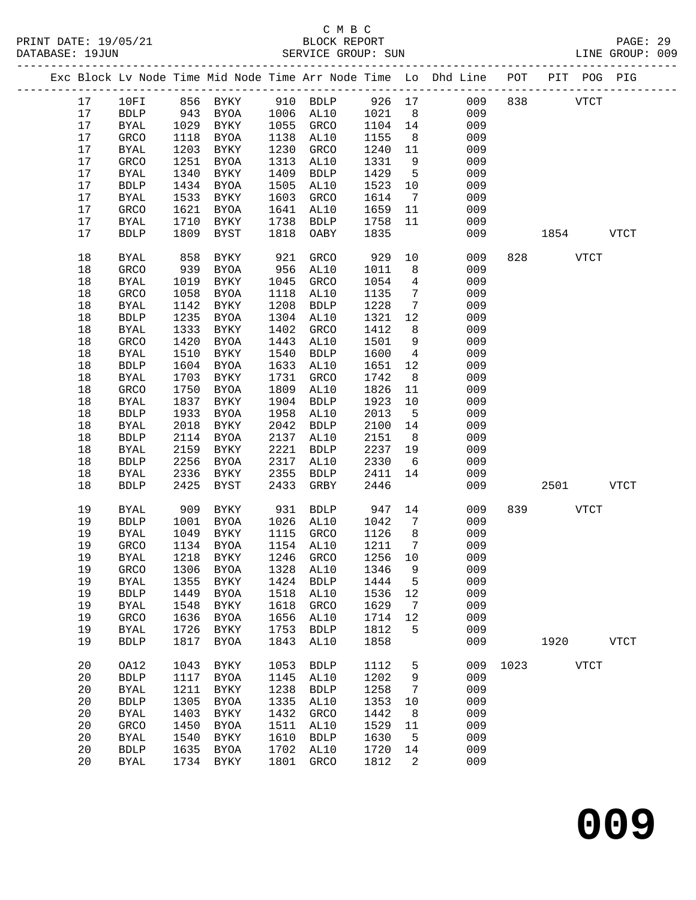C M B C

PRINT DATE: 19/05/21 BLOCK REPORT
DATABASE: 19JUN SERVICE GROUP: SUN LINE GROUP: 009

| Exc | Block | Lv | Node | Time | Mid Node | Time | Arr Node | Time | Lo | Dhd Line | POT | PIT | POG | PIG |
|---|---|---|---|---|---|---|---|---|---|---|---|---|---|---|
| | 17 | | 10FI | 856 | BYKY | 910 | BDLP | 926 | 17 | 009 | 838 | | VTCT | |
| | 17 | | BDLP | 943 | BYOA | 1006 | AL10 | 1021 | 8 | 009 | | | | |
| | 17 | | BYAL | 1029 | BYKY | 1055 | GRCO | 1104 | 14 | 009 | | | | |
| | 17 | | GRCO | 1118 | BYOA | 1138 | AL10 | 1155 | 8 | 009 | | | | |
| | 17 | | BYAL | 1203 | BYKY | 1230 | GRCO | 1240 | 11 | 009 | | | | |
| | 17 | | GRCO | 1251 | BYOA | 1313 | AL10 | 1331 | 9 | 009 | | | | |
| | 17 | | BYAL | 1340 | BYKY | 1409 | BDLP | 1429 | 5 | 009 | | | | |
| | 17 | | BDLP | 1434 | BYOA | 1505 | AL10 | 1523 | 10 | 009 | | | | |
| | 17 | | BYAL | 1533 | BYKY | 1603 | GRCO | 1614 | 7 | 009 | | | | |
| | 17 | | GRCO | 1621 | BYOA | 1641 | AL10 | 1659 | 11 | 009 | | | | |
| | 17 | | BYAL | 1710 | BYKY | 1738 | BDLP | 1758 | 11 | 009 | | | | |
| | 17 | | BDLP | 1809 | BYST | 1818 | OABY | 1835 | | 009 | | 1854 | | VTCT |
| | 18 | | BYAL | 858 | BYKY | 921 | GRCO | 929 | 10 | 009 | 828 | | VTCT | |
| | 18 | | GRCO | 939 | BYOA | 956 | AL10 | 1011 | 8 | 009 | | | | |
| | 18 | | BYAL | 1019 | BYKY | 1045 | GRCO | 1054 | 4 | 009 | | | | |
| | 18 | | GRCO | 1058 | BYOA | 1118 | AL10 | 1135 | 7 | 009 | | | | |
| | 18 | | BYAL | 1142 | BYKY | 1208 | BDLP | 1228 | 7 | 009 | | | | |
| | 18 | | BDLP | 1235 | BYOA | 1304 | AL10 | 1321 | 12 | 009 | | | | |
| | 18 | | BYAL | 1333 | BYKY | 1402 | GRCO | 1412 | 8 | 009 | | | | |
| | 18 | | GRCO | 1420 | BYOA | 1443 | AL10 | 1501 | 9 | 009 | | | | |
| | 18 | | BYAL | 1510 | BYKY | 1540 | BDLP | 1600 | 4 | 009 | | | | |
| | 18 | | BDLP | 1604 | BYOA | 1633 | AL10 | 1651 | 12 | 009 | | | | |
| | 18 | | BYAL | 1703 | BYKY | 1731 | GRCO | 1742 | 8 | 009 | | | | |
| | 18 | | GRCO | 1750 | BYOA | 1809 | AL10 | 1826 | 11 | 009 | | | | |
| | 18 | | BYAL | 1837 | BYKY | 1904 | BDLP | 1923 | 10 | 009 | | | | |
| | 18 | | BDLP | 1933 | BYOA | 1958 | AL10 | 2013 | 5 | 009 | | | | |
| | 18 | | BYAL | 2018 | BYKY | 2042 | BDLP | 2100 | 14 | 009 | | | | |
| | 18 | | BDLP | 2114 | BYOA | 2137 | AL10 | 2151 | 8 | 009 | | | | |
| | 18 | | BYAL | 2159 | BYKY | 2221 | BDLP | 2237 | 19 | 009 | | | | |
| | 18 | | BDLP | 2256 | BYOA | 2317 | AL10 | 2330 | 6 | 009 | | | | |
| | 18 | | BYAL | 2336 | BYKY | 2355 | BDLP | 2411 | 14 | 009 | | | | |
| | 18 | | BDLP | 2425 | BYST | 2433 | GRBY | 2446 | | 009 | | 2501 | | VTCT |
| | 19 | | BYAL | 909 | BYKY | 931 | BDLP | 947 | 14 | 009 | 839 | | VTCT | |
| | 19 | | BDLP | 1001 | BYOA | 1026 | AL10 | 1042 | 7 | 009 | | | | |
| | 19 | | BYAL | 1049 | BYKY | 1115 | GRCO | 1126 | 8 | 009 | | | | |
| | 19 | | GRCO | 1134 | BYOA | 1154 | AL10 | 1211 | 7 | 009 | | | | |
| | 19 | | BYAL | 1218 | BYKY | 1246 | GRCO | 1256 | 10 | 009 | | | | |
| | 19 | | GRCO | 1306 | BYOA | 1328 | AL10 | 1346 | 9 | 009 | | | | |
| | 19 | | BYAL | 1355 | BYKY | 1424 | BDLP | 1444 | 5 | 009 | | | | |
| | 19 | | BDLP | 1449 | BYOA | 1518 | AL10 | 1536 | 12 | 009 | | | | |
| | 19 | | BYAL | 1548 | BYKY | 1618 | GRCO | 1629 | 7 | 009 | | | | |
| | 19 | | GRCO | 1636 | BYOA | 1656 | AL10 | 1714 | 12 | 009 | | | | |
| | 19 | | BYAL | 1726 | BYKY | 1753 | BDLP | 1812 | 5 | 009 | | | | |
| | 19 | | BDLP | 1817 | BYOA | 1843 | AL10 | 1858 | | 009 | | 1920 | | VTCT |
| | 20 | | OA12 | 1043 | BYKY | 1053 | BDLP | 1112 | 5 | 009 | 1023 | | VTCT | |
| | 20 | | BDLP | 1117 | BYOA | 1145 | AL10 | 1202 | 9 | 009 | | | | |
| | 20 | | BYAL | 1211 | BYKY | 1238 | BDLP | 1258 | 7 | 009 | | | | |
| | 20 | | BDLP | 1305 | BYOA | 1335 | AL10 | 1353 | 10 | 009 | | | | |
| | 20 | | BYAL | 1403 | BYKY | 1432 | GRCO | 1442 | 8 | 009 | | | | |
| | 20 | | GRCO | 1450 | BYOA | 1511 | AL10 | 1529 | 11 | 009 | | | | |
| | 20 | | BYAL | 1540 | BYKY | 1610 | BDLP | 1630 | 5 | 009 | | | | |
| | 20 | | BDLP | 1635 | BYOA | 1702 | AL10 | 1720 | 14 | 009 | | | | |
| | 20 | | BYAL | 1734 | BYKY | 1801 | GRCO | 1812 | 2 | 009 | | | | |

**009**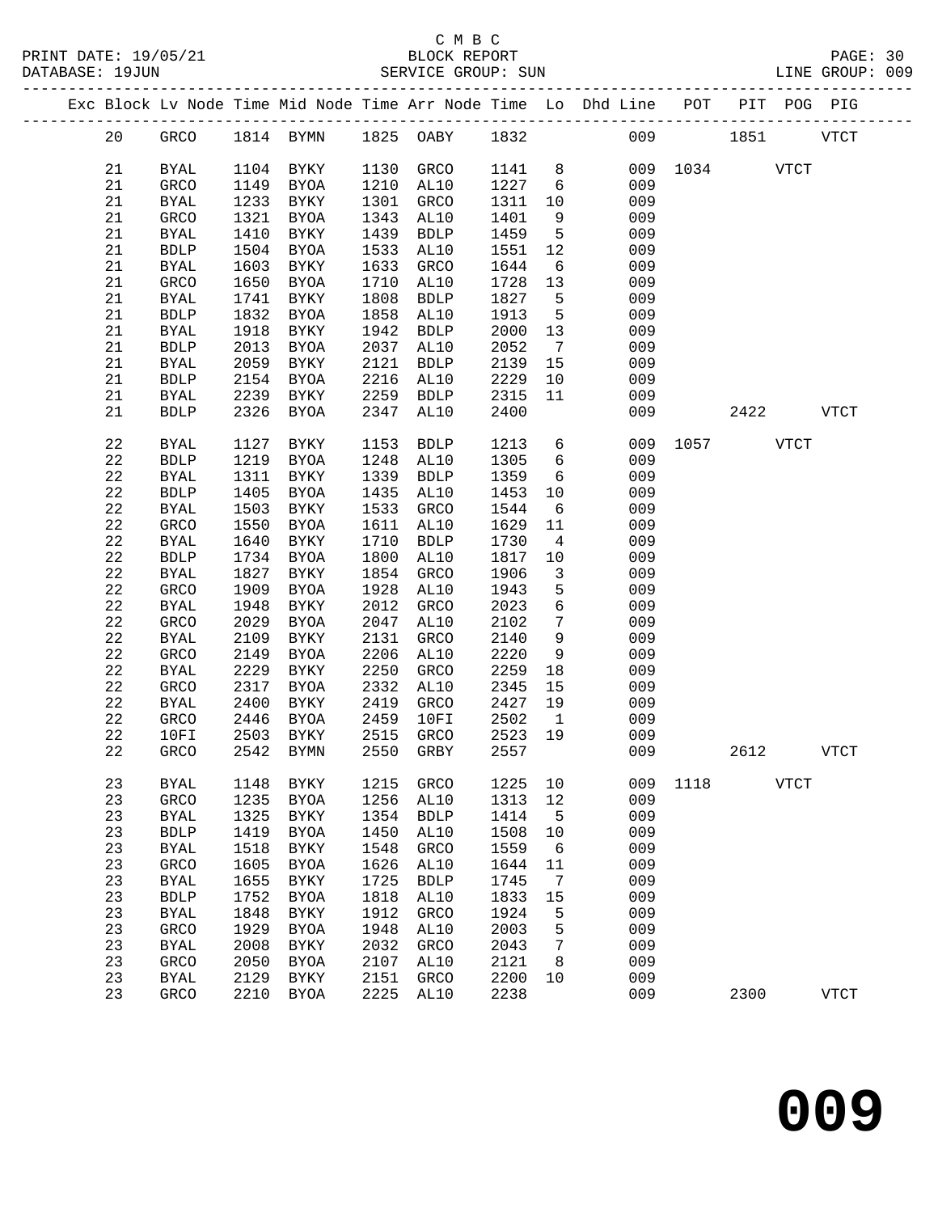C M B C

PRINT DATE: 19/05/21 BLOCK REPORT

DATABASE: 19JUN SERVICE GROUP: SUN LINE GROUP: 009

| Exc | Block | Lv Node | Time | Mid Node | Time | Arr Node | Time | Lo | Dhd Line | POT | PIT | POG | PIG |
|---|---|---|---|---|---|---|---|---|---|---|---|---|---|
| | 20 | GRCO | 1814 | BYMN | 1825 | OABY | 1832 | | 009 | | 1851 | | VTCT |
| | 21 | BYAL | 1104 | BYKY | 1130 | GRCO | 1141 | 8 | 009 | 1034 | | VTCT | |
| | 21 | GRCO | 1149 | BYOA | 1210 | AL10 | 1227 | 6 | 009 | | | | |
| | 21 | BYAL | 1233 | BYKY | 1301 | GRCO | 1311 | 10 | 009 | | | | |
| | 21 | GRCO | 1321 | BYOA | 1343 | AL10 | 1401 | 9 | 009 | | | | |
| | 21 | BYAL | 1410 | BYKY | 1439 | BDLP | 1459 | 5 | 009 | | | | |
| | 21 | BDLP | 1504 | BYOA | 1533 | AL10 | 1551 | 12 | 009 | | | | |
| | 21 | BYAL | 1603 | BYKY | 1633 | GRCO | 1644 | 6 | 009 | | | | |
| | 21 | GRCO | 1650 | BYOA | 1710 | AL10 | 1728 | 13 | 009 | | | | |
| | 21 | BYAL | 1741 | BYKY | 1808 | BDLP | 1827 | 5 | 009 | | | | |
| | 21 | BDLP | 1832 | BYOA | 1858 | AL10 | 1913 | 5 | 009 | | | | |
| | 21 | BYAL | 1918 | BYKY | 1942 | BDLP | 2000 | 13 | 009 | | | | |
| | 21 | BDLP | 2013 | BYOA | 2037 | AL10 | 2052 | 7 | 009 | | | | |
| | 21 | BYAL | 2059 | BYKY | 2121 | BDLP | 2139 | 15 | 009 | | | | |
| | 21 | BDLP | 2154 | BYOA | 2216 | AL10 | 2229 | 10 | 009 | | | | |
| | 21 | BYAL | 2239 | BYKY | 2259 | BDLP | 2315 | 11 | 009 | | | | |
| | 21 | BDLP | 2326 | BYOA | 2347 | AL10 | 2400 | | 009 | | 2422 | | VTCT |
| | 22 | BYAL | 1127 | BYKY | 1153 | BDLP | 1213 | 6 | 009 | 1057 | | VTCT | |
| | 22 | BDLP | 1219 | BYOA | 1248 | AL10 | 1305 | 6 | 009 | | | | |
| | 22 | BYAL | 1311 | BYKY | 1339 | BDLP | 1359 | 6 | 009 | | | | |
| | 22 | BDLP | 1405 | BYOA | 1435 | AL10 | 1453 | 10 | 009 | | | | |
| | 22 | BYAL | 1503 | BYKY | 1533 | GRCO | 1544 | 6 | 009 | | | | |
| | 22 | GRCO | 1550 | BYOA | 1611 | AL10 | 1629 | 11 | 009 | | | | |
| | 22 | BYAL | 1640 | BYKY | 1710 | BDLP | 1730 | 4 | 009 | | | | |
| | 22 | BDLP | 1734 | BYOA | 1800 | AL10 | 1817 | 10 | 009 | | | | |
| | 22 | BYAL | 1827 | BYKY | 1854 | GRCO | 1906 | 3 | 009 | | | | |
| | 22 | GRCO | 1909 | BYOA | 1928 | AL10 | 1943 | 5 | 009 | | | | |
| | 22 | BYAL | 1948 | BYKY | 2012 | GRCO | 2023 | 6 | 009 | | | | |
| | 22 | GRCO | 2029 | BYOA | 2047 | AL10 | 2102 | 7 | 009 | | | | |
| | 22 | BYAL | 2109 | BYKY | 2131 | GRCO | 2140 | 9 | 009 | | | | |
| | 22 | GRCO | 2149 | BYOA | 2206 | AL10 | 2220 | 9 | 009 | | | | |
| | 22 | BYAL | 2229 | BYKY | 2250 | GRCO | 2259 | 18 | 009 | | | | |
| | 22 | GRCO | 2317 | BYOA | 2332 | AL10 | 2345 | 15 | 009 | | | | |
| | 22 | BYAL | 2400 | BYKY | 2419 | GRCO | 2427 | 19 | 009 | | | | |
| | 22 | GRCO | 2446 | BYOA | 2459 | 10FI | 2502 | 1 | 009 | | | | |
| | 22 | 10FI | 2503 | BYKY | 2515 | GRCO | 2523 | 19 | 009 | | | | |
| | 22 | GRCO | 2542 | BYMN | 2550 | GRBY | 2557 | | 009 | | 2612 | | VTCT |
| | 23 | BYAL | 1148 | BYKY | 1215 | GRCO | 1225 | 10 | 009 | 1118 | | VTCT | |
| | 23 | GRCO | 1235 | BYOA | 1256 | AL10 | 1313 | 12 | 009 | | | | |
| | 23 | BYAL | 1325 | BYKY | 1354 | BDLP | 1414 | 5 | 009 | | | | |
| | 23 | BDLP | 1419 | BYOA | 1450 | AL10 | 1508 | 10 | 009 | | | | |
| | 23 | BYAL | 1518 | BYKY | 1548 | GRCO | 1559 | 6 | 009 | | | | |
| | 23 | GRCO | 1605 | BYOA | 1626 | AL10 | 1644 | 11 | 009 | | | | |
| | 23 | BYAL | 1655 | BYKY | 1725 | BDLP | 1745 | 7 | 009 | | | | |
| | 23 | BDLP | 1752 | BYOA | 1818 | AL10 | 1833 | 15 | 009 | | | | |
| | 23 | BYAL | 1848 | BYKY | 1912 | GRCO | 1924 | 5 | 009 | | | | |
| | 23 | GRCO | 1929 | BYOA | 1948 | AL10 | 2003 | 5 | 009 | | | | |
| | 23 | BYAL | 2008 | BYKY | 2032 | GRCO | 2043 | 7 | 009 | | | | |
| | 23 | GRCO | 2050 | BYOA | 2107 | AL10 | 2121 | 8 | 009 | | | | |
| | 23 | BYAL | 2129 | BYKY | 2151 | GRCO | 2200 | 10 | 009 | | | | |
| | 23 | GRCO | 2210 | BYOA | 2225 | AL10 | 2238 | | 009 | | 2300 | | VTCT |

# 009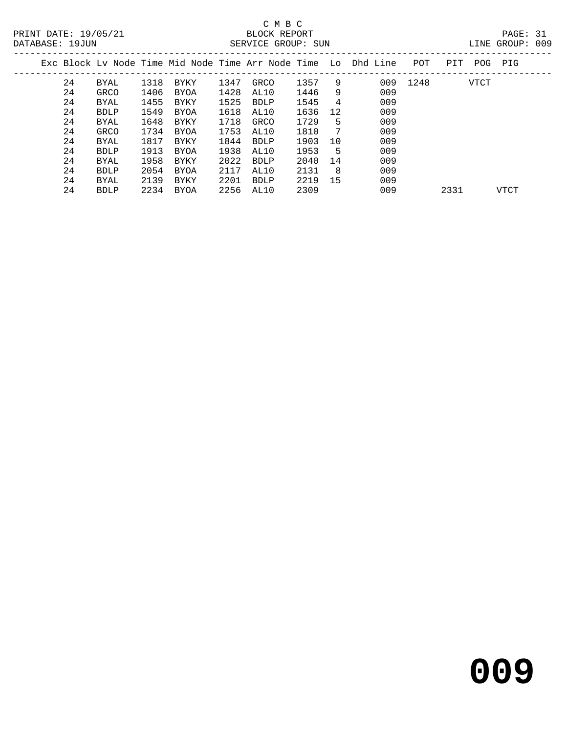C M B C

BLOCK REPORT

PRINT DATE: 19/05/21 DATABASE: 19JUN SERVICE GROUP: SUN LINE GROUP: 009

| Exc | Block | Lv Node | Time | Mid Node | Time | Arr Node | Time | Lo | Dhd Line | POT | PIT | POG | PIG |
|---|---|---|---|---|---|---|---|---|---|---|---|---|---|
| | 24 | BYAL | 1318 | BYKY | 1347 | GRCO | 1357 | 9 | 009 | 1248 | | VTCT | |
| | 24 | GRCO | 1406 | BYOA | 1428 | AL10 | 1446 | 9 | 009 | | | | |
| | 24 | BYAL | 1455 | BYKY | 1525 | BDLP | 1545 | 4 | 009 | | | | |
| | 24 | BDLP | 1549 | BYOA | 1618 | AL10 | 1636 | 12 | 009 | | | | |
| | 24 | BYAL | 1648 | BYKY | 1718 | GRCO | 1729 | 5 | 009 | | | | |
| | 24 | GRCO | 1734 | BYOA | 1753 | AL10 | 1810 | 7 | 009 | | | | |
| | 24 | BYAL | 1817 | BYKY | 1844 | BDLP | 1903 | 10 | 009 | | | | |
| | 24 | BDLP | 1913 | BYOA | 1938 | AL10 | 1953 | 5 | 009 | | | | |
| | 24 | BYAL | 1958 | BYKY | 2022 | BDLP | 2040 | 14 | 009 | | | | |
| | 24 | BDLP | 2054 | BYOA | 2117 | AL10 | 2131 | 8 | 009 | | | | |
| | 24 | BYAL | 2139 | BYKY | 2201 | BDLP | 2219 | 15 | 009 | | | | |
| | 24 | BDLP | 2234 | BYOA | 2256 | AL10 | 2309 | | 009 | | 2331 | | VTCT |

# 009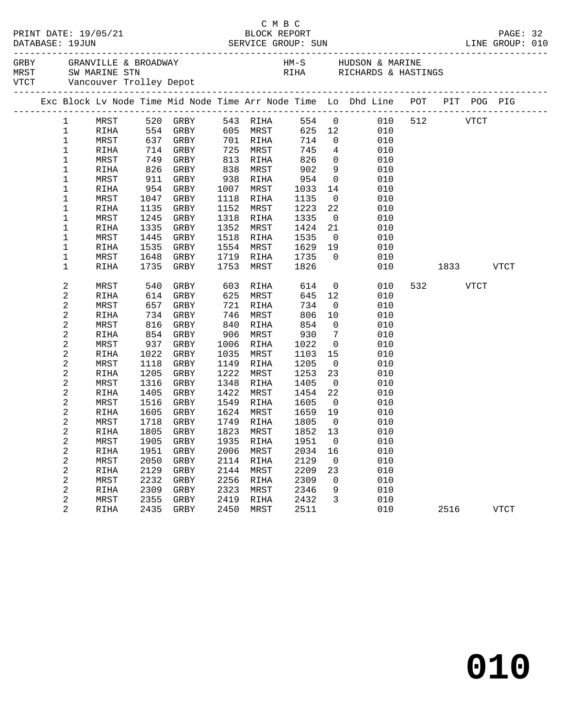C M B C

PRINT DATE: 19/05/21 BLOCK REPORT

DATABASE: 19JUN SERVICE GROUP: SUN LINE GROUP: 010

GRBY GRANVILLE & BROADWAY HM-S HUDSON & MARINE
MRST SW MARINE STN RIHA RICHARDS & HASTINGS
VTCT Vancouver Trolley Depot

| Exc | Block | Lv Node | Time | Mid Node | Time | Arr Node | Time | Lo | Dhd Line | POT | PIT | POG | PIG |
|---|---|---|---|---|---|---|---|---|---|---|---|---|---|
| | 1 | MRST | 520 | GRBY | 543 | RIHA | 554 | 0 | 010 | 512 | | VTCT | |
| | 1 | RIHA | 554 | GRBY | 605 | MRST | 625 | 12 | 010 | | | | |
| | 1 | MRST | 637 | GRBY | 701 | RIHA | 714 | 0 | 010 | | | | |
| | 1 | RIHA | 714 | GRBY | 725 | MRST | 745 | 4 | 010 | | | | |
| | 1 | MRST | 749 | GRBY | 813 | RIHA | 826 | 0 | 010 | | | | |
| | 1 | RIHA | 826 | GRBY | 838 | MRST | 902 | 9 | 010 | | | | |
| | 1 | MRST | 911 | GRBY | 938 | RIHA | 954 | 0 | 010 | | | | |
| | 1 | RIHA | 954 | GRBY | 1007 | MRST | 1033 | 14 | 010 | | | | |
| | 1 | MRST | 1047 | GRBY | 1118 | RIHA | 1135 | 0 | 010 | | | | |
| | 1 | RIHA | 1135 | GRBY | 1152 | MRST | 1223 | 22 | 010 | | | | |
| | 1 | MRST | 1245 | GRBY | 1318 | RIHA | 1335 | 0 | 010 | | | | |
| | 1 | RIHA | 1335 | GRBY | 1352 | MRST | 1424 | 21 | 010 | | | | |
| | 1 | MRST | 1445 | GRBY | 1518 | RIHA | 1535 | 0 | 010 | | | | |
| | 1 | RIHA | 1535 | GRBY | 1554 | MRST | 1629 | 19 | 010 | | | | |
| | 1 | MRST | 1648 | GRBY | 1719 | RIHA | 1735 | 0 | 010 | | | | |
| | 1 | RIHA | 1735 | GRBY | 1753 | MRST | 1826 | | 010 | | 1833 | | VTCT |
| | 2 | MRST | 540 | GRBY | 603 | RIHA | 614 | 0 | 010 | 532 | | VTCT | |
| | 2 | RIHA | 614 | GRBY | 625 | MRST | 645 | 12 | 010 | | | | |
| | 2 | MRST | 657 | GRBY | 721 | RIHA | 734 | 0 | 010 | | | | |
| | 2 | RIHA | 734 | GRBY | 746 | MRST | 806 | 10 | 010 | | | | |
| | 2 | MRST | 816 | GRBY | 840 | RIHA | 854 | 0 | 010 | | | | |
| | 2 | RIHA | 854 | GRBY | 906 | MRST | 930 | 7 | 010 | | | | |
| | 2 | MRST | 937 | GRBY | 1006 | RIHA | 1022 | 0 | 010 | | | | |
| | 2 | RIHA | 1022 | GRBY | 1035 | MRST | 1103 | 15 | 010 | | | | |
| | 2 | MRST | 1118 | GRBY | 1149 | RIHA | 1205 | 0 | 010 | | | | |
| | 2 | RIHA | 1205 | GRBY | 1222 | MRST | 1253 | 23 | 010 | | | | |
| | 2 | MRST | 1316 | GRBY | 1348 | RIHA | 1405 | 0 | 010 | | | | |
| | 2 | RIHA | 1405 | GRBY | 1422 | MRST | 1454 | 22 | 010 | | | | |
| | 2 | MRST | 1516 | GRBY | 1549 | RIHA | 1605 | 0 | 010 | | | | |
| | 2 | RIHA | 1605 | GRBY | 1624 | MRST | 1659 | 19 | 010 | | | | |
| | 2 | MRST | 1718 | GRBY | 1749 | RIHA | 1805 | 0 | 010 | | | | |
| | 2 | RIHA | 1805 | GRBY | 1823 | MRST | 1852 | 13 | 010 | | | | |
| | 2 | MRST | 1905 | GRBY | 1935 | RIHA | 1951 | 0 | 010 | | | | |
| | 2 | RIHA | 1951 | GRBY | 2006 | MRST | 2034 | 16 | 010 | | | | |
| | 2 | MRST | 2050 | GRBY | 2114 | RIHA | 2129 | 0 | 010 | | | | |
| | 2 | RIHA | 2129 | GRBY | 2144 | MRST | 2209 | 23 | 010 | | | | |
| | 2 | MRST | 2232 | GRBY | 2256 | RIHA | 2309 | 0 | 010 | | | | |
| | 2 | RIHA | 2309 | GRBY | 2323 | MRST | 2346 | 9 | 010 | | | | |
| | 2 | MRST | 2355 | GRBY | 2419 | RIHA | 2432 | 3 | 010 | | | | |
| | 2 | RIHA | 2435 | GRBY | 2450 | MRST | 2511 | | 010 | | 2516 | | VTCT |

# 010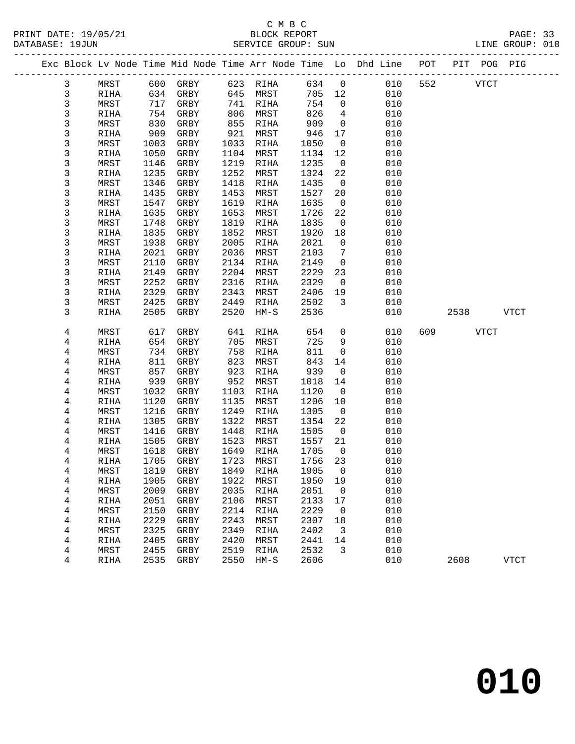C M B C
BLOCK REPORT
SERVICE GROUP: SUN

PRINT DATE: 19/05/21
DATABASE: 19JUN
LINE GROUP: 010

| Exc | Block | Lv Node | Time | Mid Node | Time | Arr Node | Time | Lo | Dhd Line | POT | PIT | POG | PIG |
|---|---|---|---|---|---|---|---|---|---|---|---|---|---|
| | 3 | MRST | 600 | GRBY | 623 | RIHA | 634 | 0 | 010 | 552 | | VTCT | |
| | 3 | RIHA | 634 | GRBY | 645 | MRST | 705 | 12 | 010 | | | | |
| | 3 | MRST | 717 | GRBY | 741 | RIHA | 754 | 0 | 010 | | | | |
| | 3 | RIHA | 754 | GRBY | 806 | MRST | 826 | 4 | 010 | | | | |
| | 3 | MRST | 830 | GRBY | 855 | RIHA | 909 | 0 | 010 | | | | |
| | 3 | RIHA | 909 | GRBY | 921 | MRST | 946 | 17 | 010 | | | | |
| | 3 | MRST | 1003 | GRBY | 1033 | RIHA | 1050 | 0 | 010 | | | | |
| | 3 | RIHA | 1050 | GRBY | 1104 | MRST | 1134 | 12 | 010 | | | | |
| | 3 | MRST | 1146 | GRBY | 1219 | RIHA | 1235 | 0 | 010 | | | | |
| | 3 | RIHA | 1235 | GRBY | 1252 | MRST | 1324 | 22 | 010 | | | | |
| | 3 | MRST | 1346 | GRBY | 1418 | RIHA | 1435 | 0 | 010 | | | | |
| | 3 | RIHA | 1435 | GRBY | 1453 | MRST | 1527 | 20 | 010 | | | | |
| | 3 | MRST | 1547 | GRBY | 1619 | RIHA | 1635 | 0 | 010 | | | | |
| | 3 | RIHA | 1635 | GRBY | 1653 | MRST | 1726 | 22 | 010 | | | | |
| | 3 | MRST | 1748 | GRBY | 1819 | RIHA | 1835 | 0 | 010 | | | | |
| | 3 | RIHA | 1835 | GRBY | 1852 | MRST | 1920 | 18 | 010 | | | | |
| | 3 | MRST | 1938 | GRBY | 2005 | RIHA | 2021 | 0 | 010 | | | | |
| | 3 | RIHA | 2021 | GRBY | 2036 | MRST | 2103 | 7 | 010 | | | | |
| | 3 | MRST | 2110 | GRBY | 2134 | RIHA | 2149 | 0 | 010 | | | | |
| | 3 | RIHA | 2149 | GRBY | 2204 | MRST | 2229 | 23 | 010 | | | | |
| | 3 | MRST | 2252 | GRBY | 2316 | RIHA | 2329 | 0 | 010 | | | | |
| | 3 | RIHA | 2329 | GRBY | 2343 | MRST | 2406 | 19 | 010 | | | | |
| | 3 | MRST | 2425 | GRBY | 2449 | RIHA | 2502 | 3 | 010 | | | | |
| | 3 | RIHA | 2505 | GRBY | 2520 | HM-S | 2536 | | 010 | | 2538 | | VTCT |
| | 4 | MRST | 617 | GRBY | 641 | RIHA | 654 | 0 | 010 | 609 | | VTCT | |
| | 4 | RIHA | 654 | GRBY | 705 | MRST | 725 | 9 | 010 | | | | |
| | 4 | MRST | 734 | GRBY | 758 | RIHA | 811 | 0 | 010 | | | | |
| | 4 | RIHA | 811 | GRBY | 823 | MRST | 843 | 14 | 010 | | | | |
| | 4 | MRST | 857 | GRBY | 923 | RIHA | 939 | 0 | 010 | | | | |
| | 4 | RIHA | 939 | GRBY | 952 | MRST | 1018 | 14 | 010 | | | | |
| | 4 | MRST | 1032 | GRBY | 1103 | RIHA | 1120 | 0 | 010 | | | | |
| | 4 | RIHA | 1120 | GRBY | 1135 | MRST | 1206 | 10 | 010 | | | | |
| | 4 | MRST | 1216 | GRBY | 1249 | RIHA | 1305 | 0 | 010 | | | | |
| | 4 | RIHA | 1305 | GRBY | 1322 | MRST | 1354 | 22 | 010 | | | | |
| | 4 | MRST | 1416 | GRBY | 1448 | RIHA | 1505 | 0 | 010 | | | | |
| | 4 | RIHA | 1505 | GRBY | 1523 | MRST | 1557 | 21 | 010 | | | | |
| | 4 | MRST | 1618 | GRBY | 1649 | RIHA | 1705 | 0 | 010 | | | | |
| | 4 | RIHA | 1705 | GRBY | 1723 | MRST | 1756 | 23 | 010 | | | | |
| | 4 | MRST | 1819 | GRBY | 1849 | RIHA | 1905 | 0 | 010 | | | | |
| | 4 | RIHA | 1905 | GRBY | 1922 | MRST | 1950 | 19 | 010 | | | | |
| | 4 | MRST | 2009 | GRBY | 2035 | RIHA | 2051 | 0 | 010 | | | | |
| | 4 | RIHA | 2051 | GRBY | 2106 | MRST | 2133 | 17 | 010 | | | | |
| | 4 | MRST | 2150 | GRBY | 2214 | RIHA | 2229 | 0 | 010 | | | | |
| | 4 | RIHA | 2229 | GRBY | 2243 | MRST | 2307 | 18 | 010 | | | | |
| | 4 | MRST | 2325 | GRBY | 2349 | RIHA | 2402 | 3 | 010 | | | | |
| | 4 | RIHA | 2405 | GRBY | 2420 | MRST | 2441 | 14 | 010 | | | | |
| | 4 | MRST | 2455 | GRBY | 2519 | RIHA | 2532 | 3 | 010 | | | | |
| | 4 | RIHA | 2535 | GRBY | 2550 | HM-S | 2606 | | 010 | | 2608 | | VTCT |

**010**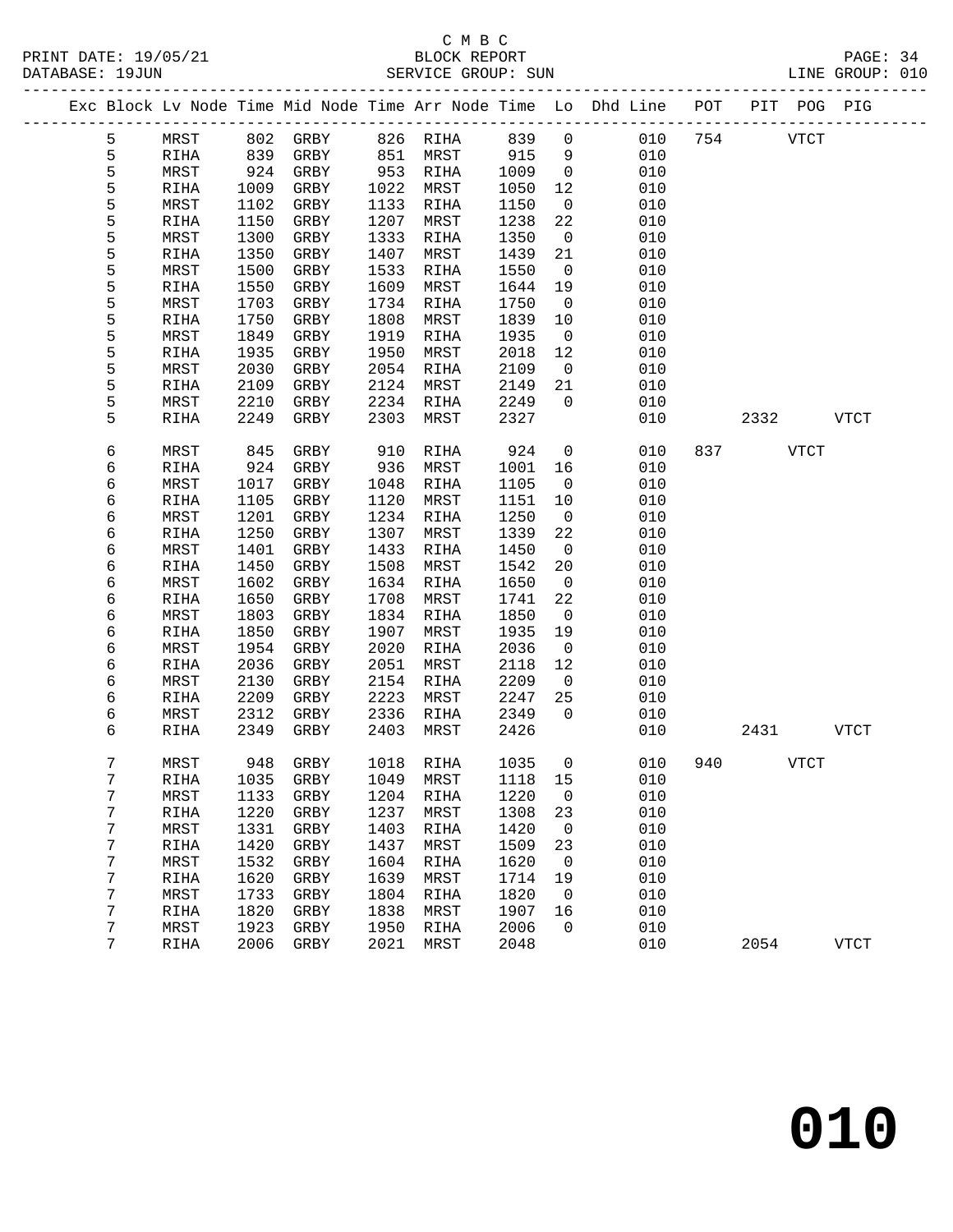C M B C
BLOCK REPORT
SERVICE GROUP: SUN

PRINT DATE: 19/05/21
DATABASE: 19JUN
LINE GROUP: 010

| Exc | Block | Lv | Node | Time | Mid Node | Time | Arr Node | Time | Lo | Dhd Line | POT | PIT | POG | PIG |
|---|---|---|---|---|---|---|---|---|---|---|---|---|---|---|
| | 5 | | MRST | 802 | GRBY | 826 | RIHA | 839 | 0 | 010 | 754 | | VTCT | |
| | 5 | | RIHA | 839 | GRBY | 851 | MRST | 915 | 9 | 010 | | | | |
| | 5 | | MRST | 924 | GRBY | 953 | RIHA | 1009 | 0 | 010 | | | | |
| | 5 | | RIHA | 1009 | GRBY | 1022 | MRST | 1050 | 12 | 010 | | | | |
| | 5 | | MRST | 1102 | GRBY | 1133 | RIHA | 1150 | 0 | 010 | | | | |
| | 5 | | RIHA | 1150 | GRBY | 1207 | MRST | 1238 | 22 | 010 | | | | |
| | 5 | | MRST | 1300 | GRBY | 1333 | RIHA | 1350 | 0 | 010 | | | | |
| | 5 | | RIHA | 1350 | GRBY | 1407 | MRST | 1439 | 21 | 010 | | | | |
| | 5 | | MRST | 1500 | GRBY | 1533 | RIHA | 1550 | 0 | 010 | | | | |
| | 5 | | RIHA | 1550 | GRBY | 1609 | MRST | 1644 | 19 | 010 | | | | |
| | 5 | | MRST | 1703 | GRBY | 1734 | RIHA | 1750 | 0 | 010 | | | | |
| | 5 | | RIHA | 1750 | GRBY | 1808 | MRST | 1839 | 10 | 010 | | | | |
| | 5 | | MRST | 1849 | GRBY | 1919 | RIHA | 1935 | 0 | 010 | | | | |
| | 5 | | RIHA | 1935 | GRBY | 1950 | MRST | 2018 | 12 | 010 | | | | |
| | 5 | | MRST | 2030 | GRBY | 2054 | RIHA | 2109 | 0 | 010 | | | | |
| | 5 | | RIHA | 2109 | GRBY | 2124 | MRST | 2149 | 21 | 010 | | | | |
| | 5 | | MRST | 2210 | GRBY | 2234 | RIHA | 2249 | 0 | 010 | | | | |
| | 5 | | RIHA | 2249 | GRBY | 2303 | MRST | 2327 | | 010 | | 2332 | | VTCT |
| | 6 | | MRST | 845 | GRBY | 910 | RIHA | 924 | 0 | 010 | 837 | | VTCT | |
| | 6 | | RIHA | 924 | GRBY | 936 | MRST | 1001 | 16 | 010 | | | | |
| | 6 | | MRST | 1017 | GRBY | 1048 | RIHA | 1105 | 0 | 010 | | | | |
| | 6 | | RIHA | 1105 | GRBY | 1120 | MRST | 1151 | 10 | 010 | | | | |
| | 6 | | MRST | 1201 | GRBY | 1234 | RIHA | 1250 | 0 | 010 | | | | |
| | 6 | | RIHA | 1250 | GRBY | 1307 | MRST | 1339 | 22 | 010 | | | | |
| | 6 | | MRST | 1401 | GRBY | 1433 | RIHA | 1450 | 0 | 010 | | | | |
| | 6 | | RIHA | 1450 | GRBY | 1508 | MRST | 1542 | 20 | 010 | | | | |
| | 6 | | MRST | 1602 | GRBY | 1634 | RIHA | 1650 | 0 | 010 | | | | |
| | 6 | | RIHA | 1650 | GRBY | 1708 | MRST | 1741 | 22 | 010 | | | | |
| | 6 | | MRST | 1803 | GRBY | 1834 | RIHA | 1850 | 0 | 010 | | | | |
| | 6 | | RIHA | 1850 | GRBY | 1907 | MRST | 1935 | 19 | 010 | | | | |
| | 6 | | MRST | 1954 | GRBY | 2020 | RIHA | 2036 | 0 | 010 | | | | |
| | 6 | | RIHA | 2036 | GRBY | 2051 | MRST | 2118 | 12 | 010 | | | | |
| | 6 | | MRST | 2130 | GRBY | 2154 | RIHA | 2209 | 0 | 010 | | | | |
| | 6 | | RIHA | 2209 | GRBY | 2223 | MRST | 2247 | 25 | 010 | | | | |
| | 6 | | MRST | 2312 | GRBY | 2336 | RIHA | 2349 | 0 | 010 | | | | |
| | 6 | | RIHA | 2349 | GRBY | 2403 | MRST | 2426 | | 010 | | 2431 | | VTCT |
| | 7 | | MRST | 948 | GRBY | 1018 | RIHA | 1035 | 0 | 010 | 940 | | VTCT | |
| | 7 | | RIHA | 1035 | GRBY | 1049 | MRST | 1118 | 15 | 010 | | | | |
| | 7 | | MRST | 1133 | GRBY | 1204 | RIHA | 1220 | 0 | 010 | | | | |
| | 7 | | RIHA | 1220 | GRBY | 1237 | MRST | 1308 | 23 | 010 | | | | |
| | 7 | | MRST | 1331 | GRBY | 1403 | RIHA | 1420 | 0 | 010 | | | | |
| | 7 | | RIHA | 1420 | GRBY | 1437 | MRST | 1509 | 23 | 010 | | | | |
| | 7 | | MRST | 1532 | GRBY | 1604 | RIHA | 1620 | 0 | 010 | | | | |
| | 7 | | RIHA | 1620 | GRBY | 1639 | MRST | 1714 | 19 | 010 | | | | |
| | 7 | | MRST | 1733 | GRBY | 1804 | RIHA | 1820 | 0 | 010 | | | | |
| | 7 | | RIHA | 1820 | GRBY | 1838 | MRST | 1907 | 16 | 010 | | | | |
| | 7 | | MRST | 1923 | GRBY | 1950 | RIHA | 2006 | 0 | 010 | | | | |
| | 7 | | RIHA | 2006 | GRBY | 2021 | MRST | 2048 | | 010 | | 2054 | | VTCT |

**010**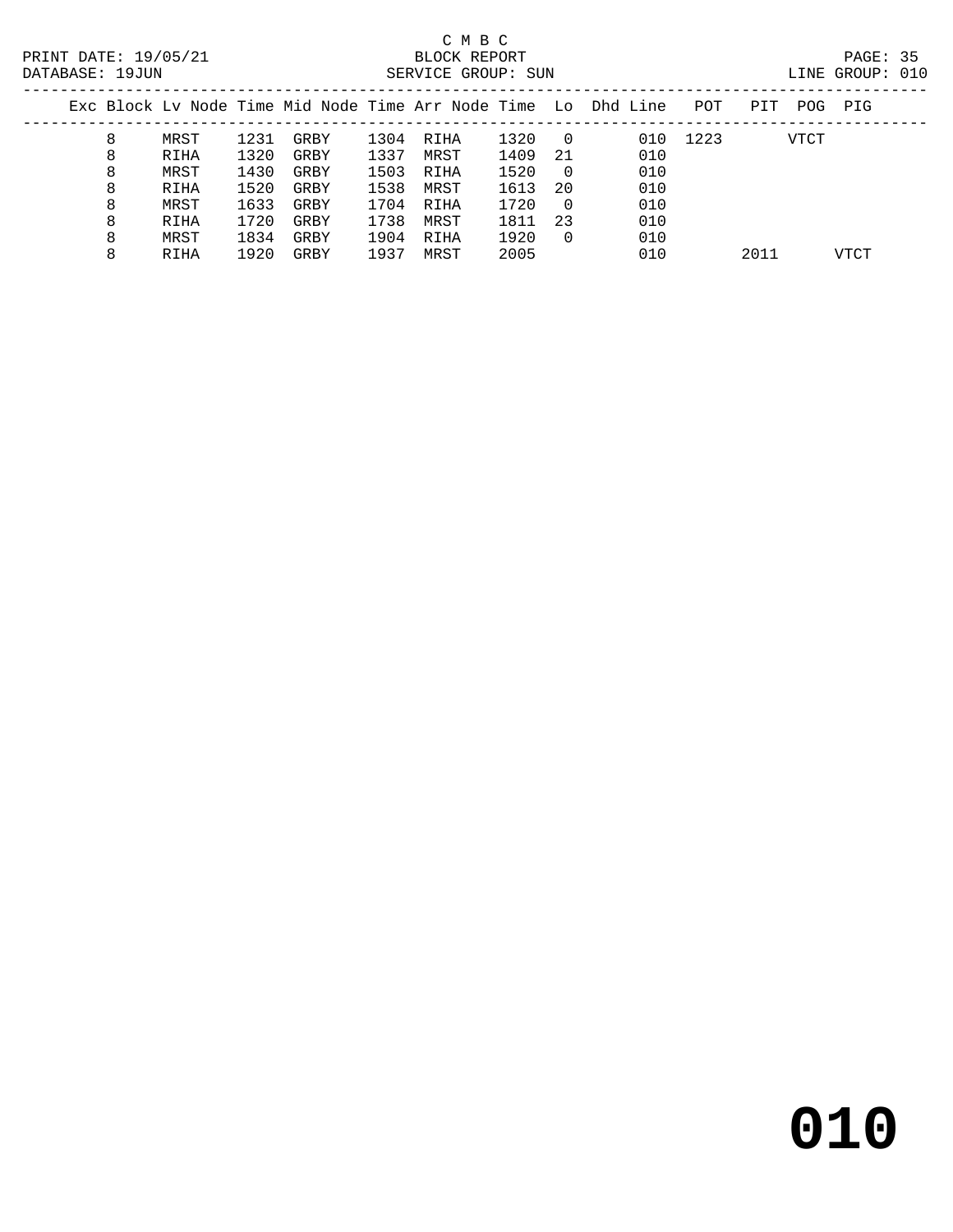C M B C

BLOCK REPORT

SERVICE GROUP: SUN

| Exc | Block | Lv Node | Time | Mid Node | Time | Arr Node | Time | Lo | Dhd | Line | POT | PIT | POG | PIG |
|---|---|---|---|---|---|---|---|---|---|---|---|---|---|---|
| | 8 | MRST | 1231 | GRBY | 1304 | RIHA | 1320 | 0 | | 010 | 1223 | | VTCT | |
| | 8 | RIHA | 1320 | GRBY | 1337 | MRST | 1409 | 21 | | 010 | | | | |
| | 8 | MRST | 1430 | GRBY | 1503 | RIHA | 1520 | 0 | | 010 | | | | |
| | 8 | RIHA | 1520 | GRBY | 1538 | MRST | 1613 | 20 | | 010 | | | | |
| | 8 | MRST | 1633 | GRBY | 1704 | RIHA | 1720 | 0 | | 010 | | | | |
| | 8 | RIHA | 1720 | GRBY | 1738 | MRST | 1811 | 23 | | 010 | | | | |
| | 8 | MRST | 1834 | GRBY | 1904 | RIHA | 1920 | 0 | | 010 | | | | |
| | 8 | RIHA | 1920 | GRBY | 1937 | MRST | 2005 | | | 010 | | 2011 | | VTCT |

# 010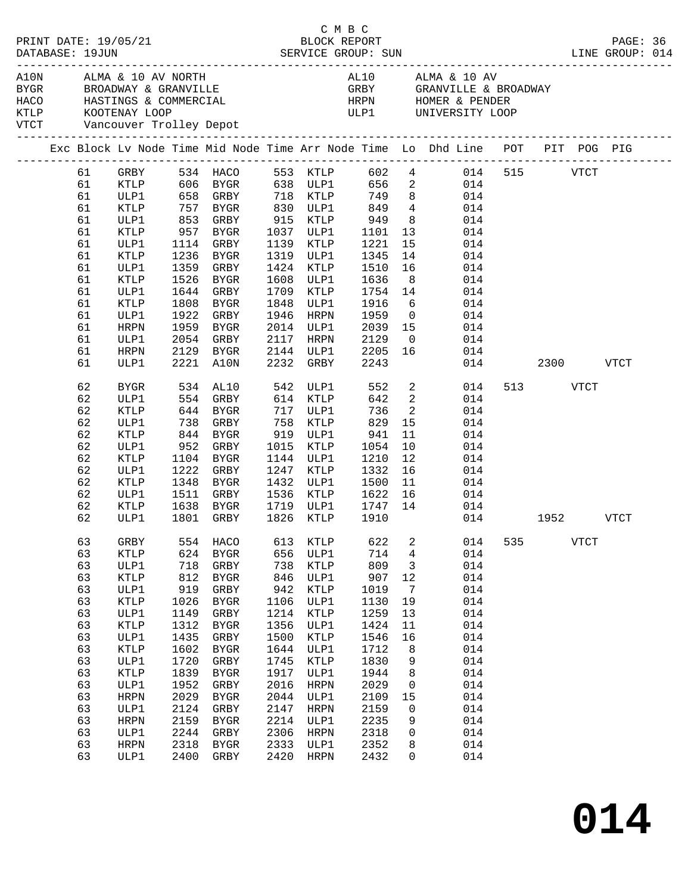C M B C
PRINT DATE: 19/05/21 BLOCK REPORT
DATABASE: 19JUN SERVICE GROUP: SUN LINE GROUP: 014

| Code | Description | Code | Description |
|---|---|---|---|
| A10N | ALMA & 10 AV NORTH | AL10 | ALMA & 10 AV |
| BYGR | BROADWAY & GRANVILLE | GRBY | GRANVILLE & BROADWAY |
| HACO | HASTINGS & COMMERCIAL | HRPN | HOMER & PENDER |
| KTLP | KOOTENAY LOOP | ULP1 | UNIVERSITY LOOP |
| VTCT | Vancouver Trolley Depot | | |

| Exc | Block | Lv Node | Time | Mid Node | Time | Arr Node | Time | Lo | Dhd Line | POT | PIT | POG | PIG |
|---|---|---|---|---|---|---|---|---|---|---|---|---|---|
| | 61 | GRBY | 534 | HACO | 553 | KTLP | 602 | 4 | 014 | 515 | | VTCT | |
| | 61 | KTLP | 606 | BYGR | 638 | ULP1 | 656 | 2 | 014 | | | | |
| | 61 | ULP1 | 658 | GRBY | 718 | KTLP | 749 | 8 | 014 | | | | |
| | 61 | KTLP | 757 | BYGR | 830 | ULP1 | 849 | 4 | 014 | | | | |
| | 61 | ULP1 | 853 | GRBY | 915 | KTLP | 949 | 8 | 014 | | | | |
| | 61 | KTLP | 957 | BYGR | 1037 | ULP1 | 1101 | 13 | 014 | | | | |
| | 61 | ULP1 | 1114 | GRBY | 1139 | KTLP | 1221 | 15 | 014 | | | | |
| | 61 | KTLP | 1236 | BYGR | 1319 | ULP1 | 1345 | 14 | 014 | | | | |
| | 61 | ULP1 | 1359 | GRBY | 1424 | KTLP | 1510 | 16 | 014 | | | | |
| | 61 | KTLP | 1526 | BYGR | 1608 | ULP1 | 1636 | 8 | 014 | | | | |
| | 61 | ULP1 | 1644 | GRBY | 1709 | KTLP | 1754 | 14 | 014 | | | | |
| | 61 | KTLP | 1808 | BYGR | 1848 | ULP1 | 1916 | 6 | 014 | | | | |
| | 61 | ULP1 | 1922 | GRBY | 1946 | HRPN | 1959 | 0 | 014 | | | | |
| | 61 | HRPN | 1959 | BYGR | 2014 | ULP1 | 2039 | 15 | 014 | | | | |
| | 61 | ULP1 | 2054 | GRBY | 2117 | HRPN | 2129 | 0 | 014 | | | | |
| | 61 | HRPN | 2129 | BYGR | 2144 | ULP1 | 2205 | 16 | 014 | | | | |
| | 61 | ULP1 | 2221 | A10N | 2232 | GRBY | 2243 | | 014 | | 2300 | | VTCT |
| | 62 | BYGR | 534 | AL10 | 542 | ULP1 | 552 | 2 | 014 | 513 | | VTCT | |
| | 62 | ULP1 | 554 | GRBY | 614 | KTLP | 642 | 2 | 014 | | | | |
| | 62 | KTLP | 644 | BYGR | 717 | ULP1 | 736 | 2 | 014 | | | | |
| | 62 | ULP1 | 738 | GRBY | 758 | KTLP | 829 | 15 | 014 | | | | |
| | 62 | KTLP | 844 | BYGR | 919 | ULP1 | 941 | 11 | 014 | | | | |
| | 62 | ULP1 | 952 | GRBY | 1015 | KTLP | 1054 | 10 | 014 | | | | |
| | 62 | KTLP | 1104 | BYGR | 1144 | ULP1 | 1210 | 12 | 014 | | | | |
| | 62 | ULP1 | 1222 | GRBY | 1247 | KTLP | 1332 | 16 | 014 | | | | |
| | 62 | KTLP | 1348 | BYGR | 1432 | ULP1 | 1500 | 11 | 014 | | | | |
| | 62 | ULP1 | 1511 | GRBY | 1536 | KTLP | 1622 | 16 | 014 | | | | |
| | 62 | KTLP | 1638 | BYGR | 1719 | ULP1 | 1747 | 14 | 014 | | | | |
| | 62 | ULP1 | 1801 | GRBY | 1826 | KTLP | 1910 | | 014 | | 1952 | | VTCT |
| | 63 | GRBY | 554 | HACO | 613 | KTLP | 622 | 2 | 014 | 535 | | VTCT | |
| | 63 | KTLP | 624 | BYGR | 656 | ULP1 | 714 | 4 | 014 | | | | |
| | 63 | ULP1 | 718 | GRBY | 738 | KTLP | 809 | 3 | 014 | | | | |
| | 63 | KTLP | 812 | BYGR | 846 | ULP1 | 907 | 12 | 014 | | | | |
| | 63 | ULP1 | 919 | GRBY | 942 | KTLP | 1019 | 7 | 014 | | | | |
| | 63 | KTLP | 1026 | BYGR | 1106 | ULP1 | 1130 | 19 | 014 | | | | |
| | 63 | ULP1 | 1149 | GRBY | 1214 | KTLP | 1259 | 13 | 014 | | | | |
| | 63 | KTLP | 1312 | BYGR | 1356 | ULP1 | 1424 | 11 | 014 | | | | |
| | 63 | ULP1 | 1435 | GRBY | 1500 | KTLP | 1546 | 16 | 014 | | | | |
| | 63 | KTLP | 1602 | BYGR | 1644 | ULP1 | 1712 | 8 | 014 | | | | |
| | 63 | ULP1 | 1720 | GRBY | 1745 | KTLP | 1830 | 9 | 014 | | | | |
| | 63 | KTLP | 1839 | BYGR | 1917 | ULP1 | 1944 | 8 | 014 | | | | |
| | 63 | ULP1 | 1952 | GRBY | 2016 | HRPN | 2029 | 0 | 014 | | | | |
| | 63 | HRPN | 2029 | BYGR | 2044 | ULP1 | 2109 | 15 | 014 | | | | |
| | 63 | ULP1 | 2124 | GRBY | 2147 | HRPN | 2159 | 0 | 014 | | | | |
| | 63 | HRPN | 2159 | BYGR | 2214 | ULP1 | 2235 | 9 | 014 | | | | |
| | 63 | ULP1 | 2244 | GRBY | 2306 | HRPN | 2318 | 0 | 014 | | | | |
| | 63 | HRPN | 2318 | BYGR | 2333 | ULP1 | 2352 | 8 | 014 | | | | |
| | 63 | ULP1 | 2400 | GRBY | 2420 | HRPN | 2432 | 0 | 014 | | | | |

# 014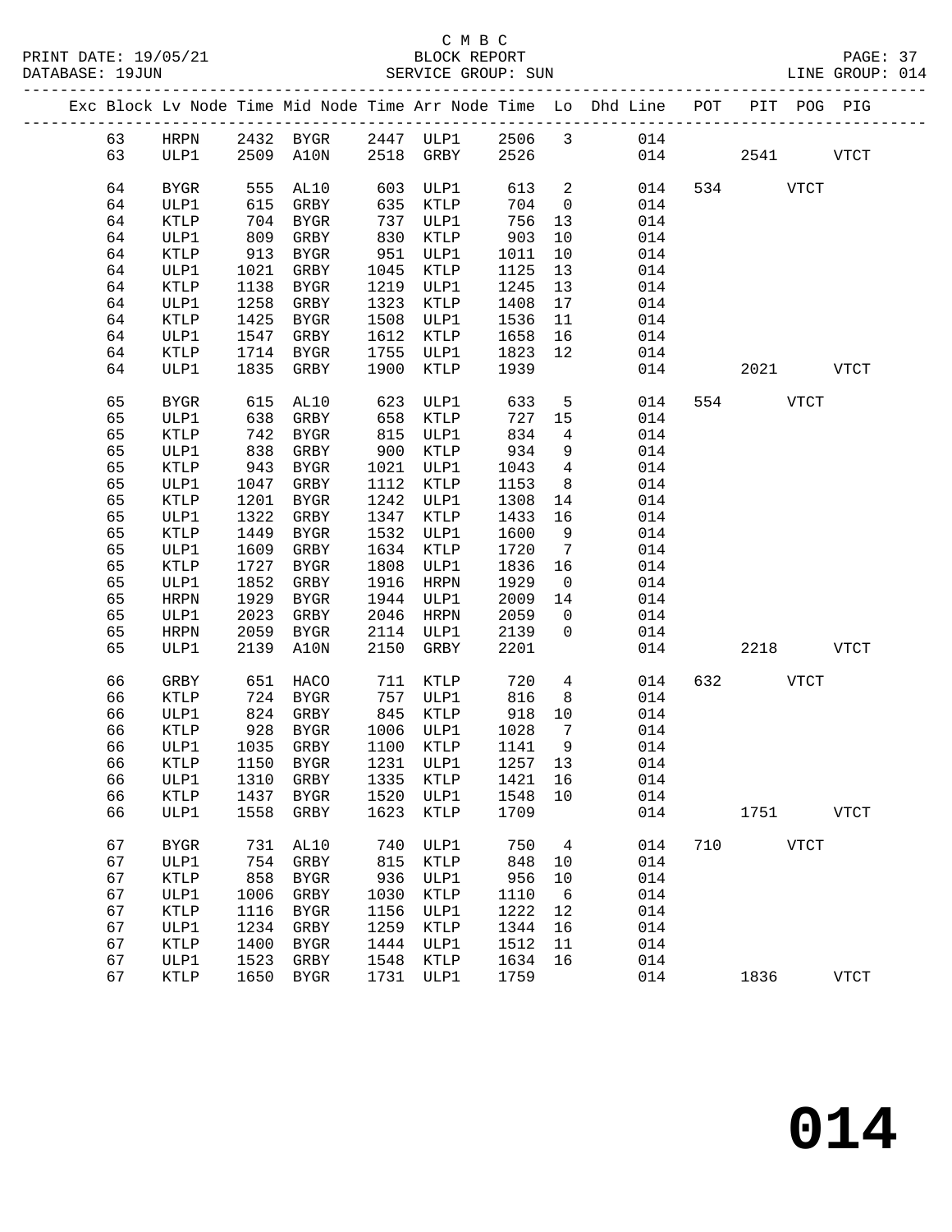C M B C

BLOCK REPORT

SERVICE GROUP: SUN

PRINT DATE: 19/05/21
DATABASE: 19JUN
LINE GROUP: 014

| Exc | Block | Lv | Node | Time | Mid Node | Time | Arr Node | Time | Lo | Dhd Line | POT | PIT | POG | PIG |
|---|---|---|---|---|---|---|---|---|---|---|---|---|---|---|
| | 63 | | HRPN | 2432 | BYGR | 2447 | ULP1 | 2506 | 3 | 014 | | | | |
| | 63 | | ULP1 | 2509 | A10N | 2518 | GRBY | 2526 | | 014 | | 2541 | | VTCT |
| | 64 | | BYGR | 555 | AL10 | 603 | ULP1 | 613 | 2 | 014 | 534 | | VTCT | |
| | 64 | | ULP1 | 615 | GRBY | 635 | KTLP | 704 | 0 | 014 | | | | |
| | 64 | | KTLP | 704 | BYGR | 737 | ULP1 | 756 | 13 | 014 | | | | |
| | 64 | | ULP1 | 809 | GRBY | 830 | KTLP | 903 | 10 | 014 | | | | |
| | 64 | | KTLP | 913 | BYGR | 951 | ULP1 | 1011 | 10 | 014 | | | | |
| | 64 | | ULP1 | 1021 | GRBY | 1045 | KTLP | 1125 | 13 | 014 | | | | |
| | 64 | | KTLP | 1138 | BYGR | 1219 | ULP1 | 1245 | 13 | 014 | | | | |
| | 64 | | ULP1 | 1258 | GRBY | 1323 | KTLP | 1408 | 17 | 014 | | | | |
| | 64 | | KTLP | 1425 | BYGR | 1508 | ULP1 | 1536 | 11 | 014 | | | | |
| | 64 | | ULP1 | 1547 | GRBY | 1612 | KTLP | 1658 | 16 | 014 | | | | |
| | 64 | | KTLP | 1714 | BYGR | 1755 | ULP1 | 1823 | 12 | 014 | | | | |
| | 64 | | ULP1 | 1835 | GRBY | 1900 | KTLP | 1939 | | 014 | | 2021 | | VTCT |
| | 65 | | BYGR | 615 | AL10 | 623 | ULP1 | 633 | 5 | 014 | 554 | | VTCT | |
| | 65 | | ULP1 | 638 | GRBY | 658 | KTLP | 727 | 15 | 014 | | | | |
| | 65 | | KTLP | 742 | BYGR | 815 | ULP1 | 834 | 4 | 014 | | | | |
| | 65 | | ULP1 | 838 | GRBY | 900 | KTLP | 934 | 9 | 014 | | | | |
| | 65 | | KTLP | 943 | BYGR | 1021 | ULP1 | 1043 | 4 | 014 | | | | |
| | 65 | | ULP1 | 1047 | GRBY | 1112 | KTLP | 1153 | 8 | 014 | | | | |
| | 65 | | KTLP | 1201 | BYGR | 1242 | ULP1 | 1308 | 14 | 014 | | | | |
| | 65 | | ULP1 | 1322 | GRBY | 1347 | KTLP | 1433 | 16 | 014 | | | | |
| | 65 | | KTLP | 1449 | BYGR | 1532 | ULP1 | 1600 | 9 | 014 | | | | |
| | 65 | | ULP1 | 1609 | GRBY | 1634 | KTLP | 1720 | 7 | 014 | | | | |
| | 65 | | KTLP | 1727 | BYGR | 1808 | ULP1 | 1836 | 16 | 014 | | | | |
| | 65 | | ULP1 | 1852 | GRBY | 1916 | HRPN | 1929 | 0 | 014 | | | | |
| | 65 | | HRPN | 1929 | BYGR | 1944 | ULP1 | 2009 | 14 | 014 | | | | |
| | 65 | | ULP1 | 2023 | GRBY | 2046 | HRPN | 2059 | 0 | 014 | | | | |
| | 65 | | HRPN | 2059 | BYGR | 2114 | ULP1 | 2139 | 0 | 014 | | | | |
| | 65 | | ULP1 | 2139 | A10N | 2150 | GRBY | 2201 | | 014 | | 2218 | | VTCT |
| | 66 | | GRBY | 651 | HACO | 711 | KTLP | 720 | 4 | 014 | 632 | | VTCT | |
| | 66 | | KTLP | 724 | BYGR | 757 | ULP1 | 816 | 8 | 014 | | | | |
| | 66 | | ULP1 | 824 | GRBY | 845 | KTLP | 918 | 10 | 014 | | | | |
| | 66 | | KTLP | 928 | BYGR | 1006 | ULP1 | 1028 | 7 | 014 | | | | |
| | 66 | | ULP1 | 1035 | GRBY | 1100 | KTLP | 1141 | 9 | 014 | | | | |
| | 66 | | KTLP | 1150 | BYGR | 1231 | ULP1 | 1257 | 13 | 014 | | | | |
| | 66 | | ULP1 | 1310 | GRBY | 1335 | KTLP | 1421 | 16 | 014 | | | | |
| | 66 | | KTLP | 1437 | BYGR | 1520 | ULP1 | 1548 | 10 | 014 | | | | |
| | 66 | | ULP1 | 1558 | GRBY | 1623 | KTLP | 1709 | | 014 | | 1751 | | VTCT |
| | 67 | | BYGR | 731 | AL10 | 740 | ULP1 | 750 | 4 | 014 | 710 | | VTCT | |
| | 67 | | ULP1 | 754 | GRBY | 815 | KTLP | 848 | 10 | 014 | | | | |
| | 67 | | KTLP | 858 | BYGR | 936 | ULP1 | 956 | 10 | 014 | | | | |
| | 67 | | ULP1 | 1006 | GRBY | 1030 | KTLP | 1110 | 6 | 014 | | | | |
| | 67 | | KTLP | 1116 | BYGR | 1156 | ULP1 | 1222 | 12 | 014 | | | | |
| | 67 | | ULP1 | 1234 | GRBY | 1259 | KTLP | 1344 | 16 | 014 | | | | |
| | 67 | | KTLP | 1400 | BYGR | 1444 | ULP1 | 1512 | 11 | 014 | | | | |
| | 67 | | ULP1 | 1523 | GRBY | 1548 | KTLP | 1634 | 16 | 014 | | | | |
| | 67 | | KTLP | 1650 | BYGR | 1731 | ULP1 | 1759 | | 014 | | 1836 | | VTCT |

# 014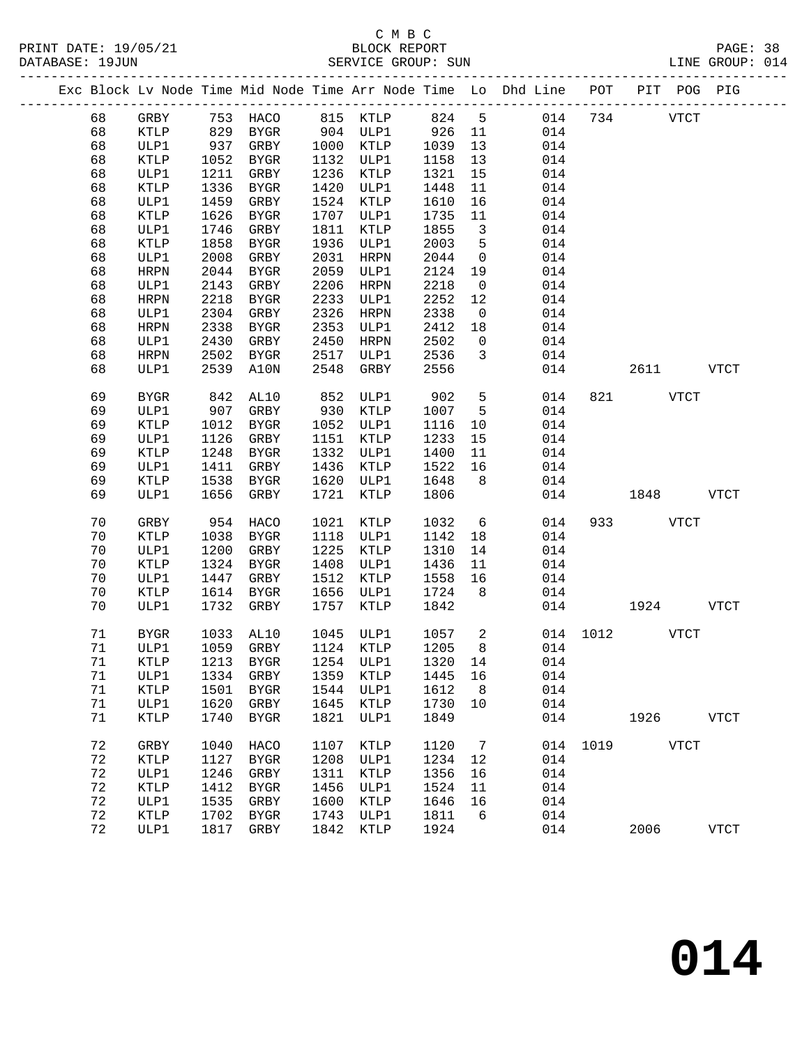C M B C

BLOCK REPORT

PRINT DATE: 19/05/21 DATABASE: 19JUN SERVICE GROUP: SUN LINE GROUP: 014

| Exc | Block | Lv | Node | Time | Mid Node | Time | Arr Node | Time | Lo | Dhd Line | POT | PIT | POG | PIG |
|---|---|---|---|---|---|---|---|---|---|---|---|---|---|---|
| | 68 | | GRBY | 753 | HACO | 815 | KTLP | 824 | 5 | 014 | 734 | | VTCT | |
| | 68 | | KTLP | 829 | BYGR | 904 | ULP1 | 926 | 11 | 014 | | | | |
| | 68 | | ULP1 | 937 | GRBY | 1000 | KTLP | 1039 | 13 | 014 | | | | |
| | 68 | | KTLP | 1052 | BYGR | 1132 | ULP1 | 1158 | 13 | 014 | | | | |
| | 68 | | ULP1 | 1211 | GRBY | 1236 | KTLP | 1321 | 15 | 014 | | | | |
| | 68 | | KTLP | 1336 | BYGR | 1420 | ULP1 | 1448 | 11 | 014 | | | | |
| | 68 | | ULP1 | 1459 | GRBY | 1524 | KTLP | 1610 | 16 | 014 | | | | |
| | 68 | | KTLP | 1626 | BYGR | 1707 | ULP1 | 1735 | 11 | 014 | | | | |
| | 68 | | ULP1 | 1746 | GRBY | 1811 | KTLP | 1855 | 3 | 014 | | | | |
| | 68 | | KTLP | 1858 | BYGR | 1936 | ULP1 | 2003 | 5 | 014 | | | | |
| | 68 | | ULP1 | 2008 | GRBY | 2031 | HRPN | 2044 | 0 | 014 | | | | |
| | 68 | | HRPN | 2044 | BYGR | 2059 | ULP1 | 2124 | 19 | 014 | | | | |
| | 68 | | ULP1 | 2143 | GRBY | 2206 | HRPN | 2218 | 0 | 014 | | | | |
| | 68 | | HRPN | 2218 | BYGR | 2233 | ULP1 | 2252 | 12 | 014 | | | | |
| | 68 | | ULP1 | 2304 | GRBY | 2326 | HRPN | 2338 | 0 | 014 | | | | |
| | 68 | | HRPN | 2338 | BYGR | 2353 | ULP1 | 2412 | 18 | 014 | | | | |
| | 68 | | ULP1 | 2430 | GRBY | 2450 | HRPN | 2502 | 0 | 014 | | | | |
| | 68 | | HRPN | 2502 | BYGR | 2517 | ULP1 | 2536 | 3 | 014 | | | | |
| | 68 | | ULP1 | 2539 | A10N | 2548 | GRBY | 2556 | | 014 | | 2611 | | VTCT |
| | 69 | | BYGR | 842 | AL10 | 852 | ULP1 | 902 | 5 | 014 | 821 | | VTCT | |
| | 69 | | ULP1 | 907 | GRBY | 930 | KTLP | 1007 | 5 | 014 | | | | |
| | 69 | | KTLP | 1012 | BYGR | 1052 | ULP1 | 1116 | 10 | 014 | | | | |
| | 69 | | ULP1 | 1126 | GRBY | 1151 | KTLP | 1233 | 15 | 014 | | | | |
| | 69 | | KTLP | 1248 | BYGR | 1332 | ULP1 | 1400 | 11 | 014 | | | | |
| | 69 | | ULP1 | 1411 | GRBY | 1436 | KTLP | 1522 | 16 | 014 | | | | |
| | 69 | | KTLP | 1538 | BYGR | 1620 | ULP1 | 1648 | 8 | 014 | | | | |
| | 69 | | ULP1 | 1656 | GRBY | 1721 | KTLP | 1806 | | 014 | | 1848 | | VTCT |
| | 70 | | GRBY | 954 | HACO | 1021 | KTLP | 1032 | 6 | 014 | 933 | | VTCT | |
| | 70 | | KTLP | 1038 | BYGR | 1118 | ULP1 | 1142 | 18 | 014 | | | | |
| | 70 | | ULP1 | 1200 | GRBY | 1225 | KTLP | 1310 | 14 | 014 | | | | |
| | 70 | | KTLP | 1324 | BYGR | 1408 | ULP1 | 1436 | 11 | 014 | | | | |
| | 70 | | ULP1 | 1447 | GRBY | 1512 | KTLP | 1558 | 16 | 014 | | | | |
| | 70 | | KTLP | 1614 | BYGR | 1656 | ULP1 | 1724 | 8 | 014 | | | | |
| | 70 | | ULP1 | 1732 | GRBY | 1757 | KTLP | 1842 | | 014 | | 1924 | | VTCT |
| | 71 | | BYGR | 1033 | AL10 | 1045 | ULP1 | 1057 | 2 | 014 | 1012 | | VTCT | |
| | 71 | | ULP1 | 1059 | GRBY | 1124 | KTLP | 1205 | 8 | 014 | | | | |
| | 71 | | KTLP | 1213 | BYGR | 1254 | ULP1 | 1320 | 14 | 014 | | | | |
| | 71 | | ULP1 | 1334 | GRBY | 1359 | KTLP | 1445 | 16 | 014 | | | | |
| | 71 | | KTLP | 1501 | BYGR | 1544 | ULP1 | 1612 | 8 | 014 | | | | |
| | 71 | | ULP1 | 1620 | GRBY | 1645 | KTLP | 1730 | 10 | 014 | | | | |
| | 71 | | KTLP | 1740 | BYGR | 1821 | ULP1 | 1849 | | 014 | | 1926 | | VTCT |
| | 72 | | GRBY | 1040 | HACO | 1107 | KTLP | 1120 | 7 | 014 | 1019 | | VTCT | |
| | 72 | | KTLP | 1127 | BYGR | 1208 | ULP1 | 1234 | 12 | 014 | | | | |
| | 72 | | ULP1 | 1246 | GRBY | 1311 | KTLP | 1356 | 16 | 014 | | | | |
| | 72 | | KTLP | 1412 | BYGR | 1456 | ULP1 | 1524 | 11 | 014 | | | | |
| | 72 | | ULP1 | 1535 | GRBY | 1600 | KTLP | 1646 | 16 | 014 | | | | |
| | 72 | | KTLP | 1702 | BYGR | 1743 | ULP1 | 1811 | 6 | 014 | | | | |
| | 72 | | ULP1 | 1817 | GRBY | 1842 | KTLP | 1924 | | 014 | | 2006 | | VTCT |

# 014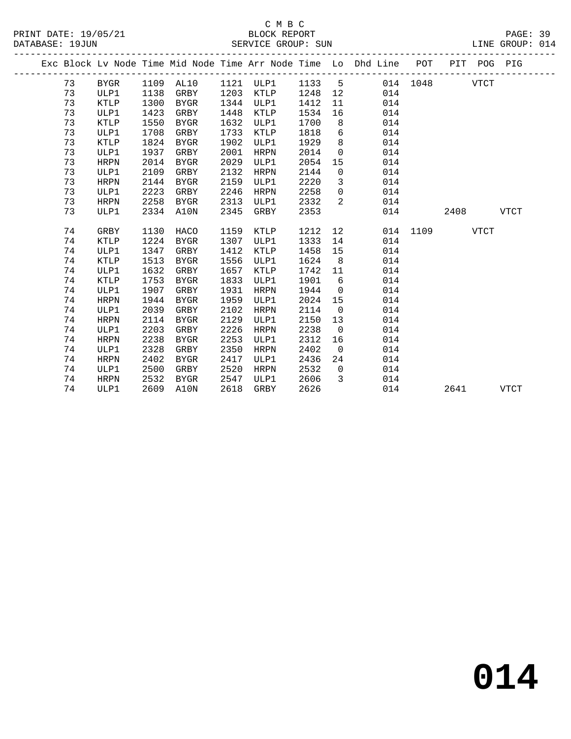C M B C

BLOCK REPORT

PRINT DATE: 19/05/21 DATABASE: 19JUN SERVICE GROUP: SUN LINE GROUP: 014

| Exc | Block | Lv Node | Time | Mid Node | Time | Arr Node | Time | Lo | Dhd Line | POT | PIT | POG | PIG |
|---|---|---|---|---|---|---|---|---|---|---|---|---|---|
| | 73 | BYGR | 1109 | AL10 | 1121 | ULP1 | 1133 | 5 | 014 | 1048 | | VTCT | |
| | 73 | ULP1 | 1138 | GRBY | 1203 | KTLP | 1248 | 12 | 014 | | | | |
| | 73 | KTLP | 1300 | BYGR | 1344 | ULP1 | 1412 | 11 | 014 | | | | |
| | 73 | ULP1 | 1423 | GRBY | 1448 | KTLP | 1534 | 16 | 014 | | | | |
| | 73 | KTLP | 1550 | BYGR | 1632 | ULP1 | 1700 | 8 | 014 | | | | |
| | 73 | ULP1 | 1708 | GRBY | 1733 | KTLP | 1818 | 6 | 014 | | | | |
| | 73 | KTLP | 1824 | BYGR | 1902 | ULP1 | 1929 | 8 | 014 | | | | |
| | 73 | ULP1 | 1937 | GRBY | 2001 | HRPN | 2014 | 0 | 014 | | | | |
| | 73 | HRPN | 2014 | BYGR | 2029 | ULP1 | 2054 | 15 | 014 | | | | |
| | 73 | ULP1 | 2109 | GRBY | 2132 | HRPN | 2144 | 0 | 014 | | | | |
| | 73 | HRPN | 2144 | BYGR | 2159 | ULP1 | 2220 | 3 | 014 | | | | |
| | 73 | ULP1 | 2223 | GRBY | 2246 | HRPN | 2258 | 0 | 014 | | | | |
| | 73 | HRPN | 2258 | BYGR | 2313 | ULP1 | 2332 | 2 | 014 | | | | |
| | 73 | ULP1 | 2334 | A10N | 2345 | GRBY | 2353 | | 014 | | 2408 | | VTCT |
| | 74 | GRBY | 1130 | HACO | 1159 | KTLP | 1212 | 12 | 014 | 1109 | | VTCT | |
| | 74 | KTLP | 1224 | BYGR | 1307 | ULP1 | 1333 | 14 | 014 | | | | |
| | 74 | ULP1 | 1347 | GRBY | 1412 | KTLP | 1458 | 15 | 014 | | | | |
| | 74 | KTLP | 1513 | BYGR | 1556 | ULP1 | 1624 | 8 | 014 | | | | |
| | 74 | ULP1 | 1632 | GRBY | 1657 | KTLP | 1742 | 11 | 014 | | | | |
| | 74 | KTLP | 1753 | BYGR | 1833 | ULP1 | 1901 | 6 | 014 | | | | |
| | 74 | ULP1 | 1907 | GRBY | 1931 | HRPN | 1944 | 0 | 014 | | | | |
| | 74 | HRPN | 1944 | BYGR | 1959 | ULP1 | 2024 | 15 | 014 | | | | |
| | 74 | ULP1 | 2039 | GRBY | 2102 | HRPN | 2114 | 0 | 014 | | | | |
| | 74 | HRPN | 2114 | BYGR | 2129 | ULP1 | 2150 | 13 | 014 | | | | |
| | 74 | ULP1 | 2203 | GRBY | 2226 | HRPN | 2238 | 0 | 014 | | | | |
| | 74 | HRPN | 2238 | BYGR | 2253 | ULP1 | 2312 | 16 | 014 | | | | |
| | 74 | ULP1 | 2328 | GRBY | 2350 | HRPN | 2402 | 0 | 014 | | | | |
| | 74 | HRPN | 2402 | BYGR | 2417 | ULP1 | 2436 | 24 | 014 | | | | |
| | 74 | ULP1 | 2500 | GRBY | 2520 | HRPN | 2532 | 0 | 014 | | | | |
| | 74 | HRPN | 2532 | BYGR | 2547 | ULP1 | 2606 | 3 | 014 | | | | |
| | 74 | ULP1 | 2609 | A10N | 2618 | GRBY | 2626 | | 014 | | 2641 | | VTCT |

# 014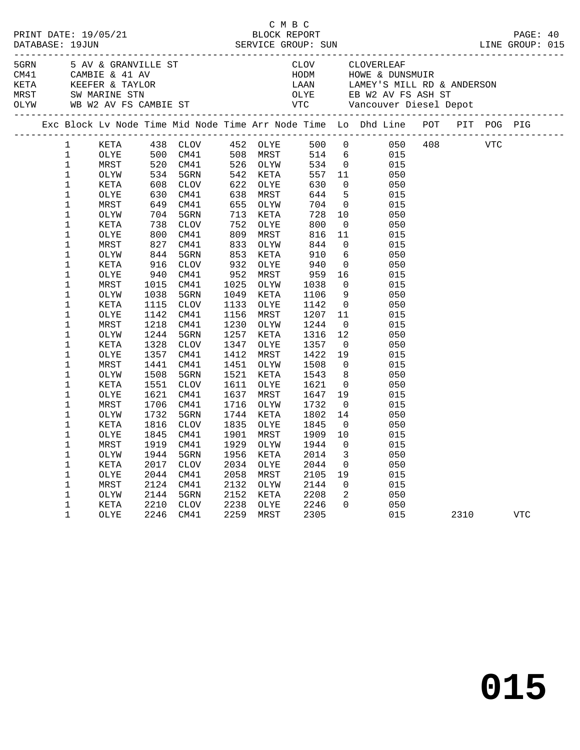C M B C

PRINT DATE: 19/05/21 BLOCK REPORT

DATABASE: 19JUN SERVICE GROUP: SUN LINE GROUP: 015

| Code | Description | Code | Description |
|---|---|---|---|
| 5GRN | 5 AV & GRANVILLE ST | CLOV | CLOVERLEAF |
| CM41 | CAMBIE & 41 AV | HODM | HOWE & DUNSMUIR |
| KETA | KEEFER & TAYLOR | LAAN | LAMEY'S MILL RD & ANDERSON |
| MRST | SW MARINE STN | OLYE | EB W2 AV FS ASH ST |
| OLYW | WB W2 AV FS CAMBIE ST | VTC | Vancouver Diesel Depot |

| Exc | Block | Lv Node | Time | Mid Node | Time | Arr Node | Time | Lo | Dhd Line | POT | PIT | POG | PIG |
|---|---|---|---|---|---|---|---|---|---|---|---|---|---|
| | 1 | KETA | 438 | CLOV | 452 | OLYE | 500 | 0 | 050 | 408 | | VTC | |
| | 1 | OLYE | 500 | CM41 | 508 | MRST | 514 | 6 | 015 | | | | |
| | 1 | MRST | 520 | CM41 | 526 | OLYW | 534 | 0 | 015 | | | | |
| | 1 | OLYW | 534 | 5GRN | 542 | KETA | 557 | 11 | 050 | | | | |
| | 1 | KETA | 608 | CLOV | 622 | OLYE | 630 | 0 | 050 | | | | |
| | 1 | OLYE | 630 | CM41 | 638 | MRST | 644 | 5 | 015 | | | | |
| | 1 | MRST | 649 | CM41 | 655 | OLYW | 704 | 0 | 015 | | | | |
| | 1 | OLYW | 704 | 5GRN | 713 | KETA | 728 | 10 | 050 | | | | |
| | 1 | KETA | 738 | CLOV | 752 | OLYE | 800 | 0 | 050 | | | | |
| | 1 | OLYE | 800 | CM41 | 809 | MRST | 816 | 11 | 015 | | | | |
| | 1 | MRST | 827 | CM41 | 833 | OLYW | 844 | 0 | 015 | | | | |
| | 1 | OLYW | 844 | 5GRN | 853 | KETA | 910 | 6 | 050 | | | | |
| | 1 | KETA | 916 | CLOV | 932 | OLYE | 940 | 0 | 050 | | | | |
| | 1 | OLYE | 940 | CM41 | 952 | MRST | 959 | 16 | 015 | | | | |
| | 1 | MRST | 1015 | CM41 | 1025 | OLYW | 1038 | 0 | 015 | | | | |
| | 1 | OLYW | 1038 | 5GRN | 1049 | KETA | 1106 | 9 | 050 | | | | |
| | 1 | KETA | 1115 | CLOV | 1133 | OLYE | 1142 | 0 | 050 | | | | |
| | 1 | OLYE | 1142 | CM41 | 1156 | MRST | 1207 | 11 | 015 | | | | |
| | 1 | MRST | 1218 | CM41 | 1230 | OLYW | 1244 | 0 | 015 | | | | |
| | 1 | OLYW | 1244 | 5GRN | 1257 | KETA | 1316 | 12 | 050 | | | | |
| | 1 | KETA | 1328 | CLOV | 1347 | OLYE | 1357 | 0 | 050 | | | | |
| | 1 | OLYE | 1357 | CM41 | 1412 | MRST | 1422 | 19 | 015 | | | | |
| | 1 | MRST | 1441 | CM41 | 1451 | OLYW | 1508 | 0 | 015 | | | | |
| | 1 | OLYW | 1508 | 5GRN | 1521 | KETA | 1543 | 8 | 050 | | | | |
| | 1 | KETA | 1551 | CLOV | 1611 | OLYE | 1621 | 0 | 050 | | | | |
| | 1 | OLYE | 1621 | CM41 | 1637 | MRST | 1647 | 19 | 015 | | | | |
| | 1 | MRST | 1706 | CM41 | 1716 | OLYW | 1732 | 0 | 015 | | | | |
| | 1 | OLYW | 1732 | 5GRN | 1744 | KETA | 1802 | 14 | 050 | | | | |
| | 1 | KETA | 1816 | CLOV | 1835 | OLYE | 1845 | 0 | 050 | | | | |
| | 1 | OLYE | 1845 | CM41 | 1901 | MRST | 1909 | 10 | 015 | | | | |
| | 1 | MRST | 1919 | CM41 | 1929 | OLYW | 1944 | 0 | 015 | | | | |
| | 1 | OLYW | 1944 | 5GRN | 1956 | KETA | 2014 | 3 | 050 | | | | |
| | 1 | KETA | 2017 | CLOV | 2034 | OLYE | 2044 | 0 | 050 | | | | |
| | 1 | OLYE | 2044 | CM41 | 2058 | MRST | 2105 | 19 | 015 | | | | |
| | 1 | MRST | 2124 | CM41 | 2132 | OLYW | 2144 | 0 | 015 | | | | |
| | 1 | OLYW | 2144 | 5GRN | 2152 | KETA | 2208 | 2 | 050 | | | | |
| | 1 | KETA | 2210 | CLOV | 2238 | OLYE | 2246 | 0 | 050 | | | | |
| | 1 | OLYE | 2246 | CM41 | 2259 | MRST | 2305 | | 015 | | 2310 | | VTC |

# 015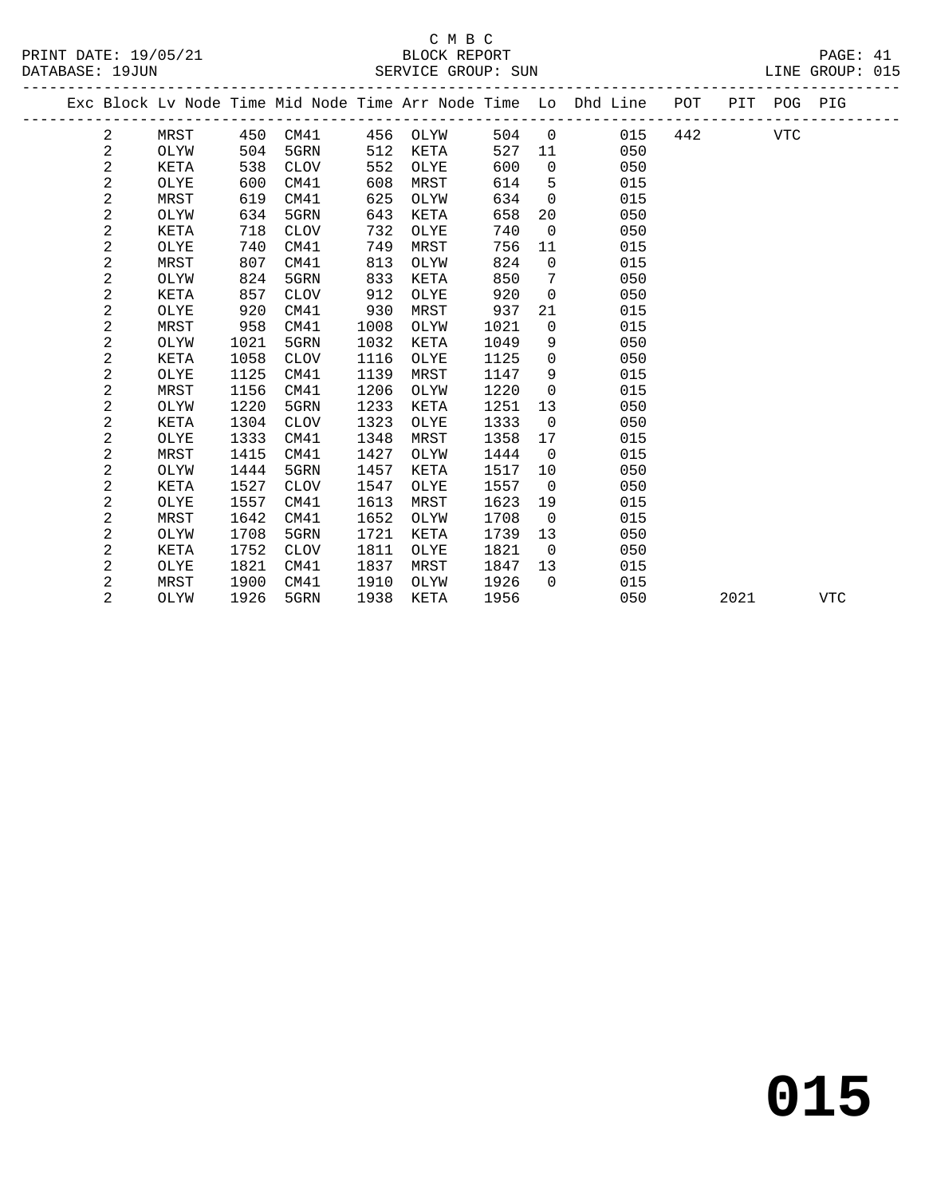C M B C

BLOCK REPORT

SERVICE GROUP: SUN

PRINT DATE: 19/05/21
DATABASE: 19JUN
LINE GROUP: 015

| Exc | Block | Lv | Node | Time | Mid Node | Time | Arr Node | Time | Lo | Dhd Line | POT | PIT | POG | PIG |
|---|---|---|---|---|---|---|---|---|---|---|---|---|---|---|
| | 2 | | MRST | 450 | CM41 | 456 | OLYW | 504 | 0 | 015 | 442 | | VTC | |
| | 2 | | OLYW | 504 | 5GRN | 512 | KETA | 527 | 11 | 050 | | | | |
| | 2 | | KETA | 538 | CLOV | 552 | OLYE | 600 | 0 | 050 | | | | |
| | 2 | | OLYE | 600 | CM41 | 608 | MRST | 614 | 5 | 015 | | | | |
| | 2 | | MRST | 619 | CM41 | 625 | OLYW | 634 | 0 | 015 | | | | |
| | 2 | | OLYW | 634 | 5GRN | 643 | KETA | 658 | 20 | 050 | | | | |
| | 2 | | KETA | 718 | CLOV | 732 | OLYE | 740 | 0 | 050 | | | | |
| | 2 | | OLYE | 740 | CM41 | 749 | MRST | 756 | 11 | 015 | | | | |
| | 2 | | MRST | 807 | CM41 | 813 | OLYW | 824 | 0 | 015 | | | | |
| | 2 | | OLYW | 824 | 5GRN | 833 | KETA | 850 | 7 | 050 | | | | |
| | 2 | | KETA | 857 | CLOV | 912 | OLYE | 920 | 0 | 050 | | | | |
| | 2 | | OLYE | 920 | CM41 | 930 | MRST | 937 | 21 | 015 | | | | |
| | 2 | | MRST | 958 | CM41 | 1008 | OLYW | 1021 | 0 | 015 | | | | |
| | 2 | | OLYW | 1021 | 5GRN | 1032 | KETA | 1049 | 9 | 050 | | | | |
| | 2 | | KETA | 1058 | CLOV | 1116 | OLYE | 1125 | 0 | 050 | | | | |
| | 2 | | OLYE | 1125 | CM41 | 1139 | MRST | 1147 | 9 | 015 | | | | |
| | 2 | | MRST | 1156 | CM41 | 1206 | OLYW | 1220 | 0 | 015 | | | | |
| | 2 | | OLYW | 1220 | 5GRN | 1233 | KETA | 1251 | 13 | 050 | | | | |
| | 2 | | KETA | 1304 | CLOV | 1323 | OLYE | 1333 | 0 | 050 | | | | |
| | 2 | | OLYE | 1333 | CM41 | 1348 | MRST | 1358 | 17 | 015 | | | | |
| | 2 | | MRST | 1415 | CM41 | 1427 | OLYW | 1444 | 0 | 015 | | | | |
| | 2 | | OLYW | 1444 | 5GRN | 1457 | KETA | 1517 | 10 | 050 | | | | |
| | 2 | | KETA | 1527 | CLOV | 1547 | OLYE | 1557 | 0 | 050 | | | | |
| | 2 | | OLYE | 1557 | CM41 | 1613 | MRST | 1623 | 19 | 015 | | | | |
| | 2 | | MRST | 1642 | CM41 | 1652 | OLYW | 1708 | 0 | 015 | | | | |
| | 2 | | OLYW | 1708 | 5GRN | 1721 | KETA | 1739 | 13 | 050 | | | | |
| | 2 | | KETA | 1752 | CLOV | 1811 | OLYE | 1821 | 0 | 050 | | | | |
| | 2 | | OLYE | 1821 | CM41 | 1837 | MRST | 1847 | 13 | 015 | | | | |
| | 2 | | MRST | 1900 | CM41 | 1910 | OLYW | 1926 | 0 | 015 | | | | |
| | 2 | | OLYW | 1926 | 5GRN | 1938 | KETA | 1956 | | 050 | | 2021 | | VTC |

# 015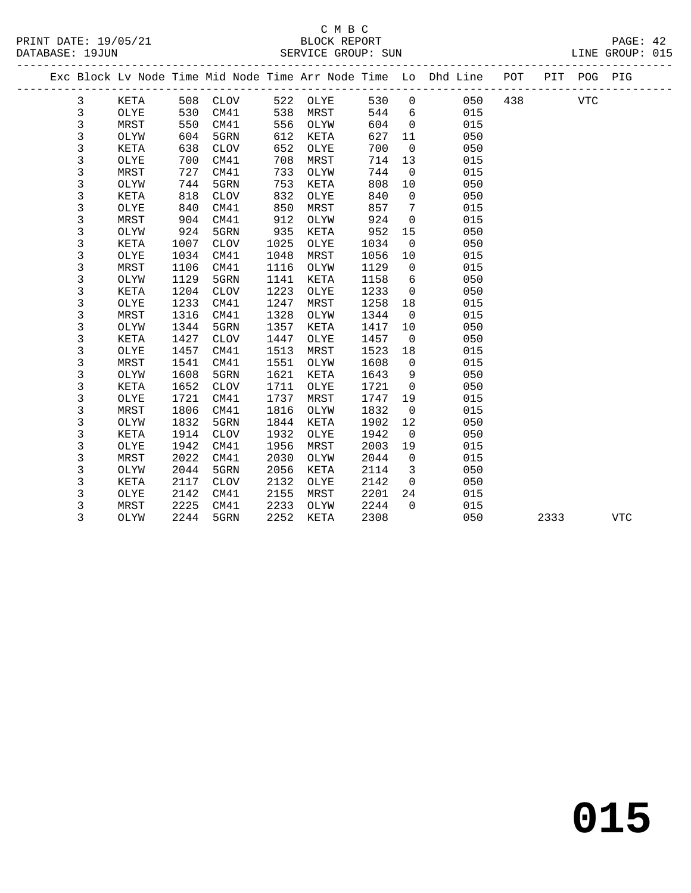C M B C

BLOCK REPORT

SERVICE GROUP: SUN

PRINT DATE: 19/05/21
DATABASE: 19JUN
LINE GROUP: 015

| Exc | Block | Lv | Node | Time | Mid Node | Time | Arr Node | Time | Lo | Dhd Line | POT | PIT | POG | PIG |
|---|---|---|---|---|---|---|---|---|---|---|---|---|---|---|
| | 3 | | KETA | 508 | CLOV | 522 | OLYE | 530 | 0 | 050 | 438 | | VTC | |
| | 3 | | OLYE | 530 | CM41 | 538 | MRST | 544 | 6 | 015 | | | | |
| | 3 | | MRST | 550 | CM41 | 556 | OLYW | 604 | 0 | 015 | | | | |
| | 3 | | OLYW | 604 | 5GRN | 612 | KETA | 627 | 11 | 050 | | | | |
| | 3 | | KETA | 638 | CLOV | 652 | OLYE | 700 | 0 | 050 | | | | |
| | 3 | | OLYE | 700 | CM41 | 708 | MRST | 714 | 13 | 015 | | | | |
| | 3 | | MRST | 727 | CM41 | 733 | OLYW | 744 | 0 | 015 | | | | |
| | 3 | | OLYW | 744 | 5GRN | 753 | KETA | 808 | 10 | 050 | | | | |
| | 3 | | KETA | 818 | CLOV | 832 | OLYE | 840 | 0 | 050 | | | | |
| | 3 | | OLYE | 840 | CM41 | 850 | MRST | 857 | 7 | 015 | | | | |
| | 3 | | MRST | 904 | CM41 | 912 | OLYW | 924 | 0 | 015 | | | | |
| | 3 | | OLYW | 924 | 5GRN | 935 | KETA | 952 | 15 | 050 | | | | |
| | 3 | | KETA | 1007 | CLOV | 1025 | OLYE | 1034 | 0 | 050 | | | | |
| | 3 | | OLYE | 1034 | CM41 | 1048 | MRST | 1056 | 10 | 015 | | | | |
| | 3 | | MRST | 1106 | CM41 | 1116 | OLYW | 1129 | 0 | 015 | | | | |
| | 3 | | OLYW | 1129 | 5GRN | 1141 | KETA | 1158 | 6 | 050 | | | | |
| | 3 | | KETA | 1204 | CLOV | 1223 | OLYE | 1233 | 0 | 050 | | | | |
| | 3 | | OLYE | 1233 | CM41 | 1247 | MRST | 1258 | 18 | 015 | | | | |
| | 3 | | MRST | 1316 | CM41 | 1328 | OLYW | 1344 | 0 | 015 | | | | |
| | 3 | | OLYW | 1344 | 5GRN | 1357 | KETA | 1417 | 10 | 050 | | | | |
| | 3 | | KETA | 1427 | CLOV | 1447 | OLYE | 1457 | 0 | 050 | | | | |
| | 3 | | OLYE | 1457 | CM41 | 1513 | MRST | 1523 | 18 | 015 | | | | |
| | 3 | | MRST | 1541 | CM41 | 1551 | OLYW | 1608 | 0 | 015 | | | | |
| | 3 | | OLYW | 1608 | 5GRN | 1621 | KETA | 1643 | 9 | 050 | | | | |
| | 3 | | KETA | 1652 | CLOV | 1711 | OLYE | 1721 | 0 | 050 | | | | |
| | 3 | | OLYE | 1721 | CM41 | 1737 | MRST | 1747 | 19 | 015 | | | | |
| | 3 | | MRST | 1806 | CM41 | 1816 | OLYW | 1832 | 0 | 015 | | | | |
| | 3 | | OLYW | 1832 | 5GRN | 1844 | KETA | 1902 | 12 | 050 | | | | |
| | 3 | | KETA | 1914 | CLOV | 1932 | OLYE | 1942 | 0 | 050 | | | | |
| | 3 | | OLYE | 1942 | CM41 | 1956 | MRST | 2003 | 19 | 015 | | | | |
| | 3 | | MRST | 2022 | CM41 | 2030 | OLYW | 2044 | 0 | 015 | | | | |
| | 3 | | OLYW | 2044 | 5GRN | 2056 | KETA | 2114 | 3 | 050 | | | | |
| | 3 | | KETA | 2117 | CLOV | 2132 | OLYE | 2142 | 0 | 050 | | | | |
| | 3 | | OLYE | 2142 | CM41 | 2155 | MRST | 2201 | 24 | 015 | | | | |
| | 3 | | MRST | 2225 | CM41 | 2233 | OLYW | 2244 | 0 | 015 | | | | |
| | 3 | | OLYW | 2244 | 5GRN | 2252 | KETA | 2308 | | 050 | | 2333 | | VTC |

# 015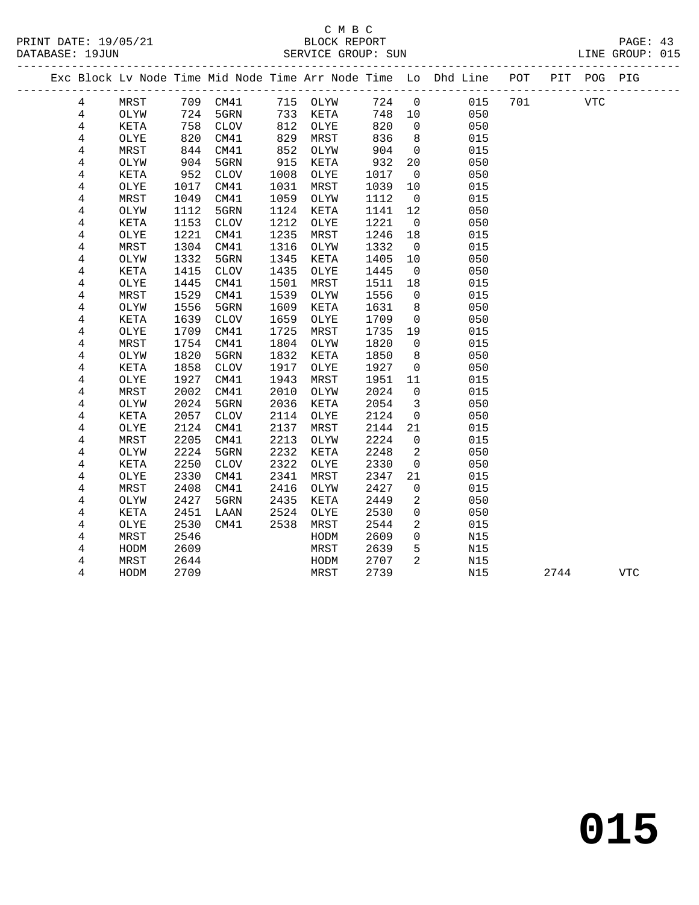C M B C

BLOCK REPORT

SERVICE GROUP: SUN

PRINT DATE: 19/05/21
DATABASE: 19JUN
LINE GROUP: 015

| Exc | Block | Lv | Node | Time | Mid Node | Time | Arr Node | Time | Lo | Dhd Line | POT | PIT | POG | PIG |
|---|---|---|---|---|---|---|---|---|---|---|---|---|---|---|
| | 4 | | MRST | 709 | CM41 | 715 | OLYW | 724 | 0 | 015 | 701 | | VTC | |
| | 4 | | OLYW | 724 | 5GRN | 733 | KETA | 748 | 10 | 050 | | | | |
| | 4 | | KETA | 758 | CLOV | 812 | OLYE | 820 | 0 | 050 | | | | |
| | 4 | | OLYE | 820 | CM41 | 829 | MRST | 836 | 8 | 015 | | | | |
| | 4 | | MRST | 844 | CM41 | 852 | OLYW | 904 | 0 | 015 | | | | |
| | 4 | | OLYW | 904 | 5GRN | 915 | KETA | 932 | 20 | 050 | | | | |
| | 4 | | KETA | 952 | CLOV | 1008 | OLYE | 1017 | 0 | 050 | | | | |
| | 4 | | OLYE | 1017 | CM41 | 1031 | MRST | 1039 | 10 | 015 | | | | |
| | 4 | | MRST | 1049 | CM41 | 1059 | OLYW | 1112 | 0 | 015 | | | | |
| | 4 | | OLYW | 1112 | 5GRN | 1124 | KETA | 1141 | 12 | 050 | | | | |
| | 4 | | KETA | 1153 | CLOV | 1212 | OLYE | 1221 | 0 | 050 | | | | |
| | 4 | | OLYE | 1221 | CM41 | 1235 | MRST | 1246 | 18 | 015 | | | | |
| | 4 | | MRST | 1304 | CM41 | 1316 | OLYW | 1332 | 0 | 015 | | | | |
| | 4 | | OLYW | 1332 | 5GRN | 1345 | KETA | 1405 | 10 | 050 | | | | |
| | 4 | | KETA | 1415 | CLOV | 1435 | OLYE | 1445 | 0 | 050 | | | | |
| | 4 | | OLYE | 1445 | CM41 | 1501 | MRST | 1511 | 18 | 015 | | | | |
| | 4 | | MRST | 1529 | CM41 | 1539 | OLYW | 1556 | 0 | 015 | | | | |
| | 4 | | OLYW | 1556 | 5GRN | 1609 | KETA | 1631 | 8 | 050 | | | | |
| | 4 | | KETA | 1639 | CLOV | 1659 | OLYE | 1709 | 0 | 050 | | | | |
| | 4 | | OLYE | 1709 | CM41 | 1725 | MRST | 1735 | 19 | 015 | | | | |
| | 4 | | MRST | 1754 | CM41 | 1804 | OLYW | 1820 | 0 | 015 | | | | |
| | 4 | | OLYW | 1820 | 5GRN | 1832 | KETA | 1850 | 8 | 050 | | | | |
| | 4 | | KETA | 1858 | CLOV | 1917 | OLYE | 1927 | 0 | 050 | | | | |
| | 4 | | OLYE | 1927 | CM41 | 1943 | MRST | 1951 | 11 | 015 | | | | |
| | 4 | | MRST | 2002 | CM41 | 2010 | OLYW | 2024 | 0 | 015 | | | | |
| | 4 | | OLYW | 2024 | 5GRN | 2036 | KETA | 2054 | 3 | 050 | | | | |
| | 4 | | KETA | 2057 | CLOV | 2114 | OLYE | 2124 | 0 | 050 | | | | |
| | 4 | | OLYE | 2124 | CM41 | 2137 | MRST | 2144 | 21 | 015 | | | | |
| | 4 | | MRST | 2205 | CM41 | 2213 | OLYW | 2224 | 0 | 015 | | | | |
| | 4 | | OLYW | 2224 | 5GRN | 2232 | KETA | 2248 | 2 | 050 | | | | |
| | 4 | | KETA | 2250 | CLOV | 2322 | OLYE | 2330 | 0 | 050 | | | | |
| | 4 | | OLYE | 2330 | CM41 | 2341 | MRST | 2347 | 21 | 015 | | | | |
| | 4 | | MRST | 2408 | CM41 | 2416 | OLYW | 2427 | 0 | 015 | | | | |
| | 4 | | OLYW | 2427 | 5GRN | 2435 | KETA | 2449 | 2 | 050 | | | | |
| | 4 | | KETA | 2451 | LAAN | 2524 | OLYE | 2530 | 0 | 050 | | | | |
| | 4 | | OLYE | 2530 | CM41 | 2538 | MRST | 2544 | 2 | 015 | | | | |
| | 4 | | MRST | 2546 | | | HODM | 2609 | 0 | N15 | | | | |
| | 4 | | HODM | 2609 | | | MRST | 2639 | 5 | N15 | | | | |
| | 4 | | MRST | 2644 | | | HODM | 2707 | 2 | N15 | | | | |
| | 4 | | HODM | 2709 | | | MRST | 2739 | | N15 | | 2744 | | VTC |

# 015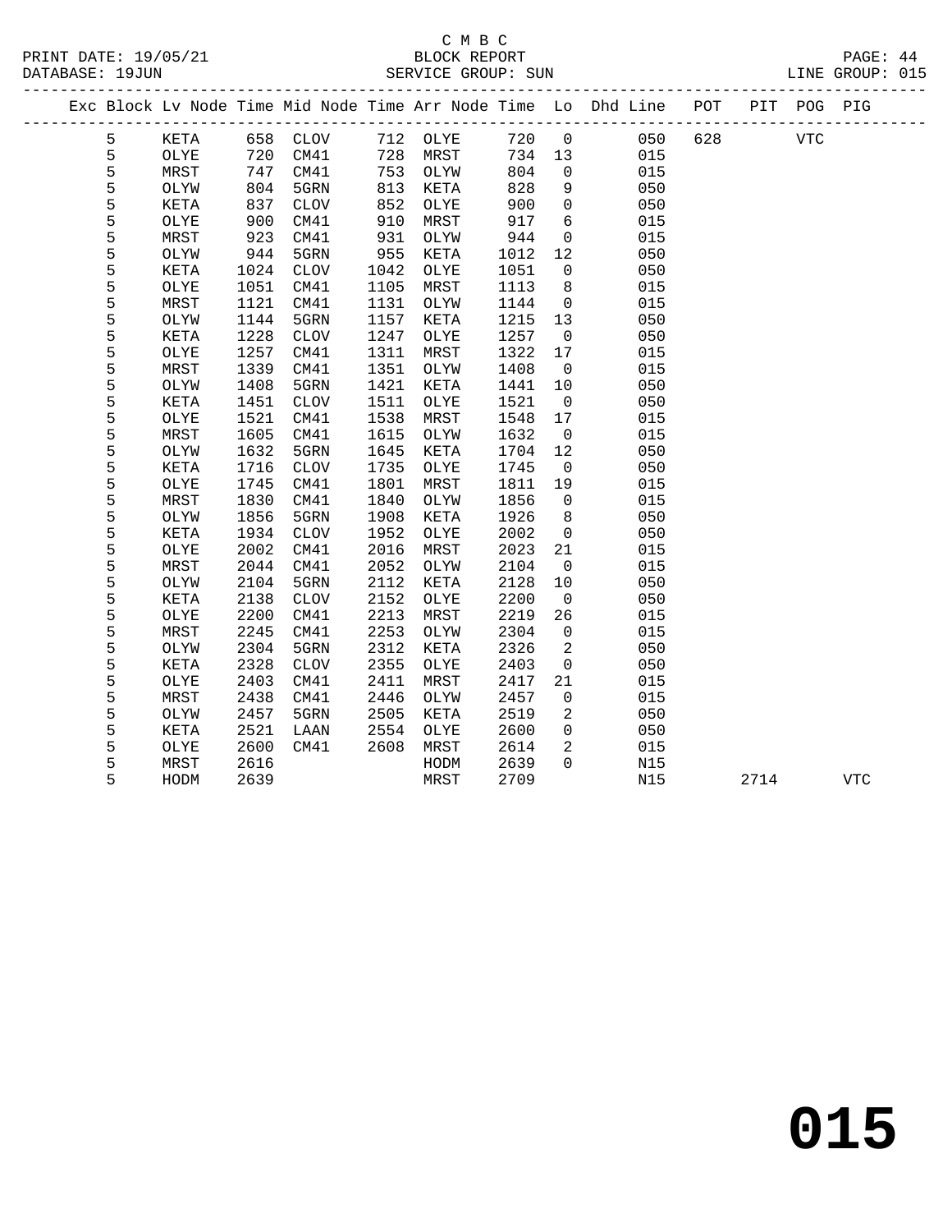C M B C
BLOCK REPORT
SERVICE GROUP: SUN

PRINT DATE: 19/05/21
DATABASE: 19JUN
LINE GROUP: 015

| Exc | Block | Lv | Node | Time | Mid Node | Time | Arr Node | Time | Lo | Dhd Line | POT | PIT | POG | PIG |
|---|---|---|---|---|---|---|---|---|---|---|---|---|---|---|
| | 5 | | KETA | 658 | CLOV | 712 | OLYE | 720 | 0 | 050 | 628 | | VTC | |
| | 5 | | OLYE | 720 | CM41 | 728 | MRST | 734 | 13 | 015 | | | | |
| | 5 | | MRST | 747 | CM41 | 753 | OLYW | 804 | 0 | 015 | | | | |
| | 5 | | OLYW | 804 | 5GRN | 813 | KETA | 828 | 9 | 050 | | | | |
| | 5 | | KETA | 837 | CLOV | 852 | OLYE | 900 | 0 | 050 | | | | |
| | 5 | | OLYE | 900 | CM41 | 910 | MRST | 917 | 6 | 015 | | | | |
| | 5 | | MRST | 923 | CM41 | 931 | OLYW | 944 | 0 | 015 | | | | |
| | 5 | | OLYW | 944 | 5GRN | 955 | KETA | 1012 | 12 | 050 | | | | |
| | 5 | | KETA | 1024 | CLOV | 1042 | OLYE | 1051 | 0 | 050 | | | | |
| | 5 | | OLYE | 1051 | CM41 | 1105 | MRST | 1113 | 8 | 015 | | | | |
| | 5 | | MRST | 1121 | CM41 | 1131 | OLYW | 1144 | 0 | 015 | | | | |
| | 5 | | OLYW | 1144 | 5GRN | 1157 | KETA | 1215 | 13 | 050 | | | | |
| | 5 | | KETA | 1228 | CLOV | 1247 | OLYE | 1257 | 0 | 050 | | | | |
| | 5 | | OLYE | 1257 | CM41 | 1311 | MRST | 1322 | 17 | 015 | | | | |
| | 5 | | MRST | 1339 | CM41 | 1351 | OLYW | 1408 | 0 | 015 | | | | |
| | 5 | | OLYW | 1408 | 5GRN | 1421 | KETA | 1441 | 10 | 050 | | | | |
| | 5 | | KETA | 1451 | CLOV | 1511 | OLYE | 1521 | 0 | 050 | | | | |
| | 5 | | OLYE | 1521 | CM41 | 1538 | MRST | 1548 | 17 | 015 | | | | |
| | 5 | | MRST | 1605 | CM41 | 1615 | OLYW | 1632 | 0 | 015 | | | | |
| | 5 | | OLYW | 1632 | 5GRN | 1645 | KETA | 1704 | 12 | 050 | | | | |
| | 5 | | KETA | 1716 | CLOV | 1735 | OLYE | 1745 | 0 | 050 | | | | |
| | 5 | | OLYE | 1745 | CM41 | 1801 | MRST | 1811 | 19 | 015 | | | | |
| | 5 | | MRST | 1830 | CM41 | 1840 | OLYW | 1856 | 0 | 015 | | | | |
| | 5 | | OLYW | 1856 | 5GRN | 1908 | KETA | 1926 | 8 | 050 | | | | |
| | 5 | | KETA | 1934 | CLOV | 1952 | OLYE | 2002 | 0 | 050 | | | | |
| | 5 | | OLYE | 2002 | CM41 | 2016 | MRST | 2023 | 21 | 015 | | | | |
| | 5 | | MRST | 2044 | CM41 | 2052 | OLYW | 2104 | 0 | 015 | | | | |
| | 5 | | OLYW | 2104 | 5GRN | 2112 | KETA | 2128 | 10 | 050 | | | | |
| | 5 | | KETA | 2138 | CLOV | 2152 | OLYE | 2200 | 0 | 050 | | | | |
| | 5 | | OLYE | 2200 | CM41 | 2213 | MRST | 2219 | 26 | 015 | | | | |
| | 5 | | MRST | 2245 | CM41 | 2253 | OLYW | 2304 | 0 | 015 | | | | |
| | 5 | | OLYW | 2304 | 5GRN | 2312 | KETA | 2326 | 2 | 050 | | | | |
| | 5 | | KETA | 2328 | CLOV | 2355 | OLYE | 2403 | 0 | 050 | | | | |
| | 5 | | OLYE | 2403 | CM41 | 2411 | MRST | 2417 | 21 | 015 | | | | |
| | 5 | | MRST | 2438 | CM41 | 2446 | OLYW | 2457 | 0 | 015 | | | | |
| | 5 | | OLYW | 2457 | 5GRN | 2505 | KETA | 2519 | 2 | 050 | | | | |
| | 5 | | KETA | 2521 | LAAN | 2554 | OLYE | 2600 | 0 | 050 | | | | |
| | 5 | | OLYE | 2600 | CM41 | 2608 | MRST | 2614 | 2 | 015 | | | | |
| | 5 | | MRST | 2616 | | | HODM | 2639 | 0 | N15 | | | | |
| | 5 | | HODM | 2639 | | | MRST | 2709 | | N15 | | 2714 | | VTC |

# 015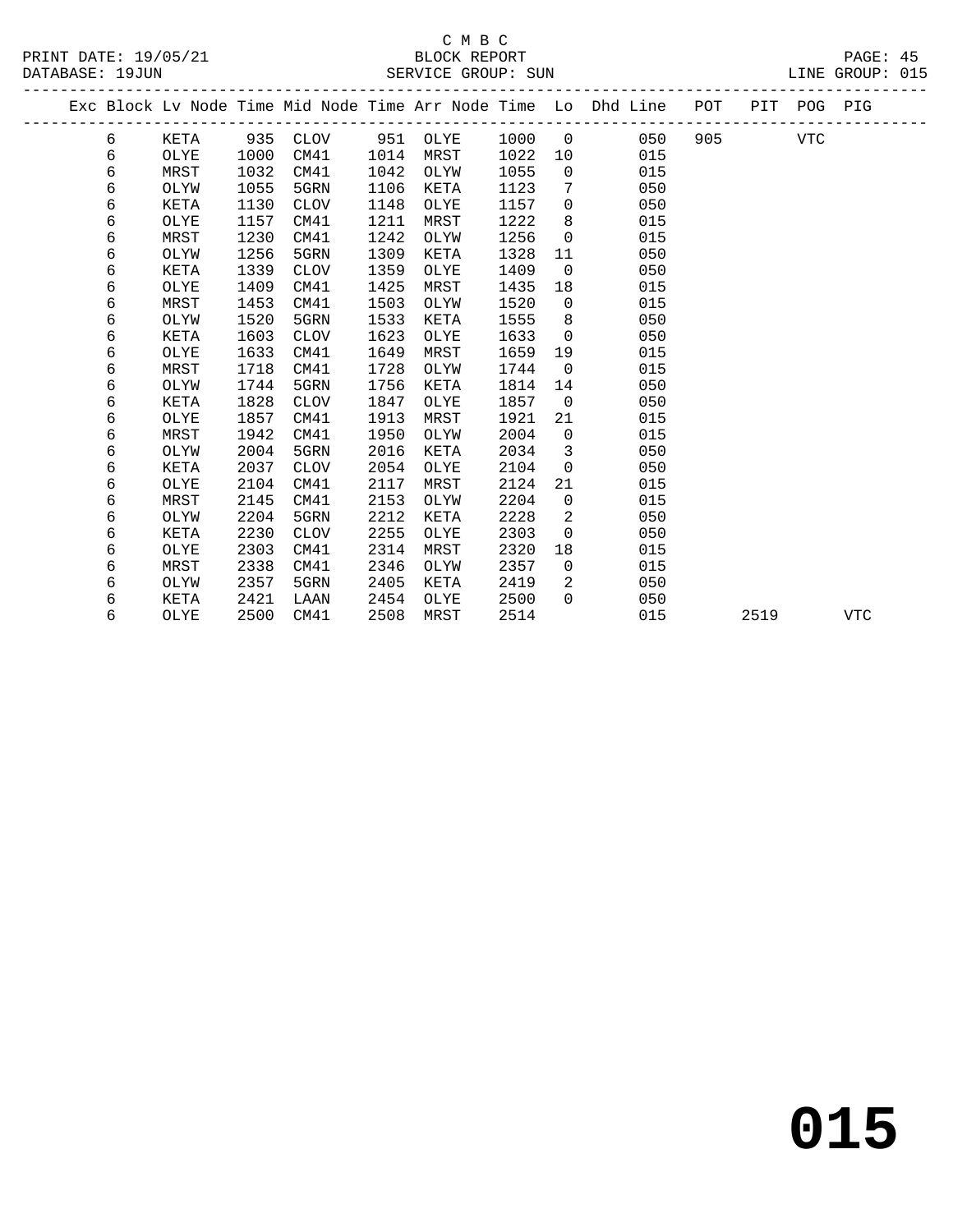C M B C

BLOCK REPORT

SERVICE GROUP: SUN

PRINT DATE: 19/05/21
DATABASE: 19JUN
LINE GROUP: 015

| Exc | Block | Lv Node | Time | Mid Node | Time | Arr Node | Time | Lo | Dhd Line | POT | PIT | POG | PIG |
|---|---|---|---|---|---|---|---|---|---|---|---|---|---|
| | 6 | KETA | 935 | CLOV | 951 | OLYE | 1000 | 0 | 050 | 905 | | VTC | |
| | 6 | OLYE | 1000 | CM41 | 1014 | MRST | 1022 | 10 | 015 | | | | |
| | 6 | MRST | 1032 | CM41 | 1042 | OLYW | 1055 | 0 | 015 | | | | |
| | 6 | OLYW | 1055 | 5GRN | 1106 | KETA | 1123 | 7 | 050 | | | | |
| | 6 | KETA | 1130 | CLOV | 1148 | OLYE | 1157 | 0 | 050 | | | | |
| | 6 | OLYE | 1157 | CM41 | 1211 | MRST | 1222 | 8 | 015 | | | | |
| | 6 | MRST | 1230 | CM41 | 1242 | OLYW | 1256 | 0 | 015 | | | | |
| | 6 | OLYW | 1256 | 5GRN | 1309 | KETA | 1328 | 11 | 050 | | | | |
| | 6 | KETA | 1339 | CLOV | 1359 | OLYE | 1409 | 0 | 050 | | | | |
| | 6 | OLYE | 1409 | CM41 | 1425 | MRST | 1435 | 18 | 015 | | | | |
| | 6 | MRST | 1453 | CM41 | 1503 | OLYW | 1520 | 0 | 015 | | | | |
| | 6 | OLYW | 1520 | 5GRN | 1533 | KETA | 1555 | 8 | 050 | | | | |
| | 6 | KETA | 1603 | CLOV | 1623 | OLYE | 1633 | 0 | 050 | | | | |
| | 6 | OLYE | 1633 | CM41 | 1649 | MRST | 1659 | 19 | 015 | | | | |
| | 6 | MRST | 1718 | CM41 | 1728 | OLYW | 1744 | 0 | 015 | | | | |
| | 6 | OLYW | 1744 | 5GRN | 1756 | KETA | 1814 | 14 | 050 | | | | |
| | 6 | KETA | 1828 | CLOV | 1847 | OLYE | 1857 | 0 | 050 | | | | |
| | 6 | OLYE | 1857 | CM41 | 1913 | MRST | 1921 | 21 | 015 | | | | |
| | 6 | MRST | 1942 | CM41 | 1950 | OLYW | 2004 | 0 | 015 | | | | |
| | 6 | OLYW | 2004 | 5GRN | 2016 | KETA | 2034 | 3 | 050 | | | | |
| | 6 | KETA | 2037 | CLOV | 2054 | OLYE | 2104 | 0 | 050 | | | | |
| | 6 | OLYE | 2104 | CM41 | 2117 | MRST | 2124 | 21 | 015 | | | | |
| | 6 | MRST | 2145 | CM41 | 2153 | OLYW | 2204 | 0 | 015 | | | | |
| | 6 | OLYW | 2204 | 5GRN | 2212 | KETA | 2228 | 2 | 050 | | | | |
| | 6 | KETA | 2230 | CLOV | 2255 | OLYE | 2303 | 0 | 050 | | | | |
| | 6 | OLYE | 2303 | CM41 | 2314 | MRST | 2320 | 18 | 015 | | | | |
| | 6 | MRST | 2338 | CM41 | 2346 | OLYW | 2357 | 0 | 015 | | | | |
| | 6 | OLYW | 2357 | 5GRN | 2405 | KETA | 2419 | 2 | 050 | | | | |
| | 6 | KETA | 2421 | LAAN | 2454 | OLYE | 2500 | 0 | 050 | | | | |
| | 6 | OLYE | 2500 | CM41 | 2508 | MRST | 2514 | | 015 | | 2519 | | VTC |

015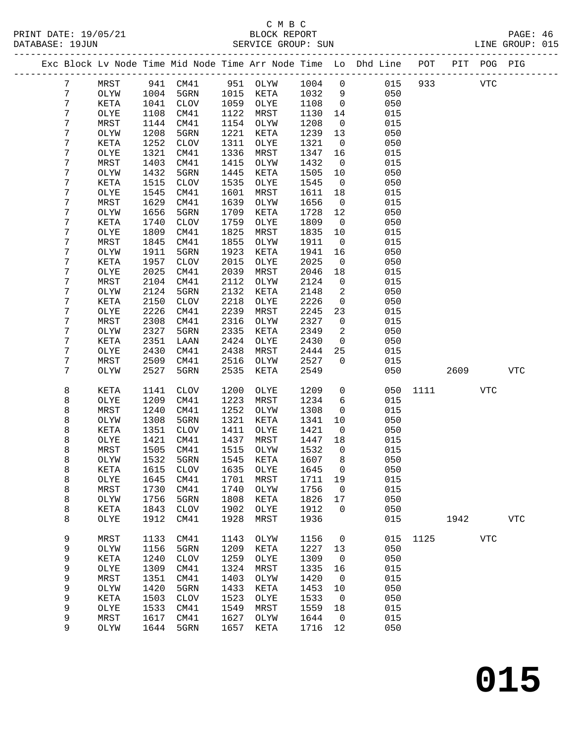C M B C

BLOCK REPORT

SERVICE GROUP: SUN

PRINT DATE: 19/05/21
DATABASE: 19JUN

LINE GROUP: 015

| Exc | Block | Lv | Node | Time | Mid Node | Time | Arr Node | Time | Lo | Dhd Line | POT | PIT | POG | PIG |
|---|---|---|---|---|---|---|---|---|---|---|---|---|---|---|
| | 7 | | MRST | 941 | CM41 | 951 | OLYW | 1004 | 0 | 015 | 933 | | VTC | |
| | 7 | | OLYW | 1004 | 5GRN | 1015 | KETA | 1032 | 9 | 050 | | | | |
| | 7 | | KETA | 1041 | CLOV | 1059 | OLYE | 1108 | 0 | 050 | | | | |
| | 7 | | OLYE | 1108 | CM41 | 1122 | MRST | 1130 | 14 | 015 | | | | |
| | 7 | | MRST | 1144 | CM41 | 1154 | OLYW | 1208 | 0 | 015 | | | | |
| | 7 | | OLYW | 1208 | 5GRN | 1221 | KETA | 1239 | 13 | 050 | | | | |
| | 7 | | KETA | 1252 | CLOV | 1311 | OLYE | 1321 | 0 | 050 | | | | |
| | 7 | | OLYE | 1321 | CM41 | 1336 | MRST | 1347 | 16 | 015 | | | | |
| | 7 | | MRST | 1403 | CM41 | 1415 | OLYW | 1432 | 0 | 015 | | | | |
| | 7 | | OLYW | 1432 | 5GRN | 1445 | KETA | 1505 | 10 | 050 | | | | |
| | 7 | | KETA | 1515 | CLOV | 1535 | OLYE | 1545 | 0 | 050 | | | | |
| | 7 | | OLYE | 1545 | CM41 | 1601 | MRST | 1611 | 18 | 015 | | | | |
| | 7 | | MRST | 1629 | CM41 | 1639 | OLYW | 1656 | 0 | 015 | | | | |
| | 7 | | OLYW | 1656 | 5GRN | 1709 | KETA | 1728 | 12 | 050 | | | | |
| | 7 | | KETA | 1740 | CLOV | 1759 | OLYE | 1809 | 0 | 050 | | | | |
| | 7 | | OLYE | 1809 | CM41 | 1825 | MRST | 1835 | 10 | 015 | | | | |
| | 7 | | MRST | 1845 | CM41 | 1855 | OLYW | 1911 | 0 | 015 | | | | |
| | 7 | | OLYW | 1911 | 5GRN | 1923 | KETA | 1941 | 16 | 050 | | | | |
| | 7 | | KETA | 1957 | CLOV | 2015 | OLYE | 2025 | 0 | 050 | | | | |
| | 7 | | OLYE | 2025 | CM41 | 2039 | MRST | 2046 | 18 | 015 | | | | |
| | 7 | | MRST | 2104 | CM41 | 2112 | OLYW | 2124 | 0 | 015 | | | | |
| | 7 | | OLYW | 2124 | 5GRN | 2132 | KETA | 2148 | 2 | 050 | | | | |
| | 7 | | KETA | 2150 | CLOV | 2218 | OLYE | 2226 | 0 | 050 | | | | |
| | 7 | | OLYE | 2226 | CM41 | 2239 | MRST | 2245 | 23 | 015 | | | | |
| | 7 | | MRST | 2308 | CM41 | 2316 | OLYW | 2327 | 0 | 015 | | | | |
| | 7 | | OLYW | 2327 | 5GRN | 2335 | KETA | 2349 | 2 | 050 | | | | |
| | 7 | | KETA | 2351 | LAAN | 2424 | OLYE | 2430 | 0 | 050 | | | | |
| | 7 | | OLYE | 2430 | CM41 | 2438 | MRST | 2444 | 25 | 015 | | | | |
| | 7 | | MRST | 2509 | CM41 | 2516 | OLYW | 2527 | 0 | 015 | | | | |
| | 7 | | OLYW | 2527 | 5GRN | 2535 | KETA | 2549 | | 050 | | 2609 | | VTC |
| | 8 | | KETA | 1141 | CLOV | 1200 | OLYE | 1209 | 0 | 050 | 1111 | | VTC | |
| | 8 | | OLYE | 1209 | CM41 | 1223 | MRST | 1234 | 6 | 015 | | | | |
| | 8 | | MRST | 1240 | CM41 | 1252 | OLYW | 1308 | 0 | 015 | | | | |
| | 8 | | OLYW | 1308 | 5GRN | 1321 | KETA | 1341 | 10 | 050 | | | | |
| | 8 | | KETA | 1351 | CLOV | 1411 | OLYE | 1421 | 0 | 050 | | | | |
| | 8 | | OLYE | 1421 | CM41 | 1437 | MRST | 1447 | 18 | 015 | | | | |
| | 8 | | MRST | 1505 | CM41 | 1515 | OLYW | 1532 | 0 | 015 | | | | |
| | 8 | | OLYW | 1532 | 5GRN | 1545 | KETA | 1607 | 8 | 050 | | | | |
| | 8 | | KETA | 1615 | CLOV | 1635 | OLYE | 1645 | 0 | 050 | | | | |
| | 8 | | OLYE | 1645 | CM41 | 1701 | MRST | 1711 | 19 | 015 | | | | |
| | 8 | | MRST | 1730 | CM41 | 1740 | OLYW | 1756 | 0 | 015 | | | | |
| | 8 | | OLYW | 1756 | 5GRN | 1808 | KETA | 1826 | 17 | 050 | | | | |
| | 8 | | KETA | 1843 | CLOV | 1902 | OLYE | 1912 | 0 | 050 | | | | |
| | 8 | | OLYE | 1912 | CM41 | 1928 | MRST | 1936 | | 015 | | 1942 | | VTC |
| | 9 | | MRST | 1133 | CM41 | 1143 | OLYW | 1156 | 0 | 015 | 1125 | | VTC | |
| | 9 | | OLYW | 1156 | 5GRN | 1209 | KETA | 1227 | 13 | 050 | | | | |
| | 9 | | KETA | 1240 | CLOV | 1259 | OLYE | 1309 | 0 | 050 | | | | |
| | 9 | | OLYE | 1309 | CM41 | 1324 | MRST | 1335 | 16 | 015 | | | | |
| | 9 | | MRST | 1351 | CM41 | 1403 | OLYW | 1420 | 0 | 015 | | | | |
| | 9 | | OLYW | 1420 | 5GRN | 1433 | KETA | 1453 | 10 | 050 | | | | |
| | 9 | | KETA | 1503 | CLOV | 1523 | OLYE | 1533 | 0 | 050 | | | | |
| | 9 | | OLYE | 1533 | CM41 | 1549 | MRST | 1559 | 18 | 015 | | | | |
| | 9 | | MRST | 1617 | CM41 | 1627 | OLYW | 1644 | 0 | 015 | | | | |
| | 9 | | OLYW | 1644 | 5GRN | 1657 | KETA | 1716 | 12 | 050 | | | | |

# 015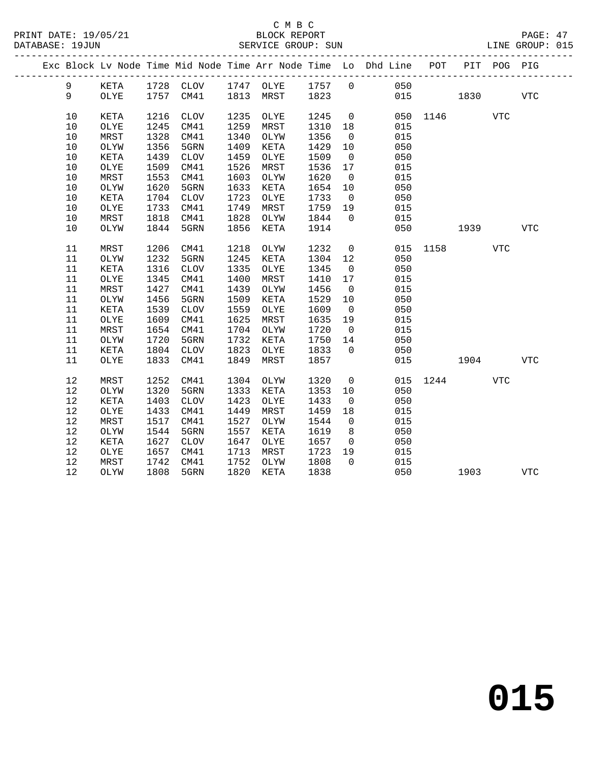C M B C
BLOCK REPORT
SERVICE GROUP: SUN

PRINT DATE: 19/05/21
DATABASE: 19JUN
LINE GROUP: 015

| Exc | Block | Lv Node | Time | Mid Node | Time | Arr Node | Time | Lo | Dhd Line | POT | PIT | POG | PIG |
|---|---|---|---|---|---|---|---|---|---|---|---|---|---|
| | 9 | KETA | 1728 | CLOV | 1747 | OLYE | 1757 | 0 | 050 | | | | |
| | 9 | OLYE | 1757 | CM41 | 1813 | MRST | 1823 | | 015 | | 1830 | | VTC |
| | 10 | KETA | 1216 | CLOV | 1235 | OLYE | 1245 | 0 | 050 | 1146 | | VTC | |
| | 10 | OLYE | 1245 | CM41 | 1259 | MRST | 1310 | 18 | 015 | | | | |
| | 10 | MRST | 1328 | CM41 | 1340 | OLYW | 1356 | 0 | 015 | | | | |
| | 10 | OLYW | 1356 | 5GRN | 1409 | KETA | 1429 | 10 | 050 | | | | |
| | 10 | KETA | 1439 | CLOV | 1459 | OLYE | 1509 | 0 | 050 | | | | |
| | 10 | OLYE | 1509 | CM41 | 1526 | MRST | 1536 | 17 | 015 | | | | |
| | 10 | MRST | 1553 | CM41 | 1603 | OLYW | 1620 | 0 | 015 | | | | |
| | 10 | OLYW | 1620 | 5GRN | 1633 | KETA | 1654 | 10 | 050 | | | | |
| | 10 | KETA | 1704 | CLOV | 1723 | OLYE | 1733 | 0 | 050 | | | | |
| | 10 | OLYE | 1733 | CM41 | 1749 | MRST | 1759 | 19 | 015 | | | | |
| | 10 | MRST | 1818 | CM41 | 1828 | OLYW | 1844 | 0 | 015 | | | | |
| | 10 | OLYW | 1844 | 5GRN | 1856 | KETA | 1914 | | 050 | | 1939 | | VTC |
| | 11 | MRST | 1206 | CM41 | 1218 | OLYW | 1232 | 0 | 015 | 1158 | | VTC | |
| | 11 | OLYW | 1232 | 5GRN | 1245 | KETA | 1304 | 12 | 050 | | | | |
| | 11 | KETA | 1316 | CLOV | 1335 | OLYE | 1345 | 0 | 050 | | | | |
| | 11 | OLYE | 1345 | CM41 | 1400 | MRST | 1410 | 17 | 015 | | | | |
| | 11 | MRST | 1427 | CM41 | 1439 | OLYW | 1456 | 0 | 015 | | | | |
| | 11 | OLYW | 1456 | 5GRN | 1509 | KETA | 1529 | 10 | 050 | | | | |
| | 11 | KETA | 1539 | CLOV | 1559 | OLYE | 1609 | 0 | 050 | | | | |
| | 11 | OLYE | 1609 | CM41 | 1625 | MRST | 1635 | 19 | 015 | | | | |
| | 11 | MRST | 1654 | CM41 | 1704 | OLYW | 1720 | 0 | 015 | | | | |
| | 11 | OLYW | 1720 | 5GRN | 1732 | KETA | 1750 | 14 | 050 | | | | |
| | 11 | KETA | 1804 | CLOV | 1823 | OLYE | 1833 | 0 | 050 | | | | |
| | 11 | OLYE | 1833 | CM41 | 1849 | MRST | 1857 | | 015 | | 1904 | | VTC |
| | 12 | MRST | 1252 | CM41 | 1304 | OLYW | 1320 | 0 | 015 | 1244 | | VTC | |
| | 12 | OLYW | 1320 | 5GRN | 1333 | KETA | 1353 | 10 | 050 | | | | |
| | 12 | KETA | 1403 | CLOV | 1423 | OLYE | 1433 | 0 | 050 | | | | |
| | 12 | OLYE | 1433 | CM41 | 1449 | MRST | 1459 | 18 | 015 | | | | |
| | 12 | MRST | 1517 | CM41 | 1527 | OLYW | 1544 | 0 | 015 | | | | |
| | 12 | OLYW | 1544 | 5GRN | 1557 | KETA | 1619 | 8 | 050 | | | | |
| | 12 | KETA | 1627 | CLOV | 1647 | OLYE | 1657 | 0 | 050 | | | | |
| | 12 | OLYE | 1657 | CM41 | 1713 | MRST | 1723 | 19 | 015 | | | | |
| | 12 | MRST | 1742 | CM41 | 1752 | OLYW | 1808 | 0 | 015 | | | | |
| | 12 | OLYW | 1808 | 5GRN | 1820 | KETA | 1838 | | 050 | | 1903 | | VTC |

# 015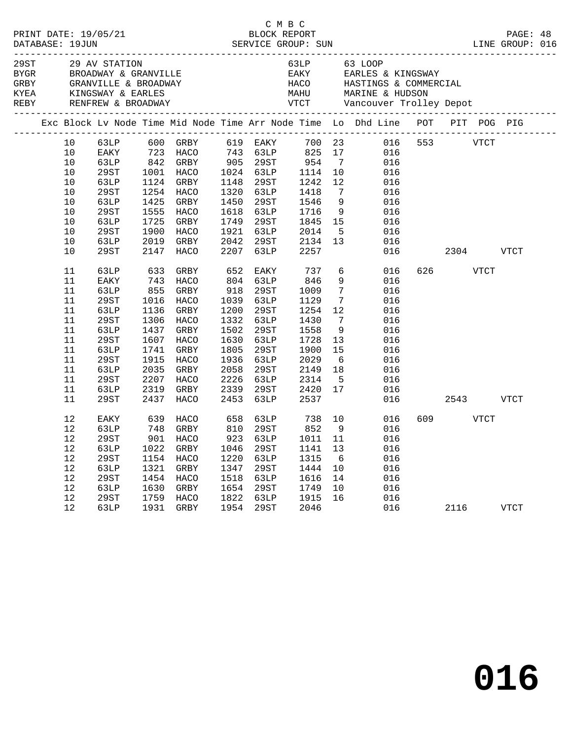C M B C
BLOCK REPORT
SERVICE GROUP: SUN

PRINT DATE: 19/05/21
DATABASE: 19JUN
LINE GROUP: 016

| Code | Description | Code | Description |
|---|---|---|---|
| 29ST | 29 AV STATION | 63LP | 63 LOOP |
| BYGR | BROADWAY & GRANVILLE | EAKY | EARLES & KINGSWAY |
| GRBY | GRANVILLE & BROADWAY | HACO | HASTINGS & COMMERCIAL |
| KYEA | KINGSWAY & EARLES | MAHU | MARINE & HUDSON |
| REBY | RENFREW & BROADWAY | VTCT | Vancouver Trolley Depot |

| Exc | Block | Lv Node | Time | Mid Node | Time | Arr Node | Time | Lo | Dhd Line | POT | PIT | POG | PIG |
|---|---|---|---|---|---|---|---|---|---|---|---|---|---|
| | 10 | 63LP | 600 | GRBY | 619 | EAKY | 700 | 23 | 016 | 553 | | VTCT | |
| | 10 | EAKY | 723 | HACO | 743 | 63LP | 825 | 17 | 016 | | | | |
| | 10 | 63LP | 842 | GRBY | 905 | 29ST | 954 | 7 | 016 | | | | |
| | 10 | 29ST | 1001 | HACO | 1024 | 63LP | 1114 | 10 | 016 | | | | |
| | 10 | 63LP | 1124 | GRBY | 1148 | 29ST | 1242 | 12 | 016 | | | | |
| | 10 | 29ST | 1254 | HACO | 1320 | 63LP | 1418 | 7 | 016 | | | | |
| | 10 | 63LP | 1425 | GRBY | 1450 | 29ST | 1546 | 9 | 016 | | | | |
| | 10 | 29ST | 1555 | HACO | 1618 | 63LP | 1716 | 9 | 016 | | | | |
| | 10 | 63LP | 1725 | GRBY | 1749 | 29ST | 1845 | 15 | 016 | | | | |
| | 10 | 29ST | 1900 | HACO | 1921 | 63LP | 2014 | 5 | 016 | | | | |
| | 10 | 63LP | 2019 | GRBY | 2042 | 29ST | 2134 | 13 | 016 | | | | |
| | 10 | 29ST | 2147 | HACO | 2207 | 63LP | 2257 | | 016 | | 2304 | | VTCT |
| | 11 | 63LP | 633 | GRBY | 652 | EAKY | 737 | 6 | 016 | 626 | | VTCT | |
| | 11 | EAKY | 743 | HACO | 804 | 63LP | 846 | 9 | 016 | | | | |
| | 11 | 63LP | 855 | GRBY | 918 | 29ST | 1009 | 7 | 016 | | | | |
| | 11 | 29ST | 1016 | HACO | 1039 | 63LP | 1129 | 7 | 016 | | | | |
| | 11 | 63LP | 1136 | GRBY | 1200 | 29ST | 1254 | 12 | 016 | | | | |
| | 11 | 29ST | 1306 | HACO | 1332 | 63LP | 1430 | 7 | 016 | | | | |
| | 11 | 63LP | 1437 | GRBY | 1502 | 29ST | 1558 | 9 | 016 | | | | |
| | 11 | 29ST | 1607 | HACO | 1630 | 63LP | 1728 | 13 | 016 | | | | |
| | 11 | 63LP | 1741 | GRBY | 1805 | 29ST | 1900 | 15 | 016 | | | | |
| | 11 | 29ST | 1915 | HACO | 1936 | 63LP | 2029 | 6 | 016 | | | | |
| | 11 | 63LP | 2035 | GRBY | 2058 | 29ST | 2149 | 18 | 016 | | | | |
| | 11 | 29ST | 2207 | HACO | 2226 | 63LP | 2314 | 5 | 016 | | | | |
| | 11 | 63LP | 2319 | GRBY | 2339 | 29ST | 2420 | 17 | 016 | | | | |
| | 11 | 29ST | 2437 | HACO | 2453 | 63LP | 2537 | | 016 | | 2543 | | VTCT |
| | 12 | EAKY | 639 | HACO | 658 | 63LP | 738 | 10 | 016 | 609 | | VTCT | |
| | 12 | 63LP | 748 | GRBY | 810 | 29ST | 852 | 9 | 016 | | | | |
| | 12 | 29ST | 901 | HACO | 923 | 63LP | 1011 | 11 | 016 | | | | |
| | 12 | 63LP | 1022 | GRBY | 1046 | 29ST | 1141 | 13 | 016 | | | | |
| | 12 | 29ST | 1154 | HACO | 1220 | 63LP | 1315 | 6 | 016 | | | | |
| | 12 | 63LP | 1321 | GRBY | 1347 | 29ST | 1444 | 10 | 016 | | | | |
| | 12 | 29ST | 1454 | HACO | 1518 | 63LP | 1616 | 14 | 016 | | | | |
| | 12 | 63LP | 1630 | GRBY | 1654 | 29ST | 1749 | 10 | 016 | | | | |
| | 12 | 29ST | 1759 | HACO | 1822 | 63LP | 1915 | 16 | 016 | | | | |
| | 12 | 63LP | 1931 | GRBY | 1954 | 29ST | 2046 | | 016 | | 2116 | | VTCT |

**016**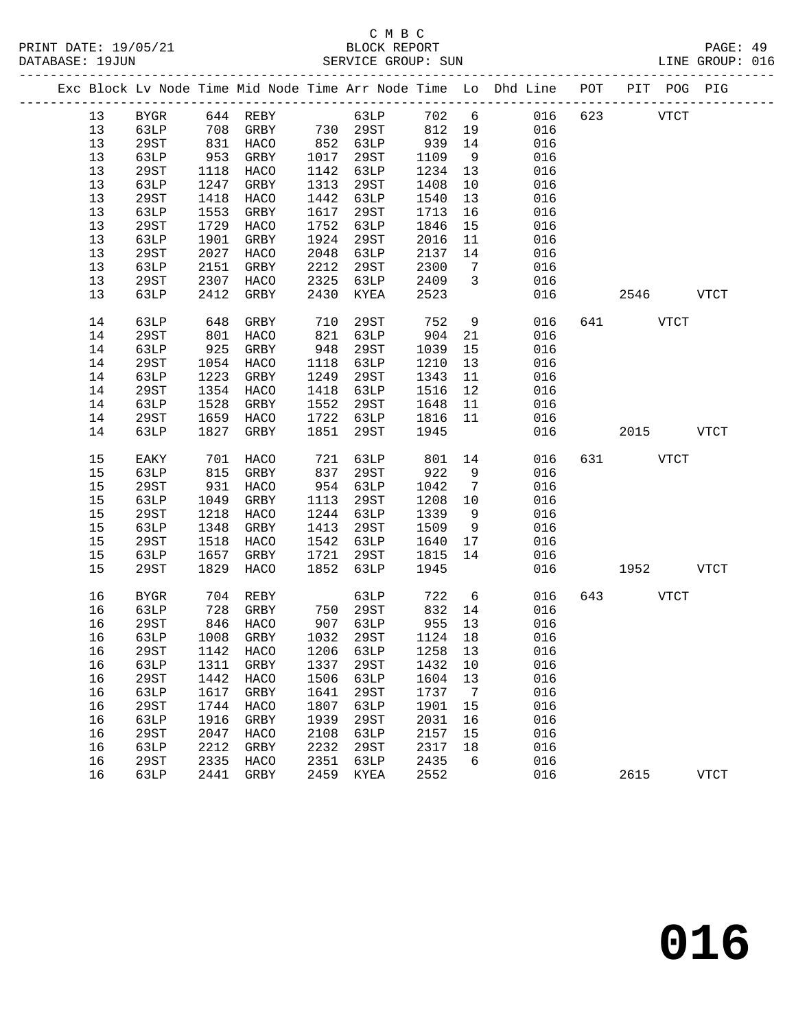C M B C

BLOCK REPORT

PRINT DATE: 19/05/21 DATABASE: 19JUN SERVICE GROUP: SUN LINE GROUP: 016

| Exc | Block | Lv Node | Time | Mid Node | Time | Arr Node | Time | Lo | Dhd Line | POT | PIT | POG | PIG |
|---|---|---|---|---|---|---|---|---|---|---|---|---|---|
| | 13 | BYGR | 644 | REBY | | 63LP | 702 | 6 | 016 | 623 | | VTCT | |
| | 13 | 63LP | 708 | GRBY | 730 | 29ST | 812 | 19 | 016 | | | | |
| | 13 | 29ST | 831 | HACO | 852 | 63LP | 939 | 14 | 016 | | | | |
| | 13 | 63LP | 953 | GRBY | 1017 | 29ST | 1109 | 9 | 016 | | | | |
| | 13 | 29ST | 1118 | HACO | 1142 | 63LP | 1234 | 13 | 016 | | | | |
| | 13 | 63LP | 1247 | GRBY | 1313 | 29ST | 1408 | 10 | 016 | | | | |
| | 13 | 29ST | 1418 | HACO | 1442 | 63LP | 1540 | 13 | 016 | | | | |
| | 13 | 63LP | 1553 | GRBY | 1617 | 29ST | 1713 | 16 | 016 | | | | |
| | 13 | 29ST | 1729 | HACO | 1752 | 63LP | 1846 | 15 | 016 | | | | |
| | 13 | 63LP | 1901 | GRBY | 1924 | 29ST | 2016 | 11 | 016 | | | | |
| | 13 | 29ST | 2027 | HACO | 2048 | 63LP | 2137 | 14 | 016 | | | | |
| | 13 | 63LP | 2151 | GRBY | 2212 | 29ST | 2300 | 7 | 016 | | | | |
| | 13 | 29ST | 2307 | HACO | 2325 | 63LP | 2409 | 3 | 016 | | | | |
| | 13 | 63LP | 2412 | GRBY | 2430 | KYEA | 2523 | | 016 | | 2546 | | VTCT |
| | 14 | 63LP | 648 | GRBY | 710 | 29ST | 752 | 9 | 016 | 641 | | VTCT | |
| | 14 | 29ST | 801 | HACO | 821 | 63LP | 904 | 21 | 016 | | | | |
| | 14 | 63LP | 925 | GRBY | 948 | 29ST | 1039 | 15 | 016 | | | | |
| | 14 | 29ST | 1054 | HACO | 1118 | 63LP | 1210 | 13 | 016 | | | | |
| | 14 | 63LP | 1223 | GRBY | 1249 | 29ST | 1343 | 11 | 016 | | | | |
| | 14 | 29ST | 1354 | HACO | 1418 | 63LP | 1516 | 12 | 016 | | | | |
| | 14 | 63LP | 1528 | GRBY | 1552 | 29ST | 1648 | 11 | 016 | | | | |
| | 14 | 29ST | 1659 | HACO | 1722 | 63LP | 1816 | 11 | 016 | | | | |
| | 14 | 63LP | 1827 | GRBY | 1851 | 29ST | 1945 | | 016 | | 2015 | | VTCT |
| | 15 | EAKY | 701 | HACO | 721 | 63LP | 801 | 14 | 016 | 631 | | VTCT | |
| | 15 | 63LP | 815 | GRBY | 837 | 29ST | 922 | 9 | 016 | | | | |
| | 15 | 29ST | 931 | HACO | 954 | 63LP | 1042 | 7 | 016 | | | | |
| | 15 | 63LP | 1049 | GRBY | 1113 | 29ST | 1208 | 10 | 016 | | | | |
| | 15 | 29ST | 1218 | HACO | 1244 | 63LP | 1339 | 9 | 016 | | | | |
| | 15 | 63LP | 1348 | GRBY | 1413 | 29ST | 1509 | 9 | 016 | | | | |
| | 15 | 29ST | 1518 | HACO | 1542 | 63LP | 1640 | 17 | 016 | | | | |
| | 15 | 63LP | 1657 | GRBY | 1721 | 29ST | 1815 | 14 | 016 | | | | |
| | 15 | 29ST | 1829 | HACO | 1852 | 63LP | 1945 | | 016 | | 1952 | | VTCT |
| | 16 | BYGR | 704 | REBY | | 63LP | 722 | 6 | 016 | 643 | | VTCT | |
| | 16 | 63LP | 728 | GRBY | 750 | 29ST | 832 | 14 | 016 | | | | |
| | 16 | 29ST | 846 | HACO | 907 | 63LP | 955 | 13 | 016 | | | | |
| | 16 | 63LP | 1008 | GRBY | 1032 | 29ST | 1124 | 18 | 016 | | | | |
| | 16 | 29ST | 1142 | HACO | 1206 | 63LP | 1258 | 13 | 016 | | | | |
| | 16 | 63LP | 1311 | GRBY | 1337 | 29ST | 1432 | 10 | 016 | | | | |
| | 16 | 29ST | 1442 | HACO | 1506 | 63LP | 1604 | 13 | 016 | | | | |
| | 16 | 63LP | 1617 | GRBY | 1641 | 29ST | 1737 | 7 | 016 | | | | |
| | 16 | 29ST | 1744 | HACO | 1807 | 63LP | 1901 | 15 | 016 | | | | |
| | 16 | 63LP | 1916 | GRBY | 1939 | 29ST | 2031 | 16 | 016 | | | | |
| | 16 | 29ST | 2047 | HACO | 2108 | 63LP | 2157 | 15 | 016 | | | | |
| | 16 | 63LP | 2212 | GRBY | 2232 | 29ST | 2317 | 18 | 016 | | | | |
| | 16 | 29ST | 2335 | HACO | 2351 | 63LP | 2435 | 6 | 016 | | | | |
| | 16 | 63LP | 2441 | GRBY | 2459 | KYEA | 2552 | | 016 | | 2615 | | VTCT |

016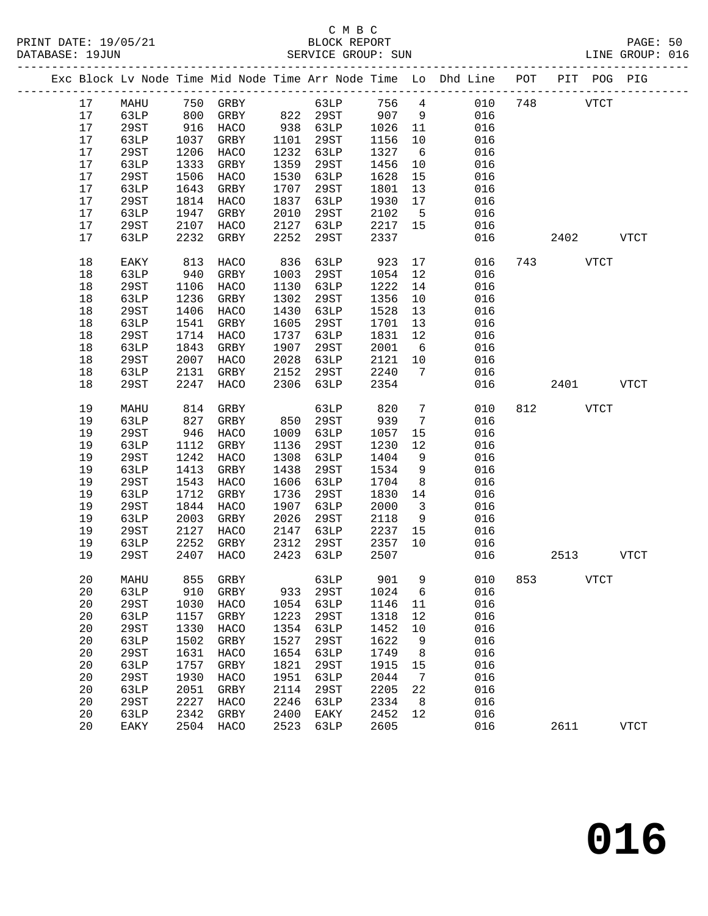C M B C
PRINT DATE: 19/05/21 BLOCK REPORT
DATABASE: 19JUN SERVICE GROUP: SUN LINE GROUP: 016

| Exc | Block | Lv | Node | Time | Mid Node | Time | Arr Node | Time | Lo | Dhd Line | POT | PIT | POG | PIG |
|---|---|---|---|---|---|---|---|---|---|---|---|---|---|---|
| | 17 | | MAHU | 750 | GRBY | | 63LP | 756 | 4 | 010 | 748 | | VTCT | |
| | 17 | | 63LP | 800 | GRBY | 822 | 29ST | 907 | 9 | 016 | | | | |
| | 17 | | 29ST | 916 | HACO | 938 | 63LP | 1026 | 11 | 016 | | | | |
| | 17 | | 63LP | 1037 | GRBY | 1101 | 29ST | 1156 | 10 | 016 | | | | |
| | 17 | | 29ST | 1206 | HACO | 1232 | 63LP | 1327 | 6 | 016 | | | | |
| | 17 | | 63LP | 1333 | GRBY | 1359 | 29ST | 1456 | 10 | 016 | | | | |
| | 17 | | 29ST | 1506 | HACO | 1530 | 63LP | 1628 | 15 | 016 | | | | |
| | 17 | | 63LP | 1643 | GRBY | 1707 | 29ST | 1801 | 13 | 016 | | | | |
| | 17 | | 29ST | 1814 | HACO | 1837 | 63LP | 1930 | 17 | 016 | | | | |
| | 17 | | 63LP | 1947 | GRBY | 2010 | 29ST | 2102 | 5 | 016 | | | | |
| | 17 | | 29ST | 2107 | HACO | 2127 | 63LP | 2217 | 15 | 016 | | | | |
| | 17 | | 63LP | 2232 | GRBY | 2252 | 29ST | 2337 | | 016 | | 2402 | | VTCT |
| | 18 | | EAKY | 813 | HACO | 836 | 63LP | 923 | 17 | 016 | 743 | | VTCT | |
| | 18 | | 63LP | 940 | GRBY | 1003 | 29ST | 1054 | 12 | 016 | | | | |
| | 18 | | 29ST | 1106 | HACO | 1130 | 63LP | 1222 | 14 | 016 | | | | |
| | 18 | | 63LP | 1236 | GRBY | 1302 | 29ST | 1356 | 10 | 016 | | | | |
| | 18 | | 29ST | 1406 | HACO | 1430 | 63LP | 1528 | 13 | 016 | | | | |
| | 18 | | 63LP | 1541 | GRBY | 1605 | 29ST | 1701 | 13 | 016 | | | | |
| | 18 | | 29ST | 1714 | HACO | 1737 | 63LP | 1831 | 12 | 016 | | | | |
| | 18 | | 63LP | 1843 | GRBY | 1907 | 29ST | 2001 | 6 | 016 | | | | |
| | 18 | | 29ST | 2007 | HACO | 2028 | 63LP | 2121 | 10 | 016 | | | | |
| | 18 | | 63LP | 2131 | GRBY | 2152 | 29ST | 2240 | 7 | 016 | | | | |
| | 18 | | 29ST | 2247 | HACO | 2306 | 63LP | 2354 | | 016 | | 2401 | | VTCT |
| | 19 | | MAHU | 814 | GRBY | | 63LP | 820 | 7 | 010 | 812 | | VTCT | |
| | 19 | | 63LP | 827 | GRBY | 850 | 29ST | 939 | 7 | 016 | | | | |
| | 19 | | 29ST | 946 | HACO | 1009 | 63LP | 1057 | 15 | 016 | | | | |
| | 19 | | 63LP | 1112 | GRBY | 1136 | 29ST | 1230 | 12 | 016 | | | | |
| | 19 | | 29ST | 1242 | HACO | 1308 | 63LP | 1404 | 9 | 016 | | | | |
| | 19 | | 63LP | 1413 | GRBY | 1438 | 29ST | 1534 | 9 | 016 | | | | |
| | 19 | | 29ST | 1543 | HACO | 1606 | 63LP | 1704 | 8 | 016 | | | | |
| | 19 | | 63LP | 1712 | GRBY | 1736 | 29ST | 1830 | 14 | 016 | | | | |
| | 19 | | 29ST | 1844 | HACO | 1907 | 63LP | 2000 | 3 | 016 | | | | |
| | 19 | | 63LP | 2003 | GRBY | 2026 | 29ST | 2118 | 9 | 016 | | | | |
| | 19 | | 29ST | 2127 | HACO | 2147 | 63LP | 2237 | 15 | 016 | | | | |
| | 19 | | 63LP | 2252 | GRBY | 2312 | 29ST | 2357 | 10 | 016 | | | | |
| | 19 | | 29ST | 2407 | HACO | 2423 | 63LP | 2507 | | 016 | | 2513 | | VTCT |
| | 20 | | MAHU | 855 | GRBY | | 63LP | 901 | 9 | 010 | 853 | | VTCT | |
| | 20 | | 63LP | 910 | GRBY | 933 | 29ST | 1024 | 6 | 016 | | | | |
| | 20 | | 29ST | 1030 | HACO | 1054 | 63LP | 1146 | 11 | 016 | | | | |
| | 20 | | 63LP | 1157 | GRBY | 1223 | 29ST | 1318 | 12 | 016 | | | | |
| | 20 | | 29ST | 1330 | HACO | 1354 | 63LP | 1452 | 10 | 016 | | | | |
| | 20 | | 63LP | 1502 | GRBY | 1527 | 29ST | 1622 | 9 | 016 | | | | |
| | 20 | | 29ST | 1631 | HACO | 1654 | 63LP | 1749 | 8 | 016 | | | | |
| | 20 | | 63LP | 1757 | GRBY | 1821 | 29ST | 1915 | 15 | 016 | | | | |
| | 20 | | 29ST | 1930 | HACO | 1951 | 63LP | 2044 | 7 | 016 | | | | |
| | 20 | | 63LP | 2051 | GRBY | 2114 | 29ST | 2205 | 22 | 016 | | | | |
| | 20 | | 29ST | 2227 | HACO | 2246 | 63LP | 2334 | 8 | 016 | | | | |
| | 20 | | 63LP | 2342 | GRBY | 2400 | EAKY | 2452 | 12 | 016 | | | | |
| | 20 | | EAKY | 2504 | HACO | 2523 | 63LP | 2605 | | 016 | | 2611 | | VTCT |

# 016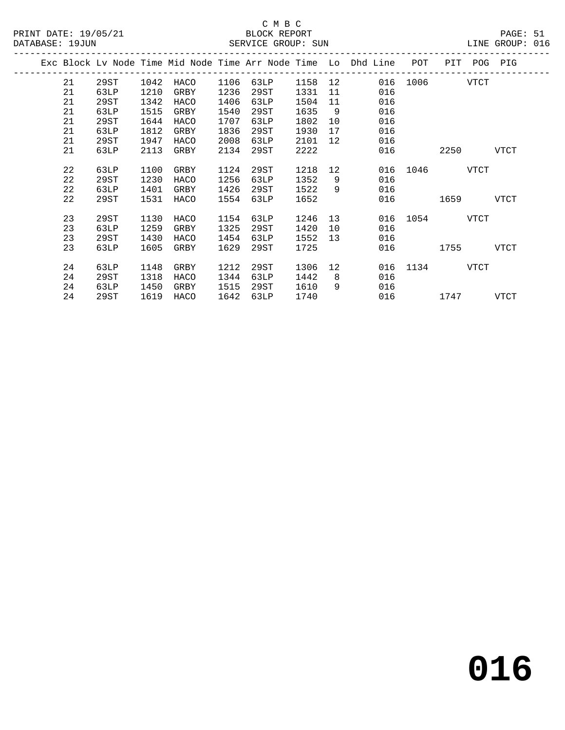C M B C

BLOCK REPORT

SERVICE GROUP: SUN

PRINT DATE: 19/05/21

DATABASE: 19JUN

LINE GROUP: 016

| Exc | Block | Lv Node | Time | Mid Node | Time | Arr Node | Time | Lo | Dhd Line | POT | PIT | POG | PIG |
|---|---|---|---|---|---|---|---|---|---|---|---|---|---|
| | 21 | 29ST | 1042 | HACO | 1106 | 63LP | 1158 | 12 | 016 | 1006 | | VTCT | |
| | 21 | 63LP | 1210 | GRBY | 1236 | 29ST | 1331 | 11 | 016 | | | | |
| | 21 | 29ST | 1342 | HACO | 1406 | 63LP | 1504 | 11 | 016 | | | | |
| | 21 | 63LP | 1515 | GRBY | 1540 | 29ST | 1635 | 9 | 016 | | | | |
| | 21 | 29ST | 1644 | HACO | 1707 | 63LP | 1802 | 10 | 016 | | | | |
| | 21 | 63LP | 1812 | GRBY | 1836 | 29ST | 1930 | 17 | 016 | | | | |
| | 21 | 29ST | 1947 | HACO | 2008 | 63LP | 2101 | 12 | 016 | | | | |
| | 21 | 63LP | 2113 | GRBY | 2134 | 29ST | 2222 | | 016 | | 2250 | | VTCT |
| | 22 | 63LP | 1100 | GRBY | 1124 | 29ST | 1218 | 12 | 016 | 1046 | | VTCT | |
| | 22 | 29ST | 1230 | HACO | 1256 | 63LP | 1352 | 9 | 016 | | | | |
| | 22 | 63LP | 1401 | GRBY | 1426 | 29ST | 1522 | 9 | 016 | | | | |
| | 22 | 29ST | 1531 | HACO | 1554 | 63LP | 1652 | | 016 | | 1659 | | VTCT |
| | 23 | 29ST | 1130 | HACO | 1154 | 63LP | 1246 | 13 | 016 | 1054 | | VTCT | |
| | 23 | 63LP | 1259 | GRBY | 1325 | 29ST | 1420 | 10 | 016 | | | | |
| | 23 | 29ST | 1430 | HACO | 1454 | 63LP | 1552 | 13 | 016 | | | | |
| | 23 | 63LP | 1605 | GRBY | 1629 | 29ST | 1725 | | 016 | | 1755 | | VTCT |
| | 24 | 63LP | 1148 | GRBY | 1212 | 29ST | 1306 | 12 | 016 | 1134 | | VTCT | |
| | 24 | 29ST | 1318 | HACO | 1344 | 63LP | 1442 | 8 | 016 | | | | |
| | 24 | 63LP | 1450 | GRBY | 1515 | 29ST | 1610 | 9 | 016 | | | | |
| | 24 | 29ST | 1619 | HACO | 1642 | 63LP | 1740 | | 016 | | 1747 | | VTCT |

**016**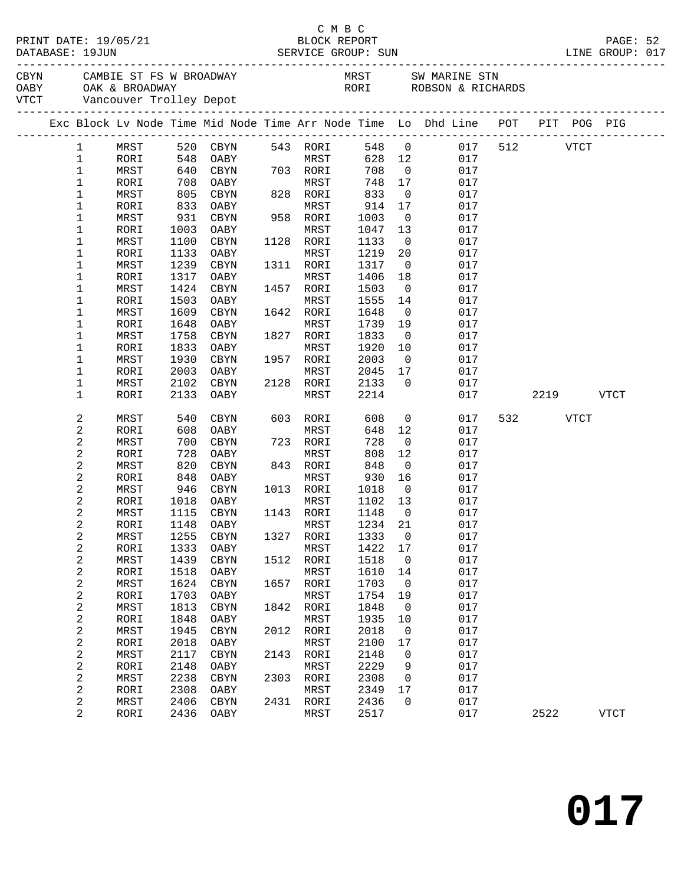C M B C
PRINT DATE: 19/05/21 BLOCK REPORT
DATABASE: 19JUN SERVICE GROUP: SUN LINE GROUP: 017

| | | | |
|---|---|---|---|
| CBYN | CAMBIE ST FS W BROADWAY | MRST | SW MARINE STN |
| OABY | OAK & BROADWAY | RORI | ROBSON & RICHARDS |
| VTCT | Vancouver Trolley Depot | | |

| Exc | Block | Lv Node | Time | Mid Node | Time | Arr Node | Time | Lo | Dhd Line | POT | PIT | POG | PIG |
|---|---|---|---|---|---|---|---|---|---|---|---|---|---|
| | 1 | MRST | 520 | CBYN | 543 | RORI | 548 | 0 | 017 | 512 | | VTCT | |
| | 1 | RORI | 548 | OABY | | MRST | 628 | 12 | 017 | | | | |
| | 1 | MRST | 640 | CBYN | 703 | RORI | 708 | 0 | 017 | | | | |
| | 1 | RORI | 708 | OABY | | MRST | 748 | 17 | 017 | | | | |
| | 1 | MRST | 805 | CBYN | 828 | RORI | 833 | 0 | 017 | | | | |
| | 1 | RORI | 833 | OABY | | MRST | 914 | 17 | 017 | | | | |
| | 1 | MRST | 931 | CBYN | 958 | RORI | 1003 | 0 | 017 | | | | |
| | 1 | RORI | 1003 | OABY | | MRST | 1047 | 13 | 017 | | | | |
| | 1 | MRST | 1100 | CBYN | 1128 | RORI | 1133 | 0 | 017 | | | | |
| | 1 | RORI | 1133 | OABY | | MRST | 1219 | 20 | 017 | | | | |
| | 1 | MRST | 1239 | CBYN | 1311 | RORI | 1317 | 0 | 017 | | | | |
| | 1 | RORI | 1317 | OABY | | MRST | 1406 | 18 | 017 | | | | |
| | 1 | MRST | 1424 | CBYN | 1457 | RORI | 1503 | 0 | 017 | | | | |
| | 1 | RORI | 1503 | OABY | | MRST | 1555 | 14 | 017 | | | | |
| | 1 | MRST | 1609 | CBYN | 1642 | RORI | 1648 | 0 | 017 | | | | |
| | 1 | RORI | 1648 | OABY | | MRST | 1739 | 19 | 017 | | | | |
| | 1 | MRST | 1758 | CBYN | 1827 | RORI | 1833 | 0 | 017 | | | | |
| | 1 | RORI | 1833 | OABY | | MRST | 1920 | 10 | 017 | | | | |
| | 1 | MRST | 1930 | CBYN | 1957 | RORI | 2003 | 0 | 017 | | | | |
| | 1 | RORI | 2003 | OABY | | MRST | 2045 | 17 | 017 | | | | |
| | 1 | MRST | 2102 | CBYN | 2128 | RORI | 2133 | 0 | 017 | | | | |
| | 1 | RORI | 2133 | OABY | | MRST | 2214 | | 017 | | 2219 | | VTCT |
| | 2 | MRST | 540 | CBYN | 603 | RORI | 608 | 0 | 017 | 532 | | VTCT | |
| | 2 | RORI | 608 | OABY | | MRST | 648 | 12 | 017 | | | | |
| | 2 | MRST | 700 | CBYN | 723 | RORI | 728 | 0 | 017 | | | | |
| | 2 | RORI | 728 | OABY | | MRST | 808 | 12 | 017 | | | | |
| | 2 | MRST | 820 | CBYN | 843 | RORI | 848 | 0 | 017 | | | | |
| | 2 | RORI | 848 | OABY | | MRST | 930 | 16 | 017 | | | | |
| | 2 | MRST | 946 | CBYN | 1013 | RORI | 1018 | 0 | 017 | | | | |
| | 2 | RORI | 1018 | OABY | | MRST | 1102 | 13 | 017 | | | | |
| | 2 | MRST | 1115 | CBYN | 1143 | RORI | 1148 | 0 | 017 | | | | |
| | 2 | RORI | 1148 | OABY | | MRST | 1234 | 21 | 017 | | | | |
| | 2 | MRST | 1255 | CBYN | 1327 | RORI | 1333 | 0 | 017 | | | | |
| | 2 | RORI | 1333 | OABY | | MRST | 1422 | 17 | 017 | | | | |
| | 2 | MRST | 1439 | CBYN | 1512 | RORI | 1518 | 0 | 017 | | | | |
| | 2 | RORI | 1518 | OABY | | MRST | 1610 | 14 | 017 | | | | |
| | 2 | MRST | 1624 | CBYN | 1657 | RORI | 1703 | 0 | 017 | | | | |
| | 2 | RORI | 1703 | OABY | | MRST | 1754 | 19 | 017 | | | | |
| | 2 | MRST | 1813 | CBYN | 1842 | RORI | 1848 | 0 | 017 | | | | |
| | 2 | RORI | 1848 | OABY | | MRST | 1935 | 10 | 017 | | | | |
| | 2 | MRST | 1945 | CBYN | 2012 | RORI | 2018 | 0 | 017 | | | | |
| | 2 | RORI | 2018 | OABY | | MRST | 2100 | 17 | 017 | | | | |
| | 2 | MRST | 2117 | CBYN | 2143 | RORI | 2148 | 0 | 017 | | | | |
| | 2 | RORI | 2148 | OABY | | MRST | 2229 | 9 | 017 | | | | |
| | 2 | MRST | 2238 | CBYN | 2303 | RORI | 2308 | 0 | 017 | | | | |
| | 2 | RORI | 2308 | OABY | | MRST | 2349 | 17 | 017 | | | | |
| | 2 | MRST | 2406 | CBYN | 2431 | RORI | 2436 | 0 | 017 | | | | |
| | 2 | RORI | 2436 | OABY | | MRST | 2517 | | 017 | | 2522 | | VTCT |

017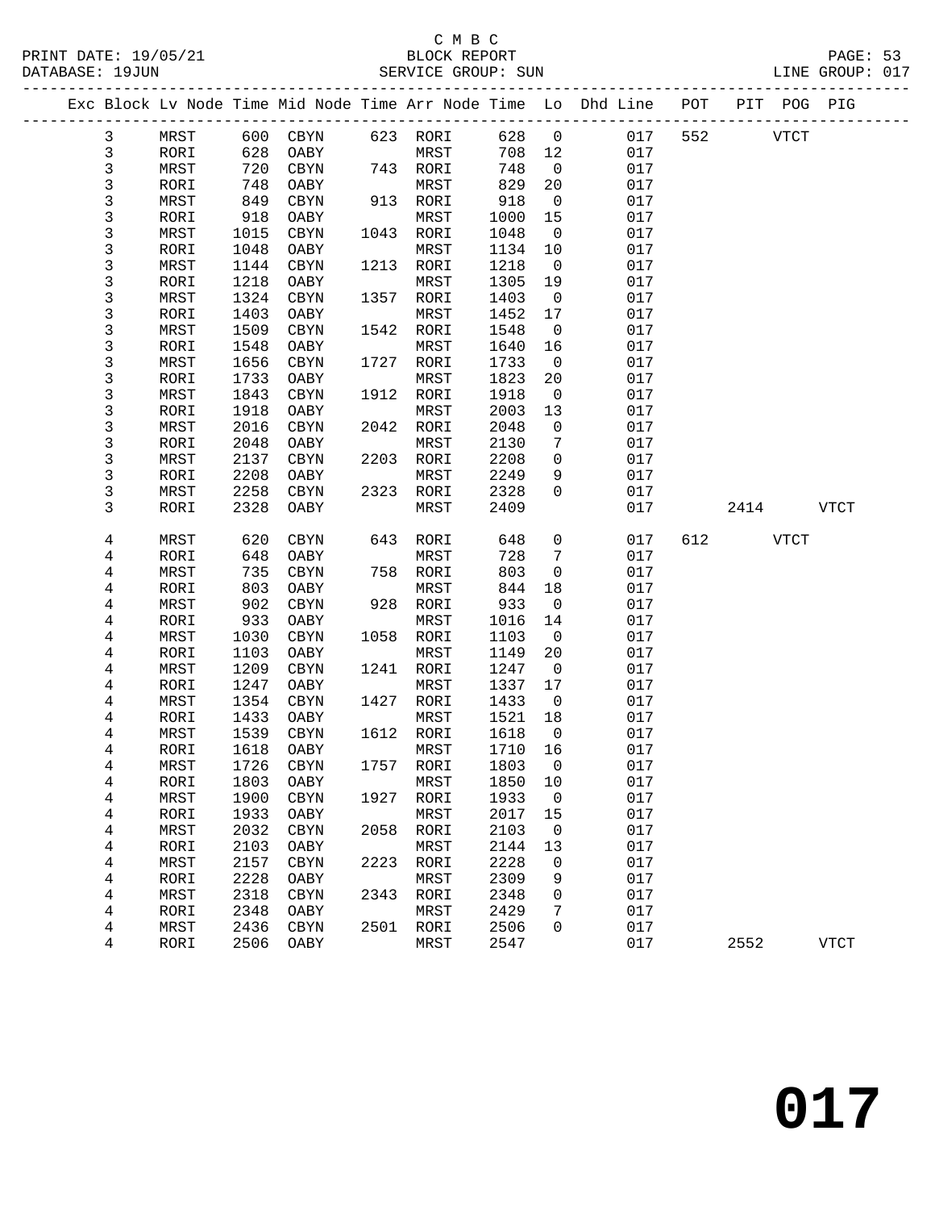C M B C

PRINT DATE: 19/05/21 BLOCK REPORT PAGE: 53
DATABASE: 19JUN SERVICE GROUP: SUN LINE GROUP: 017

| Exc | Block | Lv | Node | Time | Mid Node | Time | Arr Node | Time | Lo | Dhd Line | POT | PIT | POG | PIG |
|---|---|---|---|---|---|---|---|---|---|---|---|---|---|---|
| | 3 | | MRST | 600 | CBYN | 623 | RORI | 628 | 0 | 017 | 552 | | VTCT | |
| | 3 | | RORI | 628 | OABY | | MRST | 708 | 12 | 017 | | | | |
| | 3 | | MRST | 720 | CBYN | 743 | RORI | 748 | 0 | 017 | | | | |
| | 3 | | RORI | 748 | OABY | | MRST | 829 | 20 | 017 | | | | |
| | 3 | | MRST | 849 | CBYN | 913 | RORI | 918 | 0 | 017 | | | | |
| | 3 | | RORI | 918 | OABY | | MRST | 1000 | 15 | 017 | | | | |
| | 3 | | MRST | 1015 | CBYN | 1043 | RORI | 1048 | 0 | 017 | | | | |
| | 3 | | RORI | 1048 | OABY | | MRST | 1134 | 10 | 017 | | | | |
| | 3 | | MRST | 1144 | CBYN | 1213 | RORI | 1218 | 0 | 017 | | | | |
| | 3 | | RORI | 1218 | OABY | | MRST | 1305 | 19 | 017 | | | | |
| | 3 | | MRST | 1324 | CBYN | 1357 | RORI | 1403 | 0 | 017 | | | | |
| | 3 | | RORI | 1403 | OABY | | MRST | 1452 | 17 | 017 | | | | |
| | 3 | | MRST | 1509 | CBYN | 1542 | RORI | 1548 | 0 | 017 | | | | |
| | 3 | | RORI | 1548 | OABY | | MRST | 1640 | 16 | 017 | | | | |
| | 3 | | MRST | 1656 | CBYN | 1727 | RORI | 1733 | 0 | 017 | | | | |
| | 3 | | RORI | 1733 | OABY | | MRST | 1823 | 20 | 017 | | | | |
| | 3 | | MRST | 1843 | CBYN | 1912 | RORI | 1918 | 0 | 017 | | | | |
| | 3 | | RORI | 1918 | OABY | | MRST | 2003 | 13 | 017 | | | | |
| | 3 | | MRST | 2016 | CBYN | 2042 | RORI | 2048 | 0 | 017 | | | | |
| | 3 | | RORI | 2048 | OABY | | MRST | 2130 | 7 | 017 | | | | |
| | 3 | | MRST | 2137 | CBYN | 2203 | RORI | 2208 | 0 | 017 | | | | |
| | 3 | | RORI | 2208 | OABY | | MRST | 2249 | 9 | 017 | | | | |
| | 3 | | MRST | 2258 | CBYN | 2323 | RORI | 2328 | 0 | 017 | | | | |
| | 3 | | RORI | 2328 | OABY | | MRST | 2409 | | 017 | | 2414 | | VTCT |
| | 4 | | MRST | 620 | CBYN | 643 | RORI | 648 | 0 | 017 | 612 | | VTCT | |
| | 4 | | RORI | 648 | OABY | | MRST | 728 | 7 | 017 | | | | |
| | 4 | | MRST | 735 | CBYN | 758 | RORI | 803 | 0 | 017 | | | | |
| | 4 | | RORI | 803 | OABY | | MRST | 844 | 18 | 017 | | | | |
| | 4 | | MRST | 902 | CBYN | 928 | RORI | 933 | 0 | 017 | | | | |
| | 4 | | RORI | 933 | OABY | | MRST | 1016 | 14 | 017 | | | | |
| | 4 | | MRST | 1030 | CBYN | 1058 | RORI | 1103 | 0 | 017 | | | | |
| | 4 | | RORI | 1103 | OABY | | MRST | 1149 | 20 | 017 | | | | |
| | 4 | | MRST | 1209 | CBYN | 1241 | RORI | 1247 | 0 | 017 | | | | |
| | 4 | | RORI | 1247 | OABY | | MRST | 1337 | 17 | 017 | | | | |
| | 4 | | MRST | 1354 | CBYN | 1427 | RORI | 1433 | 0 | 017 | | | | |
| | 4 | | RORI | 1433 | OABY | | MRST | 1521 | 18 | 017 | | | | |
| | 4 | | MRST | 1539 | CBYN | 1612 | RORI | 1618 | 0 | 017 | | | | |
| | 4 | | RORI | 1618 | OABY | | MRST | 1710 | 16 | 017 | | | | |
| | 4 | | MRST | 1726 | CBYN | 1757 | RORI | 1803 | 0 | 017 | | | | |
| | 4 | | RORI | 1803 | OABY | | MRST | 1850 | 10 | 017 | | | | |
| | 4 | | MRST | 1900 | CBYN | 1927 | RORI | 1933 | 0 | 017 | | | | |
| | 4 | | RORI | 1933 | OABY | | MRST | 2017 | 15 | 017 | | | | |
| | 4 | | MRST | 2032 | CBYN | 2058 | RORI | 2103 | 0 | 017 | | | | |
| | 4 | | RORI | 2103 | OABY | | MRST | 2144 | 13 | 017 | | | | |
| | 4 | | MRST | 2157 | CBYN | 2223 | RORI | 2228 | 0 | 017 | | | | |
| | 4 | | RORI | 2228 | OABY | | MRST | 2309 | 9 | 017 | | | | |
| | 4 | | MRST | 2318 | CBYN | 2343 | RORI | 2348 | 0 | 017 | | | | |
| | 4 | | RORI | 2348 | OABY | | MRST | 2429 | 7 | 017 | | | | |
| | 4 | | MRST | 2436 | CBYN | 2501 | RORI | 2506 | 0 | 017 | | | | |
| | 4 | | RORI | 2506 | OABY | | MRST | 2547 | | 017 | | 2552 | | VTCT |

# 017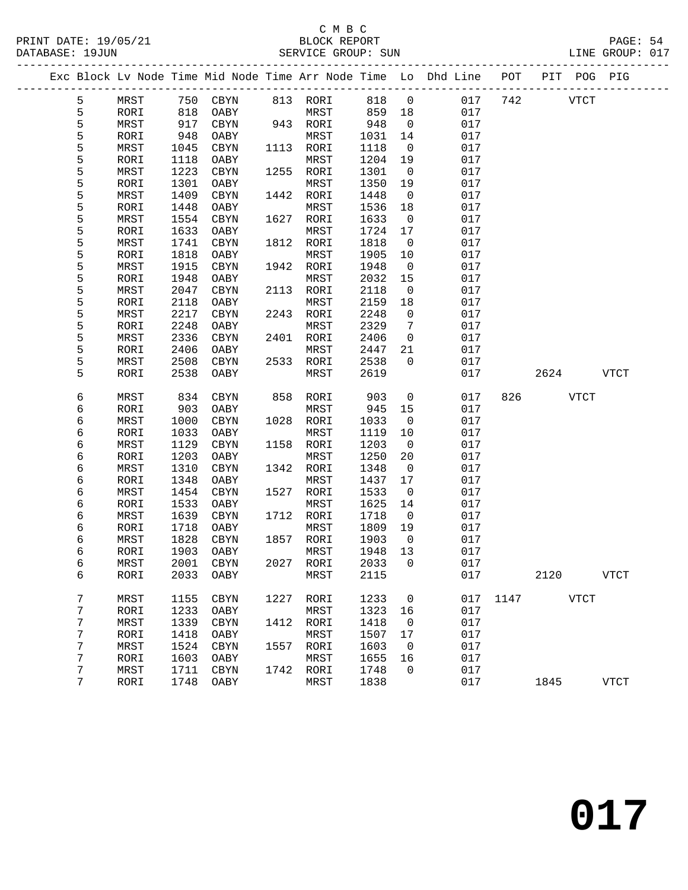C M B C
BLOCK REPORT
SERVICE GROUP: SUN

PRINT DATE: 19/05/21
DATABASE: 19JUN
LINE GROUP: 017

| Exc | Block | Lv | Node | Time | Mid Node | Time | Arr Node | Time | Lo | Dhd Line | POT | PIT | POG | PIG |
|---|---|---|---|---|---|---|---|---|---|---|---|---|---|---|
| | 5 | | MRST | 750 | CBYN | 813 | RORI | 818 | 0 | 017 | 742 | | VTCT | |
| | 5 | | RORI | 818 | OABY | | MRST | 859 | 18 | 017 | | | | |
| | 5 | | MRST | 917 | CBYN | 943 | RORI | 948 | 0 | 017 | | | | |
| | 5 | | RORI | 948 | OABY | | MRST | 1031 | 14 | 017 | | | | |
| | 5 | | MRST | 1045 | CBYN | 1113 | RORI | 1118 | 0 | 017 | | | | |
| | 5 | | RORI | 1118 | OABY | | MRST | 1204 | 19 | 017 | | | | |
| | 5 | | MRST | 1223 | CBYN | 1255 | RORI | 1301 | 0 | 017 | | | | |
| | 5 | | RORI | 1301 | OABY | | MRST | 1350 | 19 | 017 | | | | |
| | 5 | | MRST | 1409 | CBYN | 1442 | RORI | 1448 | 0 | 017 | | | | |
| | 5 | | RORI | 1448 | OABY | | MRST | 1536 | 18 | 017 | | | | |
| | 5 | | MRST | 1554 | CBYN | 1627 | RORI | 1633 | 0 | 017 | | | | |
| | 5 | | RORI | 1633 | OABY | | MRST | 1724 | 17 | 017 | | | | |
| | 5 | | MRST | 1741 | CBYN | 1812 | RORI | 1818 | 0 | 017 | | | | |
| | 5 | | RORI | 1818 | OABY | | MRST | 1905 | 10 | 017 | | | | |
| | 5 | | MRST | 1915 | CBYN | 1942 | RORI | 1948 | 0 | 017 | | | | |
| | 5 | | RORI | 1948 | OABY | | MRST | 2032 | 15 | 017 | | | | |
| | 5 | | MRST | 2047 | CBYN | 2113 | RORI | 2118 | 0 | 017 | | | | |
| | 5 | | RORI | 2118 | OABY | | MRST | 2159 | 18 | 017 | | | | |
| | 5 | | MRST | 2217 | CBYN | 2243 | RORI | 2248 | 0 | 017 | | | | |
| | 5 | | RORI | 2248 | OABY | | MRST | 2329 | 7 | 017 | | | | |
| | 5 | | MRST | 2336 | CBYN | 2401 | RORI | 2406 | 0 | 017 | | | | |
| | 5 | | RORI | 2406 | OABY | | MRST | 2447 | 21 | 017 | | | | |
| | 5 | | MRST | 2508 | CBYN | 2533 | RORI | 2538 | 0 | 017 | | | | |
| | 5 | | RORI | 2538 | OABY | | MRST | 2619 | | 017 | | 2624 | | VTCT |
| | 6 | | MRST | 834 | CBYN | 858 | RORI | 903 | 0 | 017 | 826 | | VTCT | |
| | 6 | | RORI | 903 | OABY | | MRST | 945 | 15 | 017 | | | | |
| | 6 | | MRST | 1000 | CBYN | 1028 | RORI | 1033 | 0 | 017 | | | | |
| | 6 | | RORI | 1033 | OABY | | MRST | 1119 | 10 | 017 | | | | |
| | 6 | | MRST | 1129 | CBYN | 1158 | RORI | 1203 | 0 | 017 | | | | |
| | 6 | | RORI | 1203 | OABY | | MRST | 1250 | 20 | 017 | | | | |
| | 6 | | MRST | 1310 | CBYN | 1342 | RORI | 1348 | 0 | 017 | | | | |
| | 6 | | RORI | 1348 | OABY | | MRST | 1437 | 17 | 017 | | | | |
| | 6 | | MRST | 1454 | CBYN | 1527 | RORI | 1533 | 0 | 017 | | | | |
| | 6 | | RORI | 1533 | OABY | | MRST | 1625 | 14 | 017 | | | | |
| | 6 | | MRST | 1639 | CBYN | 1712 | RORI | 1718 | 0 | 017 | | | | |
| | 6 | | RORI | 1718 | OABY | | MRST | 1809 | 19 | 017 | | | | |
| | 6 | | MRST | 1828 | CBYN | 1857 | RORI | 1903 | 0 | 017 | | | | |
| | 6 | | RORI | 1903 | OABY | | MRST | 1948 | 13 | 017 | | | | |
| | 6 | | MRST | 2001 | CBYN | 2027 | RORI | 2033 | 0 | 017 | | | | |
| | 6 | | RORI | 2033 | OABY | | MRST | 2115 | | 017 | | 2120 | | VTCT |
| | 7 | | MRST | 1155 | CBYN | 1227 | RORI | 1233 | 0 | 017 | 1147 | | VTCT | |
| | 7 | | RORI | 1233 | OABY | | MRST | 1323 | 16 | 017 | | | | |
| | 7 | | MRST | 1339 | CBYN | 1412 | RORI | 1418 | 0 | 017 | | | | |
| | 7 | | RORI | 1418 | OABY | | MRST | 1507 | 17 | 017 | | | | |
| | 7 | | MRST | 1524 | CBYN | 1557 | RORI | 1603 | 0 | 017 | | | | |
| | 7 | | RORI | 1603 | OABY | | MRST | 1655 | 16 | 017 | | | | |
| | 7 | | MRST | 1711 | CBYN | 1742 | RORI | 1748 | 0 | 017 | | | | |
| | 7 | | RORI | 1748 | OABY | | MRST | 1838 | | 017 | | 1845 | | VTCT |

**017**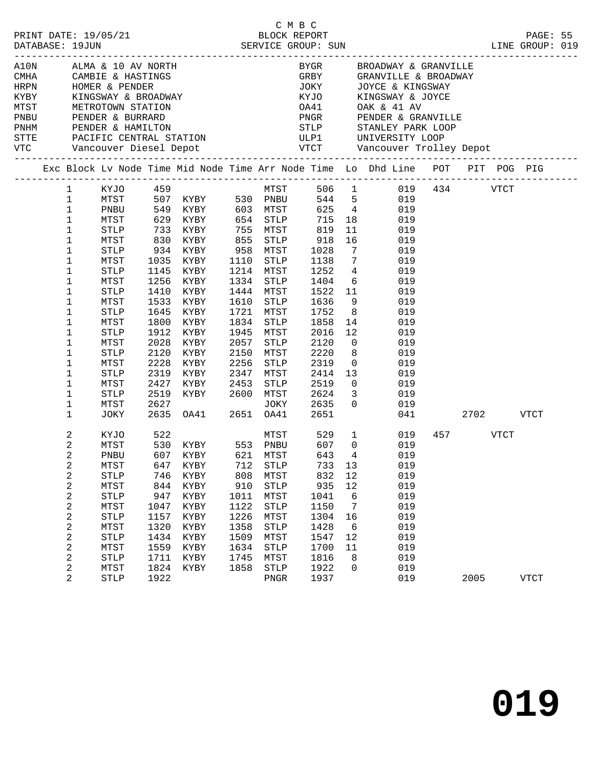C M B C

PRINT DATE: 19/05/21 BLOCK REPORT
DATABASE: 19JUN SERVICE GROUP: SUN LINE GROUP: 019

| Code | Description | Code | Description |
|---|---|---|---|
| A10N | ALMA & 10 AV NORTH | BYGR | BROADWAY & GRANVILLE |
| CMHA | CAMBIE & HASTINGS | GRBY | GRANVILLE & BROADWAY |
| HRPN | HOMER & PENDER | JOKY | JOYCE & KINGSWAY |
| KYBY | KINGSWAY & BROADWAY | KYJO | KINGSWAY & JOYCE |
| MTST | METROTOWN STATION | OA41 | OAK & 41 AV |
| PNBU | PENDER & BURRARD | PNGR | PENDER & GRANVILLE |
| PNHM | PENDER & HAMILTON | STLP | STANLEY PARK LOOP |
| STTE | PACIFIC CENTRAL STATION | ULP1 | UNIVERSITY LOOP |
| VTC | Vancouver Diesel Depot | VTCT | Vancouver Trolley Depot |

| Exc | Block | Lv Node | Time | Mid Node | Time | Arr Node | Time | Lo | Dhd Line | POT | PIT | POG | PIG |
|---|---|---|---|---|---|---|---|---|---|---|---|---|---|
| | 1 | KYJO | 459 | | | MTST | 506 | 1 | 019 | 434 | | VTCT | |
| | 1 | MTST | 507 | KYBY | 530 | PNBU | 544 | 5 | 019 | | | | |
| | 1 | PNBU | 549 | KYBY | 603 | MTST | 625 | 4 | 019 | | | | |
| | 1 | MTST | 629 | KYBY | 654 | STLP | 715 | 18 | 019 | | | | |
| | 1 | STLP | 733 | KYBY | 755 | MTST | 819 | 11 | 019 | | | | |
| | 1 | MTST | 830 | KYBY | 855 | STLP | 918 | 16 | 019 | | | | |
| | 1 | STLP | 934 | KYBY | 958 | MTST | 1028 | 7 | 019 | | | | |
| | 1 | MTST | 1035 | KYBY | 1110 | STLP | 1138 | 7 | 019 | | | | |
| | 1 | STLP | 1145 | KYBY | 1214 | MTST | 1252 | 4 | 019 | | | | |
| | 1 | MTST | 1256 | KYBY | 1334 | STLP | 1404 | 6 | 019 | | | | |
| | 1 | STLP | 1410 | KYBY | 1444 | MTST | 1522 | 11 | 019 | | | | |
| | 1 | MTST | 1533 | KYBY | 1610 | STLP | 1636 | 9 | 019 | | | | |
| | 1 | STLP | 1645 | KYBY | 1721 | MTST | 1752 | 8 | 019 | | | | |
| | 1 | MTST | 1800 | KYBY | 1834 | STLP | 1858 | 14 | 019 | | | | |
| | 1 | STLP | 1912 | KYBY | 1945 | MTST | 2016 | 12 | 019 | | | | |
| | 1 | MTST | 2028 | KYBY | 2057 | STLP | 2120 | 0 | 019 | | | | |
| | 1 | STLP | 2120 | KYBY | 2150 | MTST | 2220 | 8 | 019 | | | | |
| | 1 | MTST | 2228 | KYBY | 2256 | STLP | 2319 | 0 | 019 | | | | |
| | 1 | STLP | 2319 | KYBY | 2347 | MTST | 2414 | 13 | 019 | | | | |
| | 1 | MTST | 2427 | KYBY | 2453 | STLP | 2519 | 0 | 019 | | | | |
| | 1 | STLP | 2519 | KYBY | 2600 | MTST | 2624 | 3 | 019 | | | | |
| | 1 | MTST | 2627 | | | JOKY | 2635 | 0 | 019 | | | | |
| | 1 | JOKY | 2635 | OA41 | 2651 | OA41 | 2651 | | 041 | | 2702 | | VTCT |
| | 2 | KYJO | 522 | | | MTST | 529 | 1 | 019 | 457 | | VTCT | |
| | 2 | MTST | 530 | KYBY | 553 | PNBU | 607 | 0 | 019 | | | | |
| | 2 | PNBU | 607 | KYBY | 621 | MTST | 643 | 4 | 019 | | | | |
| | 2 | MTST | 647 | KYBY | 712 | STLP | 733 | 13 | 019 | | | | |
| | 2 | STLP | 746 | KYBY | 808 | MTST | 832 | 12 | 019 | | | | |
| | 2 | MTST | 844 | KYBY | 910 | STLP | 935 | 12 | 019 | | | | |
| | 2 | STLP | 947 | KYBY | 1011 | MTST | 1041 | 6 | 019 | | | | |
| | 2 | MTST | 1047 | KYBY | 1122 | STLP | 1150 | 7 | 019 | | | | |
| | 2 | STLP | 1157 | KYBY | 1226 | MTST | 1304 | 16 | 019 | | | | |
| | 2 | MTST | 1320 | KYBY | 1358 | STLP | 1428 | 6 | 019 | | | | |
| | 2 | STLP | 1434 | KYBY | 1509 | MTST | 1547 | 12 | 019 | | | | |
| | 2 | MTST | 1559 | KYBY | 1634 | STLP | 1700 | 11 | 019 | | | | |
| | 2 | STLP | 1711 | KYBY | 1745 | MTST | 1816 | 8 | 019 | | | | |
| | 2 | MTST | 1824 | KYBY | 1858 | STLP | 1922 | 0 | 019 | | | | |
| | 2 | STLP | 1922 | | | PNGR | 1937 | | 019 | | 2005 | | VTCT |

**019**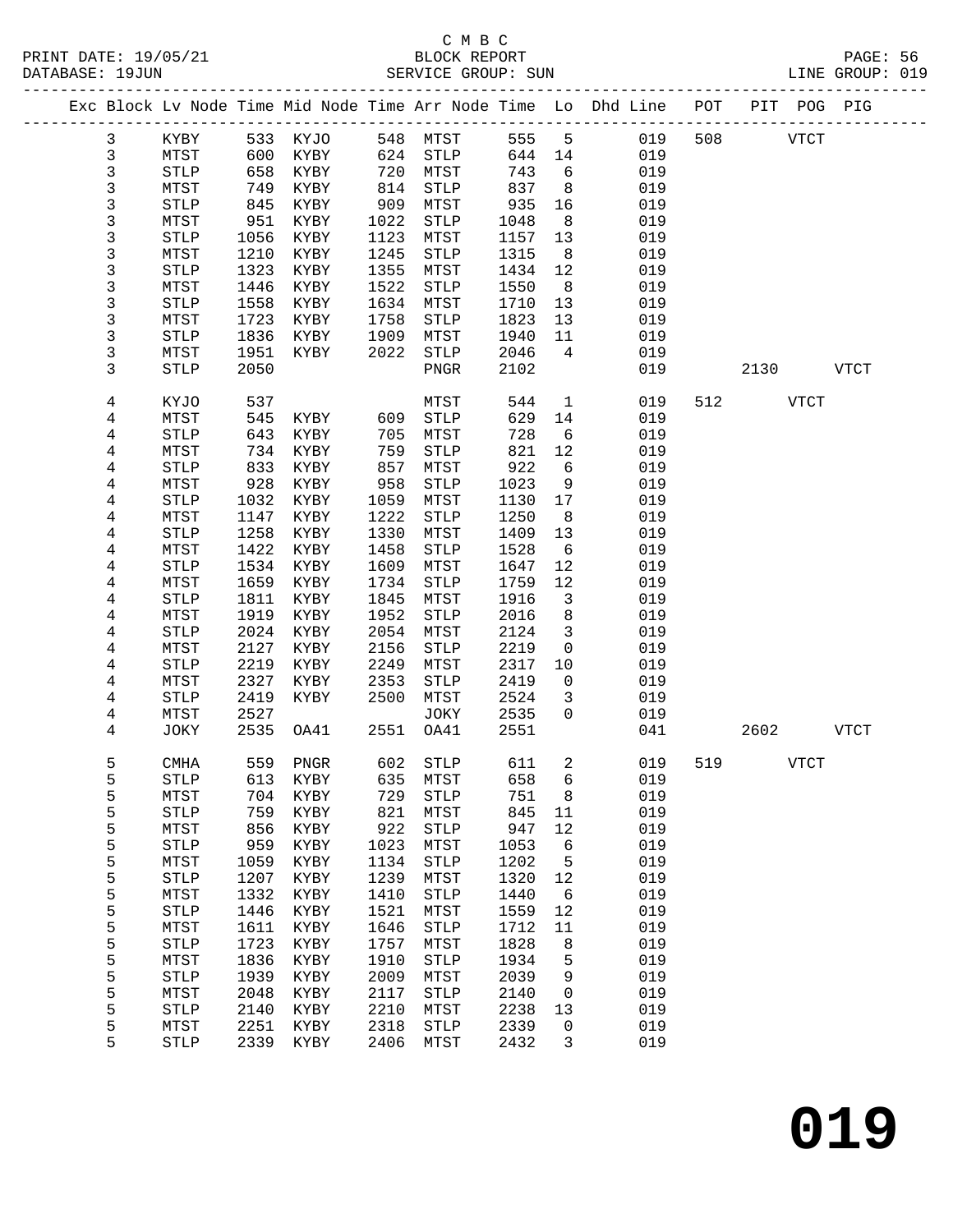C M B C

PRINT DATE: 19/05/21 BLOCK REPORT PAGE: 56
DATABASE: 19JUN SERVICE GROUP: SUN LINE GROUP: 019

| Exc | Block | Lv | Node | Time | Mid Node | Time | Arr Node | Time | Lo | Dhd Line | POT | PIT | POG | PIG |
|---|---|---|---|---|---|---|---|---|---|---|---|---|---|---|
| | 3 | | KYBY | 533 | KYJO | 548 | MTST | 555 | 5 | 019 | 508 | | VTCT | |
| | 3 | | MTST | 600 | KYBY | 624 | STLP | 644 | 14 | 019 | | | | |
| | 3 | | STLP | 658 | KYBY | 720 | MTST | 743 | 6 | 019 | | | | |
| | 3 | | MTST | 749 | KYBY | 814 | STLP | 837 | 8 | 019 | | | | |
| | 3 | | STLP | 845 | KYBY | 909 | MTST | 935 | 16 | 019 | | | | |
| | 3 | | MTST | 951 | KYBY | 1022 | STLP | 1048 | 8 | 019 | | | | |
| | 3 | | STLP | 1056 | KYBY | 1123 | MTST | 1157 | 13 | 019 | | | | |
| | 3 | | MTST | 1210 | KYBY | 1245 | STLP | 1315 | 8 | 019 | | | | |
| | 3 | | STLP | 1323 | KYBY | 1355 | MTST | 1434 | 12 | 019 | | | | |
| | 3 | | MTST | 1446 | KYBY | 1522 | STLP | 1550 | 8 | 019 | | | | |
| | 3 | | STLP | 1558 | KYBY | 1634 | MTST | 1710 | 13 | 019 | | | | |
| | 3 | | MTST | 1723 | KYBY | 1758 | STLP | 1823 | 13 | 019 | | | | |
| | 3 | | STLP | 1836 | KYBY | 1909 | MTST | 1940 | 11 | 019 | | | | |
| | 3 | | MTST | 1951 | KYBY | 2022 | STLP | 2046 | 4 | 019 | | | | |
| | 3 | | STLP | 2050 | | | PNGR | 2102 | | 019 | | 2130 | | VTCT |
| | 4 | | KYJO | 537 | | | MTST | 544 | 1 | 019 | 512 | | VTCT | |
| | 4 | | MTST | 545 | KYBY | 609 | STLP | 629 | 14 | 019 | | | | |
| | 4 | | STLP | 643 | KYBY | 705 | MTST | 728 | 6 | 019 | | | | |
| | 4 | | MTST | 734 | KYBY | 759 | STLP | 821 | 12 | 019 | | | | |
| | 4 | | STLP | 833 | KYBY | 857 | MTST | 922 | 6 | 019 | | | | |
| | 4 | | MTST | 928 | KYBY | 958 | STLP | 1023 | 9 | 019 | | | | |
| | 4 | | STLP | 1032 | KYBY | 1059 | MTST | 1130 | 17 | 019 | | | | |
| | 4 | | MTST | 1147 | KYBY | 1222 | STLP | 1250 | 8 | 019 | | | | |
| | 4 | | STLP | 1258 | KYBY | 1330 | MTST | 1409 | 13 | 019 | | | | |
| | 4 | | MTST | 1422 | KYBY | 1458 | STLP | 1528 | 6 | 019 | | | | |
| | 4 | | STLP | 1534 | KYBY | 1609 | MTST | 1647 | 12 | 019 | | | | |
| | 4 | | MTST | 1659 | KYBY | 1734 | STLP | 1759 | 12 | 019 | | | | |
| | 4 | | STLP | 1811 | KYBY | 1845 | MTST | 1916 | 3 | 019 | | | | |
| | 4 | | MTST | 1919 | KYBY | 1952 | STLP | 2016 | 8 | 019 | | | | |
| | 4 | | STLP | 2024 | KYBY | 2054 | MTST | 2124 | 3 | 019 | | | | |
| | 4 | | MTST | 2127 | KYBY | 2156 | STLP | 2219 | 0 | 019 | | | | |
| | 4 | | STLP | 2219 | KYBY | 2249 | MTST | 2317 | 10 | 019 | | | | |
| | 4 | | MTST | 2327 | KYBY | 2353 | STLP | 2419 | 0 | 019 | | | | |
| | 4 | | STLP | 2419 | KYBY | 2500 | MTST | 2524 | 3 | 019 | | | | |
| | 4 | | MTST | 2527 | | | JOKY | 2535 | 0 | 019 | | | | |
| | 4 | | JOKY | 2535 | OA41 | 2551 | OA41 | 2551 | | 041 | | 2602 | | VTCT |
| | 5 | | CMHA | 559 | PNGR | 602 | STLP | 611 | 2 | 019 | 519 | | VTCT | |
| | 5 | | STLP | 613 | KYBY | 635 | MTST | 658 | 6 | 019 | | | | |
| | 5 | | MTST | 704 | KYBY | 729 | STLP | 751 | 8 | 019 | | | | |
| | 5 | | STLP | 759 | KYBY | 821 | MTST | 845 | 11 | 019 | | | | |
| | 5 | | MTST | 856 | KYBY | 922 | STLP | 947 | 12 | 019 | | | | |
| | 5 | | STLP | 959 | KYBY | 1023 | MTST | 1053 | 6 | 019 | | | | |
| | 5 | | MTST | 1059 | KYBY | 1134 | STLP | 1202 | 5 | 019 | | | | |
| | 5 | | STLP | 1207 | KYBY | 1239 | MTST | 1320 | 12 | 019 | | | | |
| | 5 | | MTST | 1332 | KYBY | 1410 | STLP | 1440 | 6 | 019 | | | | |
| | 5 | | STLP | 1446 | KYBY | 1521 | MTST | 1559 | 12 | 019 | | | | |
| | 5 | | MTST | 1611 | KYBY | 1646 | STLP | 1712 | 11 | 019 | | | | |
| | 5 | | STLP | 1723 | KYBY | 1757 | MTST | 1828 | 8 | 019 | | | | |
| | 5 | | MTST | 1836 | KYBY | 1910 | STLP | 1934 | 5 | 019 | | | | |
| | 5 | | STLP | 1939 | KYBY | 2009 | MTST | 2039 | 9 | 019 | | | | |
| | 5 | | MTST | 2048 | KYBY | 2117 | STLP | 2140 | 0 | 019 | | | | |
| | 5 | | STLP | 2140 | KYBY | 2210 | MTST | 2238 | 13 | 019 | | | | |
| | 5 | | MTST | 2251 | KYBY | 2318 | STLP | 2339 | 0 | 019 | | | | |
| | 5 | | STLP | 2339 | KYBY | 2406 | MTST | 2432 | 3 | 019 | | | | |

# 019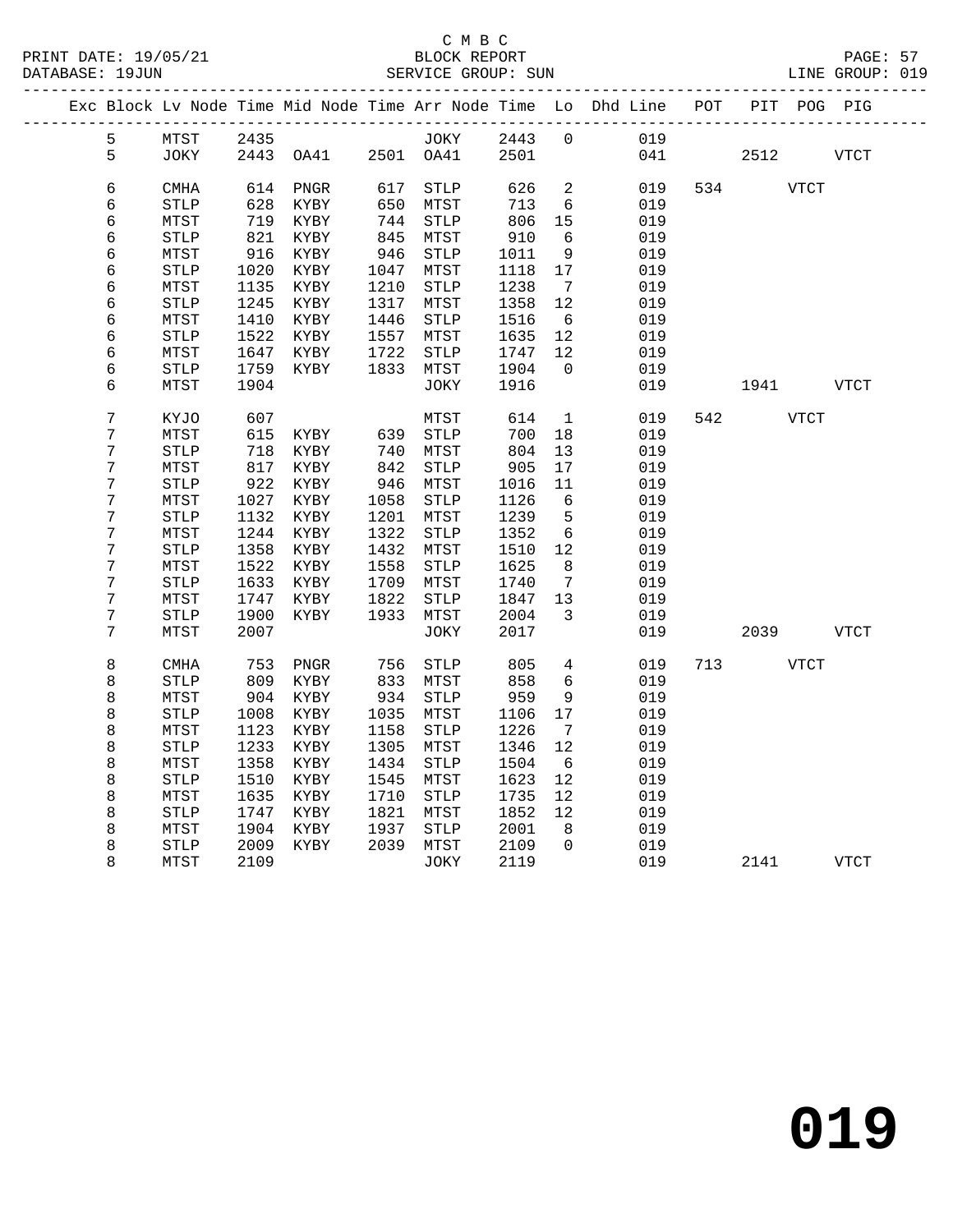C M B C

BLOCK REPORT

SERVICE GROUP: SUN

| Exc | Block | Lv | Node | Time | Mid Node | Time | Arr Node | Time | Lo | Dhd Line | POT | PIT | POG | PIG |
|---|---|---|---|---|---|---|---|---|---|---|---|---|---|---|
| | 5 | | MTST | 2435 | | | JOKY | 2443 | 0 | 019 | | | | |
| | 5 | | JOKY | 2443 | OA41 | 2501 | OA41 | 2501 | | 041 | | 2512 | | VTCT |
| | 6 | | CMHA | 614 | PNGR | 617 | STLP | 626 | 2 | 019 | 534 | | VTCT | |
| | 6 | | STLP | 628 | KYBY | 650 | MTST | 713 | 6 | 019 | | | | |
| | 6 | | MTST | 719 | KYBY | 744 | STLP | 806 | 15 | 019 | | | | |
| | 6 | | STLP | 821 | KYBY | 845 | MTST | 910 | 6 | 019 | | | | |
| | 6 | | MTST | 916 | KYBY | 946 | STLP | 1011 | 9 | 019 | | | | |
| | 6 | | STLP | 1020 | KYBY | 1047 | MTST | 1118 | 17 | 019 | | | | |
| | 6 | | MTST | 1135 | KYBY | 1210 | STLP | 1238 | 7 | 019 | | | | |
| | 6 | | STLP | 1245 | KYBY | 1317 | MTST | 1358 | 12 | 019 | | | | |
| | 6 | | MTST | 1410 | KYBY | 1446 | STLP | 1516 | 6 | 019 | | | | |
| | 6 | | STLP | 1522 | KYBY | 1557 | MTST | 1635 | 12 | 019 | | | | |
| | 6 | | MTST | 1647 | KYBY | 1722 | STLP | 1747 | 12 | 019 | | | | |
| | 6 | | STLP | 1759 | KYBY | 1833 | MTST | 1904 | 0 | 019 | | | | |
| | 6 | | MTST | 1904 | | | JOKY | 1916 | | 019 | | 1941 | | VTCT |
| | 7 | | KYJO | 607 | | | MTST | 614 | 1 | 019 | 542 | | VTCT | |
| | 7 | | MTST | 615 | KYBY | 639 | STLP | 700 | 18 | 019 | | | | |
| | 7 | | STLP | 718 | KYBY | 740 | MTST | 804 | 13 | 019 | | | | |
| | 7 | | MTST | 817 | KYBY | 842 | STLP | 905 | 17 | 019 | | | | |
| | 7 | | STLP | 922 | KYBY | 946 | MTST | 1016 | 11 | 019 | | | | |
| | 7 | | MTST | 1027 | KYBY | 1058 | STLP | 1126 | 6 | 019 | | | | |
| | 7 | | STLP | 1132 | KYBY | 1201 | MTST | 1239 | 5 | 019 | | | | |
| | 7 | | MTST | 1244 | KYBY | 1322 | STLP | 1352 | 6 | 019 | | | | |
| | 7 | | STLP | 1358 | KYBY | 1432 | MTST | 1510 | 12 | 019 | | | | |
| | 7 | | MTST | 1522 | KYBY | 1558 | STLP | 1625 | 8 | 019 | | | | |
| | 7 | | STLP | 1633 | KYBY | 1709 | MTST | 1740 | 7 | 019 | | | | |
| | 7 | | MTST | 1747 | KYBY | 1822 | STLP | 1847 | 13 | 019 | | | | |
| | 7 | | STLP | 1900 | KYBY | 1933 | MTST | 2004 | 3 | 019 | | | | |
| | 7 | | MTST | 2007 | | | JOKY | 2017 | | 019 | | 2039 | | VTCT |
| | 8 | | CMHA | 753 | PNGR | 756 | STLP | 805 | 4 | 019 | 713 | | VTCT | |
| | 8 | | STLP | 809 | KYBY | 833 | MTST | 858 | 6 | 019 | | | | |
| | 8 | | MTST | 904 | KYBY | 934 | STLP | 959 | 9 | 019 | | | | |
| | 8 | | STLP | 1008 | KYBY | 1035 | MTST | 1106 | 17 | 019 | | | | |
| | 8 | | MTST | 1123 | KYBY | 1158 | STLP | 1226 | 7 | 019 | | | | |
| | 8 | | STLP | 1233 | KYBY | 1305 | MTST | 1346 | 12 | 019 | | | | |
| | 8 | | MTST | 1358 | KYBY | 1434 | STLP | 1504 | 6 | 019 | | | | |
| | 8 | | STLP | 1510 | KYBY | 1545 | MTST | 1623 | 12 | 019 | | | | |
| | 8 | | MTST | 1635 | KYBY | 1710 | STLP | 1735 | 12 | 019 | | | | |
| | 8 | | STLP | 1747 | KYBY | 1821 | MTST | 1852 | 12 | 019 | | | | |
| | 8 | | MTST | 1904 | KYBY | 1937 | STLP | 2001 | 8 | 019 | | | | |
| | 8 | | STLP | 2009 | KYBY | 2039 | MTST | 2109 | 0 | 019 | | | | |
| | 8 | | MTST | 2109 | | | JOKY | 2119 | | 019 | | 2141 | | VTCT |

# 019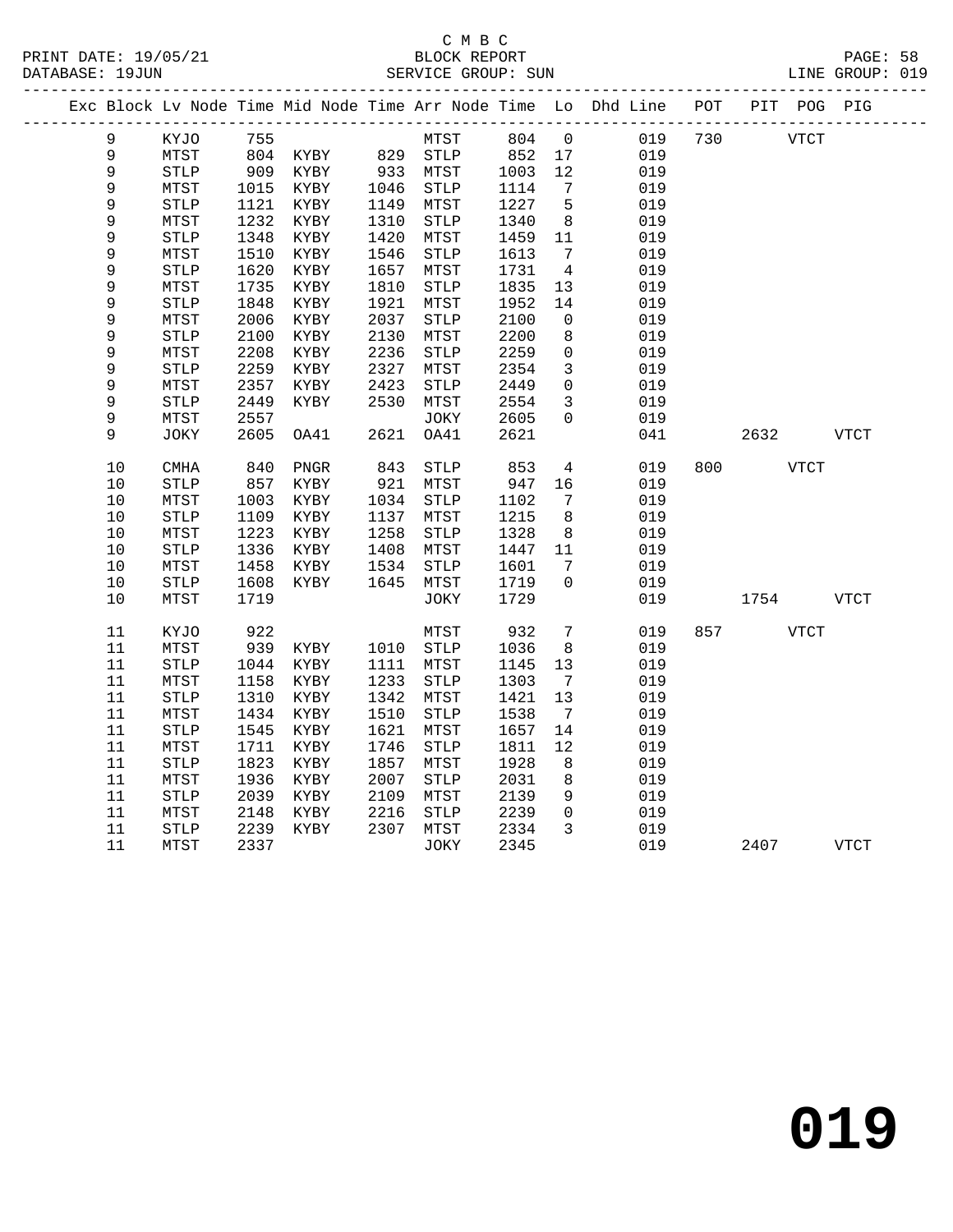C M B C
BLOCK REPORT
SERVICE GROUP: SUN

PRINT DATE: 19/05/21
DATABASE: 19JUN
LINE GROUP: 019

| Exc | Block | Lv | Node | Time | Mid Node | Time | Arr Node | Time | Lo | Dhd Line | POT | PIT | POG | PIG |
|---|---|---|---|---|---|---|---|---|---|---|---|---|---|---|
| | 9 | | KYJO | 755 | | | MTST | 804 | 0 | 019 | 730 | | VTCT | |
| | 9 | | MTST | 804 | KYBY | 829 | STLP | 852 | 17 | 019 | | | | |
| | 9 | | STLP | 909 | KYBY | 933 | MTST | 1003 | 12 | 019 | | | | |
| | 9 | | MTST | 1015 | KYBY | 1046 | STLP | 1114 | 7 | 019 | | | | |
| | 9 | | STLP | 1121 | KYBY | 1149 | MTST | 1227 | 5 | 019 | | | | |
| | 9 | | MTST | 1232 | KYBY | 1310 | STLP | 1340 | 8 | 019 | | | | |
| | 9 | | STLP | 1348 | KYBY | 1420 | MTST | 1459 | 11 | 019 | | | | |
| | 9 | | MTST | 1510 | KYBY | 1546 | STLP | 1613 | 7 | 019 | | | | |
| | 9 | | STLP | 1620 | KYBY | 1657 | MTST | 1731 | 4 | 019 | | | | |
| | 9 | | MTST | 1735 | KYBY | 1810 | STLP | 1835 | 13 | 019 | | | | |
| | 9 | | STLP | 1848 | KYBY | 1921 | MTST | 1952 | 14 | 019 | | | | |
| | 9 | | MTST | 2006 | KYBY | 2037 | STLP | 2100 | 0 | 019 | | | | |
| | 9 | | STLP | 2100 | KYBY | 2130 | MTST | 2200 | 8 | 019 | | | | |
| | 9 | | MTST | 2208 | KYBY | 2236 | STLP | 2259 | 0 | 019 | | | | |
| | 9 | | STLP | 2259 | KYBY | 2327 | MTST | 2354 | 3 | 019 | | | | |
| | 9 | | MTST | 2357 | KYBY | 2423 | STLP | 2449 | 0 | 019 | | | | |
| | 9 | | STLP | 2449 | KYBY | 2530 | MTST | 2554 | 3 | 019 | | | | |
| | 9 | | MTST | 2557 | | | JOKY | 2605 | 0 | 019 | | | | |
| | 9 | | JOKY | 2605 | OA41 | 2621 | OA41 | 2621 | | 041 | | 2632 | | VTCT |
| | 10 | | CMHA | 840 | PNGR | 843 | STLP | 853 | 4 | 019 | 800 | | VTCT | |
| | 10 | | STLP | 857 | KYBY | 921 | MTST | 947 | 16 | 019 | | | | |
| | 10 | | MTST | 1003 | KYBY | 1034 | STLP | 1102 | 7 | 019 | | | | |
| | 10 | | STLP | 1109 | KYBY | 1137 | MTST | 1215 | 8 | 019 | | | | |
| | 10 | | MTST | 1223 | KYBY | 1258 | STLP | 1328 | 8 | 019 | | | | |
| | 10 | | STLP | 1336 | KYBY | 1408 | MTST | 1447 | 11 | 019 | | | | |
| | 10 | | MTST | 1458 | KYBY | 1534 | STLP | 1601 | 7 | 019 | | | | |
| | 10 | | STLP | 1608 | KYBY | 1645 | MTST | 1719 | 0 | 019 | | | | |
| | 10 | | MTST | 1719 | | | JOKY | 1729 | | 019 | | 1754 | | VTCT |
| | 11 | | KYJO | 922 | | | MTST | 932 | 7 | 019 | 857 | | VTCT | |
| | 11 | | MTST | 939 | KYBY | 1010 | STLP | 1036 | 8 | 019 | | | | |
| | 11 | | STLP | 1044 | KYBY | 1111 | MTST | 1145 | 13 | 019 | | | | |
| | 11 | | MTST | 1158 | KYBY | 1233 | STLP | 1303 | 7 | 019 | | | | |
| | 11 | | STLP | 1310 | KYBY | 1342 | MTST | 1421 | 13 | 019 | | | | |
| | 11 | | MTST | 1434 | KYBY | 1510 | STLP | 1538 | 7 | 019 | | | | |
| | 11 | | STLP | 1545 | KYBY | 1621 | MTST | 1657 | 14 | 019 | | | | |
| | 11 | | MTST | 1711 | KYBY | 1746 | STLP | 1811 | 12 | 019 | | | | |
| | 11 | | STLP | 1823 | KYBY | 1857 | MTST | 1928 | 8 | 019 | | | | |
| | 11 | | MTST | 1936 | KYBY | 2007 | STLP | 2031 | 8 | 019 | | | | |
| | 11 | | STLP | 2039 | KYBY | 2109 | MTST | 2139 | 9 | 019 | | | | |
| | 11 | | MTST | 2148 | KYBY | 2216 | STLP | 2239 | 0 | 019 | | | | |
| | 11 | | STLP | 2239 | KYBY | 2307 | MTST | 2334 | 3 | 019 | | | | |
| | 11 | | MTST | 2337 | | | JOKY | 2345 | | 019 | | 2407 | | VTCT |

# 019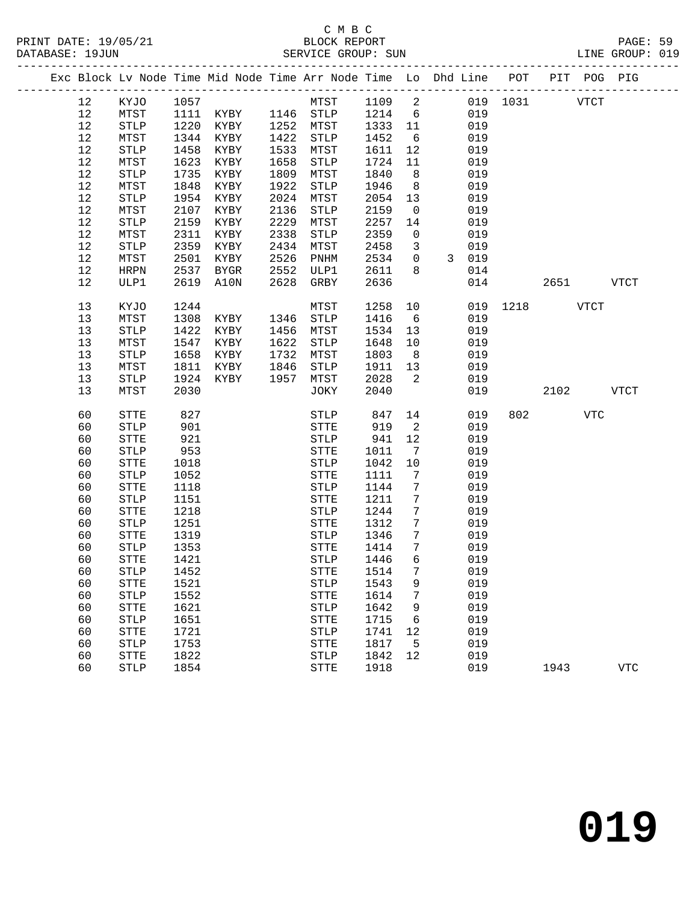C M B C
BLOCK REPORT
SERVICE GROUP: SUN

PRINT DATE: 19/05/21
DATABASE: 19JUN
LINE GROUP: 019

| Exc | Block | Lv | Node | Time | Mid Node | Time | Arr Node | Time | Lo | Dhd | Line | POT | PIT | POG | PIG |
|---|---|---|---|---|---|---|---|---|---|---|---|---|---|---|---|
| | 12 | | KYJO | 1057 | | | MTST | 1109 | 2 | | 019 | 1031 | | VTCT | |
| | 12 | | MTST | 1111 | KYBY | 1146 | STLP | 1214 | 6 | | 019 | | | | |
| | 12 | | STLP | 1220 | KYBY | 1252 | MTST | 1333 | 11 | | 019 | | | | |
| | 12 | | MTST | 1344 | KYBY | 1422 | STLP | 1452 | 6 | | 019 | | | | |
| | 12 | | STLP | 1458 | KYBY | 1533 | MTST | 1611 | 12 | | 019 | | | | |
| | 12 | | MTST | 1623 | KYBY | 1658 | STLP | 1724 | 11 | | 019 | | | | |
| | 12 | | STLP | 1735 | KYBY | 1809 | MTST | 1840 | 8 | | 019 | | | | |
| | 12 | | MTST | 1848 | KYBY | 1922 | STLP | 1946 | 8 | | 019 | | | | |
| | 12 | | STLP | 1954 | KYBY | 2024 | MTST | 2054 | 13 | | 019 | | | | |
| | 12 | | MTST | 2107 | KYBY | 2136 | STLP | 2159 | 0 | | 019 | | | | |
| | 12 | | STLP | 2159 | KYBY | 2229 | MTST | 2257 | 14 | | 019 | | | | |
| | 12 | | MTST | 2311 | KYBY | 2338 | STLP | 2359 | 0 | | 019 | | | | |
| | 12 | | STLP | 2359 | KYBY | 2434 | MTST | 2458 | 3 | | 019 | | | | |
| | 12 | | MTST | 2501 | KYBY | 2526 | PNHM | 2534 | 0 | 3 | 019 | | | | |
| | 12 | | HRPN | 2537 | BYGR | 2552 | ULP1 | 2611 | 8 | | 014 | | | | |
| | 12 | | ULP1 | 2619 | A10N | 2628 | GRBY | 2636 | | | 014 | | 2651 | | VTCT |
| | 13 | | KYJO | 1244 | | | MTST | 1258 | 10 | | 019 | 1218 | | VTCT | |
| | 13 | | MTST | 1308 | KYBY | 1346 | STLP | 1416 | 6 | | 019 | | | | |
| | 13 | | STLP | 1422 | KYBY | 1456 | MTST | 1534 | 13 | | 019 | | | | |
| | 13 | | MTST | 1547 | KYBY | 1622 | STLP | 1648 | 10 | | 019 | | | | |
| | 13 | | STLP | 1658 | KYBY | 1732 | MTST | 1803 | 8 | | 019 | | | | |
| | 13 | | MTST | 1811 | KYBY | 1846 | STLP | 1911 | 13 | | 019 | | | | |
| | 13 | | STLP | 1924 | KYBY | 1957 | MTST | 2028 | 2 | | 019 | | | | |
| | 13 | | MTST | 2030 | | | JOKY | 2040 | | | 019 | | 2102 | | VTCT |
| | 60 | | STTE | 827 | | | STLP | 847 | 14 | | 019 | 802 | | VTC | |
| | 60 | | STLP | 901 | | | STTE | 919 | 2 | | 019 | | | | |
| | 60 | | STTE | 921 | | | STLP | 941 | 12 | | 019 | | | | |
| | 60 | | STLP | 953 | | | STTE | 1011 | 7 | | 019 | | | | |
| | 60 | | STTE | 1018 | | | STLP | 1042 | 10 | | 019 | | | | |
| | 60 | | STLP | 1052 | | | STTE | 1111 | 7 | | 019 | | | | |
| | 60 | | STTE | 1118 | | | STLP | 1144 | 7 | | 019 | | | | |
| | 60 | | STLP | 1151 | | | STTE | 1211 | 7 | | 019 | | | | |
| | 60 | | STTE | 1218 | | | STLP | 1244 | 7 | | 019 | | | | |
| | 60 | | STLP | 1251 | | | STTE | 1312 | 7 | | 019 | | | | |
| | 60 | | STTE | 1319 | | | STLP | 1346 | 7 | | 019 | | | | |
| | 60 | | STLP | 1353 | | | STTE | 1414 | 7 | | 019 | | | | |
| | 60 | | STTE | 1421 | | | STLP | 1446 | 6 | | 019 | | | | |
| | 60 | | STLP | 1452 | | | STTE | 1514 | 7 | | 019 | | | | |
| | 60 | | STTE | 1521 | | | STLP | 1543 | 9 | | 019 | | | | |
| | 60 | | STLP | 1552 | | | STTE | 1614 | 7 | | 019 | | | | |
| | 60 | | STTE | 1621 | | | STLP | 1642 | 9 | | 019 | | | | |
| | 60 | | STLP | 1651 | | | STTE | 1715 | 6 | | 019 | | | | |
| | 60 | | STTE | 1721 | | | STLP | 1741 | 12 | | 019 | | | | |
| | 60 | | STLP | 1753 | | | STTE | 1817 | 5 | | 019 | | | | |
| | 60 | | STTE | 1822 | | | STLP | 1842 | 12 | | 019 | | | | |
| | 60 | | STLP | 1854 | | | STTE | 1918 | | | 019 | | 1943 | | VTC |

**019**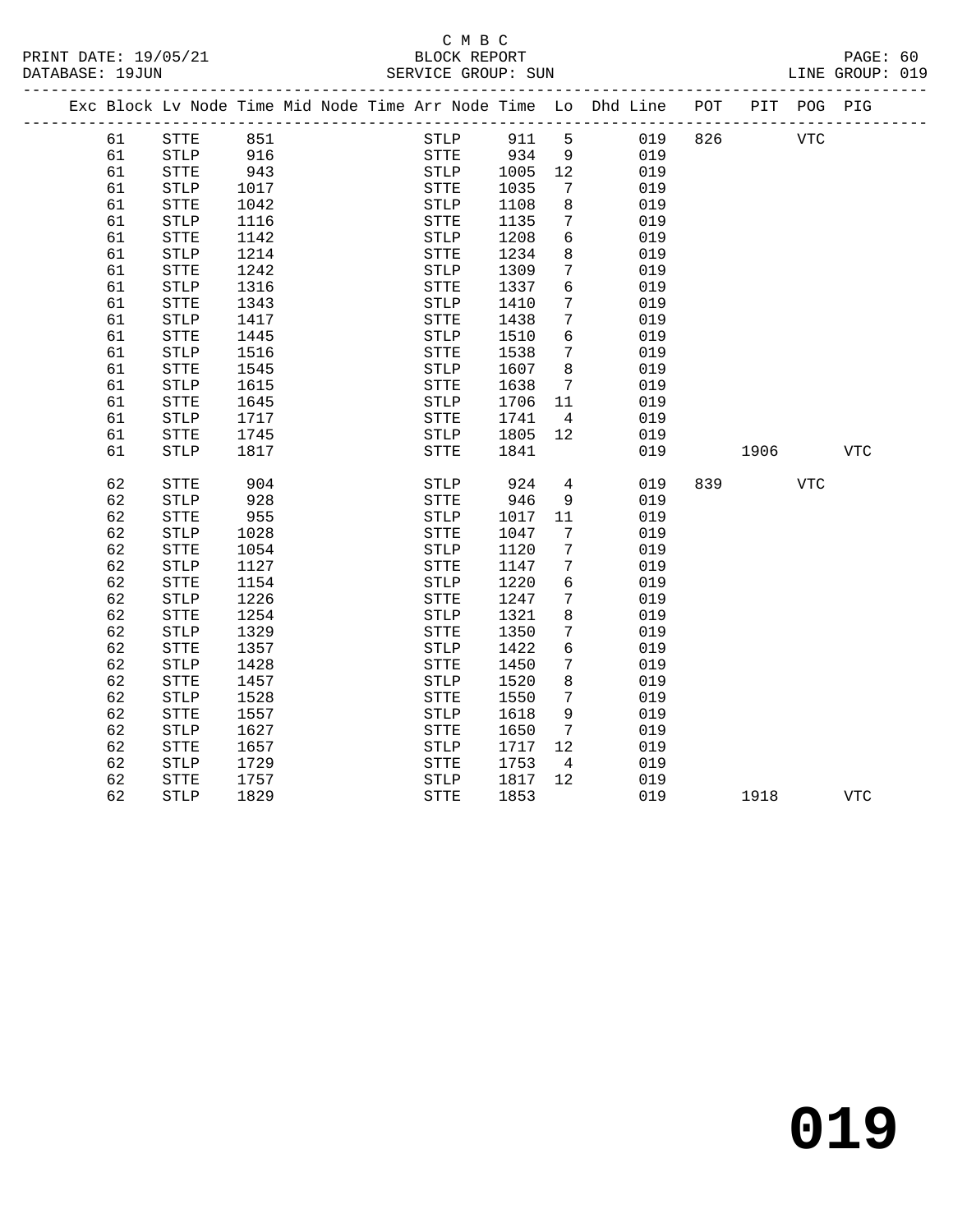C M B C

BLOCK REPORT

PRINT DATE: 19/05/21 &nbsp;&nbsp;&nbsp; DATABASE: 19JUN &nbsp;&nbsp;&nbsp; SERVICE GROUP: SUN &nbsp;&nbsp;&nbsp; LINE GROUP: 019

| Exc | Block | Lv | Node | Time | Mid Node | Time | Arr Node | Time | Lo | Dhd Line | POT | PIT | POG | PIG |
|---|---|---|---|---|---|---|---|---|---|---|---|---|---|---|
| | 61 | | STTE | 851 | | | STLP | 911 | 5 | 019 | 826 | | VTC | |
| | 61 | | STLP | 916 | | | STTE | 934 | 9 | 019 | | | | |
| | 61 | | STTE | 943 | | | STLP | 1005 | 12 | 019 | | | | |
| | 61 | | STLP | 1017 | | | STTE | 1035 | 7 | 019 | | | | |
| | 61 | | STTE | 1042 | | | STLP | 1108 | 8 | 019 | | | | |
| | 61 | | STLP | 1116 | | | STTE | 1135 | 7 | 019 | | | | |
| | 61 | | STTE | 1142 | | | STLP | 1208 | 6 | 019 | | | | |
| | 61 | | STLP | 1214 | | | STTE | 1234 | 8 | 019 | | | | |
| | 61 | | STTE | 1242 | | | STLP | 1309 | 7 | 019 | | | | |
| | 61 | | STLP | 1316 | | | STTE | 1337 | 6 | 019 | | | | |
| | 61 | | STTE | 1343 | | | STLP | 1410 | 7 | 019 | | | | |
| | 61 | | STLP | 1417 | | | STTE | 1438 | 7 | 019 | | | | |
| | 61 | | STTE | 1445 | | | STLP | 1510 | 6 | 019 | | | | |
| | 61 | | STLP | 1516 | | | STTE | 1538 | 7 | 019 | | | | |
| | 61 | | STTE | 1545 | | | STLP | 1607 | 8 | 019 | | | | |
| | 61 | | STLP | 1615 | | | STTE | 1638 | 7 | 019 | | | | |
| | 61 | | STTE | 1645 | | | STLP | 1706 | 11 | 019 | | | | |
| | 61 | | STLP | 1717 | | | STTE | 1741 | 4 | 019 | | | | |
| | 61 | | STTE | 1745 | | | STLP | 1805 | 12 | 019 | | | | |
| | 61 | | STLP | 1817 | | | STTE | 1841 | | 019 | | 1906 | | VTC |
| | 62 | | STTE | 904 | | | STLP | 924 | 4 | 019 | 839 | | VTC | |
| | 62 | | STLP | 928 | | | STTE | 946 | 9 | 019 | | | | |
| | 62 | | STTE | 955 | | | STLP | 1017 | 11 | 019 | | | | |
| | 62 | | STLP | 1028 | | | STTE | 1047 | 7 | 019 | | | | |
| | 62 | | STTE | 1054 | | | STLP | 1120 | 7 | 019 | | | | |
| | 62 | | STLP | 1127 | | | STTE | 1147 | 7 | 019 | | | | |
| | 62 | | STTE | 1154 | | | STLP | 1220 | 6 | 019 | | | | |
| | 62 | | STLP | 1226 | | | STTE | 1247 | 7 | 019 | | | | |
| | 62 | | STTE | 1254 | | | STLP | 1321 | 8 | 019 | | | | |
| | 62 | | STLP | 1329 | | | STTE | 1350 | 7 | 019 | | | | |
| | 62 | | STTE | 1357 | | | STLP | 1422 | 6 | 019 | | | | |
| | 62 | | STLP | 1428 | | | STTE | 1450 | 7 | 019 | | | | |
| | 62 | | STTE | 1457 | | | STLP | 1520 | 8 | 019 | | | | |
| | 62 | | STLP | 1528 | | | STTE | 1550 | 7 | 019 | | | | |
| | 62 | | STTE | 1557 | | | STLP | 1618 | 9 | 019 | | | | |
| | 62 | | STLP | 1627 | | | STTE | 1650 | 7 | 019 | | | | |
| | 62 | | STTE | 1657 | | | STLP | 1717 | 12 | 019 | | | | |
| | 62 | | STLP | 1729 | | | STTE | 1753 | 4 | 019 | | | | |
| | 62 | | STTE | 1757 | | | STLP | 1817 | 12 | 019 | | | | |
| | 62 | | STLP | 1829 | | | STTE | 1853 | | 019 | | 1918 | | VTC |

# 019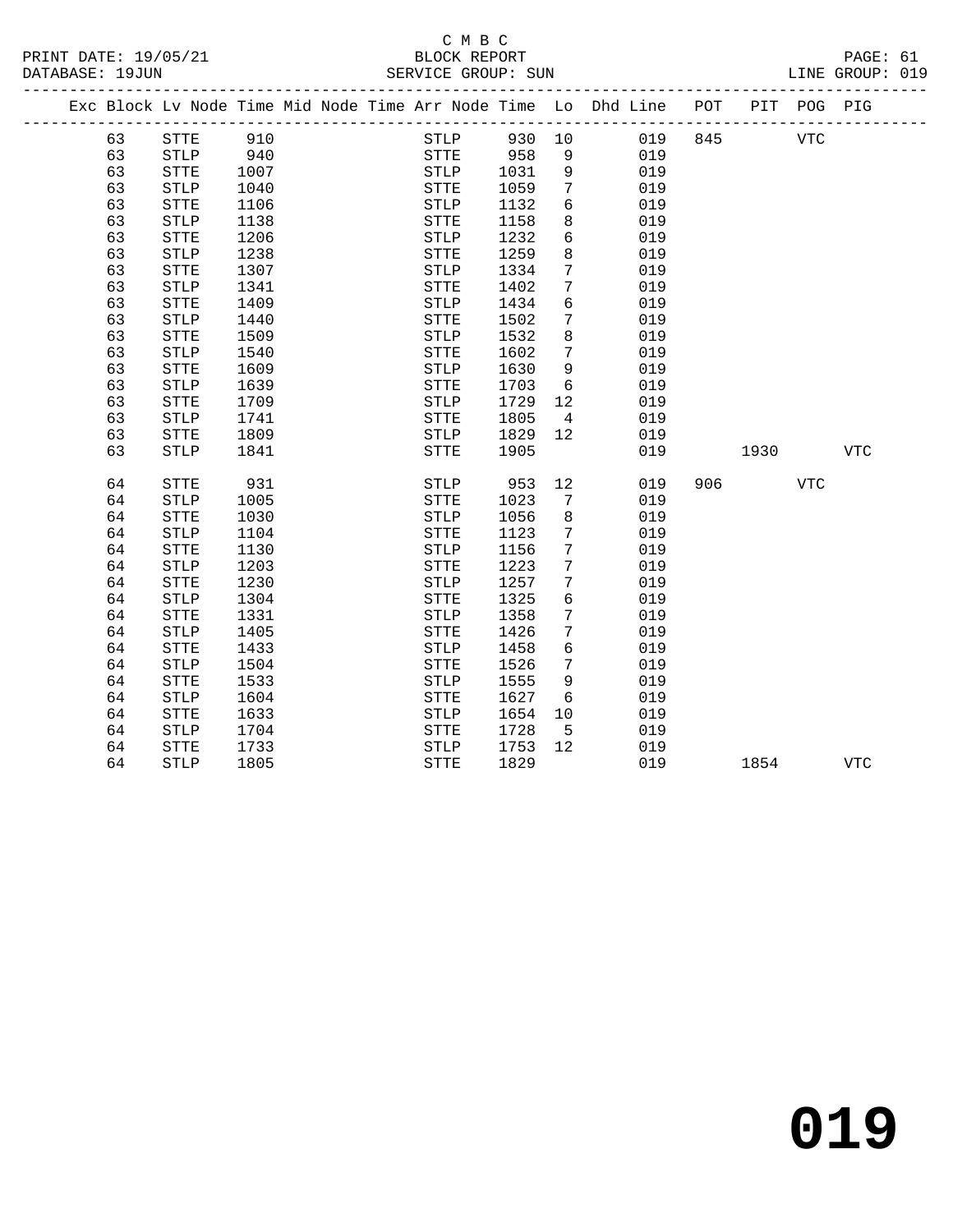C M B C
BLOCK REPORT
SERVICE GROUP: SUN

PRINT DATE: 19/05/21
DATABASE: 19JUN
LINE GROUP: 019

| Exc | Block | Lv | Node | Time | Mid | Node | Time | Arr | Node | Time | Lo | Dhd | Line | POT | PIT | POG | PIG |
|---|---|---|---|---|---|---|---|---|---|---|---|---|---|---|---|---|---|
| | 63 | | STTE | 910 | | | | | STLP | 930 | 10 | | 019 | 845 | | VTC | |
| | 63 | | STLP | 940 | | | | | STTE | 958 | 9 | | 019 | | | | |
| | 63 | | STTE | 1007 | | | | | STLP | 1031 | 9 | | 019 | | | | |
| | 63 | | STLP | 1040 | | | | | STTE | 1059 | 7 | | 019 | | | | |
| | 63 | | STTE | 1106 | | | | | STLP | 1132 | 6 | | 019 | | | | |
| | 63 | | STLP | 1138 | | | | | STTE | 1158 | 8 | | 019 | | | | |
| | 63 | | STTE | 1206 | | | | | STLP | 1232 | 6 | | 019 | | | | |
| | 63 | | STLP | 1238 | | | | | STTE | 1259 | 8 | | 019 | | | | |
| | 63 | | STTE | 1307 | | | | | STLP | 1334 | 7 | | 019 | | | | |
| | 63 | | STLP | 1341 | | | | | STTE | 1402 | 7 | | 019 | | | | |
| | 63 | | STTE | 1409 | | | | | STLP | 1434 | 6 | | 019 | | | | |
| | 63 | | STLP | 1440 | | | | | STTE | 1502 | 7 | | 019 | | | | |
| | 63 | | STTE | 1509 | | | | | STLP | 1532 | 8 | | 019 | | | | |
| | 63 | | STLP | 1540 | | | | | STTE | 1602 | 7 | | 019 | | | | |
| | 63 | | STTE | 1609 | | | | | STLP | 1630 | 9 | | 019 | | | | |
| | 63 | | STLP | 1639 | | | | | STTE | 1703 | 6 | | 019 | | | | |
| | 63 | | STTE | 1709 | | | | | STLP | 1729 | 12 | | 019 | | | | |
| | 63 | | STLP | 1741 | | | | | STTE | 1805 | 4 | | 019 | | | | |
| | 63 | | STTE | 1809 | | | | | STLP | 1829 | 12 | | 019 | | | | |
| | 63 | | STLP | 1841 | | | | | STTE | 1905 | | | 019 | | 1930 | | VTC |
| | 64 | | STTE | 931 | | | | | STLP | 953 | 12 | | 019 | 906 | | VTC | |
| | 64 | | STLP | 1005 | | | | | STTE | 1023 | 7 | | 019 | | | | |
| | 64 | | STTE | 1030 | | | | | STLP | 1056 | 8 | | 019 | | | | |
| | 64 | | STLP | 1104 | | | | | STTE | 1123 | 7 | | 019 | | | | |
| | 64 | | STTE | 1130 | | | | | STLP | 1156 | 7 | | 019 | | | | |
| | 64 | | STLP | 1203 | | | | | STTE | 1223 | 7 | | 019 | | | | |
| | 64 | | STTE | 1230 | | | | | STLP | 1257 | 7 | | 019 | | | | |
| | 64 | | STLP | 1304 | | | | | STTE | 1325 | 6 | | 019 | | | | |
| | 64 | | STTE | 1331 | | | | | STLP | 1358 | 7 | | 019 | | | | |
| | 64 | | STLP | 1405 | | | | | STTE | 1426 | 7 | | 019 | | | | |
| | 64 | | STTE | 1433 | | | | | STLP | 1458 | 6 | | 019 | | | | |
| | 64 | | STLP | 1504 | | | | | STTE | 1526 | 7 | | 019 | | | | |
| | 64 | | STTE | 1533 | | | | | STLP | 1555 | 9 | | 019 | | | | |
| | 64 | | STLP | 1604 | | | | | STTE | 1627 | 6 | | 019 | | | | |
| | 64 | | STTE | 1633 | | | | | STLP | 1654 | 10 | | 019 | | | | |
| | 64 | | STLP | 1704 | | | | | STTE | 1728 | 5 | | 019 | | | | |
| | 64 | | STTE | 1733 | | | | | STLP | 1753 | 12 | | 019 | | | | |
| | 64 | | STLP | 1805 | | | | | STTE | 1829 | | | 019 | | 1854 | | VTC |

# 019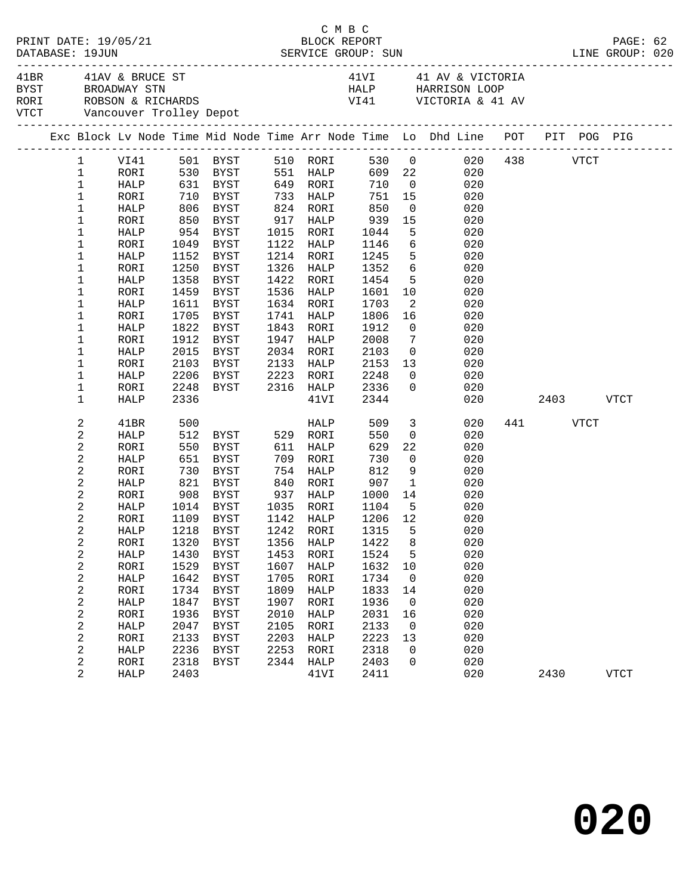C M B C

PRINT DATE: 19/05/21 BLOCK REPORT

DATABASE: 19JUN SERVICE GROUP: SUN LINE GROUP: 020

| Code | Location | Code | Location |
|---|---|---|---|
| 41BR | 41AV & BRUCE ST | 41VI | 41 AV & VICTORIA |
| BYST | BROADWAY STN | HALP | HARRISON LOOP |
| RORI | ROBSON & RICHARDS | VI41 | VICTORIA & 41 AV |
| VTCT | Vancouver Trolley Depot | | |

| Exc | Block | Lv Node | Time | Mid Node | Time | Arr Node | Time | Lo | Dhd Line | POT | PIT | POG | PIG |
|---|---|---|---|---|---|---|---|---|---|---|---|---|---|
| | 1 | VI41 | 501 | BYST | 510 | RORI | 530 | 0 | 020 | 438 | | VTCT | |
| | 1 | RORI | 530 | BYST | 551 | HALP | 609 | 22 | 020 | | | | |
| | 1 | HALP | 631 | BYST | 649 | RORI | 710 | 0 | 020 | | | | |
| | 1 | RORI | 710 | BYST | 733 | HALP | 751 | 15 | 020 | | | | |
| | 1 | HALP | 806 | BYST | 824 | RORI | 850 | 0 | 020 | | | | |
| | 1 | RORI | 850 | BYST | 917 | HALP | 939 | 15 | 020 | | | | |
| | 1 | HALP | 954 | BYST | 1015 | RORI | 1044 | 5 | 020 | | | | |
| | 1 | RORI | 1049 | BYST | 1122 | HALP | 1146 | 6 | 020 | | | | |
| | 1 | HALP | 1152 | BYST | 1214 | RORI | 1245 | 5 | 020 | | | | |
| | 1 | RORI | 1250 | BYST | 1326 | HALP | 1352 | 6 | 020 | | | | |
| | 1 | HALP | 1358 | BYST | 1422 | RORI | 1454 | 5 | 020 | | | | |
| | 1 | RORI | 1459 | BYST | 1536 | HALP | 1601 | 10 | 020 | | | | |
| | 1 | HALP | 1611 | BYST | 1634 | RORI | 1703 | 2 | 020 | | | | |
| | 1 | RORI | 1705 | BYST | 1741 | HALP | 1806 | 16 | 020 | | | | |
| | 1 | HALP | 1822 | BYST | 1843 | RORI | 1912 | 0 | 020 | | | | |
| | 1 | RORI | 1912 | BYST | 1947 | HALP | 2008 | 7 | 020 | | | | |
| | 1 | HALP | 2015 | BYST | 2034 | RORI | 2103 | 0 | 020 | | | | |
| | 1 | RORI | 2103 | BYST | 2133 | HALP | 2153 | 13 | 020 | | | | |
| | 1 | HALP | 2206 | BYST | 2223 | RORI | 2248 | 0 | 020 | | | | |
| | 1 | RORI | 2248 | BYST | 2316 | HALP | 2336 | 0 | 020 | | | | |
| | 1 | HALP | 2336 | | | 41VI | 2344 | | 020 | | 2403 | | VTCT |
| | 2 | 41BR | 500 | | | HALP | 509 | 3 | 020 | 441 | | VTCT | |
| | 2 | HALP | 512 | BYST | 529 | RORI | 550 | 0 | 020 | | | | |
| | 2 | RORI | 550 | BYST | 611 | HALP | 629 | 22 | 020 | | | | |
| | 2 | HALP | 651 | BYST | 709 | RORI | 730 | 0 | 020 | | | | |
| | 2 | RORI | 730 | BYST | 754 | HALP | 812 | 9 | 020 | | | | |
| | 2 | HALP | 821 | BYST | 840 | RORI | 907 | 1 | 020 | | | | |
| | 2 | RORI | 908 | BYST | 937 | HALP | 1000 | 14 | 020 | | | | |
| | 2 | HALP | 1014 | BYST | 1035 | RORI | 1104 | 5 | 020 | | | | |
| | 2 | RORI | 1109 | BYST | 1142 | HALP | 1206 | 12 | 020 | | | | |
| | 2 | HALP | 1218 | BYST | 1242 | RORI | 1315 | 5 | 020 | | | | |
| | 2 | RORI | 1320 | BYST | 1356 | HALP | 1422 | 8 | 020 | | | | |
| | 2 | HALP | 1430 | BYST | 1453 | RORI | 1524 | 5 | 020 | | | | |
| | 2 | RORI | 1529 | BYST | 1607 | HALP | 1632 | 10 | 020 | | | | |
| | 2 | HALP | 1642 | BYST | 1705 | RORI | 1734 | 0 | 020 | | | | |
| | 2 | RORI | 1734 | BYST | 1809 | HALP | 1833 | 14 | 020 | | | | |
| | 2 | HALP | 1847 | BYST | 1907 | RORI | 1936 | 0 | 020 | | | | |
| | 2 | RORI | 1936 | BYST | 2010 | HALP | 2031 | 16 | 020 | | | | |
| | 2 | HALP | 2047 | BYST | 2105 | RORI | 2133 | 0 | 020 | | | | |
| | 2 | RORI | 2133 | BYST | 2203 | HALP | 2223 | 13 | 020 | | | | |
| | 2 | HALP | 2236 | BYST | 2253 | RORI | 2318 | 0 | 020 | | | | |
| | 2 | RORI | 2318 | BYST | 2344 | HALP | 2403 | 0 | 020 | | | | |
| | 2 | HALP | 2403 | | | 41VI | 2411 | | 020 | | 2430 | | VTCT |

# 020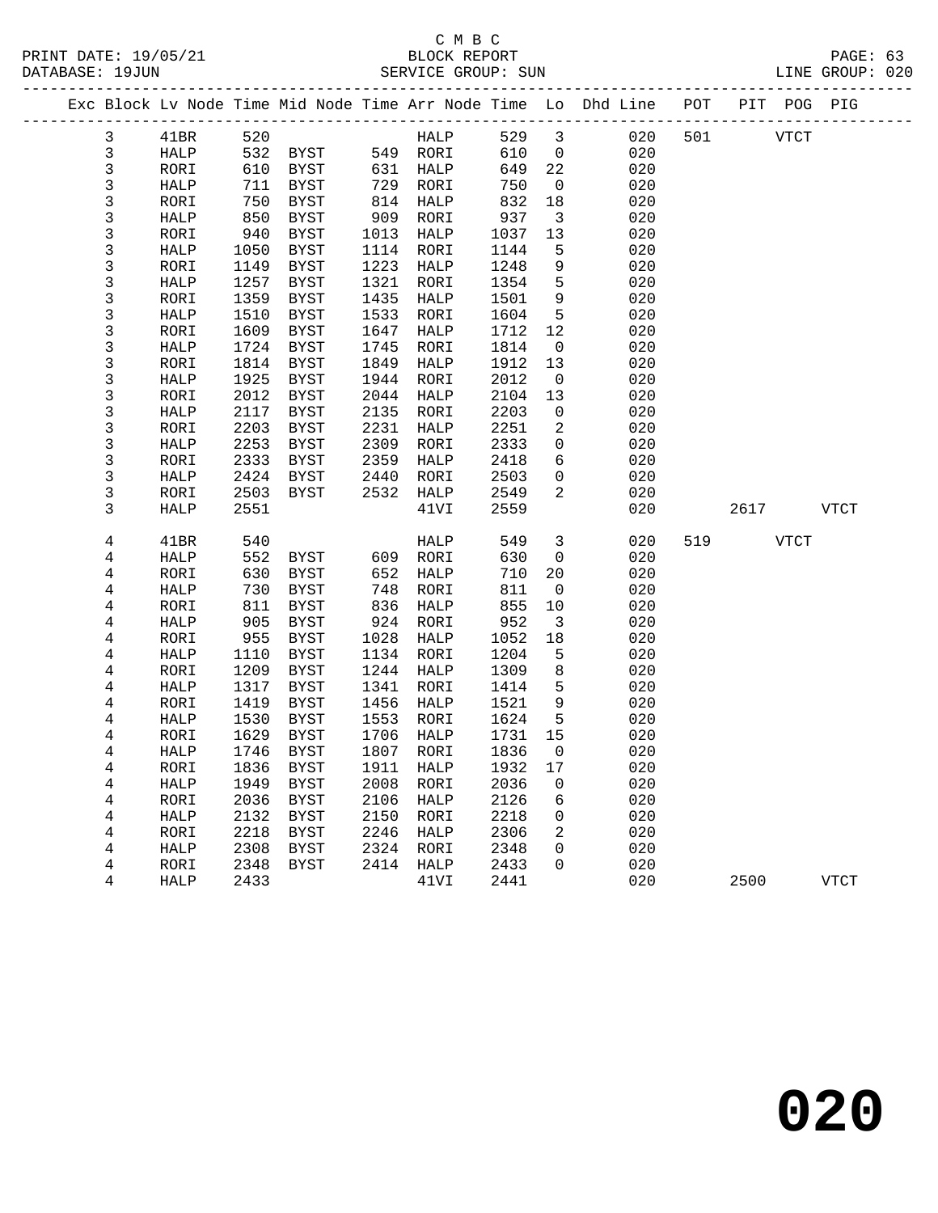C M B C

BLOCK REPORT

SERVICE GROUP: SUN

PRINT DATE: 19/05/21
DATABASE: 19JUN
LINE GROUP: 020

| Exc | Block | Lv | Node | Time | Mid Node | Time | Arr Node | Time | Lo | Dhd Line | POT | PIT | POG | PIG |
|---|---|---|---|---|---|---|---|---|---|---|---|---|---|---|
| | 3 | | 41BR | 520 | | | HALP | 529 | 3 | 020 | 501 | | VTCT | |
| | 3 | | HALP | 532 | BYST | 549 | RORI | 610 | 0 | 020 | | | | |
| | 3 | | RORI | 610 | BYST | 631 | HALP | 649 | 22 | 020 | | | | |
| | 3 | | HALP | 711 | BYST | 729 | RORI | 750 | 0 | 020 | | | | |
| | 3 | | RORI | 750 | BYST | 814 | HALP | 832 | 18 | 020 | | | | |
| | 3 | | HALP | 850 | BYST | 909 | RORI | 937 | 3 | 020 | | | | |
| | 3 | | RORI | 940 | BYST | 1013 | HALP | 1037 | 13 | 020 | | | | |
| | 3 | | HALP | 1050 | BYST | 1114 | RORI | 1144 | 5 | 020 | | | | |
| | 3 | | RORI | 1149 | BYST | 1223 | HALP | 1248 | 9 | 020 | | | | |
| | 3 | | HALP | 1257 | BYST | 1321 | RORI | 1354 | 5 | 020 | | | | |
| | 3 | | RORI | 1359 | BYST | 1435 | HALP | 1501 | 9 | 020 | | | | |
| | 3 | | HALP | 1510 | BYST | 1533 | RORI | 1604 | 5 | 020 | | | | |
| | 3 | | RORI | 1609 | BYST | 1647 | HALP | 1712 | 12 | 020 | | | | |
| | 3 | | HALP | 1724 | BYST | 1745 | RORI | 1814 | 0 | 020 | | | | |
| | 3 | | RORI | 1814 | BYST | 1849 | HALP | 1912 | 13 | 020 | | | | |
| | 3 | | HALP | 1925 | BYST | 1944 | RORI | 2012 | 0 | 020 | | | | |
| | 3 | | RORI | 2012 | BYST | 2044 | HALP | 2104 | 13 | 020 | | | | |
| | 3 | | HALP | 2117 | BYST | 2135 | RORI | 2203 | 0 | 020 | | | | |
| | 3 | | RORI | 2203 | BYST | 2231 | HALP | 2251 | 2 | 020 | | | | |
| | 3 | | HALP | 2253 | BYST | 2309 | RORI | 2333 | 0 | 020 | | | | |
| | 3 | | RORI | 2333 | BYST | 2359 | HALP | 2418 | 6 | 020 | | | | |
| | 3 | | HALP | 2424 | BYST | 2440 | RORI | 2503 | 0 | 020 | | | | |
| | 3 | | RORI | 2503 | BYST | 2532 | HALP | 2549 | 2 | 020 | | | | |
| | 3 | | HALP | 2551 | | | 41VI | 2559 | | 020 | | 2617 | | VTCT |
| | 4 | | 41BR | 540 | | | HALP | 549 | 3 | 020 | 519 | | VTCT | |
| | 4 | | HALP | 552 | BYST | 609 | RORI | 630 | 0 | 020 | | | | |
| | 4 | | RORI | 630 | BYST | 652 | HALP | 710 | 20 | 020 | | | | |
| | 4 | | HALP | 730 | BYST | 748 | RORI | 811 | 0 | 020 | | | | |
| | 4 | | RORI | 811 | BYST | 836 | HALP | 855 | 10 | 020 | | | | |
| | 4 | | HALP | 905 | BYST | 924 | RORI | 952 | 3 | 020 | | | | |
| | 4 | | RORI | 955 | BYST | 1028 | HALP | 1052 | 18 | 020 | | | | |
| | 4 | | HALP | 1110 | BYST | 1134 | RORI | 1204 | 5 | 020 | | | | |
| | 4 | | RORI | 1209 | BYST | 1244 | HALP | 1309 | 8 | 020 | | | | |
| | 4 | | HALP | 1317 | BYST | 1341 | RORI | 1414 | 5 | 020 | | | | |
| | 4 | | RORI | 1419 | BYST | 1456 | HALP | 1521 | 9 | 020 | | | | |
| | 4 | | HALP | 1530 | BYST | 1553 | RORI | 1624 | 5 | 020 | | | | |
| | 4 | | RORI | 1629 | BYST | 1706 | HALP | 1731 | 15 | 020 | | | | |
| | 4 | | HALP | 1746 | BYST | 1807 | RORI | 1836 | 0 | 020 | | | | |
| | 4 | | RORI | 1836 | BYST | 1911 | HALP | 1932 | 17 | 020 | | | | |
| | 4 | | HALP | 1949 | BYST | 2008 | RORI | 2036 | 0 | 020 | | | | |
| | 4 | | RORI | 2036 | BYST | 2106 | HALP | 2126 | 6 | 020 | | | | |
| | 4 | | HALP | 2132 | BYST | 2150 | RORI | 2218 | 0 | 020 | | | | |
| | 4 | | RORI | 2218 | BYST | 2246 | HALP | 2306 | 2 | 020 | | | | |
| | 4 | | HALP | 2308 | BYST | 2324 | RORI | 2348 | 0 | 020 | | | | |
| | 4 | | RORI | 2348 | BYST | 2414 | HALP | 2433 | 0 | 020 | | | | |
| | 4 | | HALP | 2433 | | | 41VI | 2441 | | 020 | | 2500 | | VTCT |

**020**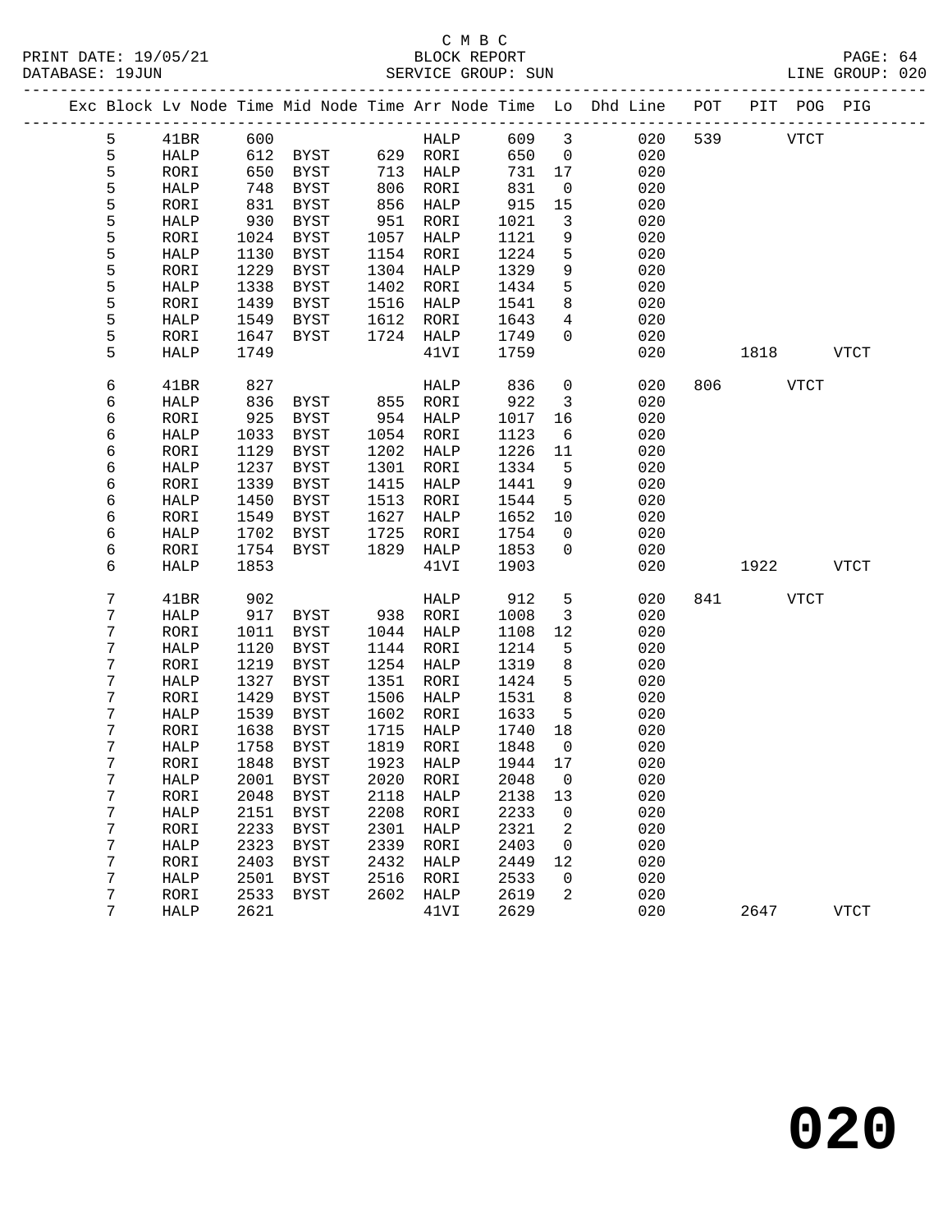C M B C

BLOCK REPORT

PRINT DATE: 19/05/21 DATABASE: 19JUN SERVICE GROUP: SUN LINE GROUP: 020

| Exc | Block | Lv | Node | Time | Mid Node | Time | Arr Node | Time | Lo | Dhd Line | POT | PIT | POG | PIG |
|---|---|---|---|---|---|---|---|---|---|---|---|---|---|---|
| | 5 | | 41BR | 600 | | | HALP | 609 | 3 | 020 | 539 | | VTCT | |
| | 5 | | HALP | 612 | BYST | 629 | RORI | 650 | 0 | 020 | | | | |
| | 5 | | RORI | 650 | BYST | 713 | HALP | 731 | 17 | 020 | | | | |
| | 5 | | HALP | 748 | BYST | 806 | RORI | 831 | 0 | 020 | | | | |
| | 5 | | RORI | 831 | BYST | 856 | HALP | 915 | 15 | 020 | | | | |
| | 5 | | HALP | 930 | BYST | 951 | RORI | 1021 | 3 | 020 | | | | |
| | 5 | | RORI | 1024 | BYST | 1057 | HALP | 1121 | 9 | 020 | | | | |
| | 5 | | HALP | 1130 | BYST | 1154 | RORI | 1224 | 5 | 020 | | | | |
| | 5 | | RORI | 1229 | BYST | 1304 | HALP | 1329 | 9 | 020 | | | | |
| | 5 | | HALP | 1338 | BYST | 1402 | RORI | 1434 | 5 | 020 | | | | |
| | 5 | | RORI | 1439 | BYST | 1516 | HALP | 1541 | 8 | 020 | | | | |
| | 5 | | HALP | 1549 | BYST | 1612 | RORI | 1643 | 4 | 020 | | | | |
| | 5 | | RORI | 1647 | BYST | 1724 | HALP | 1749 | 0 | 020 | | | | |
| | 5 | | HALP | 1749 | | | 41VI | 1759 | | 020 | | 1818 | | VTCT |
| | 6 | | 41BR | 827 | | | HALP | 836 | 0 | 020 | 806 | | VTCT | |
| | 6 | | HALP | 836 | BYST | 855 | RORI | 922 | 3 | 020 | | | | |
| | 6 | | RORI | 925 | BYST | 954 | HALP | 1017 | 16 | 020 | | | | |
| | 6 | | HALP | 1033 | BYST | 1054 | RORI | 1123 | 6 | 020 | | | | |
| | 6 | | RORI | 1129 | BYST | 1202 | HALP | 1226 | 11 | 020 | | | | |
| | 6 | | HALP | 1237 | BYST | 1301 | RORI | 1334 | 5 | 020 | | | | |
| | 6 | | RORI | 1339 | BYST | 1415 | HALP | 1441 | 9 | 020 | | | | |
| | 6 | | HALP | 1450 | BYST | 1513 | RORI | 1544 | 5 | 020 | | | | |
| | 6 | | RORI | 1549 | BYST | 1627 | HALP | 1652 | 10 | 020 | | | | |
| | 6 | | HALP | 1702 | BYST | 1725 | RORI | 1754 | 0 | 020 | | | | |
| | 6 | | RORI | 1754 | BYST | 1829 | HALP | 1853 | 0 | 020 | | | | |
| | 6 | | HALP | 1853 | | | 41VI | 1903 | | 020 | | 1922 | | VTCT |
| | 7 | | 41BR | 902 | | | HALP | 912 | 5 | 020 | 841 | | VTCT | |
| | 7 | | HALP | 917 | BYST | 938 | RORI | 1008 | 3 | 020 | | | | |
| | 7 | | RORI | 1011 | BYST | 1044 | HALP | 1108 | 12 | 020 | | | | |
| | 7 | | HALP | 1120 | BYST | 1144 | RORI | 1214 | 5 | 020 | | | | |
| | 7 | | RORI | 1219 | BYST | 1254 | HALP | 1319 | 8 | 020 | | | | |
| | 7 | | HALP | 1327 | BYST | 1351 | RORI | 1424 | 5 | 020 | | | | |
| | 7 | | RORI | 1429 | BYST | 1506 | HALP | 1531 | 8 | 020 | | | | |
| | 7 | | HALP | 1539 | BYST | 1602 | RORI | 1633 | 5 | 020 | | | | |
| | 7 | | RORI | 1638 | BYST | 1715 | HALP | 1740 | 18 | 020 | | | | |
| | 7 | | HALP | 1758 | BYST | 1819 | RORI | 1848 | 0 | 020 | | | | |
| | 7 | | RORI | 1848 | BYST | 1923 | HALP | 1944 | 17 | 020 | | | | |
| | 7 | | HALP | 2001 | BYST | 2020 | RORI | 2048 | 0 | 020 | | | | |
| | 7 | | RORI | 2048 | BYST | 2118 | HALP | 2138 | 13 | 020 | | | | |
| | 7 | | HALP | 2151 | BYST | 2208 | RORI | 2233 | 0 | 020 | | | | |
| | 7 | | RORI | 2233 | BYST | 2301 | HALP | 2321 | 2 | 020 | | | | |
| | 7 | | HALP | 2323 | BYST | 2339 | RORI | 2403 | 0 | 020 | | | | |
| | 7 | | RORI | 2403 | BYST | 2432 | HALP | 2449 | 12 | 020 | | | | |
| | 7 | | HALP | 2501 | BYST | 2516 | RORI | 2533 | 0 | 020 | | | | |
| | 7 | | RORI | 2533 | BYST | 2602 | HALP | 2619 | 2 | 020 | | | | |
| | 7 | | HALP | 2621 | | | 41VI | 2629 | | 020 | | 2647 | | VTCT |

**020**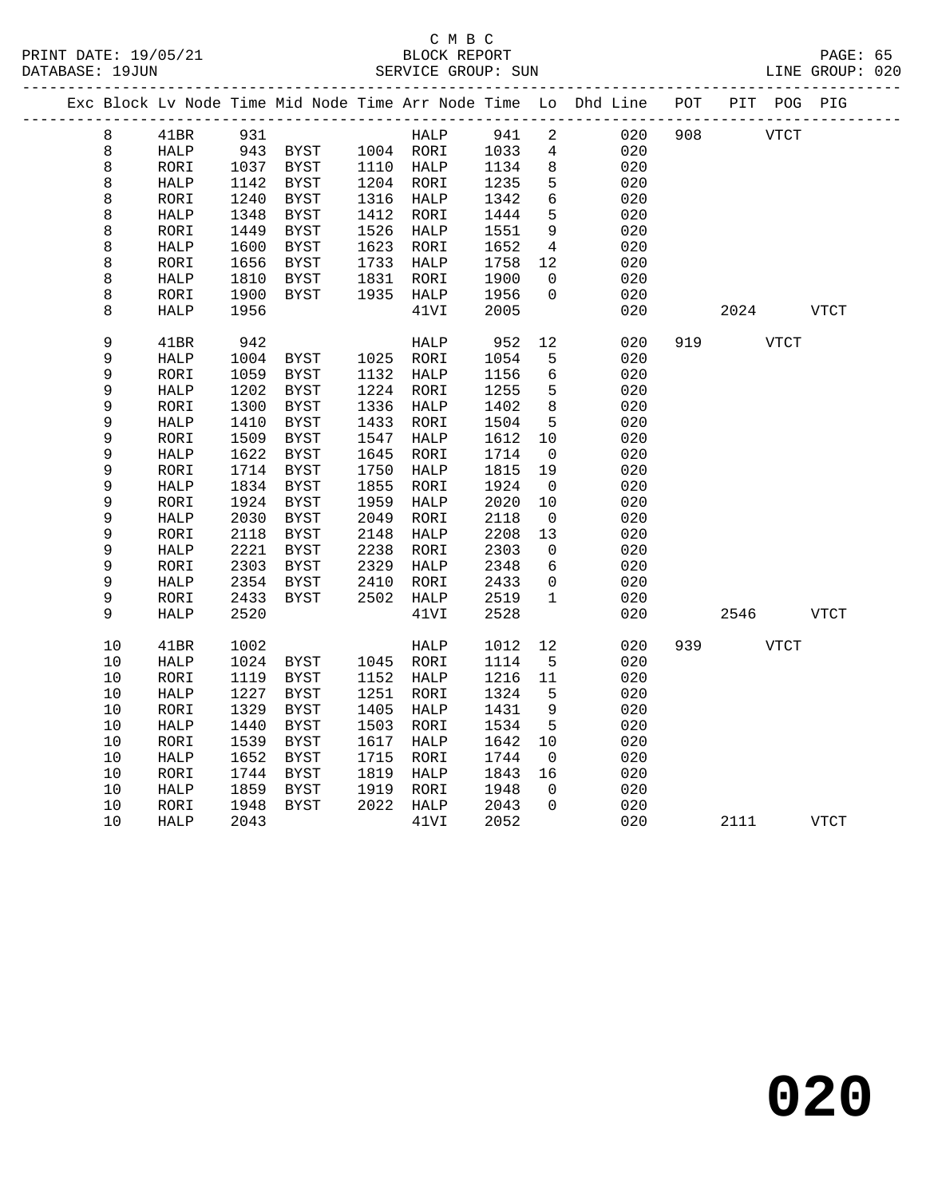C M B C

PRINT DATE: 19/05/21 BLOCK REPORT

DATABASE: 19JUN SERVICE GROUP: SUN LINE GROUP: 020

| Exc | Block | Lv Node | Time | Mid Node | Time | Arr Node | Time | Lo | Dhd Line | POT | PIT | POG | PIG |
|---|---|---|---|---|---|---|---|---|---|---|---|---|---|
| | 8 | 41BR | 931 | | | HALP | 941 | 2 | 020 | 908 | | VTCT | |
| | 8 | HALP | 943 | BYST | 1004 | RORI | 1033 | 4 | 020 | | | | |
| | 8 | RORI | 1037 | BYST | 1110 | HALP | 1134 | 8 | 020 | | | | |
| | 8 | HALP | 1142 | BYST | 1204 | RORI | 1235 | 5 | 020 | | | | |
| | 8 | RORI | 1240 | BYST | 1316 | HALP | 1342 | 6 | 020 | | | | |
| | 8 | HALP | 1348 | BYST | 1412 | RORI | 1444 | 5 | 020 | | | | |
| | 8 | RORI | 1449 | BYST | 1526 | HALP | 1551 | 9 | 020 | | | | |
| | 8 | HALP | 1600 | BYST | 1623 | RORI | 1652 | 4 | 020 | | | | |
| | 8 | RORI | 1656 | BYST | 1733 | HALP | 1758 | 12 | 020 | | | | |
| | 8 | HALP | 1810 | BYST | 1831 | RORI | 1900 | 0 | 020 | | | | |
| | 8 | RORI | 1900 | BYST | 1935 | HALP | 1956 | 0 | 020 | | | | |
| | 8 | HALP | 1956 | | | 41VI | 2005 | | 020 | | 2024 | | VTCT |
| | 9 | 41BR | 942 | | | HALP | 952 | 12 | 020 | 919 | | VTCT | |
| | 9 | HALP | 1004 | BYST | 1025 | RORI | 1054 | 5 | 020 | | | | |
| | 9 | RORI | 1059 | BYST | 1132 | HALP | 1156 | 6 | 020 | | | | |
| | 9 | HALP | 1202 | BYST | 1224 | RORI | 1255 | 5 | 020 | | | | |
| | 9 | RORI | 1300 | BYST | 1336 | HALP | 1402 | 8 | 020 | | | | |
| | 9 | HALP | 1410 | BYST | 1433 | RORI | 1504 | 5 | 020 | | | | |
| | 9 | RORI | 1509 | BYST | 1547 | HALP | 1612 | 10 | 020 | | | | |
| | 9 | HALP | 1622 | BYST | 1645 | RORI | 1714 | 0 | 020 | | | | |
| | 9 | RORI | 1714 | BYST | 1750 | HALP | 1815 | 19 | 020 | | | | |
| | 9 | HALP | 1834 | BYST | 1855 | RORI | 1924 | 0 | 020 | | | | |
| | 9 | RORI | 1924 | BYST | 1959 | HALP | 2020 | 10 | 020 | | | | |
| | 9 | HALP | 2030 | BYST | 2049 | RORI | 2118 | 0 | 020 | | | | |
| | 9 | RORI | 2118 | BYST | 2148 | HALP | 2208 | 13 | 020 | | | | |
| | 9 | HALP | 2221 | BYST | 2238 | RORI | 2303 | 0 | 020 | | | | |
| | 9 | RORI | 2303 | BYST | 2329 | HALP | 2348 | 6 | 020 | | | | |
| | 9 | HALP | 2354 | BYST | 2410 | RORI | 2433 | 0 | 020 | | | | |
| | 9 | RORI | 2433 | BYST | 2502 | HALP | 2519 | 1 | 020 | | | | |
| | 9 | HALP | 2520 | | | 41VI | 2528 | | 020 | | 2546 | | VTCT |
| | 10 | 41BR | 1002 | | | HALP | 1012 | 12 | 020 | 939 | | VTCT | |
| | 10 | HALP | 1024 | BYST | 1045 | RORI | 1114 | 5 | 020 | | | | |
| | 10 | RORI | 1119 | BYST | 1152 | HALP | 1216 | 11 | 020 | | | | |
| | 10 | HALP | 1227 | BYST | 1251 | RORI | 1324 | 5 | 020 | | | | |
| | 10 | RORI | 1329 | BYST | 1405 | HALP | 1431 | 9 | 020 | | | | |
| | 10 | HALP | 1440 | BYST | 1503 | RORI | 1534 | 5 | 020 | | | | |
| | 10 | RORI | 1539 | BYST | 1617 | HALP | 1642 | 10 | 020 | | | | |
| | 10 | HALP | 1652 | BYST | 1715 | RORI | 1744 | 0 | 020 | | | | |
| | 10 | RORI | 1744 | BYST | 1819 | HALP | 1843 | 16 | 020 | | | | |
| | 10 | HALP | 1859 | BYST | 1919 | RORI | 1948 | 0 | 020 | | | | |
| | 10 | RORI | 1948 | BYST | 2022 | HALP | 2043 | 0 | 020 | | | | |
| | 10 | HALP | 2043 | | | 41VI | 2052 | | 020 | | 2111 | | VTCT |

**020**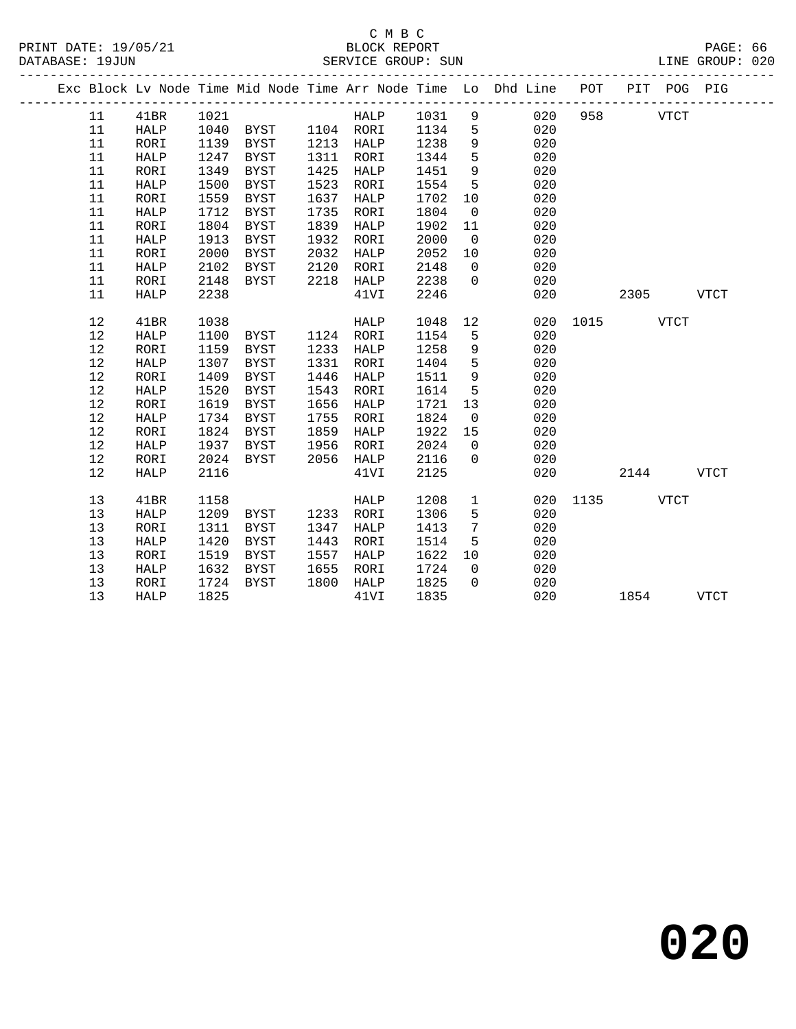C M B C

PRINT DATE: 19/05/21 BLOCK REPORT

DATABASE: 19JUN SERVICE GROUP: SUN LINE GROUP: 020

| Exc | Block | Lv Node | Time | Mid Node | Time | Arr Node | Time | Lo | Dhd Line | POT | PIT | POG | PIG |
|---|---|---|---|---|---|---|---|---|---|---|---|---|---|
| | 11 | 41BR | 1021 | | | HALP | 1031 | 9 | 020 | 958 | | VTCT | |
| | 11 | HALP | 1040 | BYST | 1104 | RORI | 1134 | 5 | 020 | | | | |
| | 11 | RORI | 1139 | BYST | 1213 | HALP | 1238 | 9 | 020 | | | | |
| | 11 | HALP | 1247 | BYST | 1311 | RORI | 1344 | 5 | 020 | | | | |
| | 11 | RORI | 1349 | BYST | 1425 | HALP | 1451 | 9 | 020 | | | | |
| | 11 | HALP | 1500 | BYST | 1523 | RORI | 1554 | 5 | 020 | | | | |
| | 11 | RORI | 1559 | BYST | 1637 | HALP | 1702 | 10 | 020 | | | | |
| | 11 | HALP | 1712 | BYST | 1735 | RORI | 1804 | 0 | 020 | | | | |
| | 11 | RORI | 1804 | BYST | 1839 | HALP | 1902 | 11 | 020 | | | | |
| | 11 | HALP | 1913 | BYST | 1932 | RORI | 2000 | 0 | 020 | | | | |
| | 11 | RORI | 2000 | BYST | 2032 | HALP | 2052 | 10 | 020 | | | | |
| | 11 | HALP | 2102 | BYST | 2120 | RORI | 2148 | 0 | 020 | | | | |
| | 11 | RORI | 2148 | BYST | 2218 | HALP | 2238 | 0 | 020 | | | | |
| | 11 | HALP | 2238 | | | 41VI | 2246 | | 020 | | 2305 | | VTCT |
| | 12 | 41BR | 1038 | | | HALP | 1048 | 12 | 020 | 1015 | | VTCT | |
| | 12 | HALP | 1100 | BYST | 1124 | RORI | 1154 | 5 | 020 | | | | |
| | 12 | RORI | 1159 | BYST | 1233 | HALP | 1258 | 9 | 020 | | | | |
| | 12 | HALP | 1307 | BYST | 1331 | RORI | 1404 | 5 | 020 | | | | |
| | 12 | RORI | 1409 | BYST | 1446 | HALP | 1511 | 9 | 020 | | | | |
| | 12 | HALP | 1520 | BYST | 1543 | RORI | 1614 | 5 | 020 | | | | |
| | 12 | RORI | 1619 | BYST | 1656 | HALP | 1721 | 13 | 020 | | | | |
| | 12 | HALP | 1734 | BYST | 1755 | RORI | 1824 | 0 | 020 | | | | |
| | 12 | RORI | 1824 | BYST | 1859 | HALP | 1922 | 15 | 020 | | | | |
| | 12 | HALP | 1937 | BYST | 1956 | RORI | 2024 | 0 | 020 | | | | |
| | 12 | RORI | 2024 | BYST | 2056 | HALP | 2116 | 0 | 020 | | | | |
| | 12 | HALP | 2116 | | | 41VI | 2125 | | 020 | | 2144 | | VTCT |
| | 13 | 41BR | 1158 | | | HALP | 1208 | 1 | 020 | 1135 | | VTCT | |
| | 13 | HALP | 1209 | BYST | 1233 | RORI | 1306 | 5 | 020 | | | | |
| | 13 | RORI | 1311 | BYST | 1347 | HALP | 1413 | 7 | 020 | | | | |
| | 13 | HALP | 1420 | BYST | 1443 | RORI | 1514 | 5 | 020 | | | | |
| | 13 | RORI | 1519 | BYST | 1557 | HALP | 1622 | 10 | 020 | | | | |
| | 13 | HALP | 1632 | BYST | 1655 | RORI | 1724 | 0 | 020 | | | | |
| | 13 | RORI | 1724 | BYST | 1800 | HALP | 1825 | 0 | 020 | | | | |
| | 13 | HALP | 1825 | | | 41VI | 1835 | | 020 | | 1854 | | VTCT |

**020**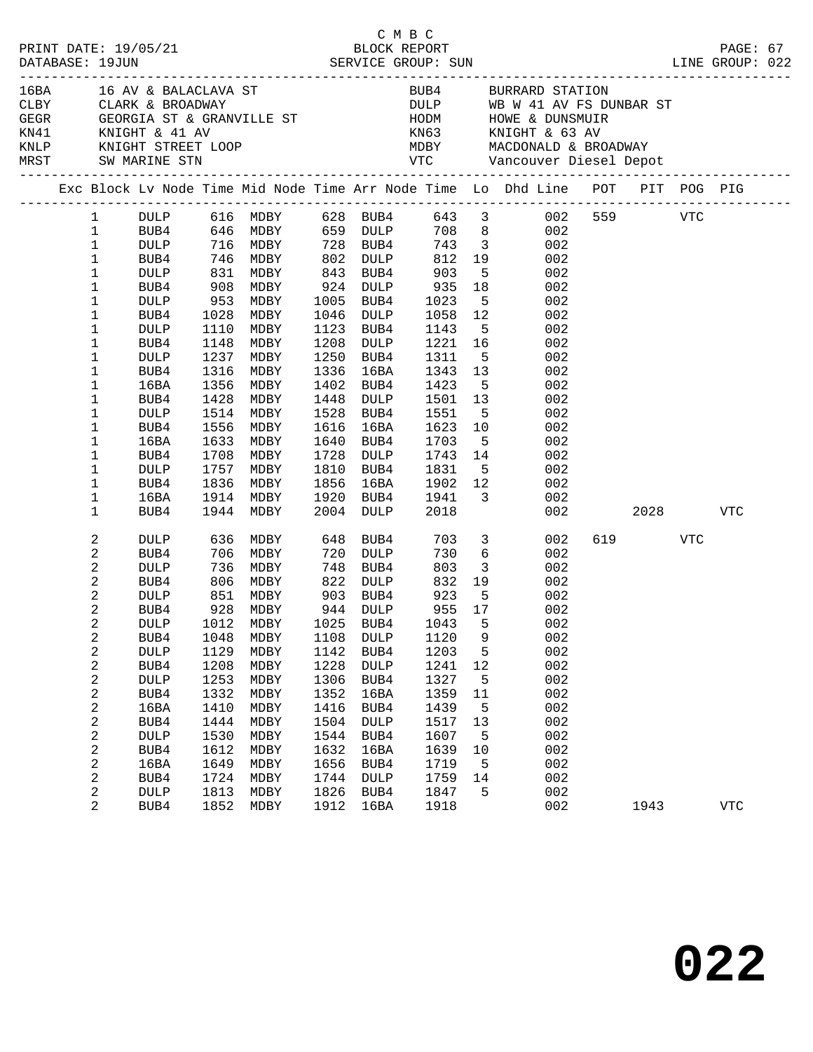C M B C
BLOCK REPORT
SERVICE GROUP: SUN

PRINT DATE: 19/05/21
DATABASE: 19JUN
LINE GROUP: 022

| Code | Description | Code | Description |
|---|---|---|---|
| 16BA | 16 AV & BALACLAVA ST | BUB4 | BURRARD STATION |
| CLBY | CLARK & BROADWAY | DULP | WB W 41 AV FS DUNBAR ST |
| GEGR | GEORGIA ST & GRANVILLE ST | HODM | HOWE & DUNSMUIR |
| KN41 | KNIGHT & 41 AV | KN63 | KNIGHT & 63 AV |
| KNLP | KNIGHT STREET LOOP | MDBY | MACDONALD & BROADWAY |
| MRST | SW MARINE STN | VTC | Vancouver Diesel Depot |

| Exc | Block | Lv Node | Time | Mid Node | Time | Arr Node | Time | Lo | Dhd Line | POT | PIT | POG | PIG |
|---|---|---|---|---|---|---|---|---|---|---|---|---|---|
| | 1 | DULP | 616 | MDBY | 628 | BUB4 | 643 | 3 | 002 | 559 | | VTC | |
| | 1 | BUB4 | 646 | MDBY | 659 | DULP | 708 | 8 | 002 | | | | |
| | 1 | DULP | 716 | MDBY | 728 | BUB4 | 743 | 3 | 002 | | | | |
| | 1 | BUB4 | 746 | MDBY | 802 | DULP | 812 | 19 | 002 | | | | |
| | 1 | DULP | 831 | MDBY | 843 | BUB4 | 903 | 5 | 002 | | | | |
| | 1 | BUB4 | 908 | MDBY | 924 | DULP | 935 | 18 | 002 | | | | |
| | 1 | DULP | 953 | MDBY | 1005 | BUB4 | 1023 | 5 | 002 | | | | |
| | 1 | BUB4 | 1028 | MDBY | 1046 | DULP | 1058 | 12 | 002 | | | | |
| | 1 | DULP | 1110 | MDBY | 1123 | BUB4 | 1143 | 5 | 002 | | | | |
| | 1 | BUB4 | 1148 | MDBY | 1208 | DULP | 1221 | 16 | 002 | | | | |
| | 1 | DULP | 1237 | MDBY | 1250 | BUB4 | 1311 | 5 | 002 | | | | |
| | 1 | BUB4 | 1316 | MDBY | 1336 | 16BA | 1343 | 13 | 002 | | | | |
| | 1 | 16BA | 1356 | MDBY | 1402 | BUB4 | 1423 | 5 | 002 | | | | |
| | 1 | BUB4 | 1428 | MDBY | 1448 | DULP | 1501 | 13 | 002 | | | | |
| | 1 | DULP | 1514 | MDBY | 1528 | BUB4 | 1551 | 5 | 002 | | | | |
| | 1 | BUB4 | 1556 | MDBY | 1616 | 16BA | 1623 | 10 | 002 | | | | |
| | 1 | 16BA | 1633 | MDBY | 1640 | BUB4 | 1703 | 5 | 002 | | | | |
| | 1 | BUB4 | 1708 | MDBY | 1728 | DULP | 1743 | 14 | 002 | | | | |
| | 1 | DULP | 1757 | MDBY | 1810 | BUB4 | 1831 | 5 | 002 | | | | |
| | 1 | BUB4 | 1836 | MDBY | 1856 | 16BA | 1902 | 12 | 002 | | | | |
| | 1 | 16BA | 1914 | MDBY | 1920 | BUB4 | 1941 | 3 | 002 | | | | |
| | 1 | BUB4 | 1944 | MDBY | 2004 | DULP | 2018 | | 002 | | 2028 | | VTC |
| | 2 | DULP | 636 | MDBY | 648 | BUB4 | 703 | 3 | 002 | 619 | | VTC | |
| | 2 | BUB4 | 706 | MDBY | 720 | DULP | 730 | 6 | 002 | | | | |
| | 2 | DULP | 736 | MDBY | 748 | BUB4 | 803 | 3 | 002 | | | | |
| | 2 | BUB4 | 806 | MDBY | 822 | DULP | 832 | 19 | 002 | | | | |
| | 2 | DULP | 851 | MDBY | 903 | BUB4 | 923 | 5 | 002 | | | | |
| | 2 | BUB4 | 928 | MDBY | 944 | DULP | 955 | 17 | 002 | | | | |
| | 2 | DULP | 1012 | MDBY | 1025 | BUB4 | 1043 | 5 | 002 | | | | |
| | 2 | BUB4 | 1048 | MDBY | 1108 | DULP | 1120 | 9 | 002 | | | | |
| | 2 | DULP | 1129 | MDBY | 1142 | BUB4 | 1203 | 5 | 002 | | | | |
| | 2 | BUB4 | 1208 | MDBY | 1228 | DULP | 1241 | 12 | 002 | | | | |
| | 2 | DULP | 1253 | MDBY | 1306 | BUB4 | 1327 | 5 | 002 | | | | |
| | 2 | BUB4 | 1332 | MDBY | 1352 | 16BA | 1359 | 11 | 002 | | | | |
| | 2 | 16BA | 1410 | MDBY | 1416 | BUB4 | 1439 | 5 | 002 | | | | |
| | 2 | BUB4 | 1444 | MDBY | 1504 | DULP | 1517 | 13 | 002 | | | | |
| | 2 | DULP | 1530 | MDBY | 1544 | BUB4 | 1607 | 5 | 002 | | | | |
| | 2 | BUB4 | 1612 | MDBY | 1632 | 16BA | 1639 | 10 | 002 | | | | |
| | 2 | 16BA | 1649 | MDBY | 1656 | BUB4 | 1719 | 5 | 002 | | | | |
| | 2 | BUB4 | 1724 | MDBY | 1744 | DULP | 1759 | 14 | 002 | | | | |
| | 2 | DULP | 1813 | MDBY | 1826 | BUB4 | 1847 | 5 | 002 | | | | |
| | 2 | BUB4 | 1852 | MDBY | 1912 | 16BA | 1918 | | 002 | | 1943 | | VTC |

**022**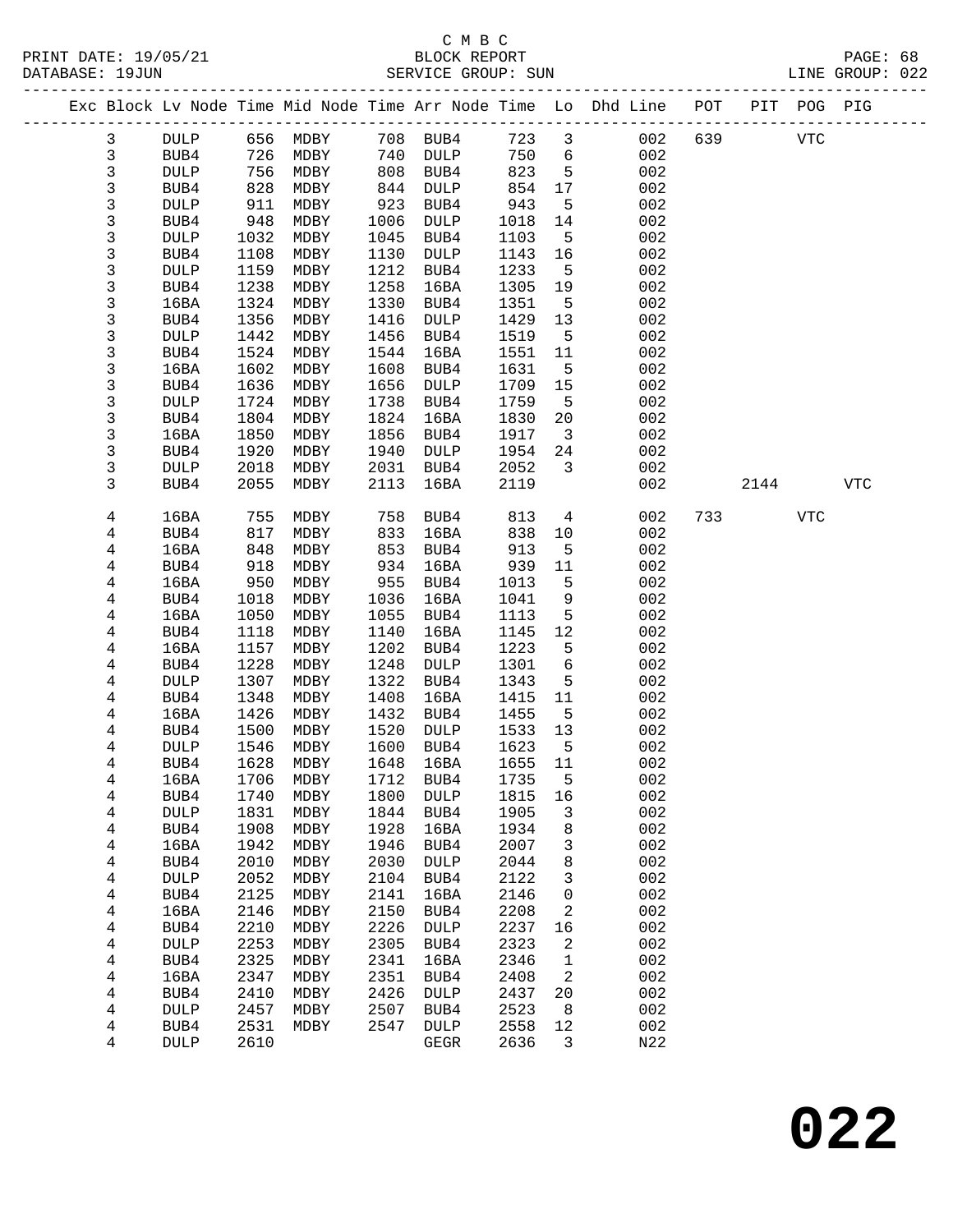C M B C
BLOCK REPORT
SERVICE GROUP: SUN

PRINT DATE: 19/05/21
DATABASE: 19JUN
LINE GROUP: 022

| Exc | Block | Lv Node | Time | Mid Node | Time | Arr Node | Time | Lo | Dhd Line | POT | PIT | POG | PIG |
|---|---|---|---|---|---|---|---|---|---|---|---|---|---|
| | 3 | DULP | 656 | MDBY | 708 | BUB4 | 723 | 3 | 002 | 639 | | VTC | |
| | 3 | BUB4 | 726 | MDBY | 740 | DULP | 750 | 6 | 002 | | | | |
| | 3 | DULP | 756 | MDBY | 808 | BUB4 | 823 | 5 | 002 | | | | |
| | 3 | BUB4 | 828 | MDBY | 844 | DULP | 854 | 17 | 002 | | | | |
| | 3 | DULP | 911 | MDBY | 923 | BUB4 | 943 | 5 | 002 | | | | |
| | 3 | BUB4 | 948 | MDBY | 1006 | DULP | 1018 | 14 | 002 | | | | |
| | 3 | DULP | 1032 | MDBY | 1045 | BUB4 | 1103 | 5 | 002 | | | | |
| | 3 | BUB4 | 1108 | MDBY | 1130 | DULP | 1143 | 16 | 002 | | | | |
| | 3 | DULP | 1159 | MDBY | 1212 | BUB4 | 1233 | 5 | 002 | | | | |
| | 3 | BUB4 | 1238 | MDBY | 1258 | 16BA | 1305 | 19 | 002 | | | | |
| | 3 | 16BA | 1324 | MDBY | 1330 | BUB4 | 1351 | 5 | 002 | | | | |
| | 3 | BUB4 | 1356 | MDBY | 1416 | DULP | 1429 | 13 | 002 | | | | |
| | 3 | DULP | 1442 | MDBY | 1456 | BUB4 | 1519 | 5 | 002 | | | | |
| | 3 | BUB4 | 1524 | MDBY | 1544 | 16BA | 1551 | 11 | 002 | | | | |
| | 3 | 16BA | 1602 | MDBY | 1608 | BUB4 | 1631 | 5 | 002 | | | | |
| | 3 | BUB4 | 1636 | MDBY | 1656 | DULP | 1709 | 15 | 002 | | | | |
| | 3 | DULP | 1724 | MDBY | 1738 | BUB4 | 1759 | 5 | 002 | | | | |
| | 3 | BUB4 | 1804 | MDBY | 1824 | 16BA | 1830 | 20 | 002 | | | | |
| | 3 | 16BA | 1850 | MDBY | 1856 | BUB4 | 1917 | 3 | 002 | | | | |
| | 3 | BUB4 | 1920 | MDBY | 1940 | DULP | 1954 | 24 | 002 | | | | |
| | 3 | DULP | 2018 | MDBY | 2031 | BUB4 | 2052 | 3 | 002 | | | | |
| | 3 | BUB4 | 2055 | MDBY | 2113 | 16BA | 2119 | | 002 | | 2144 | | VTC |
| | 4 | 16BA | 755 | MDBY | 758 | BUB4 | 813 | 4 | 002 | 733 | | VTC | |
| | 4 | BUB4 | 817 | MDBY | 833 | 16BA | 838 | 10 | 002 | | | | |
| | 4 | 16BA | 848 | MDBY | 853 | BUB4 | 913 | 5 | 002 | | | | |
| | 4 | BUB4 | 918 | MDBY | 934 | 16BA | 939 | 11 | 002 | | | | |
| | 4 | 16BA | 950 | MDBY | 955 | BUB4 | 1013 | 5 | 002 | | | | |
| | 4 | BUB4 | 1018 | MDBY | 1036 | 16BA | 1041 | 9 | 002 | | | | |
| | 4 | 16BA | 1050 | MDBY | 1055 | BUB4 | 1113 | 5 | 002 | | | | |
| | 4 | BUB4 | 1118 | MDBY | 1140 | 16BA | 1145 | 12 | 002 | | | | |
| | 4 | 16BA | 1157 | MDBY | 1202 | BUB4 | 1223 | 5 | 002 | | | | |
| | 4 | BUB4 | 1228 | MDBY | 1248 | DULP | 1301 | 6 | 002 | | | | |
| | 4 | DULP | 1307 | MDBY | 1322 | BUB4 | 1343 | 5 | 002 | | | | |
| | 4 | BUB4 | 1348 | MDBY | 1408 | 16BA | 1415 | 11 | 002 | | | | |
| | 4 | 16BA | 1426 | MDBY | 1432 | BUB4 | 1455 | 5 | 002 | | | | |
| | 4 | BUB4 | 1500 | MDBY | 1520 | DULP | 1533 | 13 | 002 | | | | |
| | 4 | DULP | 1546 | MDBY | 1600 | BUB4 | 1623 | 5 | 002 | | | | |
| | 4 | BUB4 | 1628 | MDBY | 1648 | 16BA | 1655 | 11 | 002 | | | | |
| | 4 | 16BA | 1706 | MDBY | 1712 | BUB4 | 1735 | 5 | 002 | | | | |
| | 4 | BUB4 | 1740 | MDBY | 1800 | DULP | 1815 | 16 | 002 | | | | |
| | 4 | DULP | 1831 | MDBY | 1844 | BUB4 | 1905 | 3 | 002 | | | | |
| | 4 | BUB4 | 1908 | MDBY | 1928 | 16BA | 1934 | 8 | 002 | | | | |
| | 4 | 16BA | 1942 | MDBY | 1946 | BUB4 | 2007 | 3 | 002 | | | | |
| | 4 | BUB4 | 2010 | MDBY | 2030 | DULP | 2044 | 8 | 002 | | | | |
| | 4 | DULP | 2052 | MDBY | 2104 | BUB4 | 2122 | 3 | 002 | | | | |
| | 4 | BUB4 | 2125 | MDBY | 2141 | 16BA | 2146 | 0 | 002 | | | | |
| | 4 | 16BA | 2146 | MDBY | 2150 | BUB4 | 2208 | 2 | 002 | | | | |
| | 4 | BUB4 | 2210 | MDBY | 2226 | DULP | 2237 | 16 | 002 | | | | |
| | 4 | DULP | 2253 | MDBY | 2305 | BUB4 | 2323 | 2 | 002 | | | | |
| | 4 | BUB4 | 2325 | MDBY | 2341 | 16BA | 2346 | 1 | 002 | | | | |
| | 4 | 16BA | 2347 | MDBY | 2351 | BUB4 | 2408 | 2 | 002 | | | | |
| | 4 | BUB4 | 2410 | MDBY | 2426 | DULP | 2437 | 20 | 002 | | | | |
| | 4 | DULP | 2457 | MDBY | 2507 | BUB4 | 2523 | 8 | 002 | | | | |
| | 4 | BUB4 | 2531 | MDBY | 2547 | DULP | 2558 | 12 | 002 | | | | |
| | 4 | DULP | 2610 | | | GEGR | 2636 | 3 | N22 | | | | |

# 022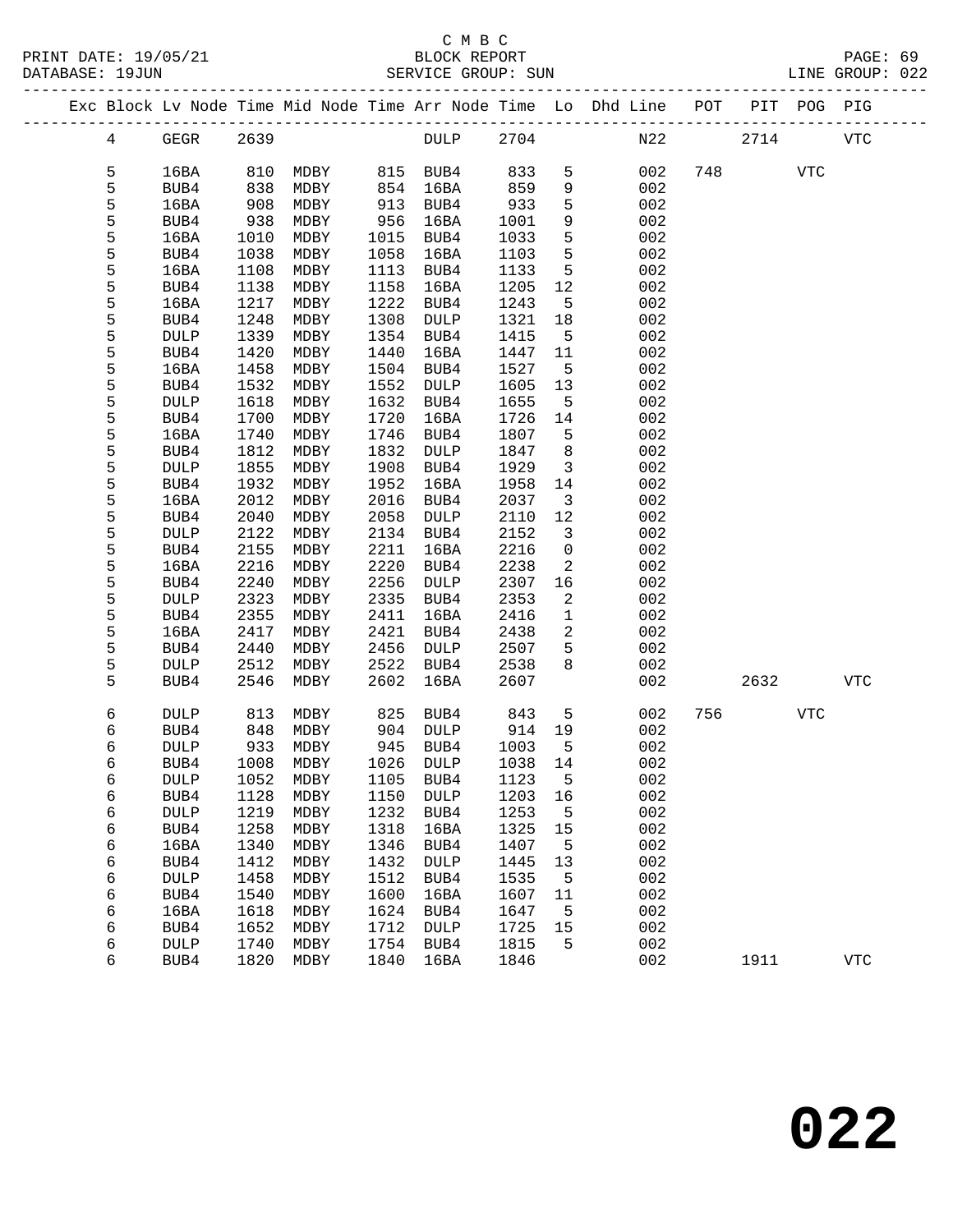C M B C

BLOCK REPORT

SERVICE GROUP: SUN

| Exc | Block | Lv Node | Time | Mid Node | Time | Arr Node | Time | Lo | Dhd Line | POT | PIT | POG | PIG |
|---|---|---|---|---|---|---|---|---|---|---|---|---|---|
| | 4 | GEGR | 2639 | | | DULP | 2704 | | N22 | | 2714 | | VTC |
| | 5 | 16BA | 810 | MDBY | 815 | BUB4 | 833 | 5 | 002 | 748 | | VTC | |
| | 5 | BUB4 | 838 | MDBY | 854 | 16BA | 859 | 9 | 002 | | | | |
| | 5 | 16BA | 908 | MDBY | 913 | BUB4 | 933 | 5 | 002 | | | | |
| | 5 | BUB4 | 938 | MDBY | 956 | 16BA | 1001 | 9 | 002 | | | | |
| | 5 | 16BA | 1010 | MDBY | 1015 | BUB4 | 1033 | 5 | 002 | | | | |
| | 5 | BUB4 | 1038 | MDBY | 1058 | 16BA | 1103 | 5 | 002 | | | | |
| | 5 | 16BA | 1108 | MDBY | 1113 | BUB4 | 1133 | 5 | 002 | | | | |
| | 5 | BUB4 | 1138 | MDBY | 1158 | 16BA | 1205 | 12 | 002 | | | | |
| | 5 | 16BA | 1217 | MDBY | 1222 | BUB4 | 1243 | 5 | 002 | | | | |
| | 5 | BUB4 | 1248 | MDBY | 1308 | DULP | 1321 | 18 | 002 | | | | |
| | 5 | DULP | 1339 | MDBY | 1354 | BUB4 | 1415 | 5 | 002 | | | | |
| | 5 | BUB4 | 1420 | MDBY | 1440 | 16BA | 1447 | 11 | 002 | | | | |
| | 5 | 16BA | 1458 | MDBY | 1504 | BUB4 | 1527 | 5 | 002 | | | | |
| | 5 | BUB4 | 1532 | MDBY | 1552 | DULP | 1605 | 13 | 002 | | | | |
| | 5 | DULP | 1618 | MDBY | 1632 | BUB4 | 1655 | 5 | 002 | | | | |
| | 5 | BUB4 | 1700 | MDBY | 1720 | 16BA | 1726 | 14 | 002 | | | | |
| | 5 | 16BA | 1740 | MDBY | 1746 | BUB4 | 1807 | 5 | 002 | | | | |
| | 5 | BUB4 | 1812 | MDBY | 1832 | DULP | 1847 | 8 | 002 | | | | |
| | 5 | DULP | 1855 | MDBY | 1908 | BUB4 | 1929 | 3 | 002 | | | | |
| | 5 | BUB4 | 1932 | MDBY | 1952 | 16BA | 1958 | 14 | 002 | | | | |
| | 5 | 16BA | 2012 | MDBY | 2016 | BUB4 | 2037 | 3 | 002 | | | | |
| | 5 | BUB4 | 2040 | MDBY | 2058 | DULP | 2110 | 12 | 002 | | | | |
| | 5 | DULP | 2122 | MDBY | 2134 | BUB4 | 2152 | 3 | 002 | | | | |
| | 5 | BUB4 | 2155 | MDBY | 2211 | 16BA | 2216 | 0 | 002 | | | | |
| | 5 | 16BA | 2216 | MDBY | 2220 | BUB4 | 2238 | 2 | 002 | | | | |
| | 5 | BUB4 | 2240 | MDBY | 2256 | DULP | 2307 | 16 | 002 | | | | |
| | 5 | DULP | 2323 | MDBY | 2335 | BUB4 | 2353 | 2 | 002 | | | | |
| | 5 | BUB4 | 2355 | MDBY | 2411 | 16BA | 2416 | 1 | 002 | | | | |
| | 5 | 16BA | 2417 | MDBY | 2421 | BUB4 | 2438 | 2 | 002 | | | | |
| | 5 | BUB4 | 2440 | MDBY | 2456 | DULP | 2507 | 5 | 002 | | | | |
| | 5 | DULP | 2512 | MDBY | 2522 | BUB4 | 2538 | 8 | 002 | | | | |
| | 5 | BUB4 | 2546 | MDBY | 2602 | 16BA | 2607 | | 002 | | 2632 | | VTC |
| | 6 | DULP | 813 | MDBY | 825 | BUB4 | 843 | 5 | 002 | 756 | | VTC | |
| | 6 | BUB4 | 848 | MDBY | 904 | DULP | 914 | 19 | 002 | | | | |
| | 6 | DULP | 933 | MDBY | 945 | BUB4 | 1003 | 5 | 002 | | | | |
| | 6 | BUB4 | 1008 | MDBY | 1026 | DULP | 1038 | 14 | 002 | | | | |
| | 6 | DULP | 1052 | MDBY | 1105 | BUB4 | 1123 | 5 | 002 | | | | |
| | 6 | BUB4 | 1128 | MDBY | 1150 | DULP | 1203 | 16 | 002 | | | | |
| | 6 | DULP | 1219 | MDBY | 1232 | BUB4 | 1253 | 5 | 002 | | | | |
| | 6 | BUB4 | 1258 | MDBY | 1318 | 16BA | 1325 | 15 | 002 | | | | |
| | 6 | 16BA | 1340 | MDBY | 1346 | BUB4 | 1407 | 5 | 002 | | | | |
| | 6 | BUB4 | 1412 | MDBY | 1432 | DULP | 1445 | 13 | 002 | | | | |
| | 6 | DULP | 1458 | MDBY | 1512 | BUB4 | 1535 | 5 | 002 | | | | |
| | 6 | BUB4 | 1540 | MDBY | 1600 | 16BA | 1607 | 11 | 002 | | | | |
| | 6 | 16BA | 1618 | MDBY | 1624 | BUB4 | 1647 | 5 | 002 | | | | |
| | 6 | BUB4 | 1652 | MDBY | 1712 | DULP | 1725 | 15 | 002 | | | | |
| | 6 | DULP | 1740 | MDBY | 1754 | BUB4 | 1815 | 5 | 002 | | | | |
| | 6 | BUB4 | 1820 | MDBY | 1840 | 16BA | 1846 | | 002 | | 1911 | | VTC |

# 022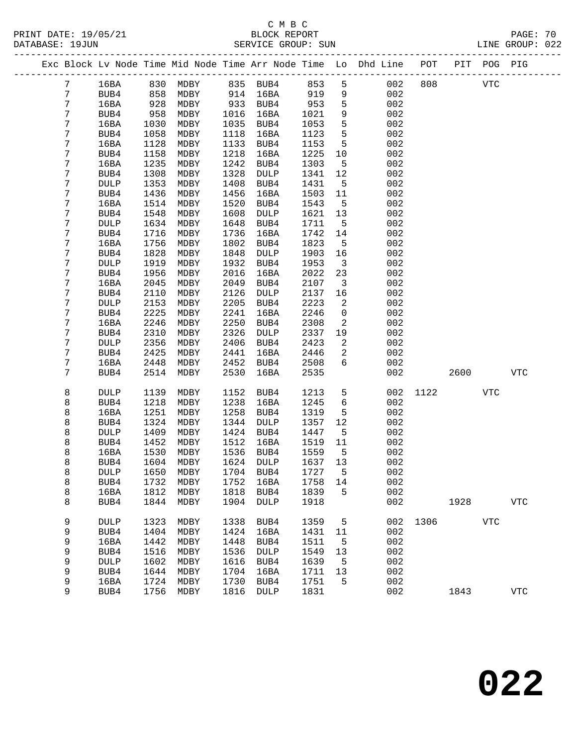C M B C
BLOCK REPORT
SERVICE GROUP: SUN

PRINT DATE: 19/05/21
DATABASE: 19JUN
LINE GROUP: 022

| Exc | Block | Lv Node | Time | Mid Node | Time | Arr Node | Time | Lo | Dhd Line | POT | PIT | POG | PIG |
|---|---|---|---|---|---|---|---|---|---|---|---|---|---|
| | 7 | 16BA | 830 | MDBY | 835 | BUB4 | 853 | 5 | 002 | 808 | | VTC | |
| | 7 | BUB4 | 858 | MDBY | 914 | 16BA | 919 | 9 | 002 | | | | |
| | 7 | 16BA | 928 | MDBY | 933 | BUB4 | 953 | 5 | 002 | | | | |
| | 7 | BUB4 | 958 | MDBY | 1016 | 16BA | 1021 | 9 | 002 | | | | |
| | 7 | 16BA | 1030 | MDBY | 1035 | BUB4 | 1053 | 5 | 002 | | | | |
| | 7 | BUB4 | 1058 | MDBY | 1118 | 16BA | 1123 | 5 | 002 | | | | |
| | 7 | 16BA | 1128 | MDBY | 1133 | BUB4 | 1153 | 5 | 002 | | | | |
| | 7 | BUB4 | 1158 | MDBY | 1218 | 16BA | 1225 | 10 | 002 | | | | |
| | 7 | 16BA | 1235 | MDBY | 1242 | BUB4 | 1303 | 5 | 002 | | | | |
| | 7 | BUB4 | 1308 | MDBY | 1328 | DULP | 1341 | 12 | 002 | | | | |
| | 7 | DULP | 1353 | MDBY | 1408 | BUB4 | 1431 | 5 | 002 | | | | |
| | 7 | BUB4 | 1436 | MDBY | 1456 | 16BA | 1503 | 11 | 002 | | | | |
| | 7 | 16BA | 1514 | MDBY | 1520 | BUB4 | 1543 | 5 | 002 | | | | |
| | 7 | BUB4 | 1548 | MDBY | 1608 | DULP | 1621 | 13 | 002 | | | | |
| | 7 | DULP | 1634 | MDBY | 1648 | BUB4 | 1711 | 5 | 002 | | | | |
| | 7 | BUB4 | 1716 | MDBY | 1736 | 16BA | 1742 | 14 | 002 | | | | |
| | 7 | 16BA | 1756 | MDBY | 1802 | BUB4 | 1823 | 5 | 002 | | | | |
| | 7 | BUB4 | 1828 | MDBY | 1848 | DULP | 1903 | 16 | 002 | | | | |
| | 7 | DULP | 1919 | MDBY | 1932 | BUB4 | 1953 | 3 | 002 | | | | |
| | 7 | BUB4 | 1956 | MDBY | 2016 | 16BA | 2022 | 23 | 002 | | | | |
| | 7 | 16BA | 2045 | MDBY | 2049 | BUB4 | 2107 | 3 | 002 | | | | |
| | 7 | BUB4 | 2110 | MDBY | 2126 | DULP | 2137 | 16 | 002 | | | | |
| | 7 | DULP | 2153 | MDBY | 2205 | BUB4 | 2223 | 2 | 002 | | | | |
| | 7 | BUB4 | 2225 | MDBY | 2241 | 16BA | 2246 | 0 | 002 | | | | |
| | 7 | 16BA | 2246 | MDBY | 2250 | BUB4 | 2308 | 2 | 002 | | | | |
| | 7 | BUB4 | 2310 | MDBY | 2326 | DULP | 2337 | 19 | 002 | | | | |
| | 7 | DULP | 2356 | MDBY | 2406 | BUB4 | 2423 | 2 | 002 | | | | |
| | 7 | BUB4 | 2425 | MDBY | 2441 | 16BA | 2446 | 2 | 002 | | | | |
| | 7 | 16BA | 2448 | MDBY | 2452 | BUB4 | 2508 | 6 | 002 | | | | |
| | 7 | BUB4 | 2514 | MDBY | 2530 | 16BA | 2535 | | 002 | | 2600 | | VTC |
| | 8 | DULP | 1139 | MDBY | 1152 | BUB4 | 1213 | 5 | 002 | 1122 | | VTC | |
| | 8 | BUB4 | 1218 | MDBY | 1238 | 16BA | 1245 | 6 | 002 | | | | |
| | 8 | 16BA | 1251 | MDBY | 1258 | BUB4 | 1319 | 5 | 002 | | | | |
| | 8 | BUB4 | 1324 | MDBY | 1344 | DULP | 1357 | 12 | 002 | | | | |
| | 8 | DULP | 1409 | MDBY | 1424 | BUB4 | 1447 | 5 | 002 | | | | |
| | 8 | BUB4 | 1452 | MDBY | 1512 | 16BA | 1519 | 11 | 002 | | | | |
| | 8 | 16BA | 1530 | MDBY | 1536 | BUB4 | 1559 | 5 | 002 | | | | |
| | 8 | BUB4 | 1604 | MDBY | 1624 | DULP | 1637 | 13 | 002 | | | | |
| | 8 | DULP | 1650 | MDBY | 1704 | BUB4 | 1727 | 5 | 002 | | | | |
| | 8 | BUB4 | 1732 | MDBY | 1752 | 16BA | 1758 | 14 | 002 | | | | |
| | 8 | 16BA | 1812 | MDBY | 1818 | BUB4 | 1839 | 5 | 002 | | | | |
| | 8 | BUB4 | 1844 | MDBY | 1904 | DULP | 1918 | | 002 | | 1928 | | VTC |
| | 9 | DULP | 1323 | MDBY | 1338 | BUB4 | 1359 | 5 | 002 | 1306 | | VTC | |
| | 9 | BUB4 | 1404 | MDBY | 1424 | 16BA | 1431 | 11 | 002 | | | | |
| | 9 | 16BA | 1442 | MDBY | 1448 | BUB4 | 1511 | 5 | 002 | | | | |
| | 9 | BUB4 | 1516 | MDBY | 1536 | DULP | 1549 | 13 | 002 | | | | |
| | 9 | DULP | 1602 | MDBY | 1616 | BUB4 | 1639 | 5 | 002 | | | | |
| | 9 | BUB4 | 1644 | MDBY | 1704 | 16BA | 1711 | 13 | 002 | | | | |
| | 9 | 16BA | 1724 | MDBY | 1730 | BUB4 | 1751 | 5 | 002 | | | | |
| | 9 | BUB4 | 1756 | MDBY | 1816 | DULP | 1831 | | 002 | | 1843 | | VTC |

022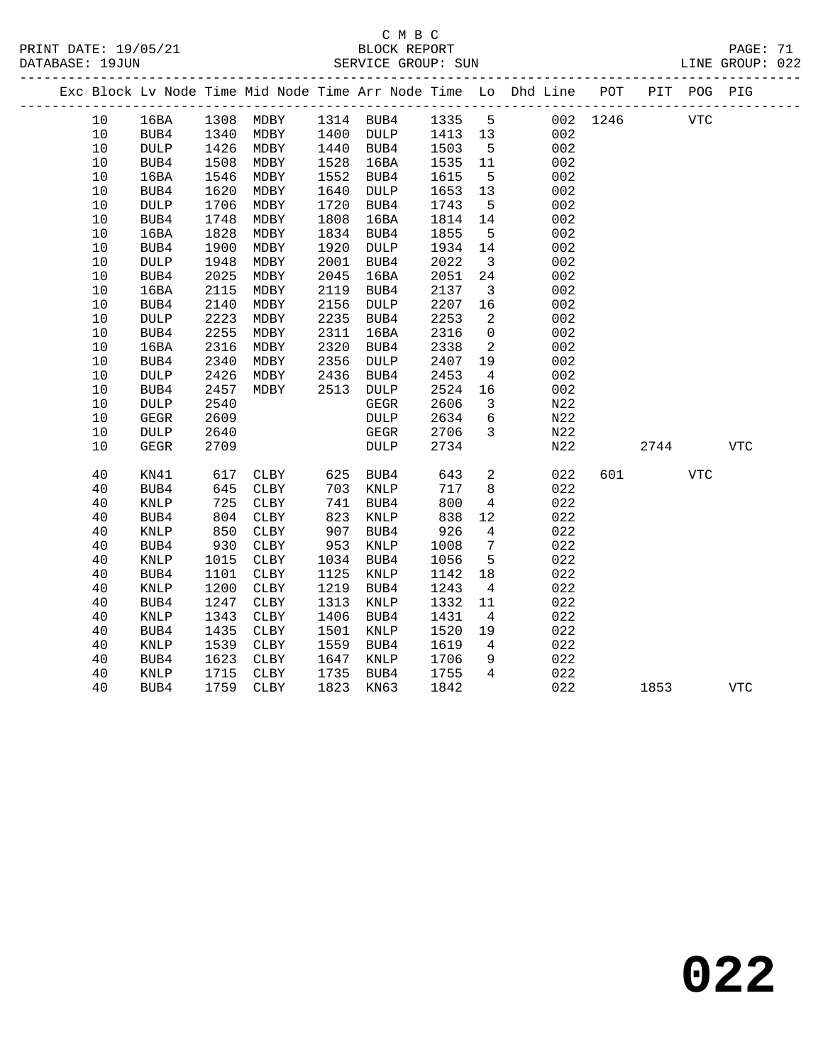C M B C
BLOCK REPORT
SERVICE GROUP: SUN

PRINT DATE: 19/05/21
DATABASE: 19JUN
LINE GROUP: 022

| Exc | Block | Lv | Node | Time | Mid Node | Time | Arr Node | Time | Lo | Dhd Line | POT | PIT | POG | PIG |
|---|---|---|---|---|---|---|---|---|---|---|---|---|---|---|
| | 10 | | 16BA | 1308 | MDBY | 1314 | BUB4 | 1335 | 5 | 002 | 1246 | | VTC | |
| | 10 | | BUB4 | 1340 | MDBY | 1400 | DULP | 1413 | 13 | 002 | | | | |
| | 10 | | DULP | 1426 | MDBY | 1440 | BUB4 | 1503 | 5 | 002 | | | | |
| | 10 | | BUB4 | 1508 | MDBY | 1528 | 16BA | 1535 | 11 | 002 | | | | |
| | 10 | | 16BA | 1546 | MDBY | 1552 | BUB4 | 1615 | 5 | 002 | | | | |
| | 10 | | BUB4 | 1620 | MDBY | 1640 | DULP | 1653 | 13 | 002 | | | | |
| | 10 | | DULP | 1706 | MDBY | 1720 | BUB4 | 1743 | 5 | 002 | | | | |
| | 10 | | BUB4 | 1748 | MDBY | 1808 | 16BA | 1814 | 14 | 002 | | | | |
| | 10 | | 16BA | 1828 | MDBY | 1834 | BUB4 | 1855 | 5 | 002 | | | | |
| | 10 | | BUB4 | 1900 | MDBY | 1920 | DULP | 1934 | 14 | 002 | | | | |
| | 10 | | DULP | 1948 | MDBY | 2001 | BUB4 | 2022 | 3 | 002 | | | | |
| | 10 | | BUB4 | 2025 | MDBY | 2045 | 16BA | 2051 | 24 | 002 | | | | |
| | 10 | | 16BA | 2115 | MDBY | 2119 | BUB4 | 2137 | 3 | 002 | | | | |
| | 10 | | BUB4 | 2140 | MDBY | 2156 | DULP | 2207 | 16 | 002 | | | | |
| | 10 | | DULP | 2223 | MDBY | 2235 | BUB4 | 2253 | 2 | 002 | | | | |
| | 10 | | BUB4 | 2255 | MDBY | 2311 | 16BA | 2316 | 0 | 002 | | | | |
| | 10 | | 16BA | 2316 | MDBY | 2320 | BUB4 | 2338 | 2 | 002 | | | | |
| | 10 | | BUB4 | 2340 | MDBY | 2356 | DULP | 2407 | 19 | 002 | | | | |
| | 10 | | DULP | 2426 | MDBY | 2436 | BUB4 | 2453 | 4 | 002 | | | | |
| | 10 | | BUB4 | 2457 | MDBY | 2513 | DULP | 2524 | 16 | 002 | | | | |
| | 10 | | DULP | 2540 | | | GEGR | 2606 | 3 | N22 | | | | |
| | 10 | | GEGR | 2609 | | | DULP | 2634 | 6 | N22 | | | | |
| | 10 | | DULP | 2640 | | | GEGR | 2706 | 3 | N22 | | | | |
| | 10 | | GEGR | 2709 | | | DULP | 2734 | | N22 | | 2744 | | VTC |
| | 40 | | KN41 | 617 | CLBY | 625 | BUB4 | 643 | 2 | 022 | 601 | | VTC | |
| | 40 | | BUB4 | 645 | CLBY | 703 | KNLP | 717 | 8 | 022 | | | | |
| | 40 | | KNLP | 725 | CLBY | 741 | BUB4 | 800 | 4 | 022 | | | | |
| | 40 | | BUB4 | 804 | CLBY | 823 | KNLP | 838 | 12 | 022 | | | | |
| | 40 | | KNLP | 850 | CLBY | 907 | BUB4 | 926 | 4 | 022 | | | | |
| | 40 | | BUB4 | 930 | CLBY | 953 | KNLP | 1008 | 7 | 022 | | | | |
| | 40 | | KNLP | 1015 | CLBY | 1034 | BUB4 | 1056 | 5 | 022 | | | | |
| | 40 | | BUB4 | 1101 | CLBY | 1125 | KNLP | 1142 | 18 | 022 | | | | |
| | 40 | | KNLP | 1200 | CLBY | 1219 | BUB4 | 1243 | 4 | 022 | | | | |
| | 40 | | BUB4 | 1247 | CLBY | 1313 | KNLP | 1332 | 11 | 022 | | | | |
| | 40 | | KNLP | 1343 | CLBY | 1406 | BUB4 | 1431 | 4 | 022 | | | | |
| | 40 | | BUB4 | 1435 | CLBY | 1501 | KNLP | 1520 | 19 | 022 | | | | |
| | 40 | | KNLP | 1539 | CLBY | 1559 | BUB4 | 1619 | 4 | 022 | | | | |
| | 40 | | BUB4 | 1623 | CLBY | 1647 | KNLP | 1706 | 9 | 022 | | | | |
| | 40 | | KNLP | 1715 | CLBY | 1735 | BUB4 | 1755 | 4 | 022 | | | | |
| | 40 | | BUB4 | 1759 | CLBY | 1823 | KN63 | 1842 | | 022 | | 1853 | | VTC |

# 022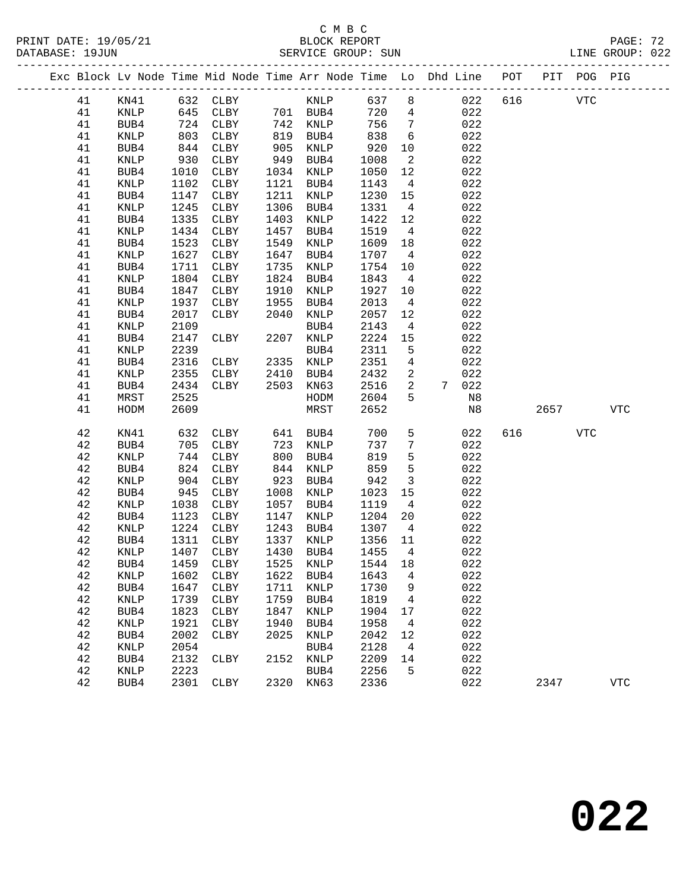C M B C
BLOCK REPORT
SERVICE GROUP: SUN

PRINT DATE: 19/05/21
DATABASE: 19JUN
LINE GROUP: 022

| Exc | Block | Lv | Node | Time | Mid Node | Time | Arr Node | Time | Lo | Dhd | Line | POT | PIT | POG | PIG |
|---|---|---|---|---|---|---|---|---|---|---|---|---|---|---|---|
| | 41 | | KN41 | 632 | CLBY | | KNLP | 637 | 8 | | 022 | 616 | | VTC | |
| | 41 | | KNLP | 645 | CLBY | 701 | BUB4 | 720 | 4 | | 022 | | | | |
| | 41 | | BUB4 | 724 | CLBY | 742 | KNLP | 756 | 7 | | 022 | | | | |
| | 41 | | KNLP | 803 | CLBY | 819 | BUB4 | 838 | 6 | | 022 | | | | |
| | 41 | | BUB4 | 844 | CLBY | 905 | KNLP | 920 | 10 | | 022 | | | | |
| | 41 | | KNLP | 930 | CLBY | 949 | BUB4 | 1008 | 2 | | 022 | | | | |
| | 41 | | BUB4 | 1010 | CLBY | 1034 | KNLP | 1050 | 12 | | 022 | | | | |
| | 41 | | KNLP | 1102 | CLBY | 1121 | BUB4 | 1143 | 4 | | 022 | | | | |
| | 41 | | BUB4 | 1147 | CLBY | 1211 | KNLP | 1230 | 15 | | 022 | | | | |
| | 41 | | KNLP | 1245 | CLBY | 1306 | BUB4 | 1331 | 4 | | 022 | | | | |
| | 41 | | BUB4 | 1335 | CLBY | 1403 | KNLP | 1422 | 12 | | 022 | | | | |
| | 41 | | KNLP | 1434 | CLBY | 1457 | BUB4 | 1519 | 4 | | 022 | | | | |
| | 41 | | BUB4 | 1523 | CLBY | 1549 | KNLP | 1609 | 18 | | 022 | | | | |
| | 41 | | KNLP | 1627 | CLBY | 1647 | BUB4 | 1707 | 4 | | 022 | | | | |
| | 41 | | BUB4 | 1711 | CLBY | 1735 | KNLP | 1754 | 10 | | 022 | | | | |
| | 41 | | KNLP | 1804 | CLBY | 1824 | BUB4 | 1843 | 4 | | 022 | | | | |
| | 41 | | BUB4 | 1847 | CLBY | 1910 | KNLP | 1927 | 10 | | 022 | | | | |
| | 41 | | KNLP | 1937 | CLBY | 1955 | BUB4 | 2013 | 4 | | 022 | | | | |
| | 41 | | BUB4 | 2017 | CLBY | 2040 | KNLP | 2057 | 12 | | 022 | | | | |
| | 41 | | KNLP | 2109 | | | BUB4 | 2143 | 4 | | 022 | | | | |
| | 41 | | BUB4 | 2147 | CLBY | 2207 | KNLP | 2224 | 15 | | 022 | | | | |
| | 41 | | KNLP | 2239 | | | BUB4 | 2311 | 5 | | 022 | | | | |
| | 41 | | BUB4 | 2316 | CLBY | 2335 | KNLP | 2351 | 4 | | 022 | | | | |
| | 41 | | KNLP | 2355 | CLBY | 2410 | BUB4 | 2432 | 2 | | 022 | | | | |
| | 41 | | BUB4 | 2434 | CLBY | 2503 | KN63 | 2516 | 2 | 7 | 022 | | | | |
| | 41 | | MRST | 2525 | | | HODM | 2604 | 5 | | N8 | | | | |
| | 41 | | HODM | 2609 | | | MRST | 2652 | | | N8 | | 2657 | | VTC |
| | 42 | | KN41 | 632 | CLBY | 641 | BUB4 | 700 | 5 | | 022 | 616 | | VTC | |
| | 42 | | BUB4 | 705 | CLBY | 723 | KNLP | 737 | 7 | | 022 | | | | |
| | 42 | | KNLP | 744 | CLBY | 800 | BUB4 | 819 | 5 | | 022 | | | | |
| | 42 | | BUB4 | 824 | CLBY | 844 | KNLP | 859 | 5 | | 022 | | | | |
| | 42 | | KNLP | 904 | CLBY | 923 | BUB4 | 942 | 3 | | 022 | | | | |
| | 42 | | BUB4 | 945 | CLBY | 1008 | KNLP | 1023 | 15 | | 022 | | | | |
| | 42 | | KNLP | 1038 | CLBY | 1057 | BUB4 | 1119 | 4 | | 022 | | | | |
| | 42 | | BUB4 | 1123 | CLBY | 1147 | KNLP | 1204 | 20 | | 022 | | | | |
| | 42 | | KNLP | 1224 | CLBY | 1243 | BUB4 | 1307 | 4 | | 022 | | | | |
| | 42 | | BUB4 | 1311 | CLBY | 1337 | KNLP | 1356 | 11 | | 022 | | | | |
| | 42 | | KNLP | 1407 | CLBY | 1430 | BUB4 | 1455 | 4 | | 022 | | | | |
| | 42 | | BUB4 | 1459 | CLBY | 1525 | KNLP | 1544 | 18 | | 022 | | | | |
| | 42 | | KNLP | 1602 | CLBY | 1622 | BUB4 | 1643 | 4 | | 022 | | | | |
| | 42 | | BUB4 | 1647 | CLBY | 1711 | KNLP | 1730 | 9 | | 022 | | | | |
| | 42 | | KNLP | 1739 | CLBY | 1759 | BUB4 | 1819 | 4 | | 022 | | | | |
| | 42 | | BUB4 | 1823 | CLBY | 1847 | KNLP | 1904 | 17 | | 022 | | | | |
| | 42 | | KNLP | 1921 | CLBY | 1940 | BUB4 | 1958 | 4 | | 022 | | | | |
| | 42 | | BUB4 | 2002 | CLBY | 2025 | KNLP | 2042 | 12 | | 022 | | | | |
| | 42 | | KNLP | 2054 | | | BUB4 | 2128 | 4 | | 022 | | | | |
| | 42 | | BUB4 | 2132 | CLBY | 2152 | KNLP | 2209 | 14 | | 022 | | | | |
| | 42 | | KNLP | 2223 | | | BUB4 | 2256 | 5 | | 022 | | | | |
| | 42 | | BUB4 | 2301 | CLBY | 2320 | KN63 | 2336 | | | 022 | | 2347 | | VTC |

# 022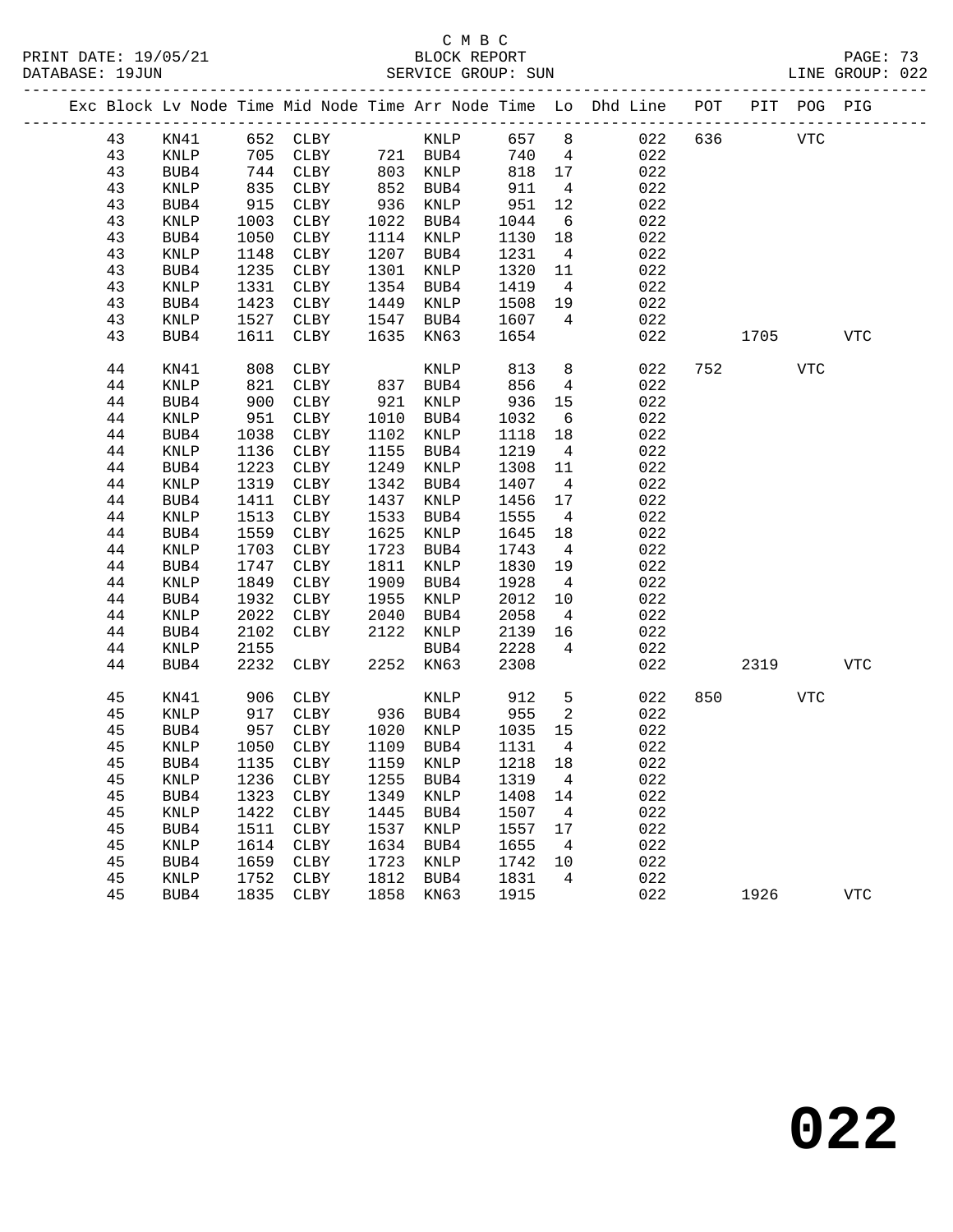C M B C

PRINT DATE: 19/05/21 BLOCK REPORT

DATABASE: 19JUN SERVICE GROUP: SUN LINE GROUP: 022

| Exc | Block | Lv | Node | Time | Mid Node | Time | Arr Node | Time | Lo | Dhd Line | POT | PIT | POG | PIG |
|---|---|---|---|---|---|---|---|---|---|---|---|---|---|---|
| | 43 | | KN41 | 652 | CLBY | | KNLP | 657 | 8 | 022 | 636 | | VTC | |
| | 43 | | KNLP | 705 | CLBY | 721 | BUB4 | 740 | 4 | 022 | | | | |
| | 43 | | BUB4 | 744 | CLBY | 803 | KNLP | 818 | 17 | 022 | | | | |
| | 43 | | KNLP | 835 | CLBY | 852 | BUB4 | 911 | 4 | 022 | | | | |
| | 43 | | BUB4 | 915 | CLBY | 936 | KNLP | 951 | 12 | 022 | | | | |
| | 43 | | KNLP | 1003 | CLBY | 1022 | BUB4 | 1044 | 6 | 022 | | | | |
| | 43 | | BUB4 | 1050 | CLBY | 1114 | KNLP | 1130 | 18 | 022 | | | | |
| | 43 | | KNLP | 1148 | CLBY | 1207 | BUB4 | 1231 | 4 | 022 | | | | |
| | 43 | | BUB4 | 1235 | CLBY | 1301 | KNLP | 1320 | 11 | 022 | | | | |
| | 43 | | KNLP | 1331 | CLBY | 1354 | BUB4 | 1419 | 4 | 022 | | | | |
| | 43 | | BUB4 | 1423 | CLBY | 1449 | KNLP | 1508 | 19 | 022 | | | | |
| | 43 | | KNLP | 1527 | CLBY | 1547 | BUB4 | 1607 | 4 | 022 | | | | |
| | 43 | | BUB4 | 1611 | CLBY | 1635 | KN63 | 1654 | | 022 | | 1705 | | VTC |
| | 44 | | KN41 | 808 | CLBY | | KNLP | 813 | 8 | 022 | 752 | | VTC | |
| | 44 | | KNLP | 821 | CLBY | 837 | BUB4 | 856 | 4 | 022 | | | | |
| | 44 | | BUB4 | 900 | CLBY | 921 | KNLP | 936 | 15 | 022 | | | | |
| | 44 | | KNLP | 951 | CLBY | 1010 | BUB4 | 1032 | 6 | 022 | | | | |
| | 44 | | BUB4 | 1038 | CLBY | 1102 | KNLP | 1118 | 18 | 022 | | | | |
| | 44 | | KNLP | 1136 | CLBY | 1155 | BUB4 | 1219 | 4 | 022 | | | | |
| | 44 | | BUB4 | 1223 | CLBY | 1249 | KNLP | 1308 | 11 | 022 | | | | |
| | 44 | | KNLP | 1319 | CLBY | 1342 | BUB4 | 1407 | 4 | 022 | | | | |
| | 44 | | BUB4 | 1411 | CLBY | 1437 | KNLP | 1456 | 17 | 022 | | | | |
| | 44 | | KNLP | 1513 | CLBY | 1533 | BUB4 | 1555 | 4 | 022 | | | | |
| | 44 | | BUB4 | 1559 | CLBY | 1625 | KNLP | 1645 | 18 | 022 | | | | |
| | 44 | | KNLP | 1703 | CLBY | 1723 | BUB4 | 1743 | 4 | 022 | | | | |
| | 44 | | BUB4 | 1747 | CLBY | 1811 | KNLP | 1830 | 19 | 022 | | | | |
| | 44 | | KNLP | 1849 | CLBY | 1909 | BUB4 | 1928 | 4 | 022 | | | | |
| | 44 | | BUB4 | 1932 | CLBY | 1955 | KNLP | 2012 | 10 | 022 | | | | |
| | 44 | | KNLP | 2022 | CLBY | 2040 | BUB4 | 2058 | 4 | 022 | | | | |
| | 44 | | BUB4 | 2102 | CLBY | 2122 | KNLP | 2139 | 16 | 022 | | | | |
| | 44 | | KNLP | 2155 | | | BUB4 | 2228 | 4 | 022 | | | | |
| | 44 | | BUB4 | 2232 | CLBY | 2252 | KN63 | 2308 | | 022 | | 2319 | | VTC |
| | 45 | | KN41 | 906 | CLBY | | KNLP | 912 | 5 | 022 | 850 | | VTC | |
| | 45 | | KNLP | 917 | CLBY | 936 | BUB4 | 955 | 2 | 022 | | | | |
| | 45 | | BUB4 | 957 | CLBY | 1020 | KNLP | 1035 | 15 | 022 | | | | |
| | 45 | | KNLP | 1050 | CLBY | 1109 | BUB4 | 1131 | 4 | 022 | | | | |
| | 45 | | BUB4 | 1135 | CLBY | 1159 | KNLP | 1218 | 18 | 022 | | | | |
| | 45 | | KNLP | 1236 | CLBY | 1255 | BUB4 | 1319 | 4 | 022 | | | | |
| | 45 | | BUB4 | 1323 | CLBY | 1349 | KNLP | 1408 | 14 | 022 | | | | |
| | 45 | | KNLP | 1422 | CLBY | 1445 | BUB4 | 1507 | 4 | 022 | | | | |
| | 45 | | BUB4 | 1511 | CLBY | 1537 | KNLP | 1557 | 17 | 022 | | | | |
| | 45 | | KNLP | 1614 | CLBY | 1634 | BUB4 | 1655 | 4 | 022 | | | | |
| | 45 | | BUB4 | 1659 | CLBY | 1723 | KNLP | 1742 | 10 | 022 | | | | |
| | 45 | | KNLP | 1752 | CLBY | 1812 | BUB4 | 1831 | 4 | 022 | | | | |
| | 45 | | BUB4 | 1835 | CLBY | 1858 | KN63 | 1915 | | 022 | | 1926 | | VTC |

# 022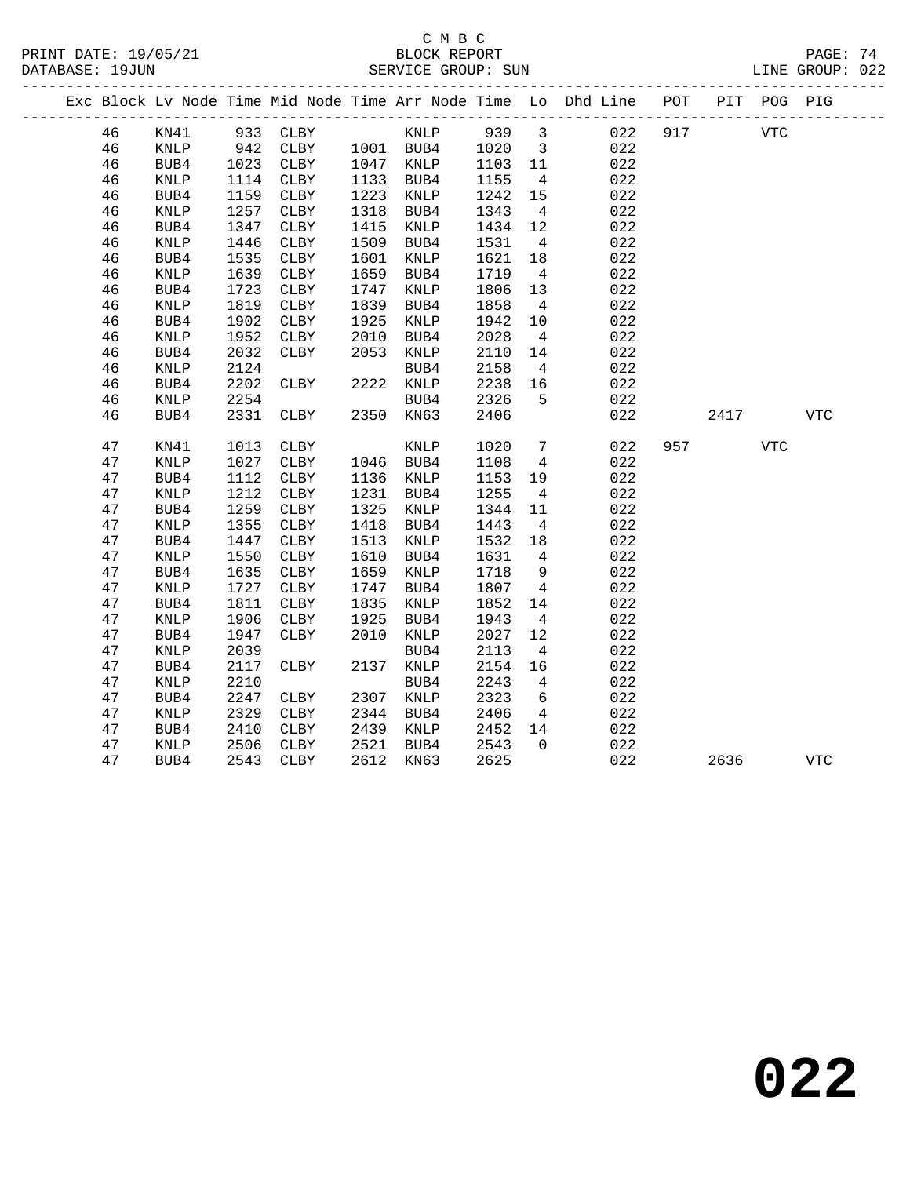C M B C
BLOCK REPORT
SERVICE GROUP: SUN

PRINT DATE: 19/05/21
DATABASE: 19JUN
LINE GROUP: 022

| Exc | Block | Lv Node | Time | Mid Node | Time | Arr Node | Time | Lo | Dhd Line | POT | PIT | POG | PIG |
|---|---|---|---|---|---|---|---|---|---|---|---|---|---|
| | 46 | KN41 | 933 | CLBY | | KNLP | 939 | 3 | 022 | 917 | | VTC | |
| | 46 | KNLP | 942 | CLBY | 1001 | BUB4 | 1020 | 3 | 022 | | | | |
| | 46 | BUB4 | 1023 | CLBY | 1047 | KNLP | 1103 | 11 | 022 | | | | |
| | 46 | KNLP | 1114 | CLBY | 1133 | BUB4 | 1155 | 4 | 022 | | | | |
| | 46 | BUB4 | 1159 | CLBY | 1223 | KNLP | 1242 | 15 | 022 | | | | |
| | 46 | KNLP | 1257 | CLBY | 1318 | BUB4 | 1343 | 4 | 022 | | | | |
| | 46 | BUB4 | 1347 | CLBY | 1415 | KNLP | 1434 | 12 | 022 | | | | |
| | 46 | KNLP | 1446 | CLBY | 1509 | BUB4 | 1531 | 4 | 022 | | | | |
| | 46 | BUB4 | 1535 | CLBY | 1601 | KNLP | 1621 | 18 | 022 | | | | |
| | 46 | KNLP | 1639 | CLBY | 1659 | BUB4 | 1719 | 4 | 022 | | | | |
| | 46 | BUB4 | 1723 | CLBY | 1747 | KNLP | 1806 | 13 | 022 | | | | |
| | 46 | KNLP | 1819 | CLBY | 1839 | BUB4 | 1858 | 4 | 022 | | | | |
| | 46 | BUB4 | 1902 | CLBY | 1925 | KNLP | 1942 | 10 | 022 | | | | |
| | 46 | KNLP | 1952 | CLBY | 2010 | BUB4 | 2028 | 4 | 022 | | | | |
| | 46 | BUB4 | 2032 | CLBY | 2053 | KNLP | 2110 | 14 | 022 | | | | |
| | 46 | KNLP | 2124 | | | BUB4 | 2158 | 4 | 022 | | | | |
| | 46 | BUB4 | 2202 | CLBY | 2222 | KNLP | 2238 | 16 | 022 | | | | |
| | 46 | KNLP | 2254 | | | BUB4 | 2326 | 5 | 022 | | | | |
| | 46 | BUB4 | 2331 | CLBY | 2350 | KN63 | 2406 | | 022 | | 2417 | | VTC |
| | 47 | KN41 | 1013 | CLBY | | KNLP | 1020 | 7 | 022 | 957 | | VTC | |
| | 47 | KNLP | 1027 | CLBY | 1046 | BUB4 | 1108 | 4 | 022 | | | | |
| | 47 | BUB4 | 1112 | CLBY | 1136 | KNLP | 1153 | 19 | 022 | | | | |
| | 47 | KNLP | 1212 | CLBY | 1231 | BUB4 | 1255 | 4 | 022 | | | | |
| | 47 | BUB4 | 1259 | CLBY | 1325 | KNLP | 1344 | 11 | 022 | | | | |
| | 47 | KNLP | 1355 | CLBY | 1418 | BUB4 | 1443 | 4 | 022 | | | | |
| | 47 | BUB4 | 1447 | CLBY | 1513 | KNLP | 1532 | 18 | 022 | | | | |
| | 47 | KNLP | 1550 | CLBY | 1610 | BUB4 | 1631 | 4 | 022 | | | | |
| | 47 | BUB4 | 1635 | CLBY | 1659 | KNLP | 1718 | 9 | 022 | | | | |
| | 47 | KNLP | 1727 | CLBY | 1747 | BUB4 | 1807 | 4 | 022 | | | | |
| | 47 | BUB4 | 1811 | CLBY | 1835 | KNLP | 1852 | 14 | 022 | | | | |
| | 47 | KNLP | 1906 | CLBY | 1925 | BUB4 | 1943 | 4 | 022 | | | | |
| | 47 | BUB4 | 1947 | CLBY | 2010 | KNLP | 2027 | 12 | 022 | | | | |
| | 47 | KNLP | 2039 | | | BUB4 | 2113 | 4 | 022 | | | | |
| | 47 | BUB4 | 2117 | CLBY | 2137 | KNLP | 2154 | 16 | 022 | | | | |
| | 47 | KNLP | 2210 | | | BUB4 | 2243 | 4 | 022 | | | | |
| | 47 | BUB4 | 2247 | CLBY | 2307 | KNLP | 2323 | 6 | 022 | | | | |
| | 47 | KNLP | 2329 | CLBY | 2344 | BUB4 | 2406 | 4 | 022 | | | | |
| | 47 | BUB4 | 2410 | CLBY | 2439 | KNLP | 2452 | 14 | 022 | | | | |
| | 47 | KNLP | 2506 | CLBY | 2521 | BUB4 | 2543 | 0 | 022 | | | | |
| | 47 | BUB4 | 2543 | CLBY | 2612 | KN63 | 2625 | | 022 | | 2636 | | VTC |

# 022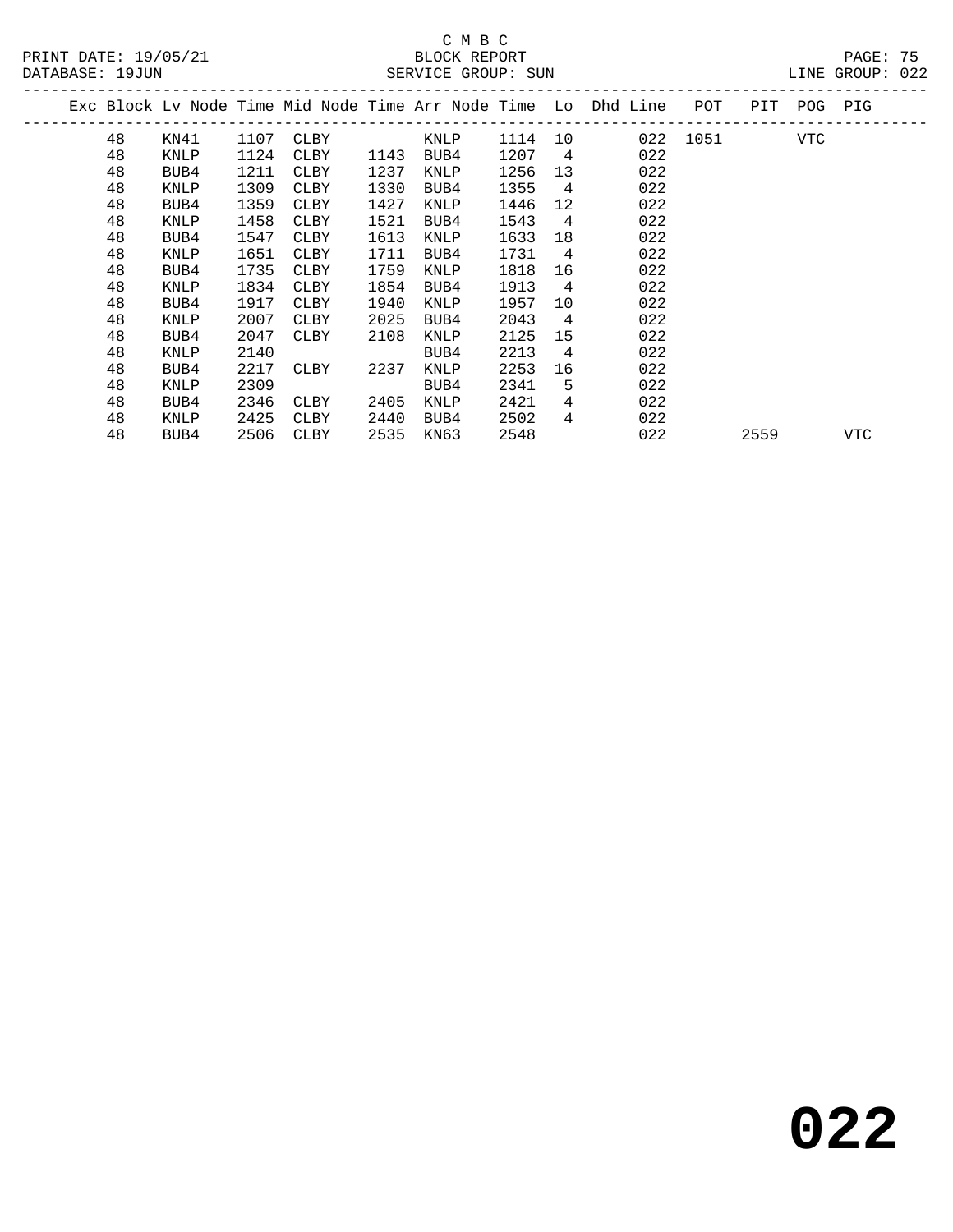C M B C

BLOCK REPORT

PRINT DATE: 19/05/21

DATABASE: 19JUN

SERVICE GROUP: SUN

LINE GROUP: 022

| Exc | Block | Lv Node | Time | Mid Node | Time | Arr Node | Time | Lo | Dhd Line | POT | PIT | POG | PIG |
|---|---|---|---|---|---|---|---|---|---|---|---|---|---|
| | 48 | KN41 | 1107 | CLBY | | KNLP | 1114 | 10 | 022 | 1051 | | VTC | |
| | 48 | KNLP | 1124 | CLBY | 1143 | BUB4 | 1207 | 4 | 022 | | | | |
| | 48 | BUB4 | 1211 | CLBY | 1237 | KNLP | 1256 | 13 | 022 | | | | |
| | 48 | KNLP | 1309 | CLBY | 1330 | BUB4 | 1355 | 4 | 022 | | | | |
| | 48 | BUB4 | 1359 | CLBY | 1427 | KNLP | 1446 | 12 | 022 | | | | |
| | 48 | KNLP | 1458 | CLBY | 1521 | BUB4 | 1543 | 4 | 022 | | | | |
| | 48 | BUB4 | 1547 | CLBY | 1613 | KNLP | 1633 | 18 | 022 | | | | |
| | 48 | KNLP | 1651 | CLBY | 1711 | BUB4 | 1731 | 4 | 022 | | | | |
| | 48 | BUB4 | 1735 | CLBY | 1759 | KNLP | 1818 | 16 | 022 | | | | |
| | 48 | KNLP | 1834 | CLBY | 1854 | BUB4 | 1913 | 4 | 022 | | | | |
| | 48 | BUB4 | 1917 | CLBY | 1940 | KNLP | 1957 | 10 | 022 | | | | |
| | 48 | KNLP | 2007 | CLBY | 2025 | BUB4 | 2043 | 4 | 022 | | | | |
| | 48 | BUB4 | 2047 | CLBY | 2108 | KNLP | 2125 | 15 | 022 | | | | |
| | 48 | KNLP | 2140 | | | BUB4 | 2213 | 4 | 022 | | | | |
| | 48 | BUB4 | 2217 | CLBY | 2237 | KNLP | 2253 | 16 | 022 | | | | |
| | 48 | KNLP | 2309 | | | BUB4 | 2341 | 5 | 022 | | | | |
| | 48 | BUB4 | 2346 | CLBY | 2405 | KNLP | 2421 | 4 | 022 | | | | |
| | 48 | KNLP | 2425 | CLBY | 2440 | BUB4 | 2502 | 4 | 022 | | | | |
| | 48 | BUB4 | 2506 | CLBY | 2535 | KN63 | 2548 | | 022 | | 2559 | | VTC |

022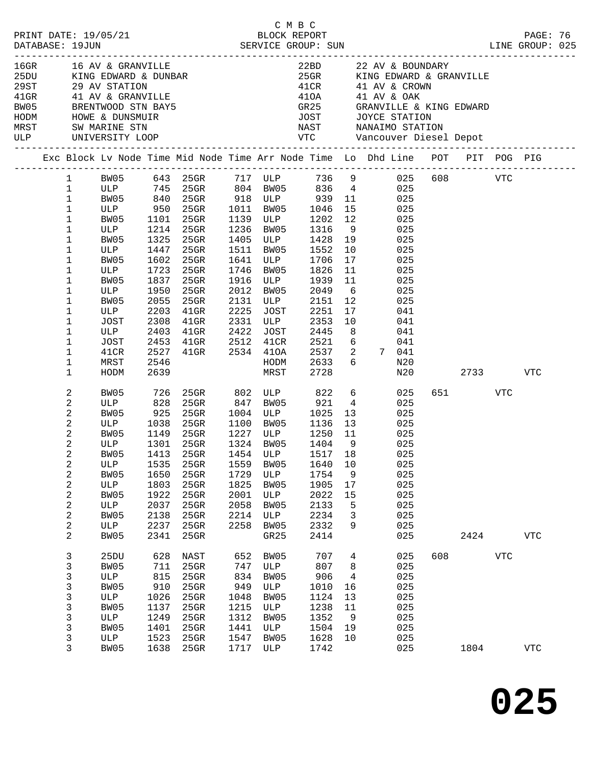C M B C

PRINT DATE: 19/05/21 BLOCK REPORT
DATABASE: 19JUN SERVICE GROUP: SUN LINE GROUP: 025

| Code | Name | Code | Name |
|---|---|---|---|
| 16GR | 16 AV & GRANVILLE | 22BD | 22 AV & BOUNDARY |
| 25DU | KING EDWARD & DUNBAR | 25GR | KING EDWARD & GRANVILLE |
| 29ST | 29 AV STATION | 41CR | 41 AV & CROWN |
| 41GR | 41 AV & GRANVILLE | 41OA | 41 AV & OAK |
| BW05 | BRENTWOOD STN BAY5 | GR25 | GRANVILLE & KING EDWARD |
| HODM | HOWE & DUNSMUIR | JOST | JOYCE STATION |
| MRST | SW MARINE STN | NAST | NANAIMO STATION |
| ULP | UNIVERSITY LOOP | VTC | Vancouver Diesel Depot |

| Exc | Block | Lv Node | Time | Mid Node | Time | Arr Node | Time | Lo | Dhd | Line | POT | PIT | POG | PIG |
|---|---|---|---|---|---|---|---|---|---|---|---|---|---|---|
| | 1 | BW05 | 643 | 25GR | 717 | ULP | 736 | 9 | | 025 | 608 | | VTC | |
| | 1 | ULP | 745 | 25GR | 804 | BW05 | 836 | 4 | | 025 | | | | |
| | 1 | BW05 | 840 | 25GR | 918 | ULP | 939 | 11 | | 025 | | | | |
| | 1 | ULP | 950 | 25GR | 1011 | BW05 | 1046 | 15 | | 025 | | | | |
| | 1 | BW05 | 1101 | 25GR | 1139 | ULP | 1202 | 12 | | 025 | | | | |
| | 1 | ULP | 1214 | 25GR | 1236 | BW05 | 1316 | 9 | | 025 | | | | |
| | 1 | BW05 | 1325 | 25GR | 1405 | ULP | 1428 | 19 | | 025 | | | | |
| | 1 | ULP | 1447 | 25GR | 1511 | BW05 | 1552 | 10 | | 025 | | | | |
| | 1 | BW05 | 1602 | 25GR | 1641 | ULP | 1706 | 17 | | 025 | | | | |
| | 1 | ULP | 1723 | 25GR | 1746 | BW05 | 1826 | 11 | | 025 | | | | |
| | 1 | BW05 | 1837 | 25GR | 1916 | ULP | 1939 | 11 | | 025 | | | | |
| | 1 | ULP | 1950 | 25GR | 2012 | BW05 | 2049 | 6 | | 025 | | | | |
| | 1 | BW05 | 2055 | 25GR | 2131 | ULP | 2151 | 12 | | 025 | | | | |
| | 1 | ULP | 2203 | 41GR | 2225 | JOST | 2251 | 17 | | 041 | | | | |
| | 1 | JOST | 2308 | 41GR | 2331 | ULP | 2353 | 10 | | 041 | | | | |
| | 1 | ULP | 2403 | 41GR | 2422 | JOST | 2445 | 8 | | 041 | | | | |
| | 1 | JOST | 2453 | 41GR | 2512 | 41CR | 2521 | 6 | | 041 | | | | |
| | 1 | 41CR | 2527 | 41GR | 2534 | 41OA | 2537 | 2 | 7 | 041 | | | | |
| | 1 | MRST | 2546 | | | HODM | 2633 | 6 | | N20 | | | | |
| | 1 | HODM | 2639 | | | MRST | 2728 | | | N20 | | 2733 | | VTC |
| | 2 | BW05 | 726 | 25GR | 802 | ULP | 822 | 6 | | 025 | 651 | | VTC | |
| | 2 | ULP | 828 | 25GR | 847 | BW05 | 921 | 4 | | 025 | | | | |
| | 2 | BW05 | 925 | 25GR | 1004 | ULP | 1025 | 13 | | 025 | | | | |
| | 2 | ULP | 1038 | 25GR | 1100 | BW05 | 1136 | 13 | | 025 | | | | |
| | 2 | BW05 | 1149 | 25GR | 1227 | ULP | 1250 | 11 | | 025 | | | | |
| | 2 | ULP | 1301 | 25GR | 1324 | BW05 | 1404 | 9 | | 025 | | | | |
| | 2 | BW05 | 1413 | 25GR | 1454 | ULP | 1517 | 18 | | 025 | | | | |
| | 2 | ULP | 1535 | 25GR | 1559 | BW05 | 1640 | 10 | | 025 | | | | |
| | 2 | BW05 | 1650 | 25GR | 1729 | ULP | 1754 | 9 | | 025 | | | | |
| | 2 | ULP | 1803 | 25GR | 1825 | BW05 | 1905 | 17 | | 025 | | | | |
| | 2 | BW05 | 1922 | 25GR | 2001 | ULP | 2022 | 15 | | 025 | | | | |
| | 2 | ULP | 2037 | 25GR | 2058 | BW05 | 2133 | 5 | | 025 | | | | |
| | 2 | BW05 | 2138 | 25GR | 2214 | ULP | 2234 | 3 | | 025 | | | | |
| | 2 | ULP | 2237 | 25GR | 2258 | BW05 | 2332 | 9 | | 025 | | | | |
| | 2 | BW05 | 2341 | 25GR | | GR25 | 2414 | | | 025 | | 2424 | | VTC |
| | 3 | 25DU | 628 | NAST | 652 | BW05 | 707 | 4 | | 025 | 608 | | VTC | |
| | 3 | BW05 | 711 | 25GR | 747 | ULP | 807 | 8 | | 025 | | | | |
| | 3 | ULP | 815 | 25GR | 834 | BW05 | 906 | 4 | | 025 | | | | |
| | 3 | BW05 | 910 | 25GR | 949 | ULP | 1010 | 16 | | 025 | | | | |
| | 3 | ULP | 1026 | 25GR | 1048 | BW05 | 1124 | 13 | | 025 | | | | |
| | 3 | BW05 | 1137 | 25GR | 1215 | ULP | 1238 | 11 | | 025 | | | | |
| | 3 | ULP | 1249 | 25GR | 1312 | BW05 | 1352 | 9 | | 025 | | | | |
| | 3 | BW05 | 1401 | 25GR | 1441 | ULP | 1504 | 19 | | 025 | | | | |
| | 3 | ULP | 1523 | 25GR | 1547 | BW05 | 1628 | 10 | | 025 | | | | |
| | 3 | BW05 | 1638 | 25GR | 1717 | ULP | 1742 | | | 025 | | 1804 | | VTC |

**025**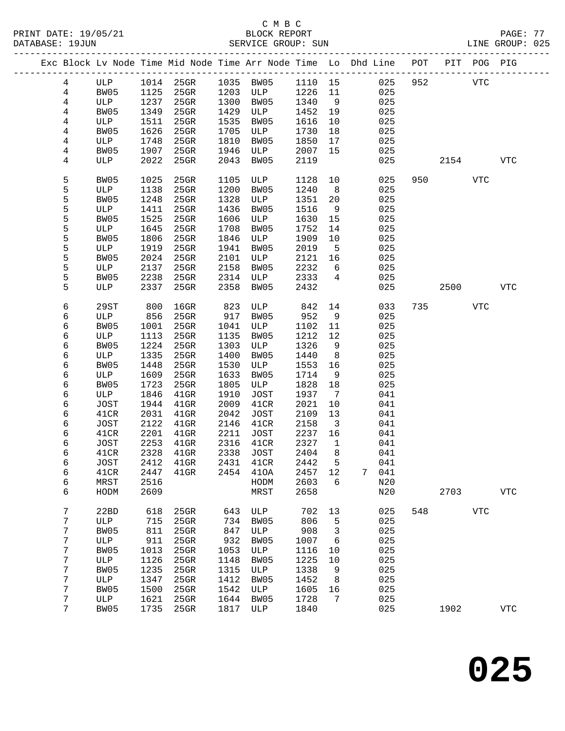C M B C
BLOCK REPORT
SERVICE GROUP: SUN

PRINT DATE: 19/05/21
DATABASE: 19JUN
LINE GROUP: 025

| Exc | Block | Lv Node | Time | Mid Node | Time | Arr Node | Time | Lo | Dhd Line | POT | PIT | POG | PIG |
|---|---|---|---|---|---|---|---|---|---|---|---|---|---|
| | 4 | ULP | 1014 | 25GR | 1035 | BW05 | 1110 | 15 | 025 | 952 | | VTC | |
| | 4 | BW05 | 1125 | 25GR | 1203 | ULP | 1226 | 11 | 025 | | | | |
| | 4 | ULP | 1237 | 25GR | 1300 | BW05 | 1340 | 9 | 025 | | | | |
| | 4 | BW05 | 1349 | 25GR | 1429 | ULP | 1452 | 19 | 025 | | | | |
| | 4 | ULP | 1511 | 25GR | 1535 | BW05 | 1616 | 10 | 025 | | | | |
| | 4 | BW05 | 1626 | 25GR | 1705 | ULP | 1730 | 18 | 025 | | | | |
| | 4 | ULP | 1748 | 25GR | 1810 | BW05 | 1850 | 17 | 025 | | | | |
| | 4 | BW05 | 1907 | 25GR | 1946 | ULP | 2007 | 15 | 025 | | | | |
| | 4 | ULP | 2022 | 25GR | 2043 | BW05 | 2119 | | 025 | | 2154 | | VTC |
| | 5 | BW05 | 1025 | 25GR | 1105 | ULP | 1128 | 10 | 025 | 950 | | VTC | |
| | 5 | ULP | 1138 | 25GR | 1200 | BW05 | 1240 | 8 | 025 | | | | |
| | 5 | BW05 | 1248 | 25GR | 1328 | ULP | 1351 | 20 | 025 | | | | |
| | 5 | ULP | 1411 | 25GR | 1436 | BW05 | 1516 | 9 | 025 | | | | |
| | 5 | BW05 | 1525 | 25GR | 1606 | ULP | 1630 | 15 | 025 | | | | |
| | 5 | ULP | 1645 | 25GR | 1708 | BW05 | 1752 | 14 | 025 | | | | |
| | 5 | BW05 | 1806 | 25GR | 1846 | ULP | 1909 | 10 | 025 | | | | |
| | 5 | ULP | 1919 | 25GR | 1941 | BW05 | 2019 | 5 | 025 | | | | |
| | 5 | BW05 | 2024 | 25GR | 2101 | ULP | 2121 | 16 | 025 | | | | |
| | 5 | ULP | 2137 | 25GR | 2158 | BW05 | 2232 | 6 | 025 | | | | |
| | 5 | BW05 | 2238 | 25GR | 2314 | ULP | 2333 | 4 | 025 | | | | |
| | 5 | ULP | 2337 | 25GR | 2358 | BW05 | 2432 | | 025 | | 2500 | | VTC |
| | 6 | 29ST | 800 | 16GR | 823 | ULP | 842 | 14 | 033 | 735 | | VTC | |
| | 6 | ULP | 856 | 25GR | 917 | BW05 | 952 | 9 | 025 | | | | |
| | 6 | BW05 | 1001 | 25GR | 1041 | ULP | 1102 | 11 | 025 | | | | |
| | 6 | ULP | 1113 | 25GR | 1135 | BW05 | 1212 | 12 | 025 | | | | |
| | 6 | BW05 | 1224 | 25GR | 1303 | ULP | 1326 | 9 | 025 | | | | |
| | 6 | ULP | 1335 | 25GR | 1400 | BW05 | 1440 | 8 | 025 | | | | |
| | 6 | BW05 | 1448 | 25GR | 1530 | ULP | 1553 | 16 | 025 | | | | |
| | 6 | ULP | 1609 | 25GR | 1633 | BW05 | 1714 | 9 | 025 | | | | |
| | 6 | BW05 | 1723 | 25GR | 1805 | ULP | 1828 | 18 | 025 | | | | |
| | 6 | ULP | 1846 | 41GR | 1910 | JOST | 1937 | 7 | 041 | | | | |
| | 6 | JOST | 1944 | 41GR | 2009 | 41CR | 2021 | 10 | 041 | | | | |
| | 6 | 41CR | 2031 | 41GR | 2042 | JOST | 2109 | 13 | 041 | | | | |
| | 6 | JOST | 2122 | 41GR | 2146 | 41CR | 2158 | 3 | 041 | | | | |
| | 6 | 41CR | 2201 | 41GR | 2211 | JOST | 2237 | 16 | 041 | | | | |
| | 6 | JOST | 2253 | 41GR | 2316 | 41CR | 2327 | 1 | 041 | | | | |
| | 6 | 41CR | 2328 | 41GR | 2338 | JOST | 2404 | 8 | 041 | | | | |
| | 6 | JOST | 2412 | 41GR | 2431 | 41CR | 2442 | 5 | 041 | | | | |
| | 6 | 41CR | 2447 | 41GR | 2454 | 41OA | 2457 | 12 | 7 041 | | | | |
| | 6 | MRST | 2516 | | | HODM | 2603 | 6 | N20 | | | | |
| | 6 | HODM | 2609 | | | MRST | 2658 | | N20 | | 2703 | | VTC |
| | 7 | 22BD | 618 | 25GR | 643 | ULP | 702 | 13 | 025 | 548 | | VTC | |
| | 7 | ULP | 715 | 25GR | 734 | BW05 | 806 | 5 | 025 | | | | |
| | 7 | BW05 | 811 | 25GR | 847 | ULP | 908 | 3 | 025 | | | | |
| | 7 | ULP | 911 | 25GR | 932 | BW05 | 1007 | 6 | 025 | | | | |
| | 7 | BW05 | 1013 | 25GR | 1053 | ULP | 1116 | 10 | 025 | | | | |
| | 7 | ULP | 1126 | 25GR | 1148 | BW05 | 1225 | 10 | 025 | | | | |
| | 7 | BW05 | 1235 | 25GR | 1315 | ULP | 1338 | 9 | 025 | | | | |
| | 7 | ULP | 1347 | 25GR | 1412 | BW05 | 1452 | 8 | 025 | | | | |
| | 7 | BW05 | 1500 | 25GR | 1542 | ULP | 1605 | 16 | 025 | | | | |
| | 7 | ULP | 1621 | 25GR | 1644 | BW05 | 1728 | 7 | 025 | | | | |
| | 7 | BW05 | 1735 | 25GR | 1817 | ULP | 1840 | | 025 | | 1902 | | VTC |

**025**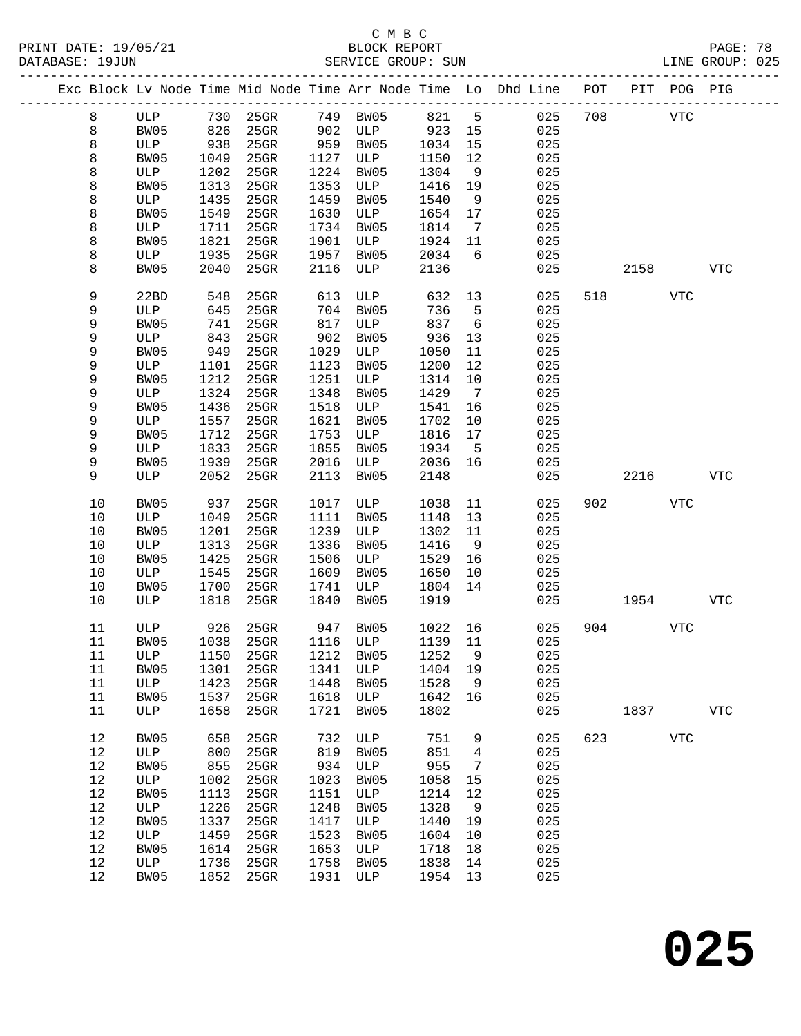C M B C

PRINT DATE: 19/05/21 BLOCK REPORT PAGE: 78
DATABASE: 19JUN SERVICE GROUP: SUN LINE GROUP: 025

| Exc | Block | Lv | Node | Time | Mid Node | Time | Arr Node | Time | Lo | Dhd Line | POT | PIT | POG | PIG |
|---|---|---|---|---|---|---|---|---|---|---|---|---|---|---|
| | 8 | | ULP | 730 | 25GR | 749 | BW05 | 821 | 5 | 025 | 708 | | VTC | |
| | 8 | | BW05 | 826 | 25GR | 902 | ULP | 923 | 15 | 025 | | | | |
| | 8 | | ULP | 938 | 25GR | 959 | BW05 | 1034 | 15 | 025 | | | | |
| | 8 | | BW05 | 1049 | 25GR | 1127 | ULP | 1150 | 12 | 025 | | | | |
| | 8 | | ULP | 1202 | 25GR | 1224 | BW05 | 1304 | 9 | 025 | | | | |
| | 8 | | BW05 | 1313 | 25GR | 1353 | ULP | 1416 | 19 | 025 | | | | |
| | 8 | | ULP | 1435 | 25GR | 1459 | BW05 | 1540 | 9 | 025 | | | | |
| | 8 | | BW05 | 1549 | 25GR | 1630 | ULP | 1654 | 17 | 025 | | | | |
| | 8 | | ULP | 1711 | 25GR | 1734 | BW05 | 1814 | 7 | 025 | | | | |
| | 8 | | BW05 | 1821 | 25GR | 1901 | ULP | 1924 | 11 | 025 | | | | |
| | 8 | | ULP | 1935 | 25GR | 1957 | BW05 | 2034 | 6 | 025 | | | | |
| | 8 | | BW05 | 2040 | 25GR | 2116 | ULP | 2136 | | 025 | | 2158 | | VTC |
| | 9 | | 22BD | 548 | 25GR | 613 | ULP | 632 | 13 | 025 | 518 | | VTC | |
| | 9 | | ULP | 645 | 25GR | 704 | BW05 | 736 | 5 | 025 | | | | |
| | 9 | | BW05 | 741 | 25GR | 817 | ULP | 837 | 6 | 025 | | | | |
| | 9 | | ULP | 843 | 25GR | 902 | BW05 | 936 | 13 | 025 | | | | |
| | 9 | | BW05 | 949 | 25GR | 1029 | ULP | 1050 | 11 | 025 | | | | |
| | 9 | | ULP | 1101 | 25GR | 1123 | BW05 | 1200 | 12 | 025 | | | | |
| | 9 | | BW05 | 1212 | 25GR | 1251 | ULP | 1314 | 10 | 025 | | | | |
| | 9 | | ULP | 1324 | 25GR | 1348 | BW05 | 1429 | 7 | 025 | | | | |
| | 9 | | BW05 | 1436 | 25GR | 1518 | ULP | 1541 | 16 | 025 | | | | |
| | 9 | | ULP | 1557 | 25GR | 1621 | BW05 | 1702 | 10 | 025 | | | | |
| | 9 | | BW05 | 1712 | 25GR | 1753 | ULP | 1816 | 17 | 025 | | | | |
| | 9 | | ULP | 1833 | 25GR | 1855 | BW05 | 1934 | 5 | 025 | | | | |
| | 9 | | BW05 | 1939 | 25GR | 2016 | ULP | 2036 | 16 | 025 | | | | |
| | 9 | | ULP | 2052 | 25GR | 2113 | BW05 | 2148 | | 025 | | 2216 | | VTC |
| | 10 | | BW05 | 937 | 25GR | 1017 | ULP | 1038 | 11 | 025 | 902 | | VTC | |
| | 10 | | ULP | 1049 | 25GR | 1111 | BW05 | 1148 | 13 | 025 | | | | |
| | 10 | | BW05 | 1201 | 25GR | 1239 | ULP | 1302 | 11 | 025 | | | | |
| | 10 | | ULP | 1313 | 25GR | 1336 | BW05 | 1416 | 9 | 025 | | | | |
| | 10 | | BW05 | 1425 | 25GR | 1506 | ULP | 1529 | 16 | 025 | | | | |
| | 10 | | ULP | 1545 | 25GR | 1609 | BW05 | 1650 | 10 | 025 | | | | |
| | 10 | | BW05 | 1700 | 25GR | 1741 | ULP | 1804 | 14 | 025 | | | | |
| | 10 | | ULP | 1818 | 25GR | 1840 | BW05 | 1919 | | 025 | | 1954 | | VTC |
| | 11 | | ULP | 926 | 25GR | 947 | BW05 | 1022 | 16 | 025 | 904 | | VTC | |
| | 11 | | BW05 | 1038 | 25GR | 1116 | ULP | 1139 | 11 | 025 | | | | |
| | 11 | | ULP | 1150 | 25GR | 1212 | BW05 | 1252 | 9 | 025 | | | | |
| | 11 | | BW05 | 1301 | 25GR | 1341 | ULP | 1404 | 19 | 025 | | | | |
| | 11 | | ULP | 1423 | 25GR | 1448 | BW05 | 1528 | 9 | 025 | | | | |
| | 11 | | BW05 | 1537 | 25GR | 1618 | ULP | 1642 | 16 | 025 | | | | |
| | 11 | | ULP | 1658 | 25GR | 1721 | BW05 | 1802 | | 025 | | 1837 | | VTC |
| | 12 | | BW05 | 658 | 25GR | 732 | ULP | 751 | 9 | 025 | 623 | | VTC | |
| | 12 | | ULP | 800 | 25GR | 819 | BW05 | 851 | 4 | 025 | | | | |
| | 12 | | BW05 | 855 | 25GR | 934 | ULP | 955 | 7 | 025 | | | | |
| | 12 | | ULP | 1002 | 25GR | 1023 | BW05 | 1058 | 15 | 025 | | | | |
| | 12 | | BW05 | 1113 | 25GR | 1151 | ULP | 1214 | 12 | 025 | | | | |
| | 12 | | ULP | 1226 | 25GR | 1248 | BW05 | 1328 | 9 | 025 | | | | |
| | 12 | | BW05 | 1337 | 25GR | 1417 | ULP | 1440 | 19 | 025 | | | | |
| | 12 | | ULP | 1459 | 25GR | 1523 | BW05 | 1604 | 10 | 025 | | | | |
| | 12 | | BW05 | 1614 | 25GR | 1653 | ULP | 1718 | 18 | 025 | | | | |
| | 12 | | ULP | 1736 | 25GR | 1758 | BW05 | 1838 | 14 | 025 | | | | |
| | 12 | | BW05 | 1852 | 25GR | 1931 | ULP | 1954 | 13 | 025 | | | | |

# 025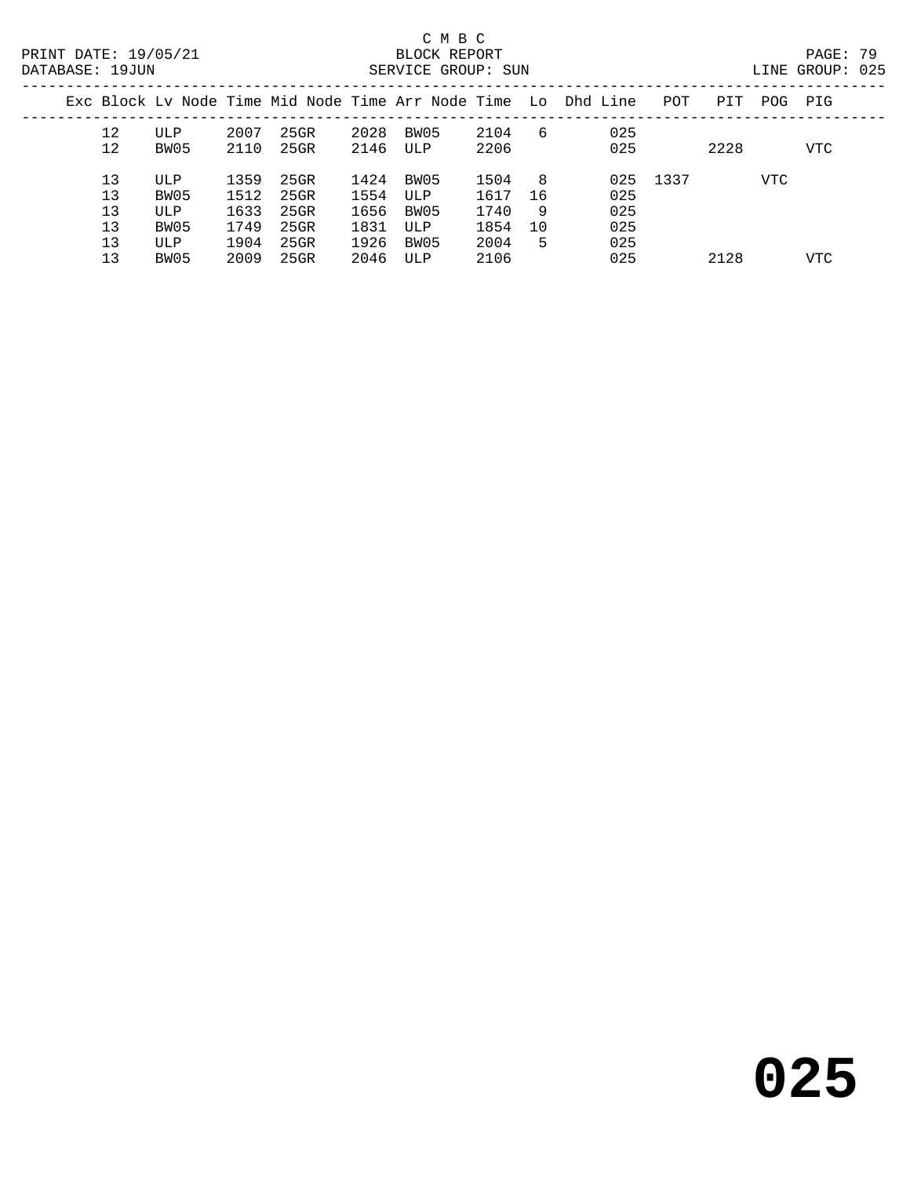C M B C
BLOCK REPORT
SERVICE GROUP: SUN

PRINT DATE: 19/05/21
DATABASE: 19JUN
LINE GROUP: 025

| Exc | Block | Lv Node | Time | Mid Node | Time | Arr Node | Time | Lo | Dhd | Line | POT | PIT | POG | PIG |
|---|---|---|---|---|---|---|---|---|---|---|---|---|---|---|
| | 12 | ULP | 2007 | 25GR | 2028 | BW05 | 2104 | 6 | | 025 | | | | |
| | 12 | BW05 | 2110 | 25GR | 2146 | ULP | 2206 | | | 025 | | 2228 | | VTC |
| | 13 | ULP | 1359 | 25GR | 1424 | BW05 | 1504 | 8 | | 025 | 1337 | | VTC | |
| | 13 | BW05 | 1512 | 25GR | 1554 | ULP | 1617 | 16 | | 025 | | | | |
| | 13 | ULP | 1633 | 25GR | 1656 | BW05 | 1740 | 9 | | 025 | | | | |
| | 13 | BW05 | 1749 | 25GR | 1831 | ULP | 1854 | 10 | | 025 | | | | |
| | 13 | ULP | 1904 | 25GR | 1926 | BW05 | 2004 | 5 | | 025 | | | | |
| | 13 | BW05 | 2009 | 25GR | 2046 | ULP | 2106 | | | 025 | | 2128 | | VTC |

**025**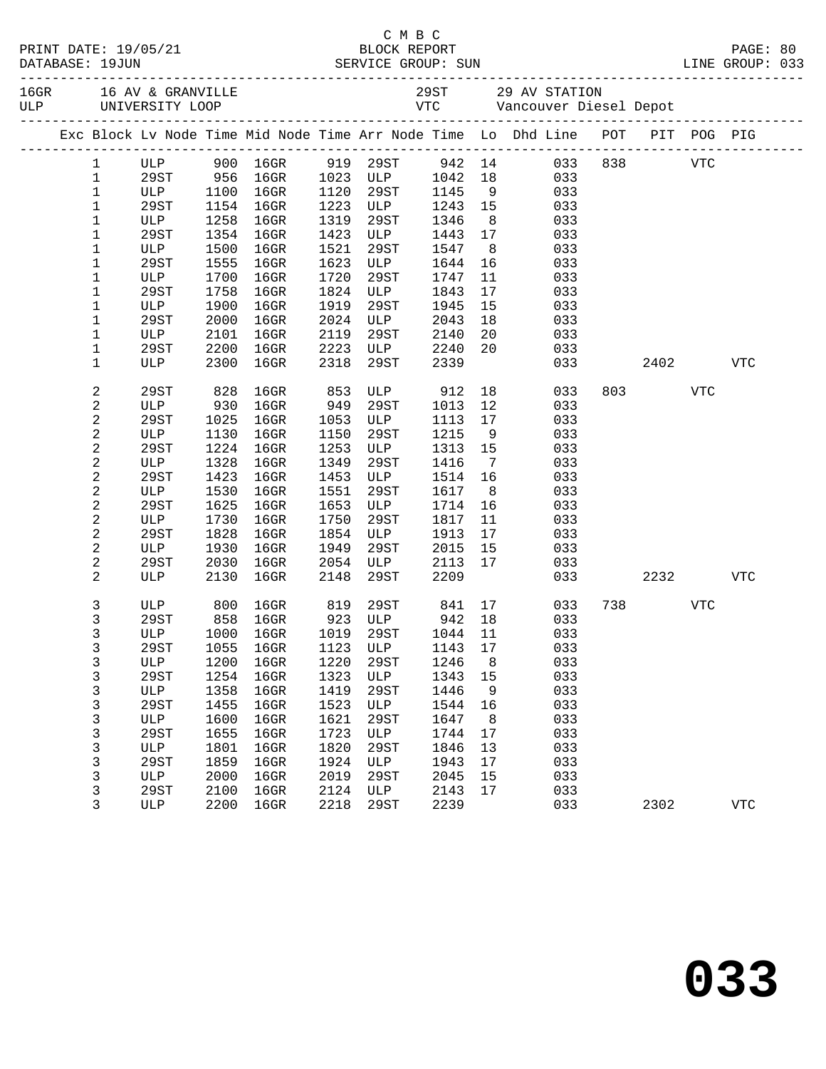C M B C

PRINT DATE: 19/05/21 BLOCK REPORT

DATABASE: 19JUN SERVICE GROUP: SUN LINE GROUP: 033

16GR 16 AV & GRANVILLE 29ST 29 AV STATION
ULP UNIVERSITY LOOP VTC Vancouver Diesel Depot

| Exc | Block | Lv | Node | Time | Mid Node | Time | Arr Node | Time | Lo | Dhd Line | POT | PIT | POG | PIG |
|---|---|---|---|---|---|---|---|---|---|---|---|---|---|---|
| | 1 | | ULP | 900 | 16GR | 919 | 29ST | 942 | 14 | 033 | 838 | | VTC | |
| | 1 | | 29ST | 956 | 16GR | 1023 | ULP | 1042 | 18 | 033 | | | | |
| | 1 | | ULP | 1100 | 16GR | 1120 | 29ST | 1145 | 9 | 033 | | | | |
| | 1 | | 29ST | 1154 | 16GR | 1223 | ULP | 1243 | 15 | 033 | | | | |
| | 1 | | ULP | 1258 | 16GR | 1319 | 29ST | 1346 | 8 | 033 | | | | |
| | 1 | | 29ST | 1354 | 16GR | 1423 | ULP | 1443 | 17 | 033 | | | | |
| | 1 | | ULP | 1500 | 16GR | 1521 | 29ST | 1547 | 8 | 033 | | | | |
| | 1 | | 29ST | 1555 | 16GR | 1623 | ULP | 1644 | 16 | 033 | | | | |
| | 1 | | ULP | 1700 | 16GR | 1720 | 29ST | 1747 | 11 | 033 | | | | |
| | 1 | | 29ST | 1758 | 16GR | 1824 | ULP | 1843 | 17 | 033 | | | | |
| | 1 | | ULP | 1900 | 16GR | 1919 | 29ST | 1945 | 15 | 033 | | | | |
| | 1 | | 29ST | 2000 | 16GR | 2024 | ULP | 2043 | 18 | 033 | | | | |
| | 1 | | ULP | 2101 | 16GR | 2119 | 29ST | 2140 | 20 | 033 | | | | |
| | 1 | | 29ST | 2200 | 16GR | 2223 | ULP | 2240 | 20 | 033 | | | | |
| | 1 | | ULP | 2300 | 16GR | 2318 | 29ST | 2339 | | 033 | | 2402 | | VTC |
| | 2 | | 29ST | 828 | 16GR | 853 | ULP | 912 | 18 | 033 | 803 | | VTC | |
| | 2 | | ULP | 930 | 16GR | 949 | 29ST | 1013 | 12 | 033 | | | | |
| | 2 | | 29ST | 1025 | 16GR | 1053 | ULP | 1113 | 17 | 033 | | | | |
| | 2 | | ULP | 1130 | 16GR | 1150 | 29ST | 1215 | 9 | 033 | | | | |
| | 2 | | 29ST | 1224 | 16GR | 1253 | ULP | 1313 | 15 | 033 | | | | |
| | 2 | | ULP | 1328 | 16GR | 1349 | 29ST | 1416 | 7 | 033 | | | | |
| | 2 | | 29ST | 1423 | 16GR | 1453 | ULP | 1514 | 16 | 033 | | | | |
| | 2 | | ULP | 1530 | 16GR | 1551 | 29ST | 1617 | 8 | 033 | | | | |
| | 2 | | 29ST | 1625 | 16GR | 1653 | ULP | 1714 | 16 | 033 | | | | |
| | 2 | | ULP | 1730 | 16GR | 1750 | 29ST | 1817 | 11 | 033 | | | | |
| | 2 | | 29ST | 1828 | 16GR | 1854 | ULP | 1913 | 17 | 033 | | | | |
| | 2 | | ULP | 1930 | 16GR | 1949 | 29ST | 2015 | 15 | 033 | | | | |
| | 2 | | 29ST | 2030 | 16GR | 2054 | ULP | 2113 | 17 | 033 | | | | |
| | 2 | | ULP | 2130 | 16GR | 2148 | 29ST | 2209 | | 033 | | 2232 | | VTC |
| | 3 | | ULP | 800 | 16GR | 819 | 29ST | 841 | 17 | 033 | 738 | | VTC | |
| | 3 | | 29ST | 858 | 16GR | 923 | ULP | 942 | 18 | 033 | | | | |
| | 3 | | ULP | 1000 | 16GR | 1019 | 29ST | 1044 | 11 | 033 | | | | |
| | 3 | | 29ST | 1055 | 16GR | 1123 | ULP | 1143 | 17 | 033 | | | | |
| | 3 | | ULP | 1200 | 16GR | 1220 | 29ST | 1246 | 8 | 033 | | | | |
| | 3 | | 29ST | 1254 | 16GR | 1323 | ULP | 1343 | 15 | 033 | | | | |
| | 3 | | ULP | 1358 | 16GR | 1419 | 29ST | 1446 | 9 | 033 | | | | |
| | 3 | | 29ST | 1455 | 16GR | 1523 | ULP | 1544 | 16 | 033 | | | | |
| | 3 | | ULP | 1600 | 16GR | 1621 | 29ST | 1647 | 8 | 033 | | | | |
| | 3 | | 29ST | 1655 | 16GR | 1723 | ULP | 1744 | 17 | 033 | | | | |
| | 3 | | ULP | 1801 | 16GR | 1820 | 29ST | 1846 | 13 | 033 | | | | |
| | 3 | | 29ST | 1859 | 16GR | 1924 | ULP | 1943 | 17 | 033 | | | | |
| | 3 | | ULP | 2000 | 16GR | 2019 | 29ST | 2045 | 15 | 033 | | | | |
| | 3 | | 29ST | 2100 | 16GR | 2124 | ULP | 2143 | 17 | 033 | | | | |
| | 3 | | ULP | 2200 | 16GR | 2218 | 29ST | 2239 | | 033 | | 2302 | | VTC |

# 033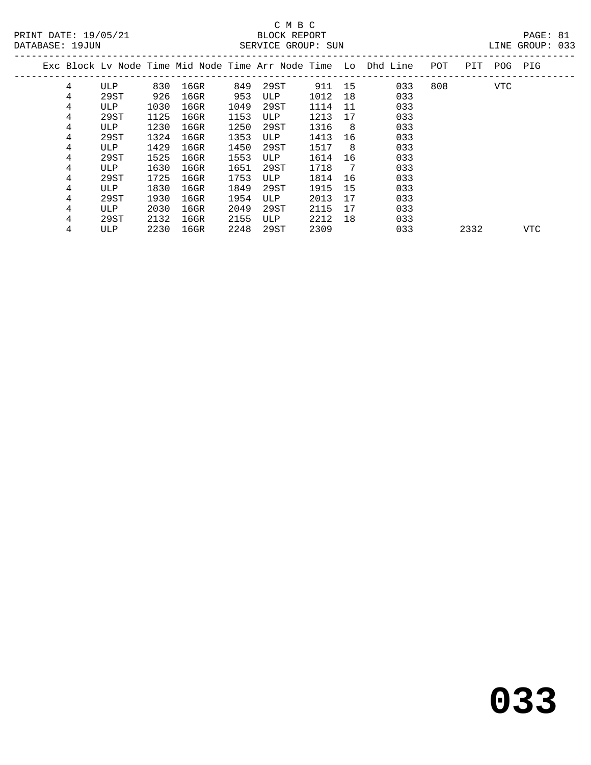C M B C

BLOCK REPORT

SERVICE GROUP: SUN

PRINT DATE: 19/05/21
DATABASE: 19JUN
LINE GROUP: 033

| Exc | Block | Lv Node | Time | Mid Node | Time | Arr Node | Time | Lo | Dhd Line | POT | PIT | POG | PIG |
|---|---|---|---|---|---|---|---|---|---|---|---|---|---|
| | 4 | ULP | 830 | 16GR | 849 | 29ST | 911 | 15 | 033 | 808 | | VTC | |
| | 4 | 29ST | 926 | 16GR | 953 | ULP | 1012 | 18 | 033 | | | | |
| | 4 | ULP | 1030 | 16GR | 1049 | 29ST | 1114 | 11 | 033 | | | | |
| | 4 | 29ST | 1125 | 16GR | 1153 | ULP | 1213 | 17 | 033 | | | | |
| | 4 | ULP | 1230 | 16GR | 1250 | 29ST | 1316 | 8 | 033 | | | | |
| | 4 | 29ST | 1324 | 16GR | 1353 | ULP | 1413 | 16 | 033 | | | | |
| | 4 | ULP | 1429 | 16GR | 1450 | 29ST | 1517 | 8 | 033 | | | | |
| | 4 | 29ST | 1525 | 16GR | 1553 | ULP | 1614 | 16 | 033 | | | | |
| | 4 | ULP | 1630 | 16GR | 1651 | 29ST | 1718 | 7 | 033 | | | | |
| | 4 | 29ST | 1725 | 16GR | 1753 | ULP | 1814 | 16 | 033 | | | | |
| | 4 | ULP | 1830 | 16GR | 1849 | 29ST | 1915 | 15 | 033 | | | | |
| | 4 | 29ST | 1930 | 16GR | 1954 | ULP | 2013 | 17 | 033 | | | | |
| | 4 | ULP | 2030 | 16GR | 2049 | 29ST | 2115 | 17 | 033 | | | | |
| | 4 | 29ST | 2132 | 16GR | 2155 | ULP | 2212 | 18 | 033 | | | | |
| | 4 | ULP | 2230 | 16GR | 2248 | 29ST | 2309 | | 033 | | 2332 | | VTC |

**033**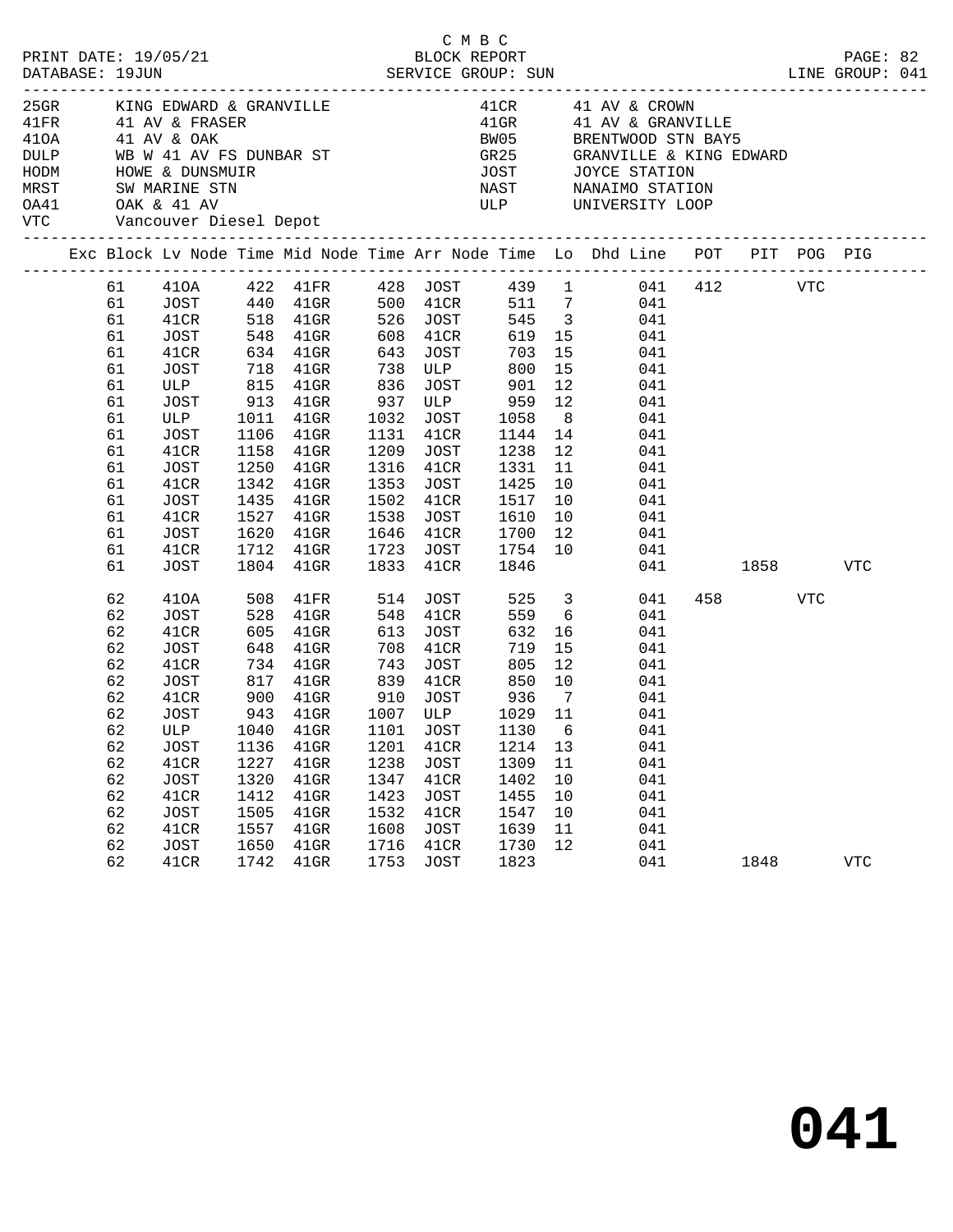C M B C

PRINT DATE: 19/05/21 BLOCK REPORT

DATABASE: 19JUN SERVICE GROUP: SUN LINE GROUP: 041

| Code | Description | Code | Description |
|---|---|---|---|
| 25GR | KING EDWARD & GRANVILLE | 41CR | 41 AV & CROWN |
| 41FR | 41 AV & FRASER | 41GR | 41 AV & GRANVILLE |
| 41OA | 41 AV & OAK | BW05 | BRENTWOOD STN BAY5 |
| DULP | WB W 41 AV FS DUNBAR ST | GR25 | GRANVILLE & KING EDWARD |
| HODM | HOWE & DUNSMUIR | JOST | JOYCE STATION |
| MRST | SW MARINE STN | NAST | NANAIMO STATION |
| OA41 | OAK & 41 AV | ULP | UNIVERSITY LOOP |
| VTC | Vancouver Diesel Depot | | |

| Exc | Block | Lv Node | Time | Mid Node | Time | Arr Node | Time | Lo | Dhd Line | POT | PIT | POG | PIG |
|---|---|---|---|---|---|---|---|---|---|---|---|---|---|
| | 61 | 41OA | 422 | 41FR | 428 | JOST | 439 | 1 | 041 | 412 | | VTC | |
| | 61 | JOST | 440 | 41GR | 500 | 41CR | 511 | 7 | 041 | | | | |
| | 61 | 41CR | 518 | 41GR | 526 | JOST | 545 | 3 | 041 | | | | |
| | 61 | JOST | 548 | 41GR | 608 | 41CR | 619 | 15 | 041 | | | | |
| | 61 | 41CR | 634 | 41GR | 643 | JOST | 703 | 15 | 041 | | | | |
| | 61 | JOST | 718 | 41GR | 738 | ULP | 800 | 15 | 041 | | | | |
| | 61 | ULP | 815 | 41GR | 836 | JOST | 901 | 12 | 041 | | | | |
| | 61 | JOST | 913 | 41GR | 937 | ULP | 959 | 12 | 041 | | | | |
| | 61 | ULP | 1011 | 41GR | 1032 | JOST | 1058 | 8 | 041 | | | | |
| | 61 | JOST | 1106 | 41GR | 1131 | 41CR | 1144 | 14 | 041 | | | | |
| | 61 | 41CR | 1158 | 41GR | 1209 | JOST | 1238 | 12 | 041 | | | | |
| | 61 | JOST | 1250 | 41GR | 1316 | 41CR | 1331 | 11 | 041 | | | | |
| | 61 | 41CR | 1342 | 41GR | 1353 | JOST | 1425 | 10 | 041 | | | | |
| | 61 | JOST | 1435 | 41GR | 1502 | 41CR | 1517 | 10 | 041 | | | | |
| | 61 | 41CR | 1527 | 41GR | 1538 | JOST | 1610 | 10 | 041 | | | | |
| | 61 | JOST | 1620 | 41GR | 1646 | 41CR | 1700 | 12 | 041 | | | | |
| | 61 | 41CR | 1712 | 41GR | 1723 | JOST | 1754 | 10 | 041 | | | | |
| | 61 | JOST | 1804 | 41GR | 1833 | 41CR | 1846 | | 041 | | 1858 | | VTC |
| | 62 | 41OA | 508 | 41FR | 514 | JOST | 525 | 3 | 041 | 458 | | VTC | |
| | 62 | JOST | 528 | 41GR | 548 | 41CR | 559 | 6 | 041 | | | | |
| | 62 | 41CR | 605 | 41GR | 613 | JOST | 632 | 16 | 041 | | | | |
| | 62 | JOST | 648 | 41GR | 708 | 41CR | 719 | 15 | 041 | | | | |
| | 62 | 41CR | 734 | 41GR | 743 | JOST | 805 | 12 | 041 | | | | |
| | 62 | JOST | 817 | 41GR | 839 | 41CR | 850 | 10 | 041 | | | | |
| | 62 | 41CR | 900 | 41GR | 910 | JOST | 936 | 7 | 041 | | | | |
| | 62 | JOST | 943 | 41GR | 1007 | ULP | 1029 | 11 | 041 | | | | |
| | 62 | ULP | 1040 | 41GR | 1101 | JOST | 1130 | 6 | 041 | | | | |
| | 62 | JOST | 1136 | 41GR | 1201 | 41CR | 1214 | 13 | 041 | | | | |
| | 62 | 41CR | 1227 | 41GR | 1238 | JOST | 1309 | 11 | 041 | | | | |
| | 62 | JOST | 1320 | 41GR | 1347 | 41CR | 1402 | 10 | 041 | | | | |
| | 62 | 41CR | 1412 | 41GR | 1423 | JOST | 1455 | 10 | 041 | | | | |
| | 62 | JOST | 1505 | 41GR | 1532 | 41CR | 1547 | 10 | 041 | | | | |
| | 62 | 41CR | 1557 | 41GR | 1608 | JOST | 1639 | 11 | 041 | | | | |
| | 62 | JOST | 1650 | 41GR | 1716 | 41CR | 1730 | 12 | 041 | | | | |
| | 62 | 41CR | 1742 | 41GR | 1753 | JOST | 1823 | | 041 | | 1848 | | VTC |

**041**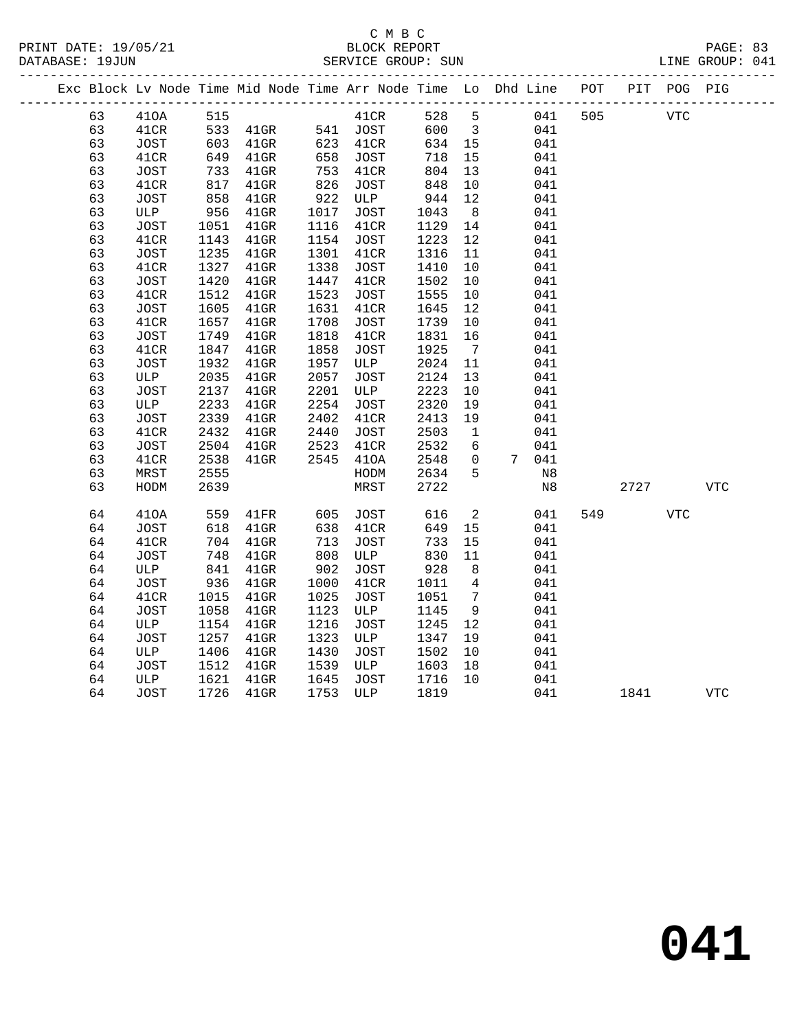C M B C
BLOCK REPORT
SERVICE GROUP: SUN

PRINT DATE: 19/05/21
DATABASE: 19JUN
LINE GROUP: 041

| Exc | Block | Lv | Node | Time | Mid Node | Time | Arr Node | Time | Lo | Dhd | Line | POT | PIT | POG | PIG |
|---|---|---|---|---|---|---|---|---|---|---|---|---|---|---|---|
| | 63 | | 41OA | 515 | | | 41CR | 528 | 5 | | 041 | 505 | | VTC | |
| | 63 | | 41CR | 533 | 41GR | 541 | JOST | 600 | 3 | | 041 | | | | |
| | 63 | | JOST | 603 | 41GR | 623 | 41CR | 634 | 15 | | 041 | | | | |
| | 63 | | 41CR | 649 | 41GR | 658 | JOST | 718 | 15 | | 041 | | | | |
| | 63 | | JOST | 733 | 41GR | 753 | 41CR | 804 | 13 | | 041 | | | | |
| | 63 | | 41CR | 817 | 41GR | 826 | JOST | 848 | 10 | | 041 | | | | |
| | 63 | | JOST | 858 | 41GR | 922 | ULP | 944 | 12 | | 041 | | | | |
| | 63 | | ULP | 956 | 41GR | 1017 | JOST | 1043 | 8 | | 041 | | | | |
| | 63 | | JOST | 1051 | 41GR | 1116 | 41CR | 1129 | 14 | | 041 | | | | |
| | 63 | | 41CR | 1143 | 41GR | 1154 | JOST | 1223 | 12 | | 041 | | | | |
| | 63 | | JOST | 1235 | 41GR | 1301 | 41CR | 1316 | 11 | | 041 | | | | |
| | 63 | | 41CR | 1327 | 41GR | 1338 | JOST | 1410 | 10 | | 041 | | | | |
| | 63 | | JOST | 1420 | 41GR | 1447 | 41CR | 1502 | 10 | | 041 | | | | |
| | 63 | | 41CR | 1512 | 41GR | 1523 | JOST | 1555 | 10 | | 041 | | | | |
| | 63 | | JOST | 1605 | 41GR | 1631 | 41CR | 1645 | 12 | | 041 | | | | |
| | 63 | | 41CR | 1657 | 41GR | 1708 | JOST | 1739 | 10 | | 041 | | | | |
| | 63 | | JOST | 1749 | 41GR | 1818 | 41CR | 1831 | 16 | | 041 | | | | |
| | 63 | | 41CR | 1847 | 41GR | 1858 | JOST | 1925 | 7 | | 041 | | | | |
| | 63 | | JOST | 1932 | 41GR | 1957 | ULP | 2024 | 11 | | 041 | | | | |
| | 63 | | ULP | 2035 | 41GR | 2057 | JOST | 2124 | 13 | | 041 | | | | |
| | 63 | | JOST | 2137 | 41GR | 2201 | ULP | 2223 | 10 | | 041 | | | | |
| | 63 | | ULP | 2233 | 41GR | 2254 | JOST | 2320 | 19 | | 041 | | | | |
| | 63 | | JOST | 2339 | 41GR | 2402 | 41CR | 2413 | 19 | | 041 | | | | |
| | 63 | | 41CR | 2432 | 41GR | 2440 | JOST | 2503 | 1 | | 041 | | | | |
| | 63 | | JOST | 2504 | 41GR | 2523 | 41CR | 2532 | 6 | | 041 | | | | |
| | 63 | | 41CR | 2538 | 41GR | 2545 | 41OA | 2548 | 0 | 7 | 041 | | | | |
| | 63 | | MRST | 2555 | | | HODM | 2634 | 5 | | N8 | | | | |
| | 63 | | HODM | 2639 | | | MRST | 2722 | | | N8 | | 2727 | | VTC |
| | 64 | | 41OA | 559 | 41FR | 605 | JOST | 616 | 2 | | 041 | 549 | | VTC | |
| | 64 | | JOST | 618 | 41GR | 638 | 41CR | 649 | 15 | | 041 | | | | |
| | 64 | | 41CR | 704 | 41GR | 713 | JOST | 733 | 15 | | 041 | | | | |
| | 64 | | JOST | 748 | 41GR | 808 | ULP | 830 | 11 | | 041 | | | | |
| | 64 | | ULP | 841 | 41GR | 902 | JOST | 928 | 8 | | 041 | | | | |
| | 64 | | JOST | 936 | 41GR | 1000 | 41CR | 1011 | 4 | | 041 | | | | |
| | 64 | | 41CR | 1015 | 41GR | 1025 | JOST | 1051 | 7 | | 041 | | | | |
| | 64 | | JOST | 1058 | 41GR | 1123 | ULP | 1145 | 9 | | 041 | | | | |
| | 64 | | ULP | 1154 | 41GR | 1216 | JOST | 1245 | 12 | | 041 | | | | |
| | 64 | | JOST | 1257 | 41GR | 1323 | ULP | 1347 | 19 | | 041 | | | | |
| | 64 | | ULP | 1406 | 41GR | 1430 | JOST | 1502 | 10 | | 041 | | | | |
| | 64 | | JOST | 1512 | 41GR | 1539 | ULP | 1603 | 18 | | 041 | | | | |
| | 64 | | ULP | 1621 | 41GR | 1645 | JOST | 1716 | 10 | | 041 | | | | |
| | 64 | | JOST | 1726 | 41GR | 1753 | ULP | 1819 | | | 041 | | 1841 | | VTC |

# 041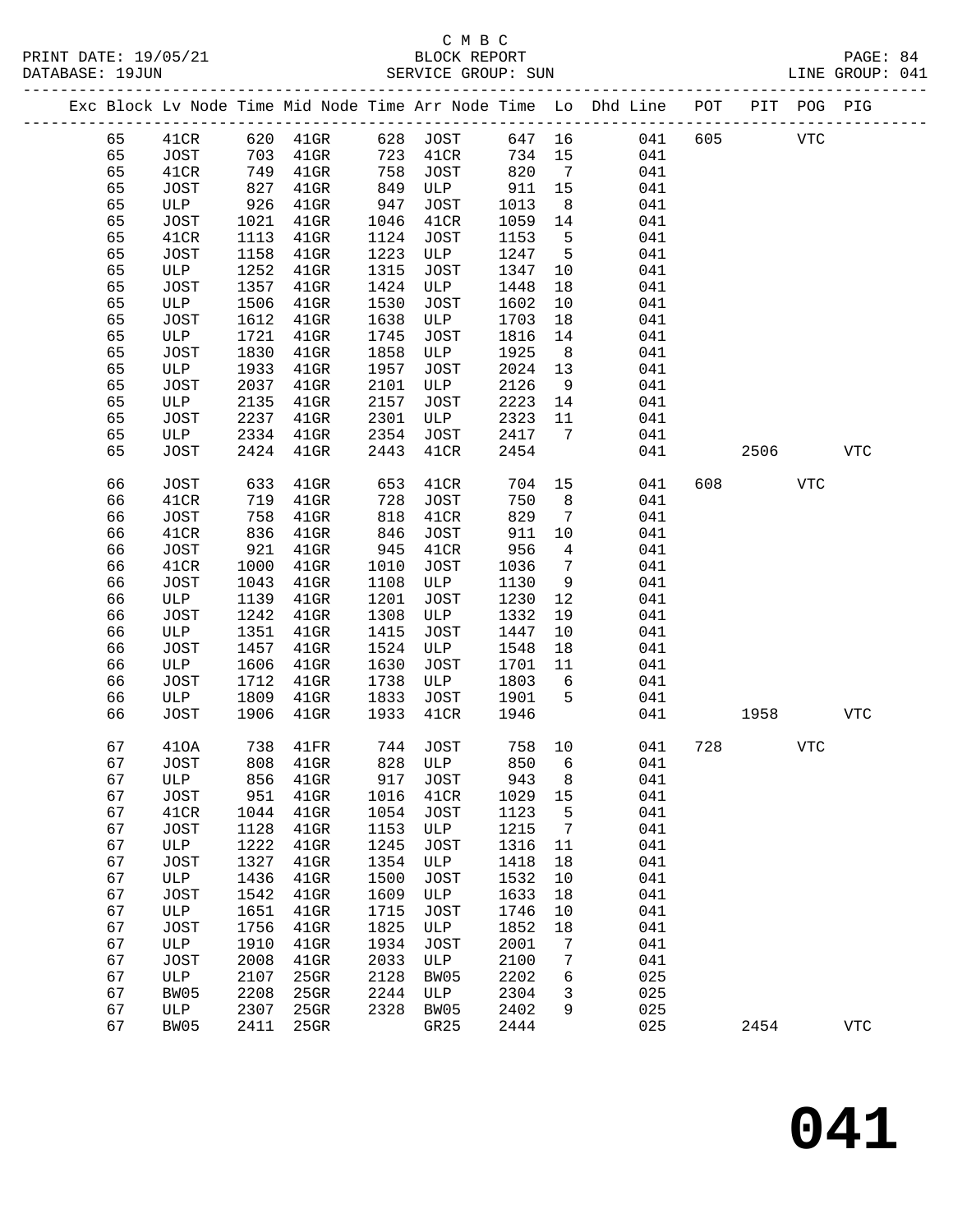C M B C
BLOCK REPORT
SERVICE GROUP: SUN

PRINT DATE: 19/05/21
DATABASE: 19JUN
LINE GROUP: 041

| Exc | Block | Lv | Node | Time | Mid Node | Time | Arr Node | Time | Lo | Dhd Line | POT | PIT | POG | PIG |
|---|---|---|---|---|---|---|---|---|---|---|---|---|---|---|
| | 65 | | 41CR | 620 | 41GR | 628 | JOST | 647 | 16 | 041 | 605 | | VTC | |
| | 65 | | JOST | 703 | 41GR | 723 | 41CR | 734 | 15 | 041 | | | | |
| | 65 | | 41CR | 749 | 41GR | 758 | JOST | 820 | 7 | 041 | | | | |
| | 65 | | JOST | 827 | 41GR | 849 | ULP | 911 | 15 | 041 | | | | |
| | 65 | | ULP | 926 | 41GR | 947 | JOST | 1013 | 8 | 041 | | | | |
| | 65 | | JOST | 1021 | 41GR | 1046 | 41CR | 1059 | 14 | 041 | | | | |
| | 65 | | 41CR | 1113 | 41GR | 1124 | JOST | 1153 | 5 | 041 | | | | |
| | 65 | | JOST | 1158 | 41GR | 1223 | ULP | 1247 | 5 | 041 | | | | |
| | 65 | | ULP | 1252 | 41GR | 1315 | JOST | 1347 | 10 | 041 | | | | |
| | 65 | | JOST | 1357 | 41GR | 1424 | ULP | 1448 | 18 | 041 | | | | |
| | 65 | | ULP | 1506 | 41GR | 1530 | JOST | 1602 | 10 | 041 | | | | |
| | 65 | | JOST | 1612 | 41GR | 1638 | ULP | 1703 | 18 | 041 | | | | |
| | 65 | | ULP | 1721 | 41GR | 1745 | JOST | 1816 | 14 | 041 | | | | |
| | 65 | | JOST | 1830 | 41GR | 1858 | ULP | 1925 | 8 | 041 | | | | |
| | 65 | | ULP | 1933 | 41GR | 1957 | JOST | 2024 | 13 | 041 | | | | |
| | 65 | | JOST | 2037 | 41GR | 2101 | ULP | 2126 | 9 | 041 | | | | |
| | 65 | | ULP | 2135 | 41GR | 2157 | JOST | 2223 | 14 | 041 | | | | |
| | 65 | | JOST | 2237 | 41GR | 2301 | ULP | 2323 | 11 | 041 | | | | |
| | 65 | | ULP | 2334 | 41GR | 2354 | JOST | 2417 | 7 | 041 | | | | |
| | 65 | | JOST | 2424 | 41GR | 2443 | 41CR | 2454 | | 041 | | 2506 | | VTC |
| | 66 | | JOST | 633 | 41GR | 653 | 41CR | 704 | 15 | 041 | 608 | | VTC | |
| | 66 | | 41CR | 719 | 41GR | 728 | JOST | 750 | 8 | 041 | | | | |
| | 66 | | JOST | 758 | 41GR | 818 | 41CR | 829 | 7 | 041 | | | | |
| | 66 | | 41CR | 836 | 41GR | 846 | JOST | 911 | 10 | 041 | | | | |
| | 66 | | JOST | 921 | 41GR | 945 | 41CR | 956 | 4 | 041 | | | | |
| | 66 | | 41CR | 1000 | 41GR | 1010 | JOST | 1036 | 7 | 041 | | | | |
| | 66 | | JOST | 1043 | 41GR | 1108 | ULP | 1130 | 9 | 041 | | | | |
| | 66 | | ULP | 1139 | 41GR | 1201 | JOST | 1230 | 12 | 041 | | | | |
| | 66 | | JOST | 1242 | 41GR | 1308 | ULP | 1332 | 19 | 041 | | | | |
| | 66 | | ULP | 1351 | 41GR | 1415 | JOST | 1447 | 10 | 041 | | | | |
| | 66 | | JOST | 1457 | 41GR | 1524 | ULP | 1548 | 18 | 041 | | | | |
| | 66 | | ULP | 1606 | 41GR | 1630 | JOST | 1701 | 11 | 041 | | | | |
| | 66 | | JOST | 1712 | 41GR | 1738 | ULP | 1803 | 6 | 041 | | | | |
| | 66 | | ULP | 1809 | 41GR | 1833 | JOST | 1901 | 5 | 041 | | | | |
| | 66 | | JOST | 1906 | 41GR | 1933 | 41CR | 1946 | | 041 | | 1958 | | VTC |
| | 67 | | 41OA | 738 | 41FR | 744 | JOST | 758 | 10 | 041 | 728 | | VTC | |
| | 67 | | JOST | 808 | 41GR | 828 | ULP | 850 | 6 | 041 | | | | |
| | 67 | | ULP | 856 | 41GR | 917 | JOST | 943 | 8 | 041 | | | | |
| | 67 | | JOST | 951 | 41GR | 1016 | 41CR | 1029 | 15 | 041 | | | | |
| | 67 | | 41CR | 1044 | 41GR | 1054 | JOST | 1123 | 5 | 041 | | | | |
| | 67 | | JOST | 1128 | 41GR | 1153 | ULP | 1215 | 7 | 041 | | | | |
| | 67 | | ULP | 1222 | 41GR | 1245 | JOST | 1316 | 11 | 041 | | | | |
| | 67 | | JOST | 1327 | 41GR | 1354 | ULP | 1418 | 18 | 041 | | | | |
| | 67 | | ULP | 1436 | 41GR | 1500 | JOST | 1532 | 10 | 041 | | | | |
| | 67 | | JOST | 1542 | 41GR | 1609 | ULP | 1633 | 18 | 041 | | | | |
| | 67 | | ULP | 1651 | 41GR | 1715 | JOST | 1746 | 10 | 041 | | | | |
| | 67 | | JOST | 1756 | 41GR | 1825 | ULP | 1852 | 18 | 041 | | | | |
| | 67 | | ULP | 1910 | 41GR | 1934 | JOST | 2001 | 7 | 041 | | | | |
| | 67 | | JOST | 2008 | 41GR | 2033 | ULP | 2100 | 7 | 041 | | | | |
| | 67 | | ULP | 2107 | 25GR | 2128 | BW05 | 2202 | 6 | 025 | | | | |
| | 67 | | BW05 | 2208 | 25GR | 2244 | ULP | 2304 | 3 | 025 | | | | |
| | 67 | | ULP | 2307 | 25GR | 2328 | BW05 | 2402 | 9 | 025 | | | | |
| | 67 | | BW05 | 2411 | 25GR | | GR25 | 2444 | | 025 | | 2454 | | VTC |

# 041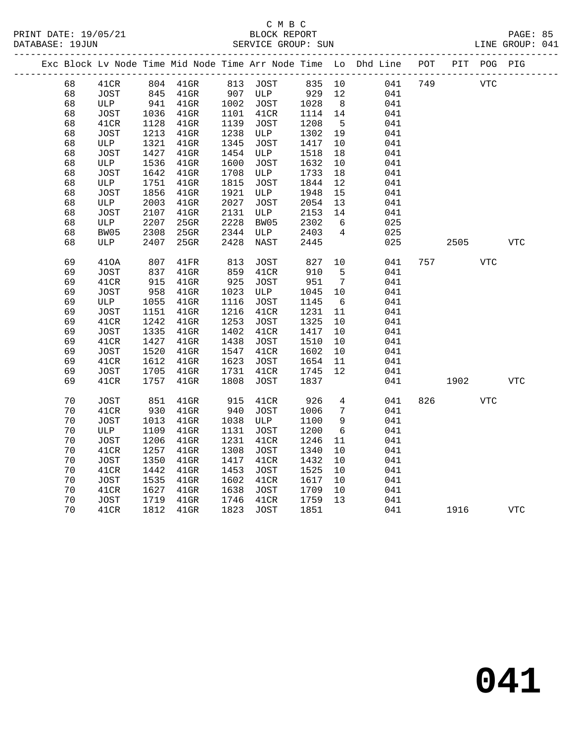C M B C

BLOCK REPORT

SERVICE GROUP: SUN

PRINT DATE: 19/05/21
DATABASE: 19JUN
LINE GROUP: 041

| Exc | Block | Lv | Node | Time | Mid Node | Time | Arr Node | Time | Lo | Dhd Line | POT | PIT | POG | PIG |
|---|---|---|---|---|---|---|---|---|---|---|---|---|---|---|
| | 68 | | 41CR | 804 | 41GR | 813 | JOST | 835 | 10 | 041 | 749 | | VTC | |
| | 68 | | JOST | 845 | 41GR | 907 | ULP | 929 | 12 | 041 | | | | |
| | 68 | | ULP | 941 | 41GR | 1002 | JOST | 1028 | 8 | 041 | | | | |
| | 68 | | JOST | 1036 | 41GR | 1101 | 41CR | 1114 | 14 | 041 | | | | |
| | 68 | | 41CR | 1128 | 41GR | 1139 | JOST | 1208 | 5 | 041 | | | | |
| | 68 | | JOST | 1213 | 41GR | 1238 | ULP | 1302 | 19 | 041 | | | | |
| | 68 | | ULP | 1321 | 41GR | 1345 | JOST | 1417 | 10 | 041 | | | | |
| | 68 | | JOST | 1427 | 41GR | 1454 | ULP | 1518 | 18 | 041 | | | | |
| | 68 | | ULP | 1536 | 41GR | 1600 | JOST | 1632 | 10 | 041 | | | | |
| | 68 | | JOST | 1642 | 41GR | 1708 | ULP | 1733 | 18 | 041 | | | | |
| | 68 | | ULP | 1751 | 41GR | 1815 | JOST | 1844 | 12 | 041 | | | | |
| | 68 | | JOST | 1856 | 41GR | 1921 | ULP | 1948 | 15 | 041 | | | | |
| | 68 | | ULP | 2003 | 41GR | 2027 | JOST | 2054 | 13 | 041 | | | | |
| | 68 | | JOST | 2107 | 41GR | 2131 | ULP | 2153 | 14 | 041 | | | | |
| | 68 | | ULP | 2207 | 25GR | 2228 | BW05 | 2302 | 6 | 025 | | | | |
| | 68 | | BW05 | 2308 | 25GR | 2344 | ULP | 2403 | 4 | 025 | | | | |
| | 68 | | ULP | 2407 | 25GR | 2428 | NAST | 2445 | | 025 | | 2505 | | VTC |
| | 69 | | 41OA | 807 | 41FR | 813 | JOST | 827 | 10 | 041 | 757 | | VTC | |
| | 69 | | JOST | 837 | 41GR | 859 | 41CR | 910 | 5 | 041 | | | | |
| | 69 | | 41CR | 915 | 41GR | 925 | JOST | 951 | 7 | 041 | | | | |
| | 69 | | JOST | 958 | 41GR | 1023 | ULP | 1045 | 10 | 041 | | | | |
| | 69 | | ULP | 1055 | 41GR | 1116 | JOST | 1145 | 6 | 041 | | | | |
| | 69 | | JOST | 1151 | 41GR | 1216 | 41CR | 1231 | 11 | 041 | | | | |
| | 69 | | 41CR | 1242 | 41GR | 1253 | JOST | 1325 | 10 | 041 | | | | |
| | 69 | | JOST | 1335 | 41GR | 1402 | 41CR | 1417 | 10 | 041 | | | | |
| | 69 | | 41CR | 1427 | 41GR | 1438 | JOST | 1510 | 10 | 041 | | | | |
| | 69 | | JOST | 1520 | 41GR | 1547 | 41CR | 1602 | 10 | 041 | | | | |
| | 69 | | 41CR | 1612 | 41GR | 1623 | JOST | 1654 | 11 | 041 | | | | |
| | 69 | | JOST | 1705 | 41GR | 1731 | 41CR | 1745 | 12 | 041 | | | | |
| | 69 | | 41CR | 1757 | 41GR | 1808 | JOST | 1837 | | 041 | | 1902 | | VTC |
| | 70 | | JOST | 851 | 41GR | 915 | 41CR | 926 | 4 | 041 | 826 | | VTC | |
| | 70 | | 41CR | 930 | 41GR | 940 | JOST | 1006 | 7 | 041 | | | | |
| | 70 | | JOST | 1013 | 41GR | 1038 | ULP | 1100 | 9 | 041 | | | | |
| | 70 | | ULP | 1109 | 41GR | 1131 | JOST | 1200 | 6 | 041 | | | | |
| | 70 | | JOST | 1206 | 41GR | 1231 | 41CR | 1246 | 11 | 041 | | | | |
| | 70 | | 41CR | 1257 | 41GR | 1308 | JOST | 1340 | 10 | 041 | | | | |
| | 70 | | JOST | 1350 | 41GR | 1417 | 41CR | 1432 | 10 | 041 | | | | |
| | 70 | | 41CR | 1442 | 41GR | 1453 | JOST | 1525 | 10 | 041 | | | | |
| | 70 | | JOST | 1535 | 41GR | 1602 | 41CR | 1617 | 10 | 041 | | | | |
| | 70 | | 41CR | 1627 | 41GR | 1638 | JOST | 1709 | 10 | 041 | | | | |
| | 70 | | JOST | 1719 | 41GR | 1746 | 41CR | 1759 | 13 | 041 | | | | |
| | 70 | | 41CR | 1812 | 41GR | 1823 | JOST | 1851 | | 041 | | 1916 | | VTC |

# 041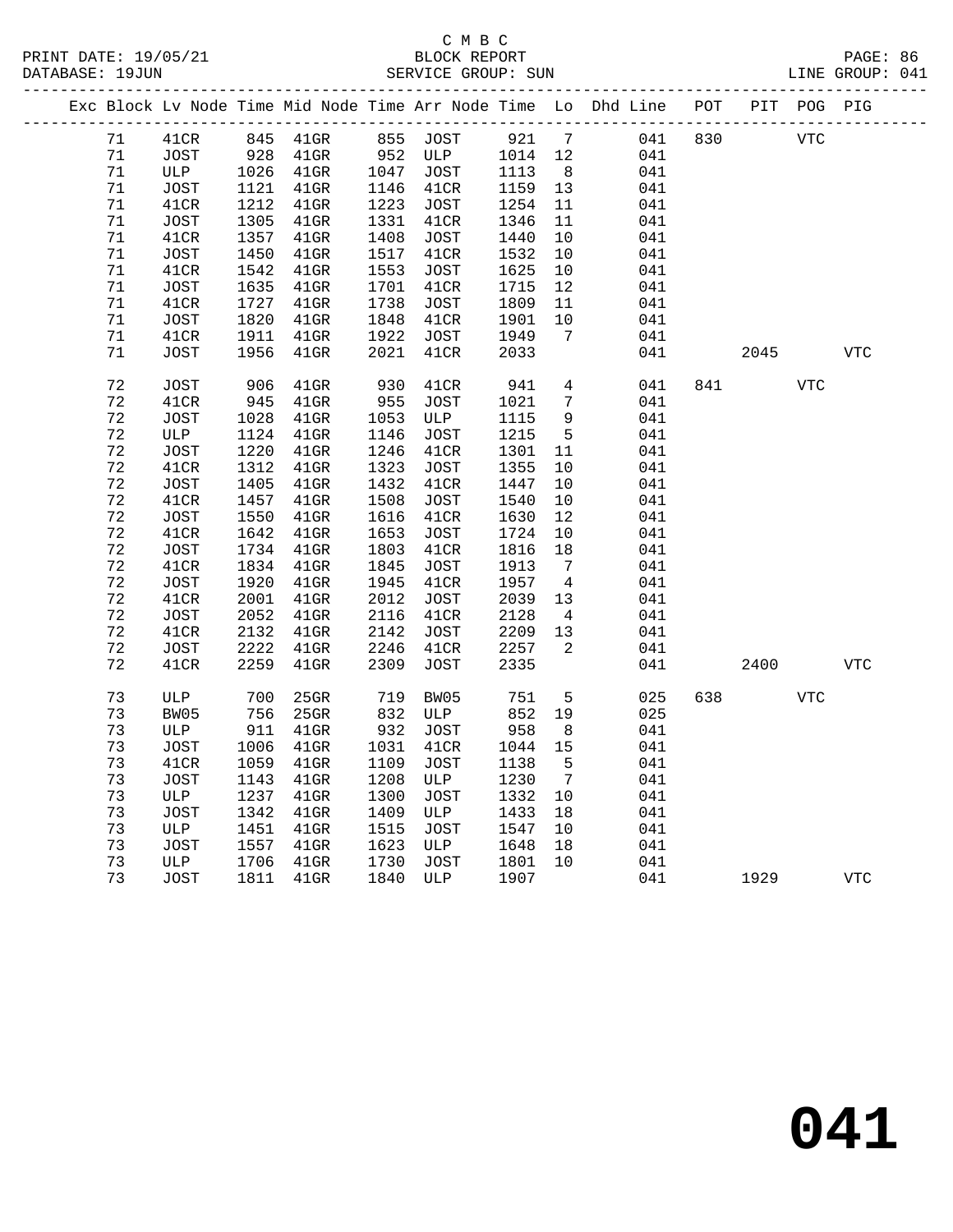C M B C

BLOCK REPORT

SERVICE GROUP: SUN

LINE GROUP: 041

| Exc | Block | Lv | Node | Time | Mid Node | Time | Arr Node | Time | Lo | Dhd Line | POT | PIT | POG | PIG |
|---|---|---|---|---|---|---|---|---|---|---|---|---|---|---|
| | 71 | | 41CR | 845 | 41GR | 855 | JOST | 921 | 7 | 041 | 830 | | VTC | |
| | 71 | | JOST | 928 | 41GR | 952 | ULP | 1014 | 12 | 041 | | | | |
| | 71 | | ULP | 1026 | 41GR | 1047 | JOST | 1113 | 8 | 041 | | | | |
| | 71 | | JOST | 1121 | 41GR | 1146 | 41CR | 1159 | 13 | 041 | | | | |
| | 71 | | 41CR | 1212 | 41GR | 1223 | JOST | 1254 | 11 | 041 | | | | |
| | 71 | | JOST | 1305 | 41GR | 1331 | 41CR | 1346 | 11 | 041 | | | | |
| | 71 | | 41CR | 1357 | 41GR | 1408 | JOST | 1440 | 10 | 041 | | | | |
| | 71 | | JOST | 1450 | 41GR | 1517 | 41CR | 1532 | 10 | 041 | | | | |
| | 71 | | 41CR | 1542 | 41GR | 1553 | JOST | 1625 | 10 | 041 | | | | |
| | 71 | | JOST | 1635 | 41GR | 1701 | 41CR | 1715 | 12 | 041 | | | | |
| | 71 | | 41CR | 1727 | 41GR | 1738 | JOST | 1809 | 11 | 041 | | | | |
| | 71 | | JOST | 1820 | 41GR | 1848 | 41CR | 1901 | 10 | 041 | | | | |
| | 71 | | 41CR | 1911 | 41GR | 1922 | JOST | 1949 | 7 | 041 | | | | |
| | 71 | | JOST | 1956 | 41GR | 2021 | 41CR | 2033 | | 041 | | 2045 | | VTC |
| | 72 | | JOST | 906 | 41GR | 930 | 41CR | 941 | 4 | 041 | 841 | | VTC | |
| | 72 | | 41CR | 945 | 41GR | 955 | JOST | 1021 | 7 | 041 | | | | |
| | 72 | | JOST | 1028 | 41GR | 1053 | ULP | 1115 | 9 | 041 | | | | |
| | 72 | | ULP | 1124 | 41GR | 1146 | JOST | 1215 | 5 | 041 | | | | |
| | 72 | | JOST | 1220 | 41GR | 1246 | 41CR | 1301 | 11 | 041 | | | | |
| | 72 | | 41CR | 1312 | 41GR | 1323 | JOST | 1355 | 10 | 041 | | | | |
| | 72 | | JOST | 1405 | 41GR | 1432 | 41CR | 1447 | 10 | 041 | | | | |
| | 72 | | 41CR | 1457 | 41GR | 1508 | JOST | 1540 | 10 | 041 | | | | |
| | 72 | | JOST | 1550 | 41GR | 1616 | 41CR | 1630 | 12 | 041 | | | | |
| | 72 | | 41CR | 1642 | 41GR | 1653 | JOST | 1724 | 10 | 041 | | | | |
| | 72 | | JOST | 1734 | 41GR | 1803 | 41CR | 1816 | 18 | 041 | | | | |
| | 72 | | 41CR | 1834 | 41GR | 1845 | JOST | 1913 | 7 | 041 | | | | |
| | 72 | | JOST | 1920 | 41GR | 1945 | 41CR | 1957 | 4 | 041 | | | | |
| | 72 | | 41CR | 2001 | 41GR | 2012 | JOST | 2039 | 13 | 041 | | | | |
| | 72 | | JOST | 2052 | 41GR | 2116 | 41CR | 2128 | 4 | 041 | | | | |
| | 72 | | 41CR | 2132 | 41GR | 2142 | JOST | 2209 | 13 | 041 | | | | |
| | 72 | | JOST | 2222 | 41GR | 2246 | 41CR | 2257 | 2 | 041 | | | | |
| | 72 | | 41CR | 2259 | 41GR | 2309 | JOST | 2335 | | 041 | | 2400 | | VTC |
| | 73 | | ULP | 700 | 25GR | 719 | BW05 | 751 | 5 | 025 | 638 | | VTC | |
| | 73 | | BW05 | 756 | 25GR | 832 | ULP | 852 | 19 | 025 | | | | |
| | 73 | | ULP | 911 | 41GR | 932 | JOST | 958 | 8 | 041 | | | | |
| | 73 | | JOST | 1006 | 41GR | 1031 | 41CR | 1044 | 15 | 041 | | | | |
| | 73 | | 41CR | 1059 | 41GR | 1109 | JOST | 1138 | 5 | 041 | | | | |
| | 73 | | JOST | 1143 | 41GR | 1208 | ULP | 1230 | 7 | 041 | | | | |
| | 73 | | ULP | 1237 | 41GR | 1300 | JOST | 1332 | 10 | 041 | | | | |
| | 73 | | JOST | 1342 | 41GR | 1409 | ULP | 1433 | 18 | 041 | | | | |
| | 73 | | ULP | 1451 | 41GR | 1515 | JOST | 1547 | 10 | 041 | | | | |
| | 73 | | JOST | 1557 | 41GR | 1623 | ULP | 1648 | 18 | 041 | | | | |
| | 73 | | ULP | 1706 | 41GR | 1730 | JOST | 1801 | 10 | 041 | | | | |
| | 73 | | JOST | 1811 | 41GR | 1840 | ULP | 1907 | | 041 | | 1929 | | VTC |

# 041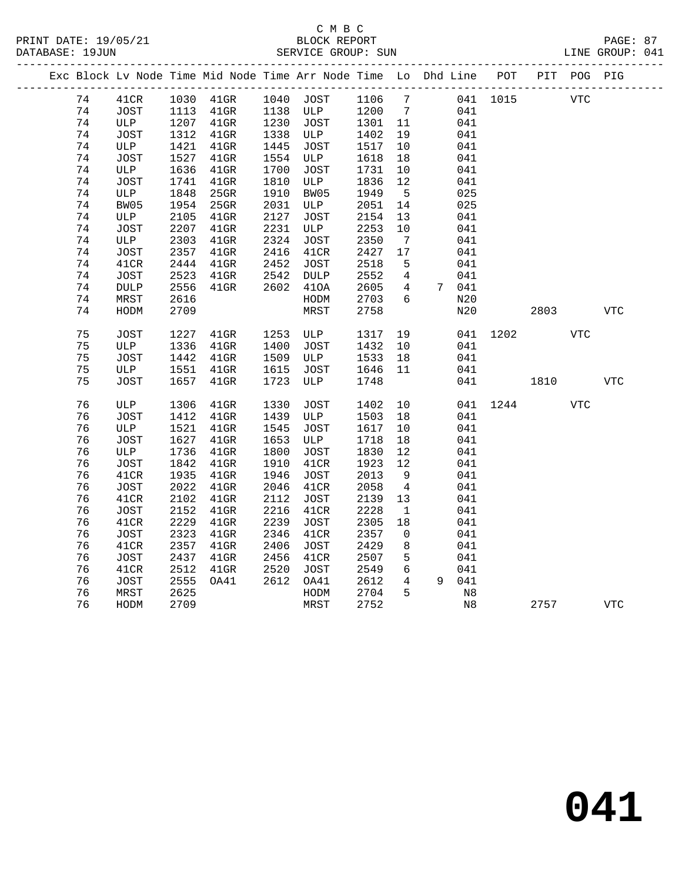C M B C

BLOCK REPORT

SERVICE GROUP: SUN

LINE GROUP: 041

| Exc | Block | Lv | Node | Time | Mid Node | Time | Arr Node | Time | Lo | Dhd | Line | POT | PIT | POG | PIG |
|---|---|---|---|---|---|---|---|---|---|---|---|---|---|---|---|
| | 74 | | 41CR | 1030 | 41GR | 1040 | JOST | 1106 | 7 | | 041 | 1015 | | VTC | |
| | 74 | | JOST | 1113 | 41GR | 1138 | ULP | 1200 | 7 | | 041 | | | | |
| | 74 | | ULP | 1207 | 41GR | 1230 | JOST | 1301 | 11 | | 041 | | | | |
| | 74 | | JOST | 1312 | 41GR | 1338 | ULP | 1402 | 19 | | 041 | | | | |
| | 74 | | ULP | 1421 | 41GR | 1445 | JOST | 1517 | 10 | | 041 | | | | |
| | 74 | | JOST | 1527 | 41GR | 1554 | ULP | 1618 | 18 | | 041 | | | | |
| | 74 | | ULP | 1636 | 41GR | 1700 | JOST | 1731 | 10 | | 041 | | | | |
| | 74 | | JOST | 1741 | 41GR | 1810 | ULP | 1836 | 12 | | 041 | | | | |
| | 74 | | ULP | 1848 | 25GR | 1910 | BW05 | 1949 | 5 | | 025 | | | | |
| | 74 | | BW05 | 1954 | 25GR | 2031 | ULP | 2051 | 14 | | 025 | | | | |
| | 74 | | ULP | 2105 | 41GR | 2127 | JOST | 2154 | 13 | | 041 | | | | |
| | 74 | | JOST | 2207 | 41GR | 2231 | ULP | 2253 | 10 | | 041 | | | | |
| | 74 | | ULP | 2303 | 41GR | 2324 | JOST | 2350 | 7 | | 041 | | | | |
| | 74 | | JOST | 2357 | 41GR | 2416 | 41CR | 2427 | 17 | | 041 | | | | |
| | 74 | | 41CR | 2444 | 41GR | 2452 | JOST | 2518 | 5 | | 041 | | | | |
| | 74 | | JOST | 2523 | 41GR | 2542 | DULP | 2552 | 4 | | 041 | | | | |
| | 74 | | DULP | 2556 | 41GR | 2602 | 41OA | 2605 | 4 | 7 | 041 | | | | |
| | 74 | | MRST | 2616 | | | HODM | 2703 | 6 | | N20 | | | | |
| | 74 | | HODM | 2709 | | | MRST | 2758 | | | N20 | | 2803 | | VTC |
| | 75 | | JOST | 1227 | 41GR | 1253 | ULP | 1317 | 19 | | 041 | 1202 | | VTC | |
| | 75 | | ULP | 1336 | 41GR | 1400 | JOST | 1432 | 10 | | 041 | | | | |
| | 75 | | JOST | 1442 | 41GR | 1509 | ULP | 1533 | 18 | | 041 | | | | |
| | 75 | | ULP | 1551 | 41GR | 1615 | JOST | 1646 | 11 | | 041 | | | | |
| | 75 | | JOST | 1657 | 41GR | 1723 | ULP | 1748 | | | 041 | | 1810 | | VTC |
| | 76 | | ULP | 1306 | 41GR | 1330 | JOST | 1402 | 10 | | 041 | 1244 | | VTC | |
| | 76 | | JOST | 1412 | 41GR | 1439 | ULP | 1503 | 18 | | 041 | | | | |
| | 76 | | ULP | 1521 | 41GR | 1545 | JOST | 1617 | 10 | | 041 | | | | |
| | 76 | | JOST | 1627 | 41GR | 1653 | ULP | 1718 | 18 | | 041 | | | | |
| | 76 | | ULP | 1736 | 41GR | 1800 | JOST | 1830 | 12 | | 041 | | | | |
| | 76 | | JOST | 1842 | 41GR | 1910 | 41CR | 1923 | 12 | | 041 | | | | |
| | 76 | | 41CR | 1935 | 41GR | 1946 | JOST | 2013 | 9 | | 041 | | | | |
| | 76 | | JOST | 2022 | 41GR | 2046 | 41CR | 2058 | 4 | | 041 | | | | |
| | 76 | | 41CR | 2102 | 41GR | 2112 | JOST | 2139 | 13 | | 041 | | | | |
| | 76 | | JOST | 2152 | 41GR | 2216 | 41CR | 2228 | 1 | | 041 | | | | |
| | 76 | | 41CR | 2229 | 41GR | 2239 | JOST | 2305 | 18 | | 041 | | | | |
| | 76 | | JOST | 2323 | 41GR | 2346 | 41CR | 2357 | 0 | | 041 | | | | |
| | 76 | | 41CR | 2357 | 41GR | 2406 | JOST | 2429 | 8 | | 041 | | | | |
| | 76 | | JOST | 2437 | 41GR | 2456 | 41CR | 2507 | 5 | | 041 | | | | |
| | 76 | | 41CR | 2512 | 41GR | 2520 | JOST | 2549 | 6 | | 041 | | | | |
| | 76 | | JOST | 2555 | OA41 | 2612 | OA41 | 2612 | 4 | 9 | 041 | | | | |
| | 76 | | MRST | 2625 | | | HODM | 2704 | 5 | | N8 | | | | |
| | 76 | | HODM | 2709 | | | MRST | 2752 | | | N8 | | 2757 | | VTC |

# 041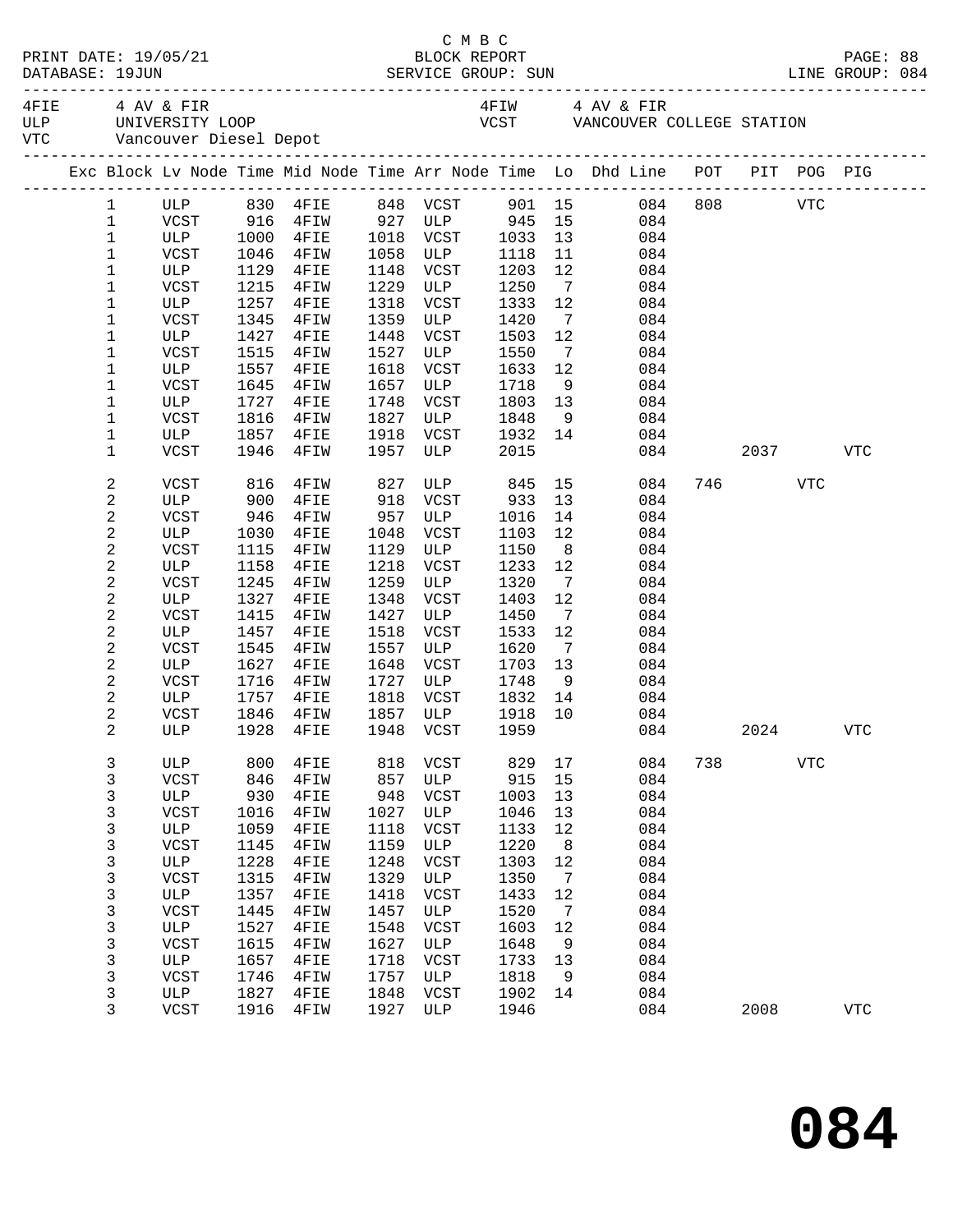C M B C
PRINT DATE: 19/05/21 BLOCK REPORT
DATABASE: 19JUN SERVICE GROUP: SUN LINE GROUP: 084

4FIE 4 AV & FIR 4FIW 4 AV & FIR
ULP UNIVERSITY LOOP VCST VANCOUVER COLLEGE STATION
VTC Vancouver Diesel Depot

| Exc | Block | Lv Node | Time | Mid Node | Time | Arr Node | Time | Lo | Dhd Line | POT | PIT | POG | PIG |
|---|---|---|---|---|---|---|---|---|---|---|---|---|---|
| | 1 | ULP | 830 | 4FIE | 848 | VCST | 901 | 15 | 084 | 808 | | VTC | |
| | 1 | VCST | 916 | 4FIW | 927 | ULP | 945 | 15 | 084 | | | | |
| | 1 | ULP | 1000 | 4FIE | 1018 | VCST | 1033 | 13 | 084 | | | | |
| | 1 | VCST | 1046 | 4FIW | 1058 | ULP | 1118 | 11 | 084 | | | | |
| | 1 | ULP | 1129 | 4FIE | 1148 | VCST | 1203 | 12 | 084 | | | | |
| | 1 | VCST | 1215 | 4FIW | 1229 | ULP | 1250 | 7 | 084 | | | | |
| | 1 | ULP | 1257 | 4FIE | 1318 | VCST | 1333 | 12 | 084 | | | | |
| | 1 | VCST | 1345 | 4FIW | 1359 | ULP | 1420 | 7 | 084 | | | | |
| | 1 | ULP | 1427 | 4FIE | 1448 | VCST | 1503 | 12 | 084 | | | | |
| | 1 | VCST | 1515 | 4FIW | 1527 | ULP | 1550 | 7 | 084 | | | | |
| | 1 | ULP | 1557 | 4FIE | 1618 | VCST | 1633 | 12 | 084 | | | | |
| | 1 | VCST | 1645 | 4FIW | 1657 | ULP | 1718 | 9 | 084 | | | | |
| | 1 | ULP | 1727 | 4FIE | 1748 | VCST | 1803 | 13 | 084 | | | | |
| | 1 | VCST | 1816 | 4FIW | 1827 | ULP | 1848 | 9 | 084 | | | | |
| | 1 | ULP | 1857 | 4FIE | 1918 | VCST | 1932 | 14 | 084 | | | | |
| | 1 | VCST | 1946 | 4FIW | 1957 | ULP | 2015 | | 084 | | 2037 | | VTC |
| | 2 | VCST | 816 | 4FIW | 827 | ULP | 845 | 15 | 084 | 746 | | VTC | |
| | 2 | ULP | 900 | 4FIE | 918 | VCST | 933 | 13 | 084 | | | | |
| | 2 | VCST | 946 | 4FIW | 957 | ULP | 1016 | 14 | 084 | | | | |
| | 2 | ULP | 1030 | 4FIE | 1048 | VCST | 1103 | 12 | 084 | | | | |
| | 2 | VCST | 1115 | 4FIW | 1129 | ULP | 1150 | 8 | 084 | | | | |
| | 2 | ULP | 1158 | 4FIE | 1218 | VCST | 1233 | 12 | 084 | | | | |
| | 2 | VCST | 1245 | 4FIW | 1259 | ULP | 1320 | 7 | 084 | | | | |
| | 2 | ULP | 1327 | 4FIE | 1348 | VCST | 1403 | 12 | 084 | | | | |
| | 2 | VCST | 1415 | 4FIW | 1427 | ULP | 1450 | 7 | 084 | | | | |
| | 2 | ULP | 1457 | 4FIE | 1518 | VCST | 1533 | 12 | 084 | | | | |
| | 2 | VCST | 1545 | 4FIW | 1557 | ULP | 1620 | 7 | 084 | | | | |
| | 2 | ULP | 1627 | 4FIE | 1648 | VCST | 1703 | 13 | 084 | | | | |
| | 2 | VCST | 1716 | 4FIW | 1727 | ULP | 1748 | 9 | 084 | | | | |
| | 2 | ULP | 1757 | 4FIE | 1818 | VCST | 1832 | 14 | 084 | | | | |
| | 2 | VCST | 1846 | 4FIW | 1857 | ULP | 1918 | 10 | 084 | | | | |
| | 2 | ULP | 1928 | 4FIE | 1948 | VCST | 1959 | | 084 | | 2024 | | VTC |
| | 3 | ULP | 800 | 4FIE | 818 | VCST | 829 | 17 | 084 | 738 | | VTC | |
| | 3 | VCST | 846 | 4FIW | 857 | ULP | 915 | 15 | 084 | | | | |
| | 3 | ULP | 930 | 4FIE | 948 | VCST | 1003 | 13 | 084 | | | | |
| | 3 | VCST | 1016 | 4FIW | 1027 | ULP | 1046 | 13 | 084 | | | | |
| | 3 | ULP | 1059 | 4FIE | 1118 | VCST | 1133 | 12 | 084 | | | | |
| | 3 | VCST | 1145 | 4FIW | 1159 | ULP | 1220 | 8 | 084 | | | | |
| | 3 | ULP | 1228 | 4FIE | 1248 | VCST | 1303 | 12 | 084 | | | | |
| | 3 | VCST | 1315 | 4FIW | 1329 | ULP | 1350 | 7 | 084 | | | | |
| | 3 | ULP | 1357 | 4FIE | 1418 | VCST | 1433 | 12 | 084 | | | | |
| | 3 | VCST | 1445 | 4FIW | 1457 | ULP | 1520 | 7 | 084 | | | | |
| | 3 | ULP | 1527 | 4FIE | 1548 | VCST | 1603 | 12 | 084 | | | | |
| | 3 | VCST | 1615 | 4FIW | 1627 | ULP | 1648 | 9 | 084 | | | | |
| | 3 | ULP | 1657 | 4FIE | 1718 | VCST | 1733 | 13 | 084 | | | | |
| | 3 | VCST | 1746 | 4FIW | 1757 | ULP | 1818 | 9 | 084 | | | | |
| | 3 | ULP | 1827 | 4FIE | 1848 | VCST | 1902 | 14 | 084 | | | | |
| | 3 | VCST | 1916 | 4FIW | 1927 | ULP | 1946 | | 084 | | 2008 | | VTC |

**084**